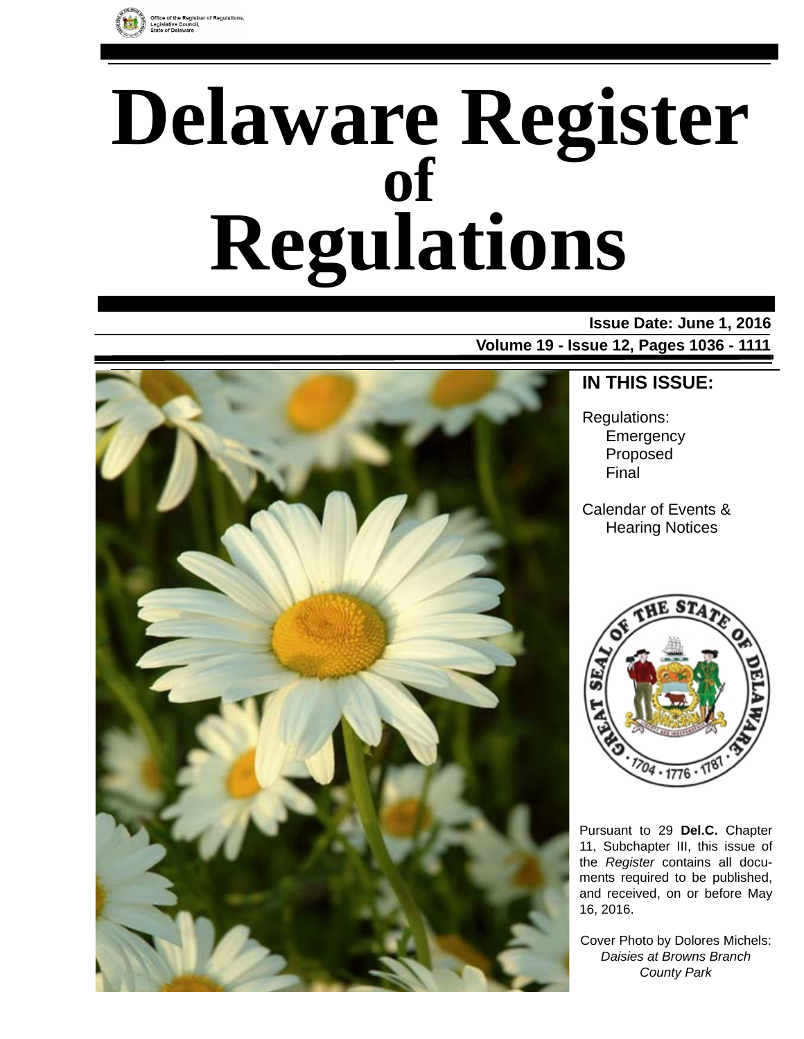Office of the Registrar of Regulations,
Legislative Council,
State of Delaware

# Delaware Register of Regulations

**Issue Date: June 1, 2016**

**Volume 19 - Issue 12, Pages 1036 - 1111**

## IN THIS ISSUE:

Regulations:
- Emergency
- Proposed
- Final

Calendar of Events & Hearing Notices

Pursuant to 29 **Del.C.** Chapter 11, Subchapter III, this issue of the *Register* contains all documents required to be published, and received, on or before May 16, 2016.

Cover Photo by Dolores Michels: *Daisies at Browns Branch County Park*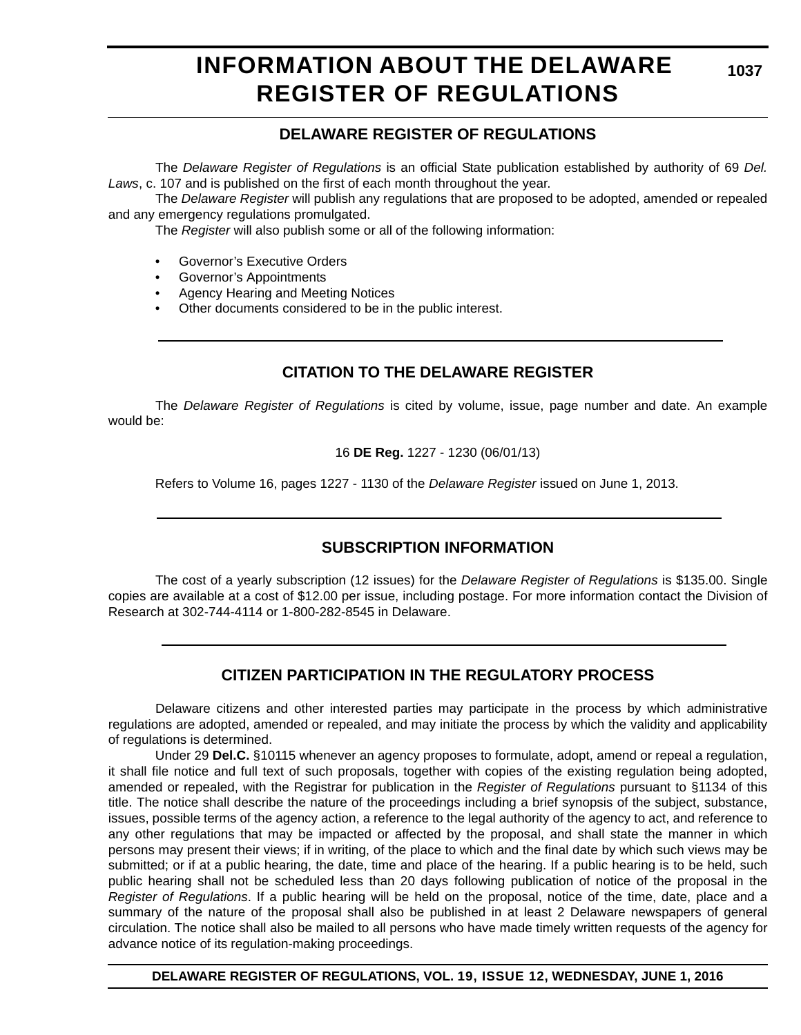# INFORMATION ABOUT THE DELAWARE REGISTER OF REGULATIONS

## DELAWARE REGISTER OF REGULATIONS

The *Delaware Register of Regulations* is an official State publication established by authority of 69 *Del. Laws*, c. 107 and is published on the first of each month throughout the year.

The *Delaware Register* will publish any regulations that are proposed to be adopted, amended or repealed and any emergency regulations promulgated.

The *Register* will also publish some or all of the following information:

- Governor's Executive Orders
- Governor's Appointments
- Agency Hearing and Meeting Notices
- Other documents considered to be in the public interest.

## CITATION TO THE DELAWARE REGISTER

The *Delaware Register of Regulations* is cited by volume, issue, page number and date. An example would be:

16 **DE Reg.** 1227 - 1230 (06/01/13)

Refers to Volume 16, pages 1227 - 1130 of the *Delaware Register* issued on June 1, 2013.

## SUBSCRIPTION INFORMATION

The cost of a yearly subscription (12 issues) for the *Delaware Register of Regulations* is $135.00. Single copies are available at a cost of $12.00 per issue, including postage. For more information contact the Division of Research at 302-744-4114 or 1-800-282-8545 in Delaware.

## CITIZEN PARTICIPATION IN THE REGULATORY PROCESS

Delaware citizens and other interested parties may participate in the process by which administrative regulations are adopted, amended or repealed, and may initiate the process by which the validity and applicability of regulations is determined.

Under 29 **Del.C.** §10115 whenever an agency proposes to formulate, adopt, amend or repeal a regulation, it shall file notice and full text of such proposals, together with copies of the existing regulation being adopted, amended or repealed, with the Registrar for publication in the *Register of Regulations* pursuant to §1134 of this title. The notice shall describe the nature of the proceedings including a brief synopsis of the subject, substance, issues, possible terms of the agency action, a reference to the legal authority of the agency to act, and reference to any other regulations that may be impacted or affected by the proposal, and shall state the manner in which persons may present their views; if in writing, of the place to which and the final date by which such views may be submitted; or if at a public hearing, the date, time and place of the hearing. If a public hearing is to be held, such public hearing shall not be scheduled less than 20 days following publication of notice of the proposal in the *Register of Regulations*. If a public hearing will be held on the proposal, notice of the time, date, place and a summary of the nature of the proposal shall also be published in at least 2 Delaware newspapers of general circulation. The notice shall also be mailed to all persons who have made timely written requests of the agency for advance notice of its regulation-making proceedings.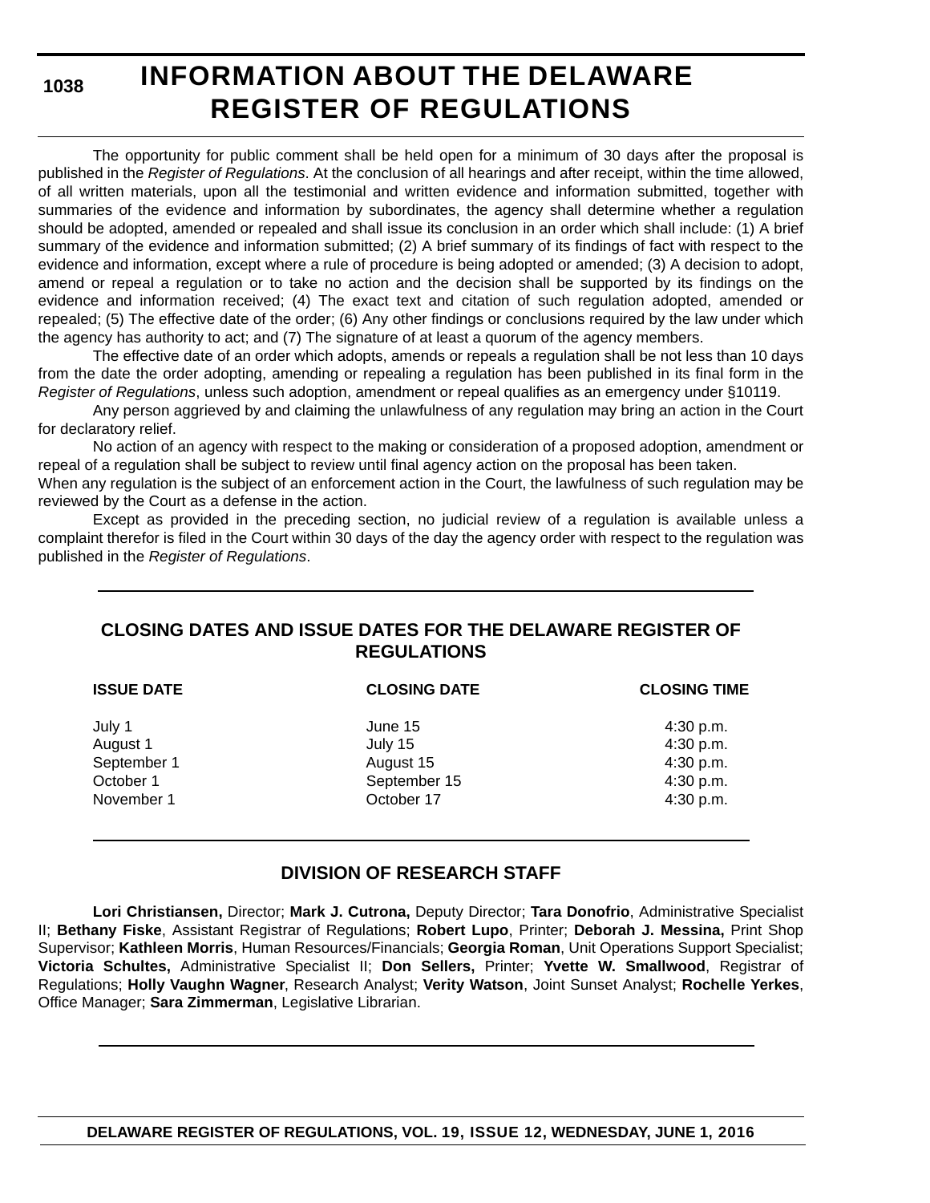# INFORMATION ABOUT THE DELAWARE REGISTER OF REGULATIONS

The opportunity for public comment shall be held open for a minimum of 30 days after the proposal is published in the *Register of Regulations*. At the conclusion of all hearings and after receipt, within the time allowed, of all written materials, upon all the testimonial and written evidence and information submitted, together with summaries of the evidence and information by subordinates, the agency shall determine whether a regulation should be adopted, amended or repealed and shall issue its conclusion in an order which shall include: (1) A brief summary of the evidence and information submitted; (2) A brief summary of its findings of fact with respect to the evidence and information, except where a rule of procedure is being adopted or amended; (3) A decision to adopt, amend or repeal a regulation or to take no action and the decision shall be supported by its findings on the evidence and information received; (4) The exact text and citation of such regulation adopted, amended or repealed; (5) The effective date of the order; (6) Any other findings or conclusions required by the law under which the agency has authority to act; and (7) The signature of at least a quorum of the agency members.

The effective date of an order which adopts, amends or repeals a regulation shall be not less than 10 days from the date the order adopting, amending or repealing a regulation has been published in its final form in the *Register of Regulations*, unless such adoption, amendment or repeal qualifies as an emergency under §10119.

Any person aggrieved by and claiming the unlawfulness of any regulation may bring an action in the Court for declaratory relief.

No action of an agency with respect to the making or consideration of a proposed adoption, amendment or repeal of a regulation shall be subject to review until final agency action on the proposal has been taken.

When any regulation is the subject of an enforcement action in the Court, the lawfulness of such regulation may be reviewed by the Court as a defense in the action.

Except as provided in the preceding section, no judicial review of a regulation is available unless a complaint therefor is filed in the Court within 30 days of the day the agency order with respect to the regulation was published in the *Register of Regulations*.

## CLOSING DATES AND ISSUE DATES FOR THE DELAWARE REGISTER OF REGULATIONS

| ISSUE DATE | CLOSING DATE | CLOSING TIME |
|---|---|---|
| July 1 | June 15 | 4:30 p.m. |
| August 1 | July 15 | 4:30 p.m. |
| September 1 | August 15 | 4:30 p.m. |
| October 1 | September 15 | 4:30 p.m. |
| November 1 | October 17 | 4:30 p.m. |

## DIVISION OF RESEARCH STAFF

**Lori Christiansen,** Director; **Mark J. Cutrona,** Deputy Director; **Tara Donofrio**, Administrative Specialist II; **Bethany Fiske**, Assistant Registrar of Regulations; **Robert Lupo**, Printer; **Deborah J. Messina,** Print Shop Supervisor; **Kathleen Morris**, Human Resources/Financials; **Georgia Roman**, Unit Operations Support Specialist; **Victoria Schultes,** Administrative Specialist II; **Don Sellers,** Printer; **Yvette W. Smallwood**, Registrar of Regulations; **Holly Vaughn Wagner**, Research Analyst; **Verity Watson**, Joint Sunset Analyst; **Rochelle Yerkes**, Office Manager; **Sara Zimmerman**, Legislative Librarian.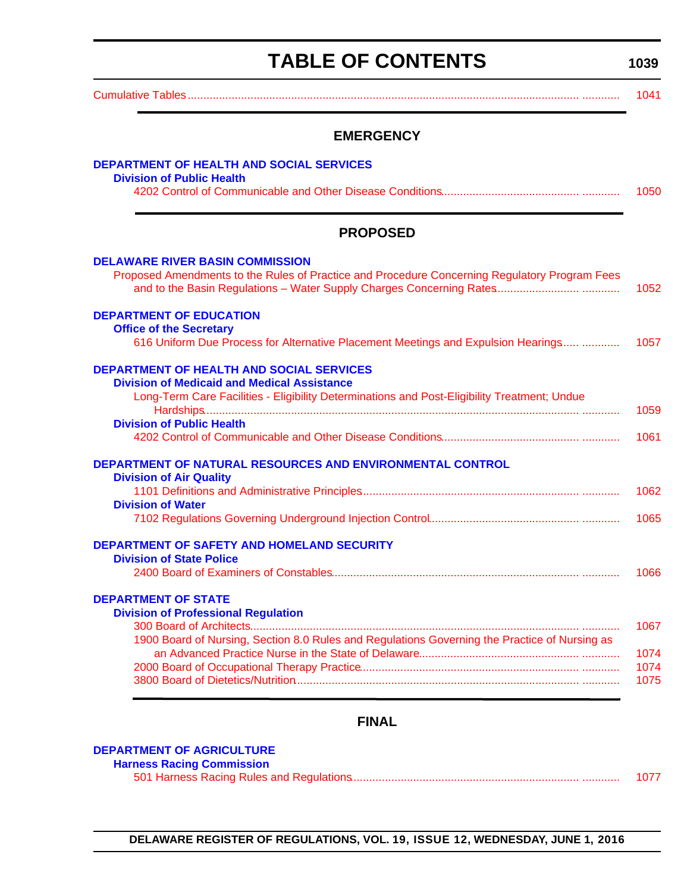# TABLE OF CONTENTS

Cumulative Tables ............ 1041

## EMERGENCY

**DEPARTMENT OF HEALTH AND SOCIAL SERVICES**

**Division of Public Health**

4202 Control of Communicable and Other Disease Conditions ............ 1050

## PROPOSED

**DELAWARE RIVER BASIN COMMISSION**

Proposed Amendments to the Rules of Practice and Procedure Concerning Regulatory Program Fees and to the Basin Regulations – Water Supply Charges Concerning Rates ............ 1052

**DEPARTMENT OF EDUCATION**

**Office of the Secretary**

616 Uniform Due Process for Alternative Placement Meetings and Expulsion Hearings ............ 1057

**DEPARTMENT OF HEALTH AND SOCIAL SERVICES**

**Division of Medicaid and Medical Assistance**

Long-Term Care Facilities - Eligibility Determinations and Post-Eligibility Treatment; Undue Hardships ............ 1059

**Division of Public Health**

4202 Control of Communicable and Other Disease Conditions ............ 1061

**DEPARTMENT OF NATURAL RESOURCES AND ENVIRONMENTAL CONTROL**

**Division of Air Quality**

1101 Definitions and Administrative Principles ............ 1062

**Division of Water**

7102 Regulations Governing Underground Injection Control ............ 1065

**DEPARTMENT OF SAFETY AND HOMELAND SECURITY**

**Division of State Police**

2400 Board of Examiners of Constables ............ 1066

**DEPARTMENT OF STATE**

**Division of Professional Regulation**

300 Board of Architects ............ 1067

1900 Board of Nursing, Section 8.0 Rules and Regulations Governing the Practice of Nursing as an Advanced Practice Nurse in the State of Delaware ............ 1074

2000 Board of Occupational Therapy Practice ............ 1074

3800 Board of Dietetics/Nutrition ............ 1075

## FINAL

**DEPARTMENT OF AGRICULTURE**

**Harness Racing Commission**

501 Harness Racing Rules and Regulations ............ 1077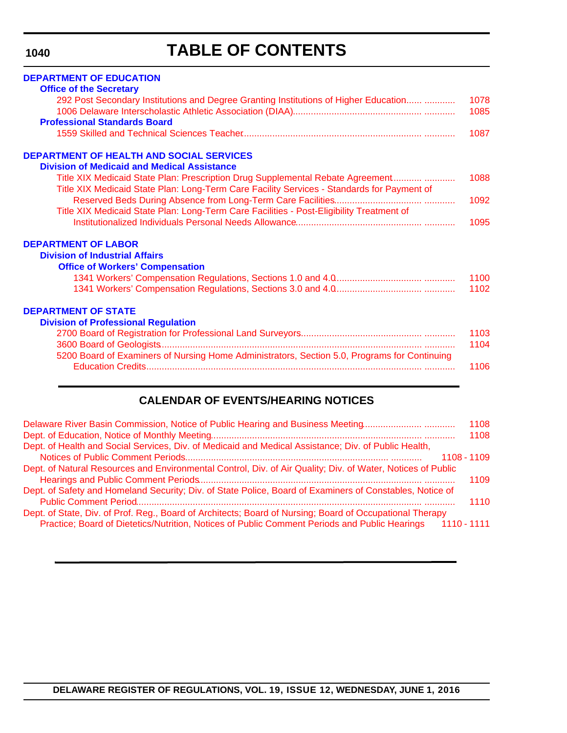# TABLE OF CONTENTS

**DEPARTMENT OF EDUCATION**

**Office of the Secretary**

292 Post Secondary Institutions and Degree Granting Institutions of Higher Education...... ............ 1078

1006 Delaware Interscholastic Athletic Association (DIAA)................................................ ............ 1085

**Professional Standards Board**

1559 Skilled and Technical Sciences Teacher.................................................................... ............ 1087

**DEPARTMENT OF HEALTH AND SOCIAL SERVICES**

**Division of Medicaid and Medical Assistance**

Title XIX Medicaid State Plan: Prescription Drug Supplemental Rebate Agreement........... ............ 1088

Title XIX Medicaid State Plan: Long-Term Care Facility Services - Standards for Payment of Reserved Beds During Absence from Long-Term Care Facilities................................ ............ 1092

Title XIX Medicaid State Plan: Long-Term Care Facilities - Post-Eligibility Treatment of Institutionalized Individuals Personal Needs Allowance............................................... ............ 1095

**DEPARTMENT OF LABOR**

**Division of Industrial Affairs**

**Office of Workers' Compensation**

1341 Workers' Compensation Regulations, Sections 1.0 and 4.0................................ ............ 1100

1341 Workers' Compensation Regulations, Sections 3.0 and 4.0................................ ............ 1102

**DEPARTMENT OF STATE**

**Division of Professional Regulation**

2700 Board of Registration for Professional Land Surveyors............................................. ............ 1103

3600 Board of Geologists.................................................................................................. ............ 1104

5200 Board of Examiners of Nursing Home Administrators, Section 5.0, Programs for Continuing Education Credits........................................................................................................ ............ 1106

## CALENDAR OF EVENTS/HEARING NOTICES

Delaware River Basin Commission, Notice of Public Hearing and Business Meeting...................... ............ 1108

Dept. of Education, Notice of Monthly Meeting................................................................................ ............ 1108

Dept. of Health and Social Services, Div. of Medicaid and Medical Assistance; Div. of Public Health, Notices of Public Comment Periods............................................................................. ............ 1108 - 1109

Dept. of Natural Resources and Environmental Control, Div. of Air Quality; Div. of Water, Notices of Public Hearings and Public Comment Periods.................................................................................... ............ 1109

Dept. of Safety and Homeland Security; Div. of State Police, Board of Examiners of Constables, Notice of Public Comment Period............................................................................................................ ............ 1110

Dept. of State, Div. of Prof. Reg., Board of Architects; Board of Nursing; Board of Occupational Therapy Practice; Board of Dietetics/Nutrition, Notices of Public Comment Periods and Public Hearings 1110 - 1111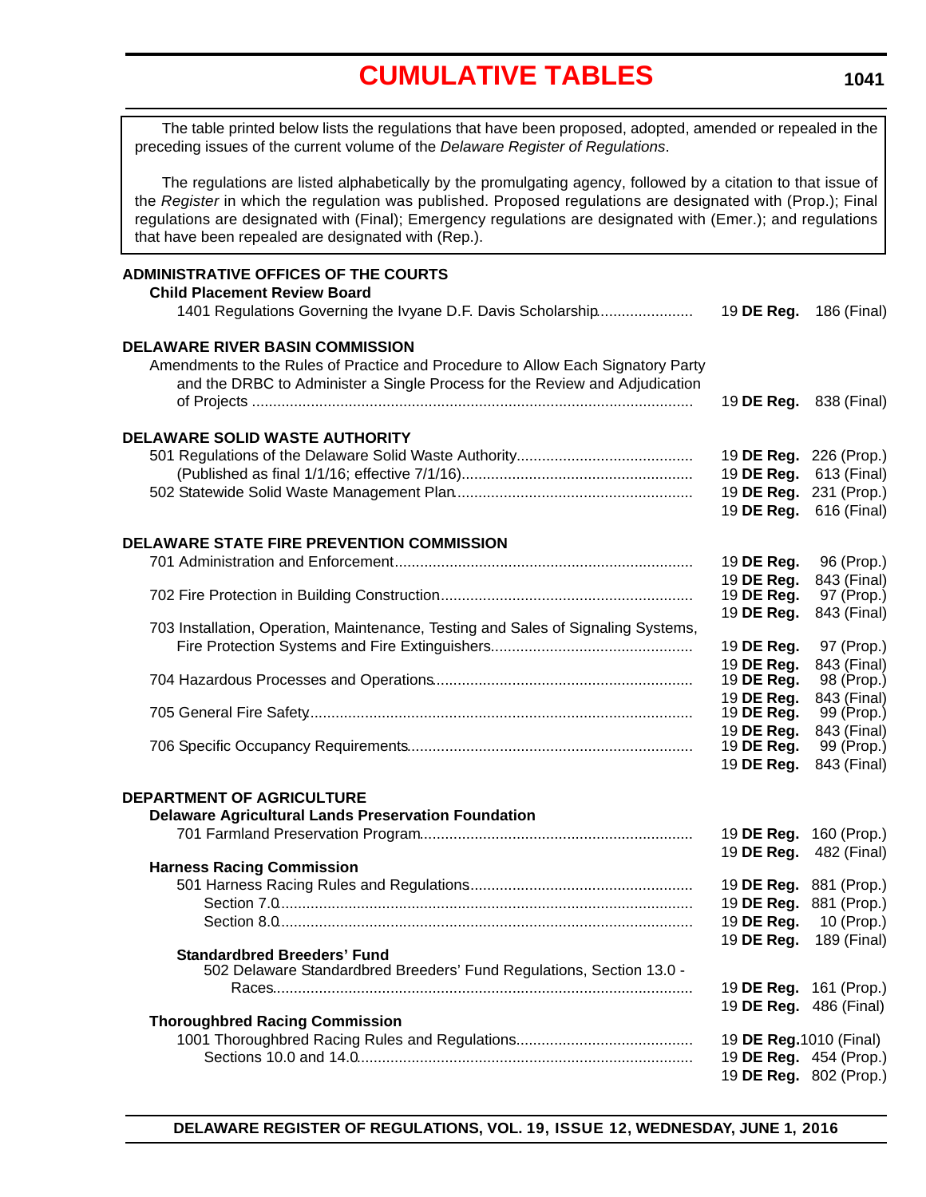# CUMULATIVE TABLES

The table printed below lists the regulations that have been proposed, adopted, amended or repealed in the preceding issues of the current volume of the *Delaware Register of Regulations*.

The regulations are listed alphabetically by the promulgating agency, followed by a citation to that issue of the *Register* in which the regulation was published. Proposed regulations are designated with (Prop.); Final regulations are designated with (Final); Emergency regulations are designated with (Emer.); and regulations that have been repealed are designated with (Rep.).

**ADMINISTRATIVE OFFICES OF THE COURTS**

**Child Placement Review Board**

1401 Regulations Governing the Ivyane D.F. Davis Scholarship ...................... 19 **DE Reg.** 186 (Final)

**DELAWARE RIVER BASIN COMMISSION**

Amendments to the Rules of Practice and Procedure to Allow Each Signatory Party and the DRBC to Administer a Single Process for the Review and Adjudication of Projects ........................................................................................................ 19 **DE Reg.** 838 (Final)

**DELAWARE SOLID WASTE AUTHORITY**

501 Regulations of the Delaware Solid Waste Authority.......................................... 19 **DE Reg.** 226 (Prop.)
(Published as final 1/1/16; effective 7/1/16)....................................................... 19 **DE Reg.** 613 (Final)
502 Statewide Solid Waste Management Plan........................................................ 19 **DE Reg.** 231 (Prop.)
19 **DE Reg.** 616 (Final)

**DELAWARE STATE FIRE PREVENTION COMMISSION**

701 Administration and Enforcement....................................................................... 19 **DE Reg.** 96 (Prop.)
19 **DE Reg.** 843 (Final)
702 Fire Protection in Building Construction............................................................ 19 **DE Reg.** 97 (Prop.)
19 **DE Reg.** 843 (Final)
703 Installation, Operation, Maintenance, Testing and Sales of Signaling Systems, Fire Protection Systems and Fire Extinguishers................................................ 19 **DE Reg.** 97 (Prop.)
19 **DE Reg.** 843 (Final)
704 Hazardous Processes and Operations............................................................. 19 **DE Reg.** 98 (Prop.)
19 **DE Reg.** 843 (Final)
705 General Fire Safety........................................................................................... 19 **DE Reg.** 99 (Prop.)
19 **DE Reg.** 843 (Final)
706 Specific Occupancy Requirements................................................................... 19 **DE Reg.** 99 (Prop.)
19 **DE Reg.** 843 (Final)

**DEPARTMENT OF AGRICULTURE**

**Delaware Agricultural Lands Preservation Foundation**

701 Farmland Preservation Program................................................................. 19 **DE Reg.** 160 (Prop.)
19 **DE Reg.** 482 (Final)

**Harness Racing Commission**

501 Harness Racing Rules and Regulations..................................................... 19 **DE Reg.** 881 (Prop.)
Section 7.0.................................................................................................. 19 **DE Reg.** 881 (Prop.)
Section 8.0.................................................................................................. 19 **DE Reg.** 10 (Prop.)
19 **DE Reg.** 189 (Final)

**Standardbred Breeders' Fund**

502 Delaware Standardbred Breeders' Fund Regulations, Section 13.0 - Races................................................................................................... 19 **DE Reg.** 161 (Prop.)
19 **DE Reg.** 486 (Final)

**Thoroughbred Racing Commission**

1001 Thoroughbred Racing Rules and Regulations.......................................... 19 **DE Reg.** 1010 (Final)
Sections 10.0 and 14.0............................................................................... 19 **DE Reg.** 454 (Prop.)
19 **DE Reg.** 802 (Prop.)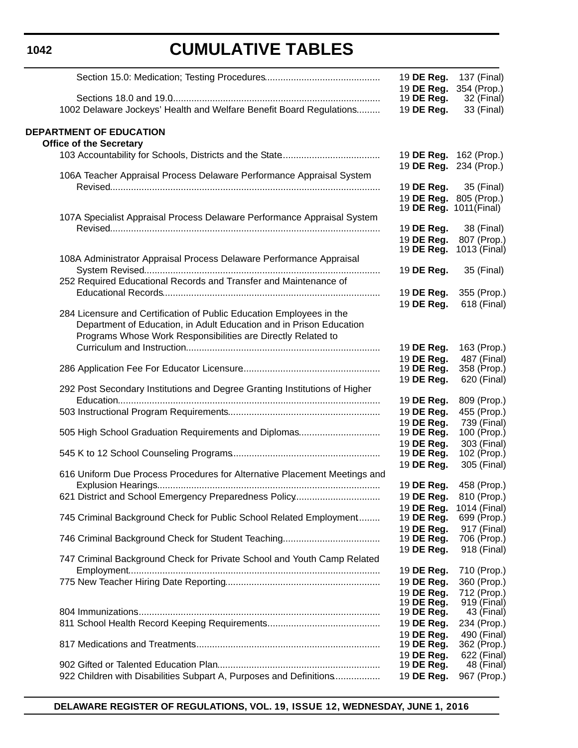# CUMULATIVE TABLES

| | |
|---|---|
| Section 15.0: Medication; Testing Procedures | 19 **DE Reg.** 137 (Final) |
| | 19 **DE Reg.** 354 (Prop.) |
| Sections 18.0 and 19.0 | 19 **DE Reg.** 32 (Final) |
| 1002 Delaware Jockeys' Health and Welfare Benefit Board Regulations | 19 **DE Reg.** 33 (Final) |

**DEPARTMENT OF EDUCATION**

**Office of the Secretary**

| | |
|---|---|
| 103 Accountability for Schools, Districts and the State | 19 **DE Reg.** 162 (Prop.) |
| | 19 **DE Reg.** 234 (Prop.) |
| 106A Teacher Appraisal Process Delaware Performance Appraisal System Revised | 19 **DE Reg.** 35 (Final) |
| | 19 **DE Reg.** 805 (Prop.) |
| | 19 **DE Reg.** 1011(Final) |
| 107A Specialist Appraisal Process Delaware Performance Appraisal System Revised | 19 **DE Reg.** 38 (Final) |
| | 19 **DE Reg.** 807 (Prop.) |
| | 19 **DE Reg.** 1013 (Final) |
| 108A Administrator Appraisal Process Delaware Performance Appraisal System Revised | 19 **DE Reg.** 35 (Final) |
| 252 Required Educational Records and Transfer and Maintenance of Educational Records | 19 **DE Reg.** 355 (Prop.) |
| | 19 **DE Reg.** 618 (Final) |
| 284 Licensure and Certification of Public Education Employees in the Department of Education, in Adult Education and in Prison Education Programs Whose Work Responsibilities are Directly Related to Curriculum and Instruction | 19 **DE Reg.** 163 (Prop.) |
| | 19 **DE Reg.** 487 (Final) |
| 286 Application Fee For Educator Licensure | 19 **DE Reg.** 358 (Prop.) |
| | 19 **DE Reg.** 620 (Final) |
| 292 Post Secondary Institutions and Degree Granting Institutions of Higher Education | 19 **DE Reg.** 809 (Prop.) |
| 503 Instructional Program Requirements | 19 **DE Reg.** 455 (Prop.) |
| | 19 **DE Reg.** 739 (Final) |
| 505 High School Graduation Requirements and Diplomas | 19 **DE Reg.** 100 (Prop.) |
| | 19 **DE Reg.** 303 (Final) |
| 545 K to 12 School Counseling Programs | 19 **DE Reg.** 102 (Prop.) |
| | 19 **DE Reg.** 305 (Final) |
| 616 Uniform Due Process Procedures for Alternative Placement Meetings and Explusion Hearings | 19 **DE Reg.** 458 (Prop.) |
| 621 District and School Emergency Preparedness Policy | 19 **DE Reg.** 810 (Prop.) |
| | 19 **DE Reg.** 1014 (Final) |
| 745 Criminal Background Check for Public School Related Employment | 19 **DE Reg.** 699 (Prop.) |
| | 19 **DE Reg.** 917 (Final) |
| 746 Criminal Background Check for Student Teaching | 19 **DE Reg.** 706 (Prop.) |
| | 19 **DE Reg.** 918 (Final) |
| 747 Criminal Background Check for Private School and Youth Camp Related Employment | 19 **DE Reg.** 710 (Prop.) |
| 775 New Teacher Hiring Date Reporting | 19 **DE Reg.** 360 (Prop.) |
| | 19 **DE Reg.** 712 (Prop.) |
| | 19 **DE Reg.** 919 (Final) |
| 804 Immunizations | 19 **DE Reg.** 43 (Final) |
| 811 School Health Record Keeping Requirements | 19 **DE Reg.** 234 (Prop.) |
| | 19 **DE Reg.** 490 (Final) |
| 817 Medications and Treatments | 19 **DE Reg.** 362 (Prop.) |
| | 19 **DE Reg.** 622 (Final) |
| 902 Gifted or Talented Education Plan | 19 **DE Reg.** 48 (Final) |
| 922 Children with Disabilities Subpart A, Purposes and Definitions | 19 **DE Reg.** 967 (Prop.) |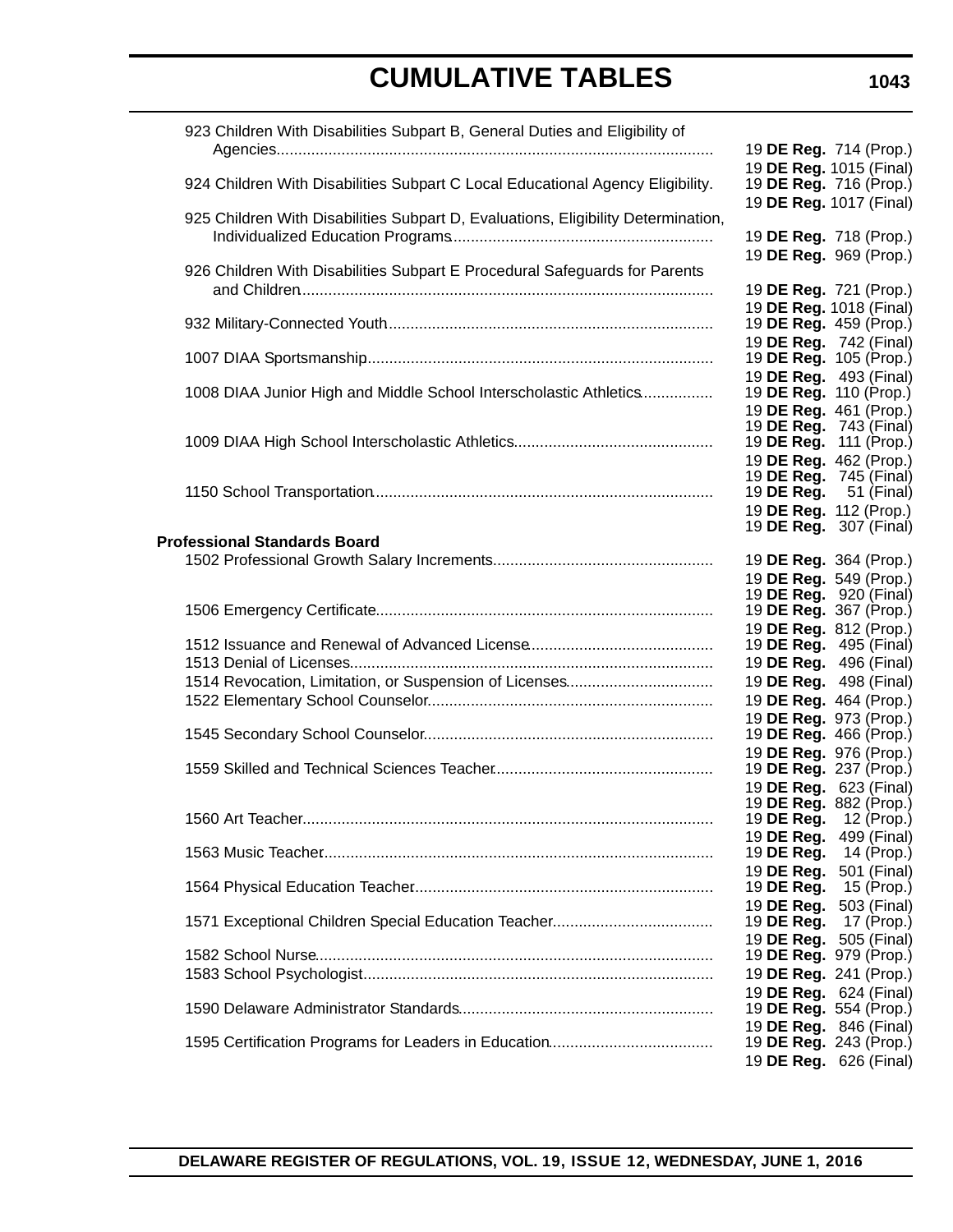# CUMULATIVE TABLES

| | |
|---|---|
| 923 Children With Disabilities Subpart B, General Duties and Eligibility of Agencies | 19 **DE Reg.** 714 (Prop.) |
| | 19 **DE Reg.** 1015 (Final) |
| 924 Children With Disabilities Subpart C Local Educational Agency Eligibility | 19 **DE Reg.** 716 (Prop.) |
| | 19 **DE Reg.** 1017 (Final) |
| 925 Children With Disabilities Subpart D, Evaluations, Eligibility Determination, Individualized Education Programs | 19 **DE Reg.** 718 (Prop.) |
| | 19 **DE Reg.** 969 (Prop.) |
| 926 Children With Disabilities Subpart E Procedural Safeguards for Parents and Children | 19 **DE Reg.** 721 (Prop.) |
| | 19 **DE Reg.** 1018 (Final) |
| 932 Military-Connected Youth | 19 **DE Reg.** 459 (Prop.) |
| | 19 **DE Reg.** 742 (Final) |
| 1007 DIAA Sportsmanship | 19 **DE Reg.** 105 (Prop.) |
| | 19 **DE Reg.** 493 (Final) |
| 1008 DIAA Junior High and Middle School Interscholastic Athletics | 19 **DE Reg.** 110 (Prop.) |
| | 19 **DE Reg.** 461 (Prop.) |
| | 19 **DE Reg.** 743 (Final) |
| 1009 DIAA High School Interscholastic Athletics | 19 **DE Reg.** 111 (Prop.) |
| | 19 **DE Reg.** 462 (Prop.) |
| | 19 **DE Reg.** 745 (Final) |
| 1150 School Transportation | 19 **DE Reg.** 51 (Final) |
| | 19 **DE Reg.** 112 (Prop.) |
| | 19 **DE Reg.** 307 (Final) |
| **Professional Standards Board** | |
| 1502 Professional Growth Salary Increments | 19 **DE Reg.** 364 (Prop.) |
| | 19 **DE Reg.** 549 (Prop.) |
| | 19 **DE Reg.** 920 (Final) |
| 1506 Emergency Certificate | 19 **DE Reg.** 367 (Prop.) |
| | 19 **DE Reg.** 812 (Prop.) |
| 1512 Issuance and Renewal of Advanced License | 19 **DE Reg.** 495 (Final) |
| 1513 Denial of Licenses | 19 **DE Reg.** 496 (Final) |
| 1514 Revocation, Limitation, or Suspension of Licenses | 19 **DE Reg.** 498 (Final) |
| 1522 Elementary School Counselor | 19 **DE Reg.** 464 (Prop.) |
| | 19 **DE Reg.** 973 (Prop.) |
| 1545 Secondary School Counselor | 19 **DE Reg.** 466 (Prop.) |
| | 19 **DE Reg.** 976 (Prop.) |
| 1559 Skilled and Technical Sciences Teacher | 19 **DE Reg.** 237 (Prop.) |
| | 19 **DE Reg.** 623 (Final) |
| | 19 **DE Reg.** 882 (Prop.) |
| 1560 Art Teacher | 19 **DE Reg.** 12 (Prop.) |
| | 19 **DE Reg.** 499 (Final) |
| 1563 Music Teacher | 19 **DE Reg.** 14 (Prop.) |
| | 19 **DE Reg.** 501 (Final) |
| 1564 Physical Education Teacher | 19 **DE Reg.** 15 (Prop.) |
| | 19 **DE Reg.** 503 (Final) |
| 1571 Exceptional Children Special Education Teacher | 19 **DE Reg.** 17 (Prop.) |
| | 19 **DE Reg.** 505 (Final) |
| 1582 School Nurse | 19 **DE Reg.** 979 (Prop.) |
| 1583 School Psychologist | 19 **DE Reg.** 241 (Prop.) |
| | 19 **DE Reg.** 624 (Final) |
| 1590 Delaware Administrator Standards | 19 **DE Reg.** 554 (Prop.) |
| | 19 **DE Reg.** 846 (Final) |
| 1595 Certification Programs for Leaders in Education | 19 **DE Reg.** 243 (Prop.) |
| | 19 **DE Reg.** 626 (Final) |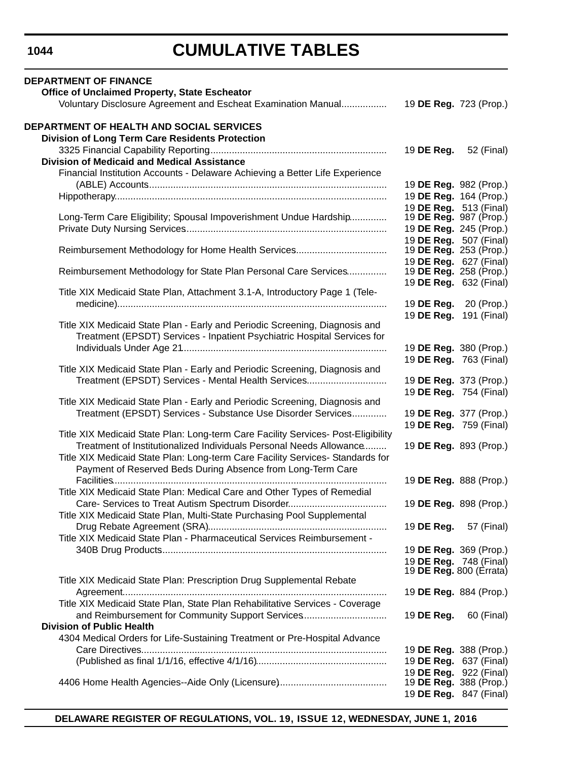# CUMULATIVE TABLES

**DEPARTMENT OF FINANCE**

**Office of Unclaimed Property, State Escheator**

| | |
|---|---|
| Voluntary Disclosure Agreement and Escheat Examination Manual | 19 **DE Reg.** 723 (Prop.) |

**DEPARTMENT OF HEALTH AND SOCIAL SERVICES**

**Division of Long Term Care Residents Protection**

| | |
|---|---|
| 3325 Financial Capability Reporting | 19 **DE Reg.** 52 (Final) |

**Division of Medicaid and Medical Assistance**

| | |
|---|---|
| Financial Institution Accounts - Delaware Achieving a Better Life Experience (ABLE) Accounts | 19 **DE Reg.** 982 (Prop.) |
| Hippotherapy | 19 **DE Reg.** 164 (Prop.) |
| | 19 **DE Reg.** 513 (Final) |
| Long-Term Care Eligibility; Spousal Impoverishment Undue Hardship | 19 **DE Reg.** 987 (Prop.) |
| Private Duty Nursing Services | 19 **DE Reg.** 245 (Prop.) |
| | 19 **DE Reg.** 507 (Final) |
| Reimbursement Methodology for Home Health Services | 19 **DE Reg.** 253 (Prop.) |
| | 19 **DE Reg.** 627 (Final) |
| Reimbursement Methodology for State Plan Personal Care Services | 19 **DE Reg.** 258 (Prop.) |
| | 19 **DE Reg.** 632 (Final) |
| Title XIX Medicaid State Plan, Attachment 3.1-A, Introductory Page 1 (Telemedicine) | 19 **DE Reg.** 20 (Prop.) |
| | 19 **DE Reg.** 191 (Final) |
| Title XIX Medicaid State Plan - Early and Periodic Screening, Diagnosis and Treatment (EPSDT) Services - Inpatient Psychiatric Hospital Services for Individuals Under Age 21 | 19 **DE Reg.** 380 (Prop.) |
| | 19 **DE Reg.** 763 (Final) |
| Title XIX Medicaid State Plan - Early and Periodic Screening, Diagnosis and Treatment (EPSDT) Services - Mental Health Services | 19 **DE Reg.** 373 (Prop.) |
| | 19 **DE Reg.** 754 (Final) |
| Title XIX Medicaid State Plan - Early and Periodic Screening, Diagnosis and Treatment (EPSDT) Services - Substance Use Disorder Services | 19 **DE Reg.** 377 (Prop.) |
| | 19 **DE Reg.** 759 (Final) |
| Title XIX Medicaid State Plan: Long-term Care Facility Services- Post-Eligibility Treatment of Institutionalized Individuals Personal Needs Allowance | 19 **DE Reg.** 893 (Prop.) |
| Title XIX Medicaid State Plan: Long-term Care Facility Services- Standards for Payment of Reserved Beds During Absence from Long-Term Care Facilities | 19 **DE Reg.** 888 (Prop.) |
| Title XIX Medicaid State Plan: Medical Care and Other Types of Remedial Care- Services to Treat Autism Spectrum Disorder | 19 **DE Reg.** 898 (Prop.) |
| Title XIX Medicaid State Plan, Multi-State Purchasing Pool Supplemental Drug Rebate Agreement (SRA) | 19 **DE Reg.** 57 (Final) |
| Title XIX Medicaid State Plan - Pharmaceutical Services Reimbursement - 340B Drug Products | 19 **DE Reg.** 369 (Prop.) |
| | 19 **DE Reg.** 748 (Final) |
| | 19 **DE Reg.** 800 (Errata) |
| Title XIX Medicaid State Plan: Prescription Drug Supplemental Rebate Agreement | 19 **DE Reg.** 884 (Prop.) |
| Title XIX Medicaid State Plan, State Plan Rehabilitative Services - Coverage and Reimbursement for Community Support Services | 19 **DE Reg.** 60 (Final) |

**Division of Public Health**

| | |
|---|---|
| 4304 Medical Orders for Life-Sustaining Treatment or Pre-Hospital Advance Care Directives | 19 **DE Reg.** 388 (Prop.) |
| (Published as final 1/1/16, effective 4/1/16) | 19 **DE Reg.** 637 (Final) |
| | 19 **DE Reg.** 922 (Final) |
| 4406 Home Health Agencies--Aide Only (Licensure) | 19 **DE Reg.** 388 (Prop.) |
| | 19 **DE Reg.** 847 (Final) |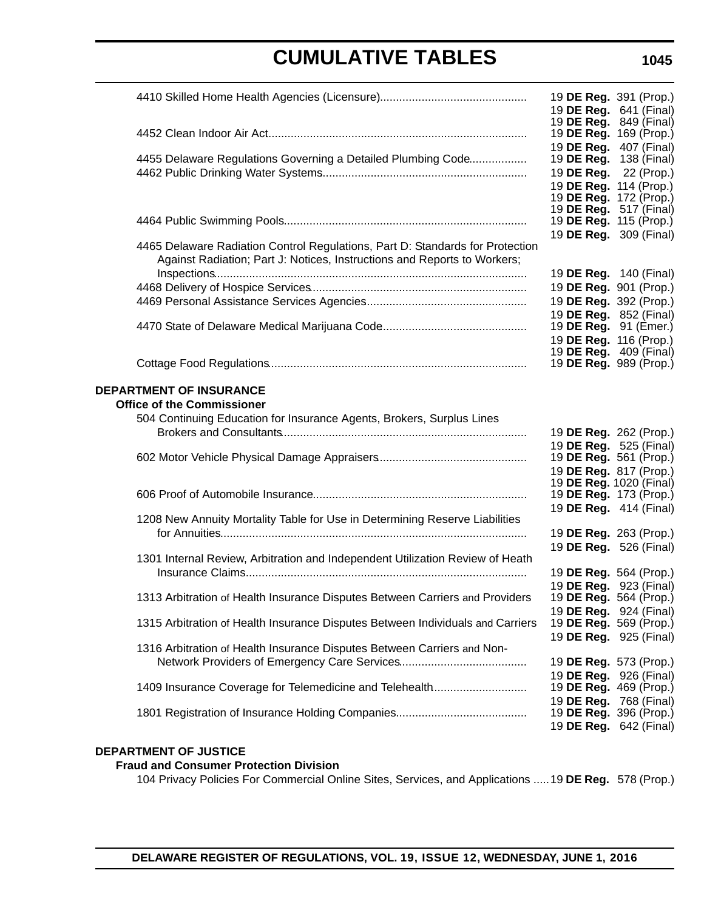4410 Skilled Home Health Agencies (Licensure) ............ 19 **DE Reg.** 391 (Prop.)
19 **DE Reg.** 641 (Final)
19 **DE Reg.** 849 (Final)

4452 Clean Indoor Air Act ............ 19 **DE Reg.** 169 (Prop.)
19 **DE Reg.** 407 (Final)

4455 Delaware Regulations Governing a Detailed Plumbing Code ............ 19 **DE Reg.** 138 (Final)

4462 Public Drinking Water Systems ............ 19 **DE Reg.** 22 (Prop.)
19 **DE Reg.** 114 (Prop.)
19 **DE Reg.** 172 (Prop.)
19 **DE Reg.** 517 (Final)

4464 Public Swimming Pools ............ 19 **DE Reg.** 115 (Prop.)
19 **DE Reg.** 309 (Final)

4465 Delaware Radiation Control Regulations, Part D: Standards for Protection Against Radiation; Part J: Notices, Instructions and Reports to Workers; Inspections ............ 19 **DE Reg.** 140 (Final)

4468 Delivery of Hospice Services ............ 19 **DE Reg.** 901 (Prop.)

4469 Personal Assistance Services Agencies ............ 19 **DE Reg.** 392 (Prop.)
19 **DE Reg.** 852 (Final)

4470 State of Delaware Medical Marijuana Code ............ 19 **DE Reg.** 91 (Emer.)
19 **DE Reg.** 116 (Prop.)
19 **DE Reg.** 409 (Final)

Cottage Food Regulations ............ 19 **DE Reg.** 989 (Prop.)

**DEPARTMENT OF INSURANCE**

**Office of the Commissioner**

504 Continuing Education for Insurance Agents, Brokers, Surplus Lines Brokers and Consultants ............ 19 **DE Reg.** 262 (Prop.)
19 **DE Reg.** 525 (Final)

602 Motor Vehicle Physical Damage Appraisers ............ 19 **DE Reg.** 561 (Prop.)
19 **DE Reg.** 817 (Prop.)
19 **DE Reg.** 1020 (Final)

606 Proof of Automobile Insurance ............ 19 **DE Reg.** 173 (Prop.)
19 **DE Reg.** 414 (Final)

1208 New Annuity Mortality Table for Use in Determining Reserve Liabilities for Annuities ............ 19 **DE Reg.** 263 (Prop.)
19 **DE Reg.** 526 (Final)

1301 Internal Review, Arbitration and Independent Utilization Review of Heath Insurance Claims ............ 19 **DE Reg.** 564 (Prop.)
19 **DE Reg.** 923 (Final)

1313 Arbitration of Health Insurance Disputes Between Carriers and Providers ............ 19 **DE Reg.** 564 (Prop.)
19 **DE Reg.** 924 (Final)

1315 Arbitration of Health Insurance Disputes Between Individuals and Carriers ............ 19 **DE Reg.** 569 (Prop.)
19 **DE Reg.** 925 (Final)

1316 Arbitration of Health Insurance Disputes Between Carriers and Non-Network Providers of Emergency Care Services ............ 19 **DE Reg.** 573 (Prop.)
19 **DE Reg.** 926 (Final)

1409 Insurance Coverage for Telemedicine and Telehealth ............ 19 **DE Reg.** 469 (Prop.)
19 **DE Reg.** 768 (Final)

1801 Registration of Insurance Holding Companies ............ 19 **DE Reg.** 396 (Prop.)
19 **DE Reg.** 642 (Final)

**DEPARTMENT OF JUSTICE**

**Fraud and Consumer Protection Division**

104 Privacy Policies For Commercial Online Sites, Services, and Applications ............ 19 **DE Reg.** 578 (Prop.)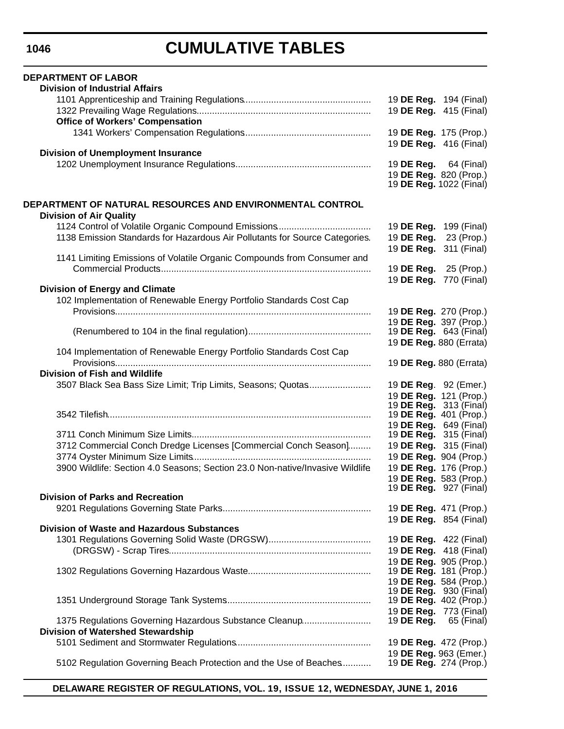# CUMULATIVE TABLES

**DEPARTMENT OF LABOR**

**Division of Industrial Affairs**

| | |
|---|---|
| 1101 Apprenticeship and Training Regulations | 19 **DE Reg.** 194 (Final) |
| 1322 Prevailing Wage Regulations | 19 **DE Reg.** 415 (Final) |
| **Office of Workers' Compensation** | |
| 1341 Workers' Compensation Regulations | 19 **DE Reg.** 175 (Prop.) |
| | 19 **DE Reg.** 416 (Final) |
| **Division of Unemployment Insurance** | |
| 1202 Unemployment Insurance Regulations | 19 **DE Reg.** 64 (Final) |
| | 19 **DE Reg.** 820 (Prop.) |
| | 19 **DE Reg.** 1022 (Final) |

**DEPARTMENT OF NATURAL RESOURCES AND ENVIRONMENTAL CONTROL**

| | |
|---|---|
| **Division of Air Quality** | |
| 1124 Control of Volatile Organic Compound Emissions | 19 **DE Reg.** 199 (Final) |
| 1138 Emission Standards for Hazardous Air Pollutants for Source Categories | 19 **DE Reg.** 23 (Prop.) |
| | 19 **DE Reg.** 311 (Final) |
| 1141 Limiting Emissions of Volatile Organic Compounds from Consumer and Commercial Products | 19 **DE Reg.** 25 (Prop.) |
| | 19 **DE Reg.** 770 (Final) |
| **Division of Energy and Climate** | |
| 102 Implementation of Renewable Energy Portfolio Standards Cost Cap Provisions | 19 **DE Reg.** 270 (Prop.) |
| | 19 **DE Reg.** 397 (Prop.) |
| (Renumbered to 104 in the final regulation) | 19 **DE Reg.** 643 (Final) |
| | 19 **DE Reg.** 880 (Errata) |
| 104 Implementation of Renewable Energy Portfolio Standards Cost Cap Provisions | 19 **DE Reg.** 880 (Errata) |
| **Division of Fish and Wildlife** | |
| 3507 Black Sea Bass Size Limit; Trip Limits, Seasons; Quotas | 19 **DE Reg**. 92 (Emer.) |
| | 19 **DE Reg.** 121 (Prop.) |
| | 19 **DE Reg.** 313 (Final) |
| 3542 Tilefish | 19 **DE Reg.** 401 (Prop.) |
| | 19 **DE Reg.** 649 (Final) |
| 3711 Conch Minimum Size Limits | 19 **DE Reg.** 315 (Final) |
| 3712 Commercial Conch Dredge Licenses [Commercial Conch Season] | 19 **DE Reg.** 315 (Final) |
| 3774 Oyster Minimum Size Limits | 19 **DE Reg.** 904 (Prop.) |
| 3900 Wildlife: Section 4.0 Seasons; Section 23.0 Non-native/Invasive Wildlife | 19 **DE Reg.** 176 (Prop.) |
| | 19 **DE Reg.** 583 (Prop.) |
| | 19 **DE Reg.** 927 (Final) |
| **Division of Parks and Recreation** | |
| 9201 Regulations Governing State Parks | 19 **DE Reg.** 471 (Prop.) |
| | 19 **DE Reg.** 854 (Final) |
| **Division of Waste and Hazardous Substances** | |
| 1301 Regulations Governing Solid Waste (DRGSW) | 19 **DE Reg.** 422 (Final) |
| (DRGSW) - Scrap Tires | 19 **DE Reg.** 418 (Final) |
| | 19 **DE Reg.** 905 (Prop.) |
| 1302 Regulations Governing Hazardous Waste | 19 **DE Reg.** 181 (Prop.) |
| | 19 **DE Reg.** 584 (Prop.) |
| | 19 **DE Reg.** 930 (Final) |
| 1351 Underground Storage Tank Systems | 19 **DE Reg.** 402 (Prop.) |
| | 19 **DE Reg.** 773 (Final) |
| 1375 Regulations Governing Hazardous Substance Cleanup | 19 **DE Reg.** 65 (Final) |
| **Division of Watershed Stewardship** | |
| 5101 Sediment and Stormwater Regulations | 19 **DE Reg.** 472 (Prop.) |
| | 19 **DE Reg.** 963 (Emer.) |
| 5102 Regulation Governing Beach Protection and the Use of Beaches | 19 **DE Reg.** 274 (Prop.) |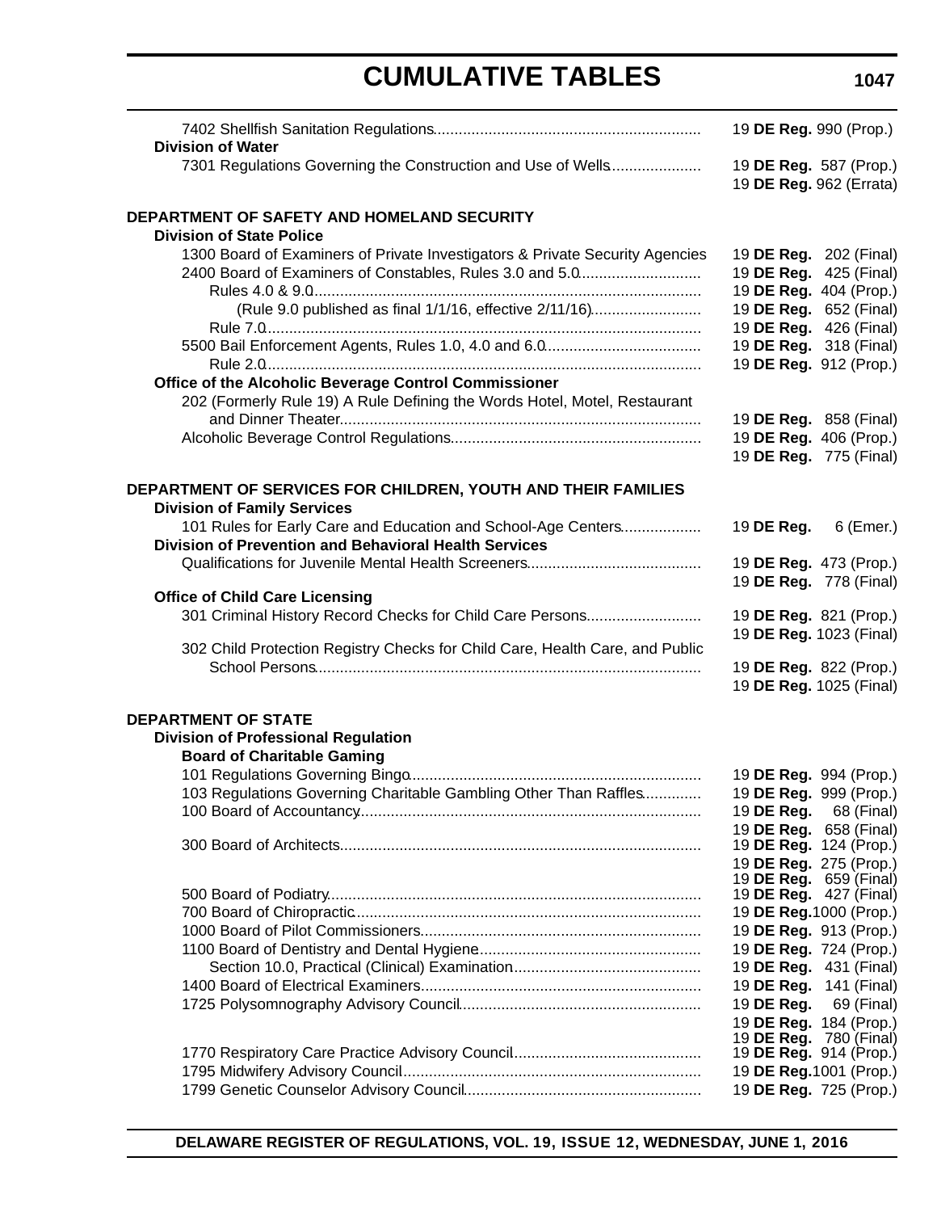# CUMULATIVE TABLES

| | |
|---|---|
| 7402 Shellfish Sanitation Regulations | 19 **DE Reg.** 990 (Prop.) |
| **Division of Water** | |
| 7301 Regulations Governing the Construction and Use of Wells | 19 **DE Reg.** 587 (Prop.) |
| | 19 **DE Reg.** 962 (Errata) |
| **DEPARTMENT OF SAFETY AND HOMELAND SECURITY** | |
| **Division of State Police** | |
| 1300 Board of Examiners of Private Investigators & Private Security Agencies | 19 **DE Reg.** 202 (Final) |
| 2400 Board of Examiners of Constables, Rules 3.0 and 5.0 | 19 **DE Reg.** 425 (Final) |
| Rules 4.0 & 9.0 | 19 **DE Reg.** 404 (Prop.) |
| (Rule 9.0 published as final 1/1/16, effective 2/11/16) | 19 **DE Reg.** 652 (Final) |
| Rule 7.0 | 19 **DE Reg.** 426 (Final) |
| 5500 Bail Enforcement Agents, Rules 1.0, 4.0 and 6.0 | 19 **DE Reg.** 318 (Final) |
| Rule 2.0 | 19 **DE Reg.** 912 (Prop.) |
| **Office of the Alcoholic Beverage Control Commissioner** | |
| 202 (Formerly Rule 19) A Rule Defining the Words Hotel, Motel, Restaurant and Dinner Theater | 19 **DE Reg.** 858 (Final) |
| Alcoholic Beverage Control Regulations | 19 **DE Reg.** 406 (Prop.) |
| | 19 **DE Reg.** 775 (Final) |
| **DEPARTMENT OF SERVICES FOR CHILDREN, YOUTH AND THEIR FAMILIES** | |
| **Division of Family Services** | |
| 101 Rules for Early Care and Education and School-Age Centers | 19 **DE Reg.** 6 (Emer.) |
| **Division of Prevention and Behavioral Health Services** | |
| Qualifications for Juvenile Mental Health Screeners | 19 **DE Reg.** 473 (Prop.) |
| | 19 **DE Reg.** 778 (Final) |
| **Office of Child Care Licensing** | |
| 301 Criminal History Record Checks for Child Care Persons | 19 **DE Reg.** 821 (Prop.) |
| | 19 **DE Reg.** 1023 (Final) |
| 302 Child Protection Registry Checks for Child Care, Health Care, and Public School Persons | 19 **DE Reg.** 822 (Prop.) |
| | 19 **DE Reg.** 1025 (Final) |
| **DEPARTMENT OF STATE** | |
| **Division of Professional Regulation** | |
| **Board of Charitable Gaming** | |
| 101 Regulations Governing Bingo | 19 **DE Reg.** 994 (Prop.) |
| 103 Regulations Governing Charitable Gambling Other Than Raffles | 19 **DE Reg.** 999 (Prop.) |
| 100 Board of Accountancy | 19 **DE Reg.** 68 (Final) |
| | 19 **DE Reg.** 658 (Final) |
| 300 Board of Architects | 19 **DE Reg.** 124 (Prop.) |
| | 19 **DE Reg.** 275 (Prop.) |
| | 19 **DE Reg.** 659 (Final) |
| 500 Board of Podiatry | 19 **DE Reg.** 427 (Final) |
| 700 Board of Chiropractic | 19 **DE Reg.** 1000 (Prop.) |
| 1000 Board of Pilot Commissioners | 19 **DE Reg.** 913 (Prop.) |
| 1100 Board of Dentistry and Dental Hygiene | 19 **DE Reg.** 724 (Prop.) |
| Section 10.0, Practical (Clinical) Examination | 19 **DE Reg.** 431 (Final) |
| 1400 Board of Electrical Examiners | 19 **DE Reg.** 141 (Final) |
| 1725 Polysomnography Advisory Council | 19 **DE Reg.** 69 (Final) |
| | 19 **DE Reg.** 184 (Prop.) |
| | 19 **DE Reg.** 780 (Final) |
| 1770 Respiratory Care Practice Advisory Council | 19 **DE Reg.** 914 (Prop.) |
| 1795 Midwifery Advisory Council | 19 **DE Reg.** 1001 (Prop.) |
| 1799 Genetic Counselor Advisory Council | 19 **DE Reg.** 725 (Prop.) |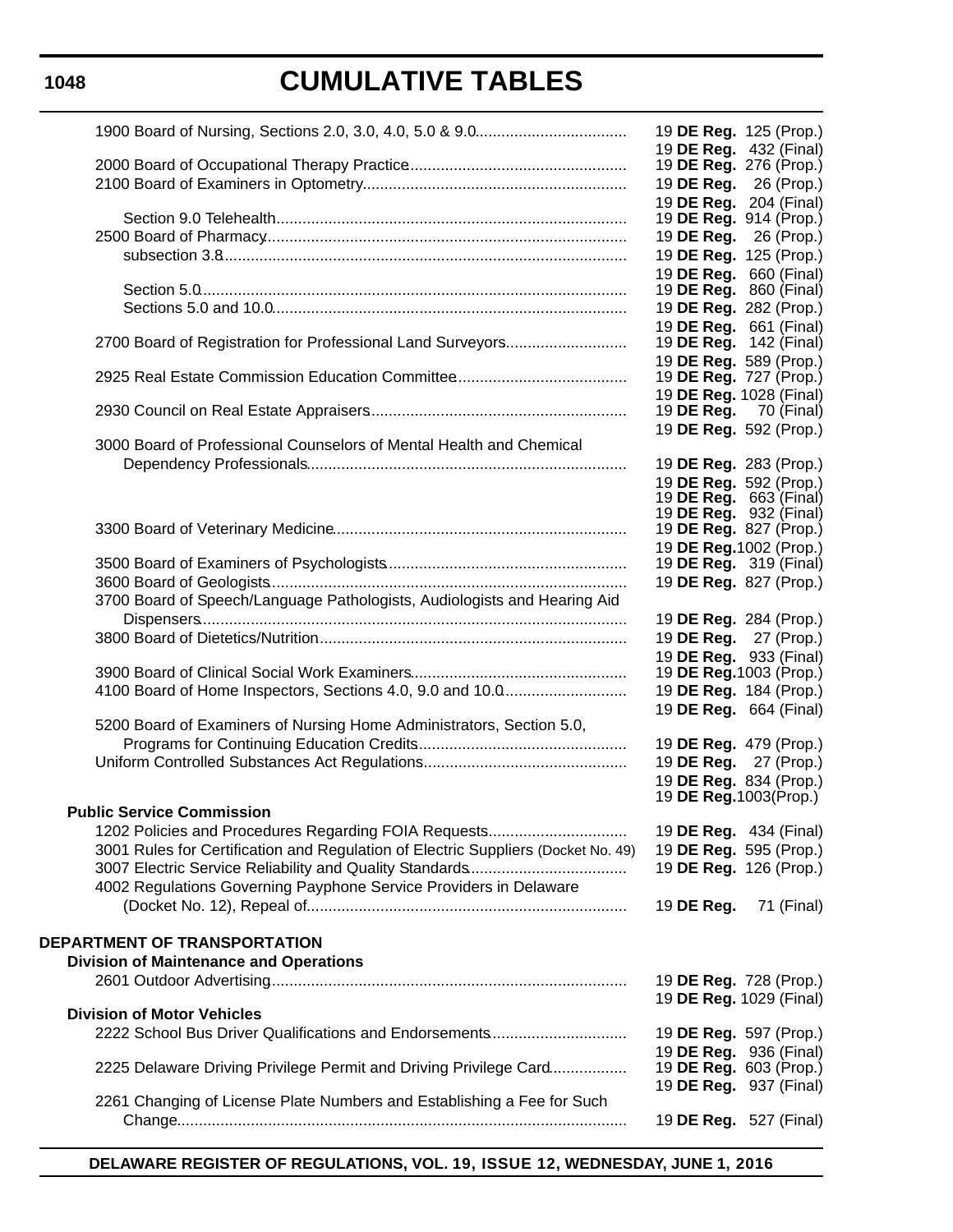# CUMULATIVE TABLES

| | |
|---|---|
| 1900 Board of Nursing, Sections 2.0, 3.0, 4.0, 5.0 & 9.0 | 19 **DE Reg.** 125 (Prop.) |
| | 19 **DE Reg.** 432 (Final) |
| 2000 Board of Occupational Therapy Practice | 19 **DE Reg.** 276 (Prop.) |
| 2100 Board of Examiners in Optometry | 19 **DE Reg.** 26 (Prop.) |
| | 19 **DE Reg.** 204 (Final) |
| Section 9.0 Telehealth | 19 **DE Reg.** 914 (Prop.) |
| 2500 Board of Pharmacy | 19 **DE Reg.** 26 (Prop.) |
| subsection 3.8 | 19 **DE Reg.** 125 (Prop.) |
| | 19 **DE Reg.** 660 (Final) |
| Section 5.0 | 19 **DE Reg.** 860 (Final) |
| Sections 5.0 and 10.0 | 19 **DE Reg.** 282 (Prop.) |
| | 19 **DE Reg.** 661 (Final) |
| 2700 Board of Registration for Professional Land Surveyors | 19 **DE Reg.** 142 (Final) |
| | 19 **DE Reg.** 589 (Prop.) |
| 2925 Real Estate Commission Education Committee | 19 **DE Reg.** 727 (Prop.) |
| | 19 **DE Reg.** 1028 (Final) |
| 2930 Council on Real Estate Appraisers | 19 **DE Reg.** 70 (Final) |
| | 19 **DE Reg.** 592 (Prop.) |
| 3000 Board of Professional Counselors of Mental Health and Chemical Dependency Professionals | 19 **DE Reg.** 283 (Prop.) |
| | 19 **DE Reg.** 592 (Prop.) |
| | 19 **DE Reg.** 663 (Final) |
| | 19 **DE Reg.** 932 (Final) |
| 3300 Board of Veterinary Medicine | 19 **DE Reg.** 827 (Prop.) |
| | 19 **DE Reg.** 1002 (Prop.) |
| 3500 Board of Examiners of Psychologists | 19 **DE Reg.** 319 (Final) |
| 3600 Board of Geologists | 19 **DE Reg.** 827 (Prop.) |
| 3700 Board of Speech/Language Pathologists, Audiologists and Hearing Aid Dispensers | 19 **DE Reg.** 284 (Prop.) |
| 3800 Board of Dietetics/Nutrition | 19 **DE Reg.** 27 (Prop.) |
| | 19 **DE Reg.** 933 (Final) |
| 3900 Board of Clinical Social Work Examiners | 19 **DE Reg.** 1003 (Prop.) |
| 4100 Board of Home Inspectors, Sections 4.0, 9.0 and 10.0 | 19 **DE Reg.** 184 (Prop.) |
| | 19 **DE Reg.** 664 (Final) |
| 5200 Board of Examiners of Nursing Home Administrators, Section 5.0, Programs for Continuing Education Credits | 19 **DE Reg.** 479 (Prop.) |
| Uniform Controlled Substances Act Regulations | 19 **DE Reg.** 27 (Prop.) |
| | 19 **DE Reg.** 834 (Prop.) |
| | 19 **DE Reg.** 1003(Prop.) |
| **Public Service Commission** | |
| 1202 Policies and Procedures Regarding FOIA Requests | 19 **DE Reg.** 434 (Final) |
| 3001 Rules for Certification and Regulation of Electric Suppliers (Docket No. 49) | 19 **DE Reg.** 595 (Prop.) |
| 3007 Electric Service Reliability and Quality Standards | 19 **DE Reg.** 126 (Prop.) |
| 4002 Regulations Governing Payphone Service Providers in Delaware (Docket No. 12), Repeal of | 19 **DE Reg.** 71 (Final) |
| **DEPARTMENT OF TRANSPORTATION** | |
| **Division of Maintenance and Operations** | |
| 2601 Outdoor Advertising | 19 **DE Reg.** 728 (Prop.) |
| | 19 **DE Reg.** 1029 (Final) |
| **Division of Motor Vehicles** | |
| 2222 School Bus Driver Qualifications and Endorsements | 19 **DE Reg.** 597 (Prop.) |
| | 19 **DE Reg.** 936 (Final) |
| 2225 Delaware Driving Privilege Permit and Driving Privilege Card | 19 **DE Reg.** 603 (Prop.) |
| | 19 **DE Reg.** 937 (Final) |
| 2261 Changing of License Plate Numbers and Establishing a Fee for Such Change | 19 **DE Reg.** 527 (Final) |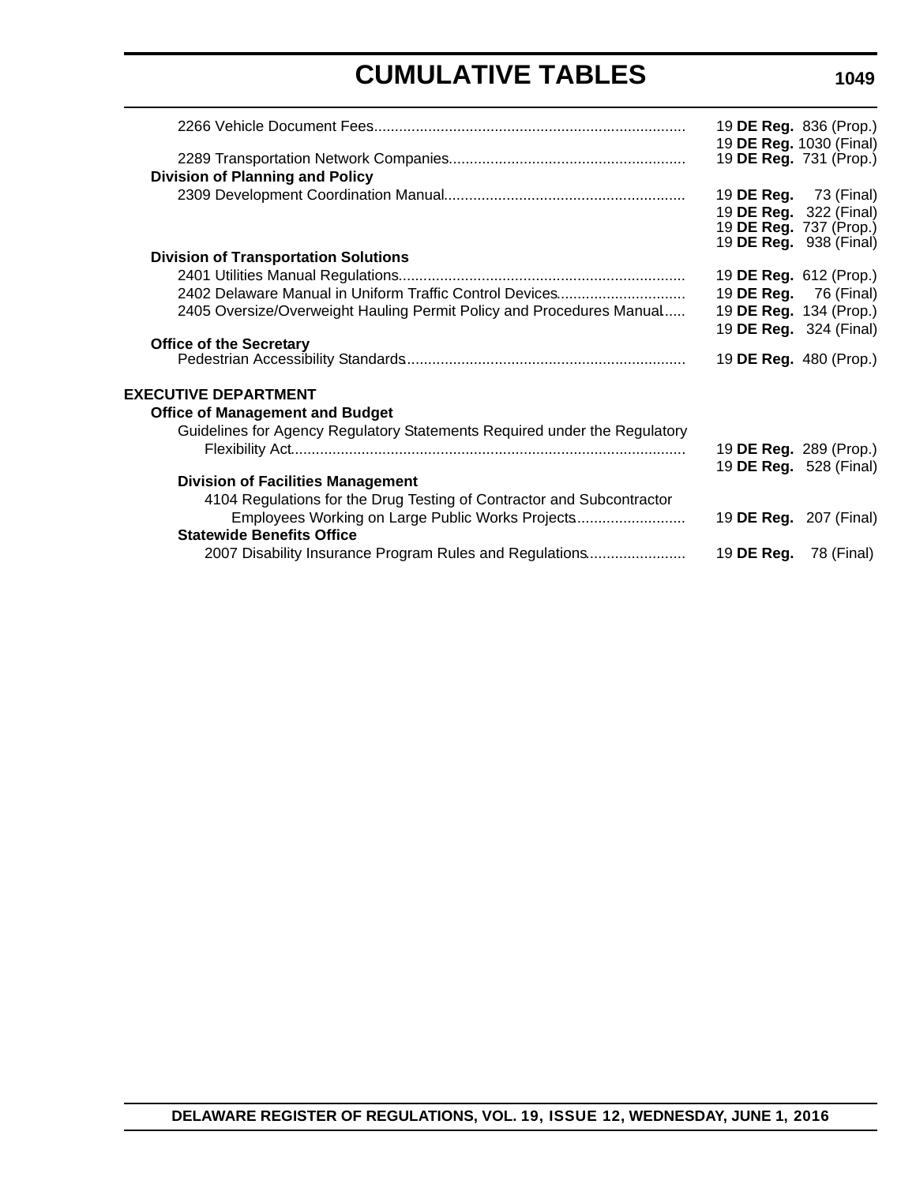# CUMULATIVE TABLES

| | |
|---|---|
| 2266 Vehicle Document Fees | 19 **DE Reg.** 836 (Prop.) |
| | 19 **DE Reg.** 1030 (Final) |
| 2289 Transportation Network Companies | 19 **DE Reg.** 731 (Prop.) |
| **Division of Planning and Policy** | |
| 2309 Development Coordination Manual | 19 **DE Reg.** 73 (Final) |
| | 19 **DE Reg.** 322 (Final) |
| | 19 **DE Reg.** 737 (Prop.) |
| | 19 **DE Reg.** 938 (Final) |
| **Division of Transportation Solutions** | |
| 2401 Utilities Manual Regulations | 19 **DE Reg.** 612 (Prop.) |
| 2402 Delaware Manual in Uniform Traffic Control Devices | 19 **DE Reg.** 76 (Final) |
| 2405 Oversize/Overweight Hauling Permit Policy and Procedures Manual | 19 **DE Reg.** 134 (Prop.) |
| | 19 **DE Reg.** 324 (Final) |
| **Office of the Secretary** | |
| Pedestrian Accessibility Standards | 19 **DE Reg.** 480 (Prop.) |
| | |
| **EXECUTIVE DEPARTMENT** | |
| **Office of Management and Budget** | |
| Guidelines for Agency Regulatory Statements Required under the Regulatory Flexibility Act | 19 **DE Reg.** 289 (Prop.) |
| | 19 **DE Reg.** 528 (Final) |
| **Division of Facilities Management** | |
| 4104 Regulations for the Drug Testing of Contractor and Subcontractor Employees Working on Large Public Works Projects | 19 **DE Reg.** 207 (Final) |
| **Statewide Benefits Office** | |
| 2007 Disability Insurance Program Rules and Regulations | 19 **DE Reg.** 78 (Final) |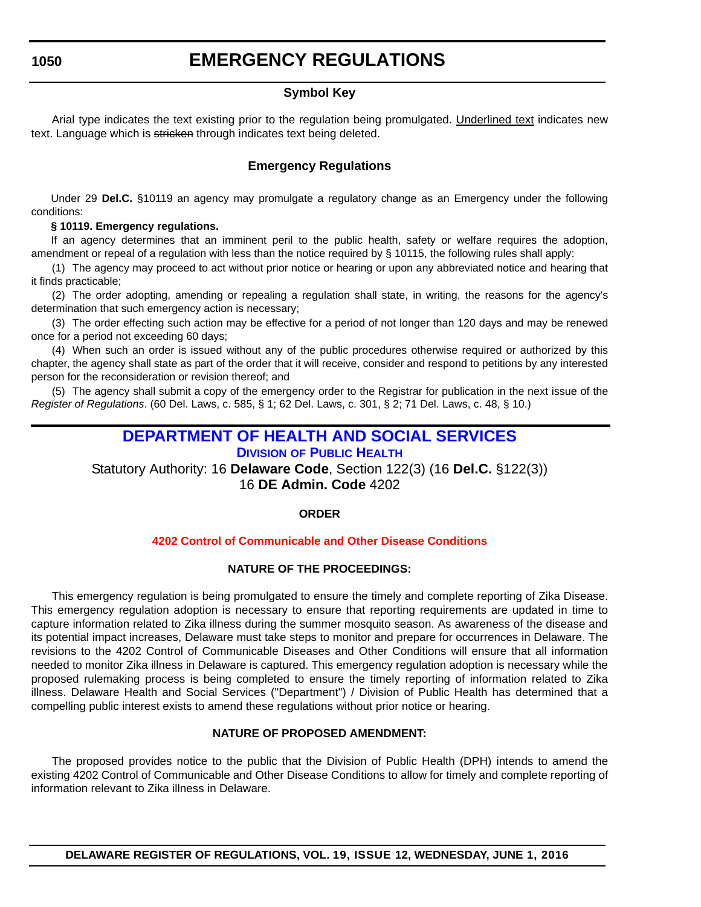# EMERGENCY REGULATIONS

## Symbol Key

Arial type indicates the text existing prior to the regulation being promulgated. Underlined text indicates new text. Language which is ~~stricken~~ through indicates text being deleted.

## Emergency Regulations

Under 29 **Del.C.** §10119 an agency may promulgate a regulatory change as an Emergency under the following conditions:

**§ 10119. Emergency regulations.**

If an agency determines that an imminent peril to the public health, safety or welfare requires the adoption, amendment or repeal of a regulation with less than the notice required by § 10115, the following rules shall apply:

(1) The agency may proceed to act without prior notice or hearing or upon any abbreviated notice and hearing that it finds practicable;

(2) The order adopting, amending or repealing a regulation shall state, in writing, the reasons for the agency's determination that such emergency action is necessary;

(3) The order effecting such action may be effective for a period of not longer than 120 days and may be renewed once for a period not exceeding 60 days;

(4) When such an order is issued without any of the public procedures otherwise required or authorized by this chapter, the agency shall state as part of the order that it will receive, consider and respond to petitions by any interested person for the reconsideration or revision thereof; and

(5) The agency shall submit a copy of the emergency order to the Registrar for publication in the next issue of the *Register of Regulations*. (60 Del. Laws, c. 585, § 1; 62 Del. Laws, c. 301, § 2; 71 Del. Laws, c. 48, § 10.)

# DEPARTMENT OF HEALTH AND SOCIAL SERVICES

## DIVISION OF PUBLIC HEALTH

Statutory Authority: 16 **Delaware Code**, Section 122(3) (16 **Del.C.** §122(3))
16 **DE Admin. Code** 4202

**ORDER**

**4202 Control of Communicable and Other Disease Conditions**

**NATURE OF THE PROCEEDINGS:**

This emergency regulation is being promulgated to ensure the timely and complete reporting of Zika Disease. This emergency regulation adoption is necessary to ensure that reporting requirements are updated in time to capture information related to Zika illness during the summer mosquito season. As awareness of the disease and its potential impact increases, Delaware must take steps to monitor and prepare for occurrences in Delaware. The revisions to the 4202 Control of Communicable Diseases and Other Conditions will ensure that all information needed to monitor Zika illness in Delaware is captured. This emergency regulation adoption is necessary while the proposed rulemaking process is being completed to ensure the timely reporting of information related to Zika illness. Delaware Health and Social Services ("Department") / Division of Public Health has determined that a compelling public interest exists to amend these regulations without prior notice or hearing.

**NATURE OF PROPOSED AMENDMENT:**

The proposed provides notice to the public that the Division of Public Health (DPH) intends to amend the existing 4202 Control of Communicable and Other Disease Conditions to allow for timely and complete reporting of information relevant to Zika illness in Delaware.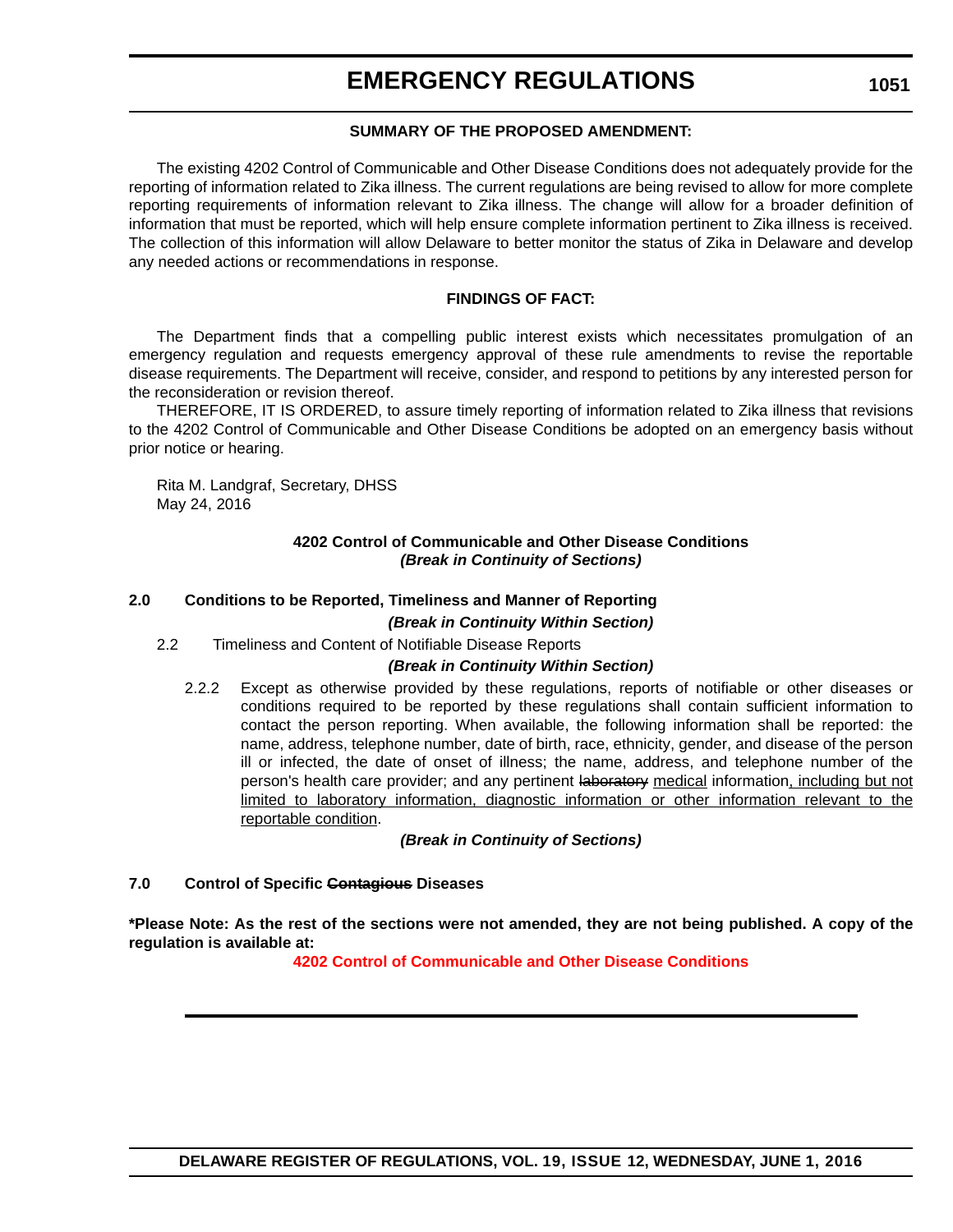# EMERGENCY REGULATIONS

**SUMMARY OF THE PROPOSED AMENDMENT:**

The existing 4202 Control of Communicable and Other Disease Conditions does not adequately provide for the reporting of information related to Zika illness. The current regulations are being revised to allow for more complete reporting requirements of information relevant to Zika illness. The change will allow for a broader definition of information that must be reported, which will help ensure complete information pertinent to Zika illness is received. The collection of this information will allow Delaware to better monitor the status of Zika in Delaware and develop any needed actions or recommendations in response.

**FINDINGS OF FACT:**

The Department finds that a compelling public interest exists which necessitates promulgation of an emergency regulation and requests emergency approval of these rule amendments to revise the reportable disease requirements. The Department will receive, consider, and respond to petitions by any interested person for the reconsideration or revision thereof.

THEREFORE, IT IS ORDERED, to assure timely reporting of information related to Zika illness that revisions to the 4202 Control of Communicable and Other Disease Conditions be adopted on an emergency basis without prior notice or hearing.

Rita M. Landgraf, Secretary, DHSS
May 24, 2016

**4202 Control of Communicable and Other Disease Conditions**
***(Break in Continuity of Sections)***

**2.0 Conditions to be Reported, Timeliness and Manner of Reporting**

***(Break in Continuity Within Section)***

2.2 Timeliness and Content of Notifiable Disease Reports

***(Break in Continuity Within Section)***

2.2.2 Except as otherwise provided by these regulations, reports of notifiable or other diseases or conditions required to be reported by these regulations shall contain sufficient information to contact the person reporting. When available, the following information shall be reported: the name, address, telephone number, date of birth, race, ethnicity, gender, and disease of the person ill or infected, the date of onset of illness; the name, address, and telephone number of the person's health care provider; and any pertinent ~~laboratory~~ <u>medical</u> information<u>, including but not limited to laboratory information, diagnostic information or other information relevant to the reportable condition</u>.

***(Break in Continuity of Sections)***

**7.0 Control of Specific ~~Contagious~~ Diseases**

**\*Please Note: As the rest of the sections were not amended, they are not being published. A copy of the regulation is available at:**

**4202 Control of Communicable and Other Disease Conditions**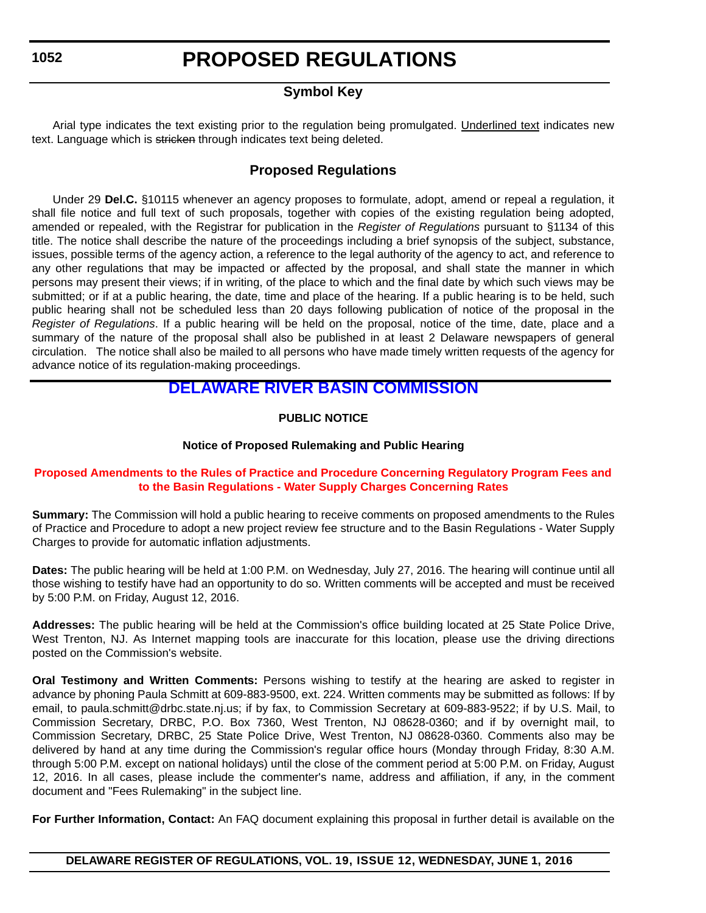# PROPOSED REGULATIONS

## Symbol Key

Arial type indicates the text existing prior to the regulation being promulgated. Underlined text indicates new text. Language which is ~~stricken~~ through indicates text being deleted.

## Proposed Regulations

Under 29 **Del.C.** §10115 whenever an agency proposes to formulate, adopt, amend or repeal a regulation, it shall file notice and full text of such proposals, together with copies of the existing regulation being adopted, amended or repealed, with the Registrar for publication in the *Register of Regulations* pursuant to §1134 of this title. The notice shall describe the nature of the proceedings including a brief synopsis of the subject, substance, issues, possible terms of the agency action, a reference to the legal authority of the agency to act, and reference to any other regulations that may be impacted or affected by the proposal, and shall state the manner in which persons may present their views; if in writing, of the place to which and the final date by which such views may be submitted; or if at a public hearing, the date, time and place of the hearing. If a public hearing is to be held, such public hearing shall not be scheduled less than 20 days following publication of notice of the proposal in the *Register of Regulations*. If a public hearing will be held on the proposal, notice of the time, date, place and a summary of the nature of the proposal shall also be published in at least 2 Delaware newspapers of general circulation. The notice shall also be mailed to all persons who have made timely written requests of the agency for advance notice of its regulation-making proceedings.

## DELAWARE RIVER BASIN COMMISSION

**PUBLIC NOTICE**

**Notice of Proposed Rulemaking and Public Hearing**

**Proposed Amendments to the Rules of Practice and Procedure Concerning Regulatory Program Fees and to the Basin Regulations - Water Supply Charges Concerning Rates**

**Summary:** The Commission will hold a public hearing to receive comments on proposed amendments to the Rules of Practice and Procedure to adopt a new project review fee structure and to the Basin Regulations - Water Supply Charges to provide for automatic inflation adjustments.

**Dates:** The public hearing will be held at 1:00 P.M. on Wednesday, July 27, 2016. The hearing will continue until all those wishing to testify have had an opportunity to do so. Written comments will be accepted and must be received by 5:00 P.M. on Friday, August 12, 2016.

**Addresses:** The public hearing will be held at the Commission's office building located at 25 State Police Drive, West Trenton, NJ. As Internet mapping tools are inaccurate for this location, please use the driving directions posted on the Commission's website.

**Oral Testimony and Written Comments:** Persons wishing to testify at the hearing are asked to register in advance by phoning Paula Schmitt at 609-883-9500, ext. 224. Written comments may be submitted as follows: If by email, to paula.schmitt@drbc.state.nj.us; if by fax, to Commission Secretary at 609-883-9522; if by U.S. Mail, to Commission Secretary, DRBC, P.O. Box 7360, West Trenton, NJ 08628-0360; and if by overnight mail, to Commission Secretary, DRBC, 25 State Police Drive, West Trenton, NJ 08628-0360. Comments also may be delivered by hand at any time during the Commission's regular office hours (Monday through Friday, 8:30 A.M. through 5:00 P.M. except on national holidays) until the close of the comment period at 5:00 P.M. on Friday, August 12, 2016. In all cases, please include the commenter's name, address and affiliation, if any, in the comment document and "Fees Rulemaking" in the subject line.

**For Further Information, Contact:** An FAQ document explaining this proposal in further detail is available on the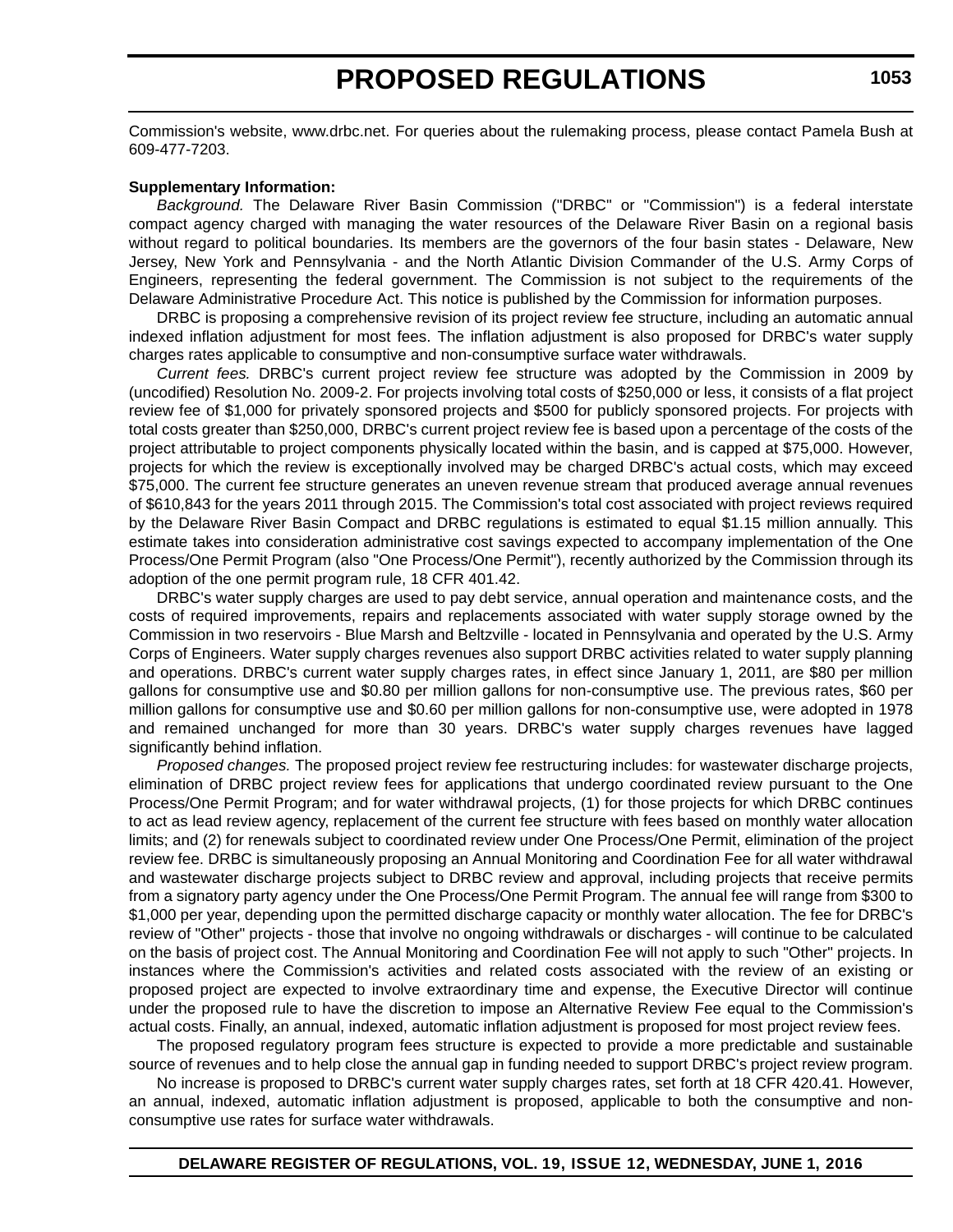Commission's website, www.drbc.net. For queries about the rulemaking process, please contact Pamela Bush at 609-477-7203.

**Supplementary Information:**

*Background.* The Delaware River Basin Commission ("DRBC" or "Commission") is a federal interstate compact agency charged with managing the water resources of the Delaware River Basin on a regional basis without regard to political boundaries. Its members are the governors of the four basin states - Delaware, New Jersey, New York and Pennsylvania - and the North Atlantic Division Commander of the U.S. Army Corps of Engineers, representing the federal government. The Commission is not subject to the requirements of the Delaware Administrative Procedure Act. This notice is published by the Commission for information purposes.

DRBC is proposing a comprehensive revision of its project review fee structure, including an automatic annual indexed inflation adjustment for most fees. The inflation adjustment is also proposed for DRBC's water supply charges rates applicable to consumptive and non-consumptive surface water withdrawals.

*Current fees.* DRBC's current project review fee structure was adopted by the Commission in 2009 by (uncodified) Resolution No. 2009-2. For projects involving total costs of $250,000 or less, it consists of a flat project review fee of $1,000 for privately sponsored projects and $500 for publicly sponsored projects. For projects with total costs greater than $250,000, DRBC's current project review fee is based upon a percentage of the costs of the project attributable to project components physically located within the basin, and is capped at $75,000. However, projects for which the review is exceptionally involved may be charged DRBC's actual costs, which may exceed $75,000. The current fee structure generates an uneven revenue stream that produced average annual revenues of $610,843 for the years 2011 through 2015. The Commission's total cost associated with project reviews required by the Delaware River Basin Compact and DRBC regulations is estimated to equal $1.15 million annually. This estimate takes into consideration administrative cost savings expected to accompany implementation of the One Process/One Permit Program (also "One Process/One Permit"), recently authorized by the Commission through its adoption of the one permit program rule, 18 CFR 401.42.

DRBC's water supply charges are used to pay debt service, annual operation and maintenance costs, and the costs of required improvements, repairs and replacements associated with water supply storage owned by the Commission in two reservoirs - Blue Marsh and Beltzville - located in Pennsylvania and operated by the U.S. Army Corps of Engineers. Water supply charges revenues also support DRBC activities related to water supply planning and operations. DRBC's current water supply charges rates, in effect since January 1, 2011, are $80 per million gallons for consumptive use and $0.80 per million gallons for non-consumptive use. The previous rates, $60 per million gallons for consumptive use and $0.60 per million gallons for non-consumptive use, were adopted in 1978 and remained unchanged for more than 30 years. DRBC's water supply charges revenues have lagged significantly behind inflation.

*Proposed changes.* The proposed project review fee restructuring includes: for wastewater discharge projects, elimination of DRBC project review fees for applications that undergo coordinated review pursuant to the One Process/One Permit Program; and for water withdrawal projects, (1) for those projects for which DRBC continues to act as lead review agency, replacement of the current fee structure with fees based on monthly water allocation limits; and (2) for renewals subject to coordinated review under One Process/One Permit, elimination of the project review fee. DRBC is simultaneously proposing an Annual Monitoring and Coordination Fee for all water withdrawal and wastewater discharge projects subject to DRBC review and approval, including projects that receive permits from a signatory party agency under the One Process/One Permit Program. The annual fee will range from $300 to $1,000 per year, depending upon the permitted discharge capacity or monthly water allocation. The fee for DRBC's review of "Other" projects - those that involve no ongoing withdrawals or discharges - will continue to be calculated on the basis of project cost. The Annual Monitoring and Coordination Fee will not apply to such "Other" projects. In instances where the Commission's activities and related costs associated with the review of an existing or proposed project are expected to involve extraordinary time and expense, the Executive Director will continue under the proposed rule to have the discretion to impose an Alternative Review Fee equal to the Commission's actual costs. Finally, an annual, indexed, automatic inflation adjustment is proposed for most project review fees.

The proposed regulatory program fees structure is expected to provide a more predictable and sustainable source of revenues and to help close the annual gap in funding needed to support DRBC's project review program.

No increase is proposed to DRBC's current water supply charges rates, set forth at 18 CFR 420.41. However, an annual, indexed, automatic inflation adjustment is proposed, applicable to both the consumptive and non-consumptive use rates for surface water withdrawals.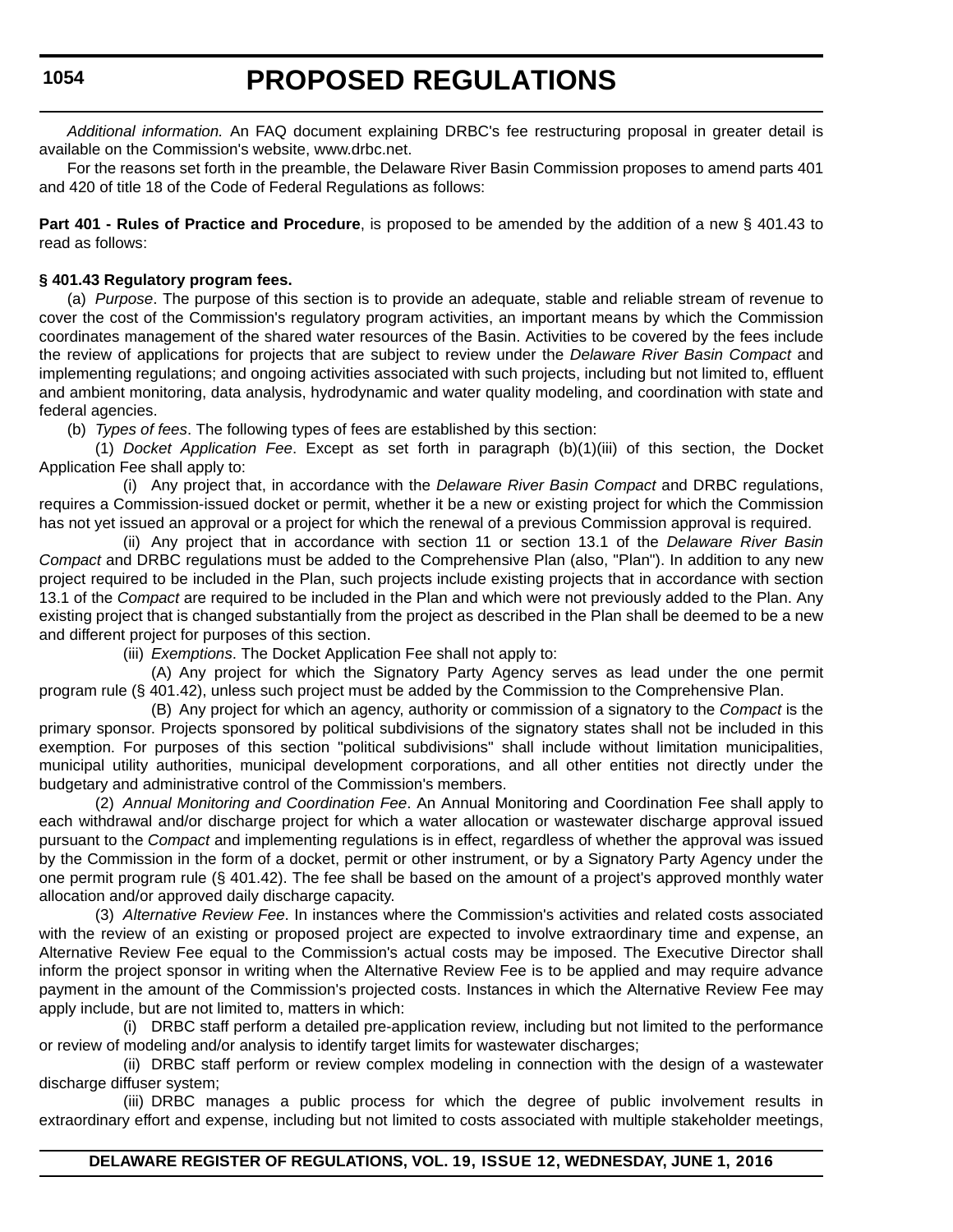*Additional information.* An FAQ document explaining DRBC's fee restructuring proposal in greater detail is available on the Commission's website, www.drbc.net.

For the reasons set forth in the preamble, the Delaware River Basin Commission proposes to amend parts 401 and 420 of title 18 of the Code of Federal Regulations as follows:

**Part 401 - Rules of Practice and Procedure**, is proposed to be amended by the addition of a new § 401.43 to read as follows:

**§ 401.43 Regulatory program fees.**

(a) *Purpose*. The purpose of this section is to provide an adequate, stable and reliable stream of revenue to cover the cost of the Commission's regulatory program activities, an important means by which the Commission coordinates management of the shared water resources of the Basin. Activities to be covered by the fees include the review of applications for projects that are subject to review under the *Delaware River Basin Compact* and implementing regulations; and ongoing activities associated with such projects, including but not limited to, effluent and ambient monitoring, data analysis, hydrodynamic and water quality modeling, and coordination with state and federal agencies.

(b) *Types of fees*. The following types of fees are established by this section:

(1) *Docket Application Fee*. Except as set forth in paragraph (b)(1)(iii) of this section, the Docket Application Fee shall apply to:

(i) Any project that, in accordance with the *Delaware River Basin Compact* and DRBC regulations, requires a Commission-issued docket or permit, whether it be a new or existing project for which the Commission has not yet issued an approval or a project for which the renewal of a previous Commission approval is required.

(ii) Any project that in accordance with section 11 or section 13.1 of the *Delaware River Basin Compact* and DRBC regulations must be added to the Comprehensive Plan (also, "Plan"). In addition to any new project required to be included in the Plan, such projects include existing projects that in accordance with section 13.1 of the *Compact* are required to be included in the Plan and which were not previously added to the Plan. Any existing project that is changed substantially from the project as described in the Plan shall be deemed to be a new and different project for purposes of this section.

(iii) *Exemptions*. The Docket Application Fee shall not apply to:

(A) Any project for which the Signatory Party Agency serves as lead under the one permit program rule (§ 401.42), unless such project must be added by the Commission to the Comprehensive Plan.

(B) Any project for which an agency, authority or commission of a signatory to the *Compact* is the primary sponsor. Projects sponsored by political subdivisions of the signatory states shall not be included in this exemption. For purposes of this section "political subdivisions" shall include without limitation municipalities, municipal utility authorities, municipal development corporations, and all other entities not directly under the budgetary and administrative control of the Commission's members.

(2) *Annual Monitoring and Coordination Fee*. An Annual Monitoring and Coordination Fee shall apply to each withdrawal and/or discharge project for which a water allocation or wastewater discharge approval issued pursuant to the *Compact* and implementing regulations is in effect, regardless of whether the approval was issued by the Commission in the form of a docket, permit or other instrument, or by a Signatory Party Agency under the one permit program rule (§ 401.42). The fee shall be based on the amount of a project's approved monthly water allocation and/or approved daily discharge capacity.

(3) *Alternative Review Fee*. In instances where the Commission's activities and related costs associated with the review of an existing or proposed project are expected to involve extraordinary time and expense, an Alternative Review Fee equal to the Commission's actual costs may be imposed. The Executive Director shall inform the project sponsor in writing when the Alternative Review Fee is to be applied and may require advance payment in the amount of the Commission's projected costs. Instances in which the Alternative Review Fee may apply include, but are not limited to, matters in which:

(i) DRBC staff perform a detailed pre-application review, including but not limited to the performance or review of modeling and/or analysis to identify target limits for wastewater discharges;

(ii) DRBC staff perform or review complex modeling in connection with the design of a wastewater discharge diffuser system;

(iii) DRBC manages a public process for which the degree of public involvement results in extraordinary effort and expense, including but not limited to costs associated with multiple stakeholder meetings,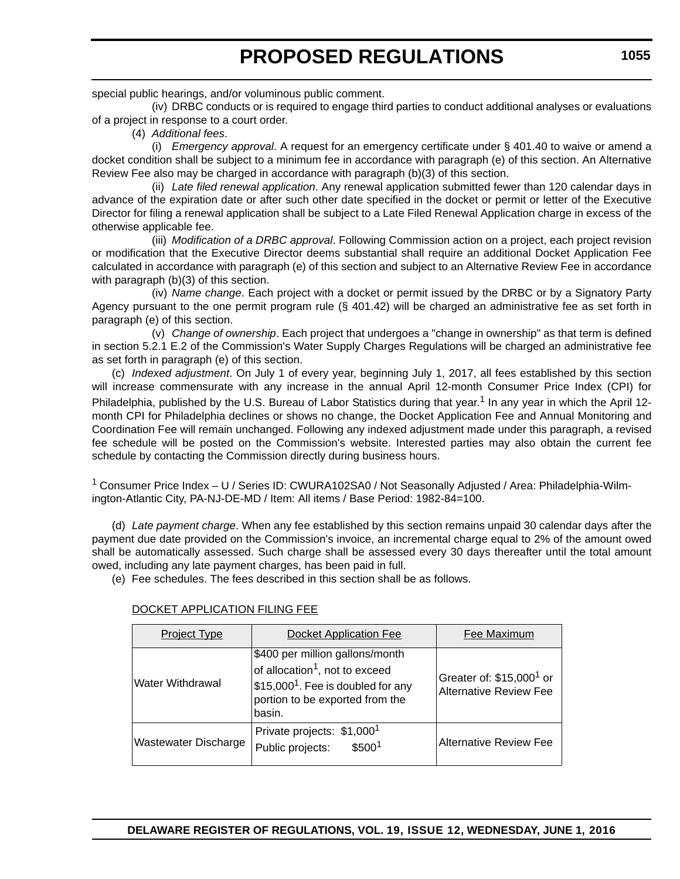special public hearings, and/or voluminous public comment.

(iv) DRBC conducts or is required to engage third parties to conduct additional analyses or evaluations of a project in response to a court order.

(4) *Additional fees*.

(i) *Emergency approval*. A request for an emergency certificate under § 401.40 to waive or amend a docket condition shall be subject to a minimum fee in accordance with paragraph (e) of this section. An Alternative Review Fee also may be charged in accordance with paragraph (b)(3) of this section.

(ii) *Late filed renewal application*. Any renewal application submitted fewer than 120 calendar days in advance of the expiration date or after such other date specified in the docket or permit or letter of the Executive Director for filing a renewal application shall be subject to a Late Filed Renewal Application charge in excess of the otherwise applicable fee.

(iii) *Modification of a DRBC approval*. Following Commission action on a project, each project revision or modification that the Executive Director deems substantial shall require an additional Docket Application Fee calculated in accordance with paragraph (e) of this section and subject to an Alternative Review Fee in accordance with paragraph (b)(3) of this section.

(iv) *Name change*. Each project with a docket or permit issued by the DRBC or by a Signatory Party Agency pursuant to the one permit program rule (§ 401.42) will be charged an administrative fee as set forth in paragraph (e) of this section.

(v) *Change of ownership*. Each project that undergoes a "change in ownership" as that term is defined in section 5.2.1 E.2 of the Commission's Water Supply Charges Regulations will be charged an administrative fee as set forth in paragraph (e) of this section.

(c) *Indexed adjustment*. On July 1 of every year, beginning July 1, 2017, all fees established by this section will increase commensurate with any increase in the annual April 12-month Consumer Price Index (CPI) for Philadelphia, published by the U.S. Bureau of Labor Statistics during that year.[1] In any year in which the April 12-month CPI for Philadelphia declines or shows no change, the Docket Application Fee and Annual Monitoring and Coordination Fee will remain unchanged. Following any indexed adjustment made under this paragraph, a revised fee schedule will be posted on the Commission's website. Interested parties may also obtain the current fee schedule by contacting the Commission directly during business hours.

[1] Consumer Price Index – U / Series ID: CWURA102SA0 / Not Seasonally Adjusted / Area: Philadelphia-Wilmington-Atlantic City, PA-NJ-DE-MD / Item: All items / Base Period: 1982-84=100.

(d) *Late payment charge*. When any fee established by this section remains unpaid 30 calendar days after the payment due date provided on the Commission's invoice, an incremental charge equal to 2% of the amount owed shall be automatically assessed. Such charge shall be assessed every 30 days thereafter until the total amount owed, including any late payment charges, has been paid in full.

(e) Fee schedules. The fees described in this section shall be as follows.

DOCKET APPLICATION FILING FEE

| Project Type | Docket Application Fee | Fee Maximum |
|---|---|---|
| Water Withdrawal | \$400 per million gallons/month of allocation[1], not to exceed \$15,000[1]. Fee is doubled for any portion to be exported from the basin. | Greater of: \$15,000[1] or Alternative Review Fee |
| Wastewater Discharge | Private projects: \$1,000[1]<br>Public projects: \$500[1] | Alternative Review Fee |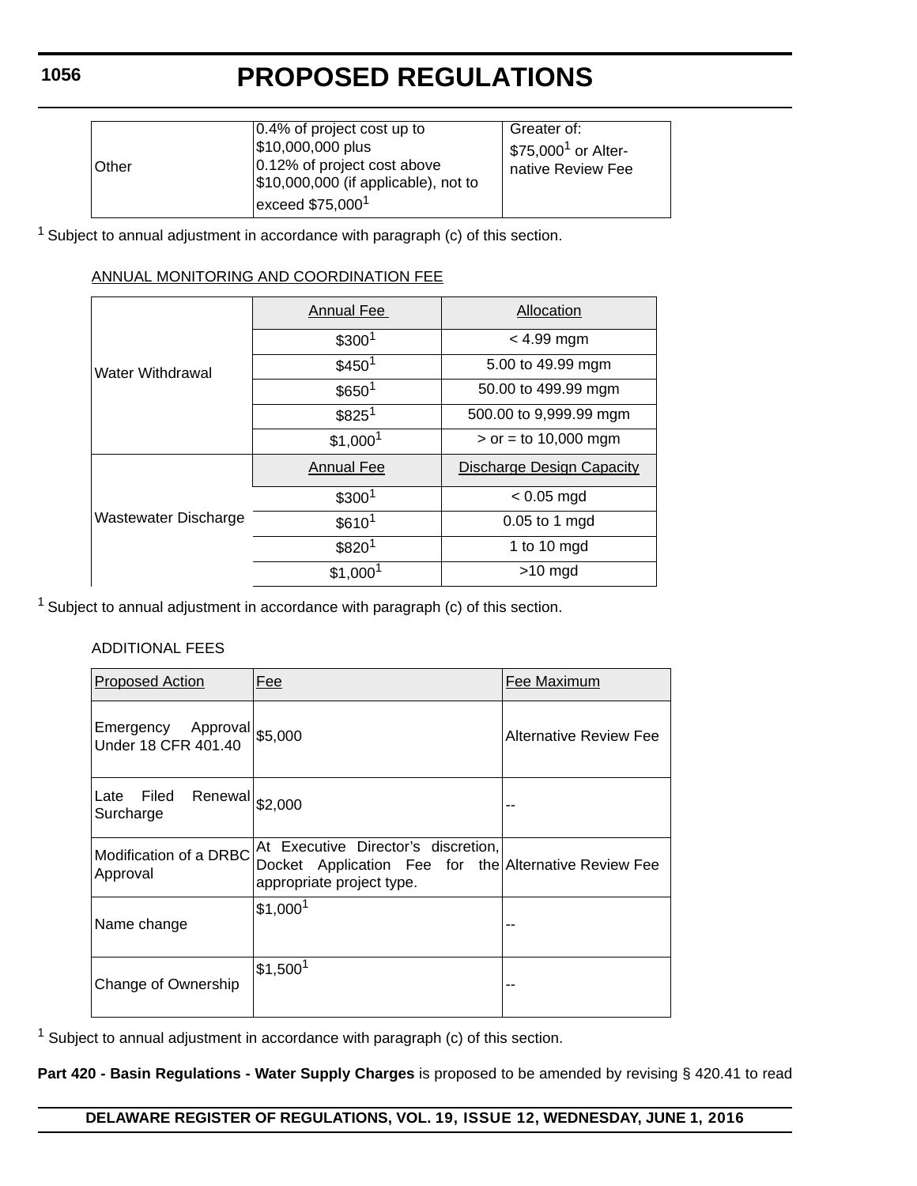| | | |
|---|---|---|
| Other | 0.4% of project cost up to $10,000,000 plus 0.12% of project cost above $10,000,000 (if applicable), not to exceed $75,000[1] | Greater of: $75,000[1] or Alternative Review Fee |

[1] Subject to annual adjustment in accordance with paragraph (c) of this section.

ANNUAL MONITORING AND COORDINATION FEE

| | Annual Fee | Allocation |
|---|---|---|
| Water Withdrawal | $300[1] | < 4.99 mgm |
| | $450[1] | 5.00 to 49.99 mgm |
| | $650[1] | 50.00 to 499.99 mgm |
| | $825[1] | 500.00 to 9,999.99 mgm |
| | $1,000[1] | > or = to 10,000 mgm |
| Wastewater Discharge | Annual Fee | Discharge Design Capacity |
| | $300[1] | < 0.05 mgd |
| | $610[1] | 0.05 to 1 mgd |
| | $820[1] | 1 to 10 mgd |
| | $1,000[1] | >10 mgd |

[1] Subject to annual adjustment in accordance with paragraph (c) of this section.

ADDITIONAL FEES

| Proposed Action | Fee | Fee Maximum |
|---|---|---|
| Emergency Approval Under 18 CFR 401.40 | $5,000 | Alternative Review Fee |
| Late Filed Renewal Surcharge | $2,000 | -- |
| Modification of a DRBC Approval | At Executive Director's discretion, Docket Application Fee for the appropriate project type. | Alternative Review Fee |
| Name change | $1,000[1] | -- |
| Change of Ownership | $1,500[1] | -- |

[1] Subject to annual adjustment in accordance with paragraph (c) of this section.

**Part 420 - Basin Regulations - Water Supply Charges** is proposed to be amended by revising § 420.41 to read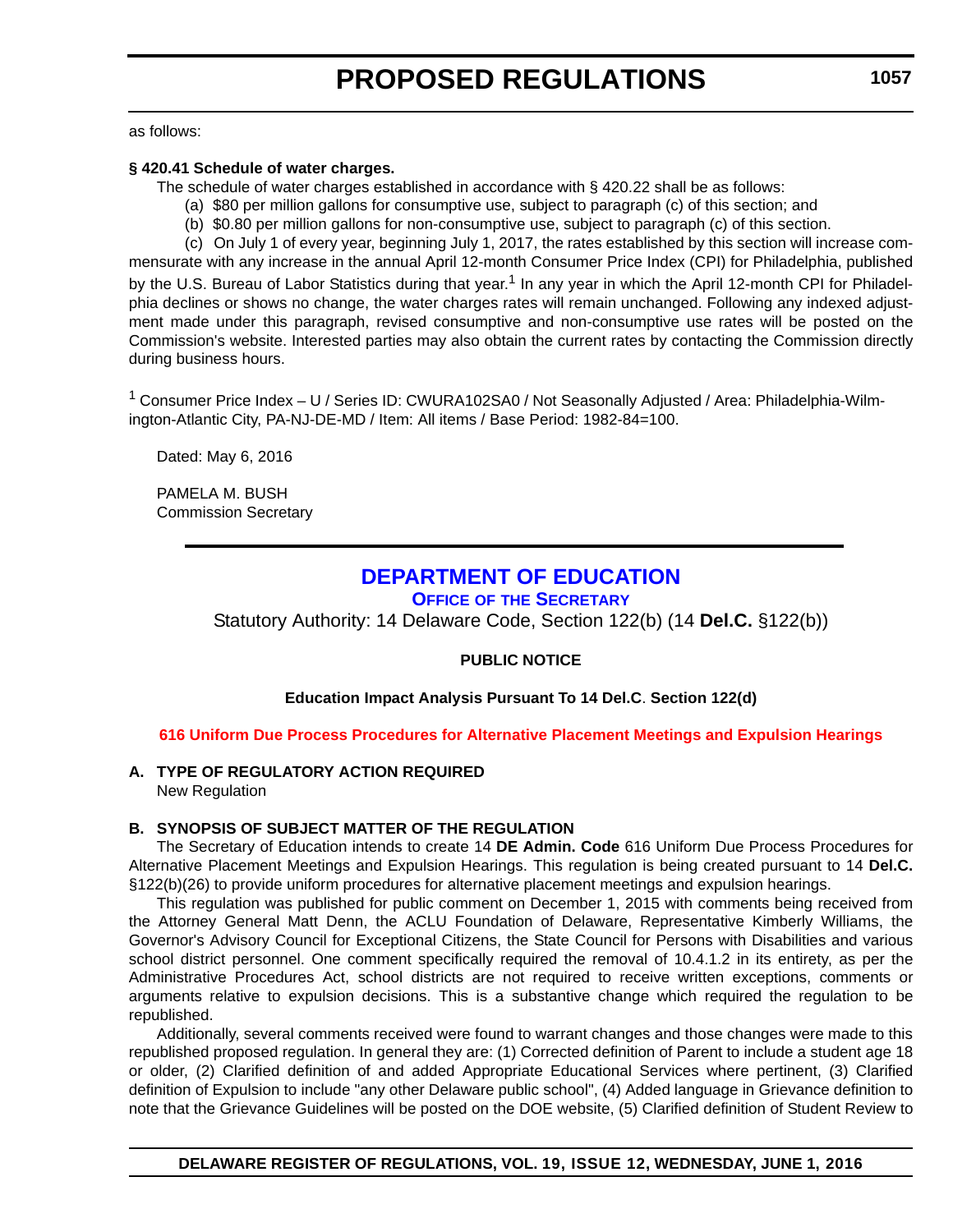as follows:

**§ 420.41 Schedule of water charges.**

The schedule of water charges established in accordance with § 420.22 shall be as follows:

(a) $80 per million gallons for consumptive use, subject to paragraph (c) of this section; and

(b) $0.80 per million gallons for non-consumptive use, subject to paragraph (c) of this section.

(c) On July 1 of every year, beginning July 1, 2017, the rates established by this section will increase commensurate with any increase in the annual April 12-month Consumer Price Index (CPI) for Philadelphia, published by the U.S. Bureau of Labor Statistics during that year.[1] In any year in which the April 12-month CPI for Philadelphia declines or shows no change, the water charges rates will remain unchanged. Following any indexed adjustment made under this paragraph, revised consumptive and non-consumptive use rates will be posted on the Commission's website. Interested parties may also obtain the current rates by contacting the Commission directly during business hours.

[1] Consumer Price Index – U / Series ID: CWURA102SA0 / Not Seasonally Adjusted / Area: Philadelphia-Wilmington-Atlantic City, PA-NJ-DE-MD / Item: All items / Base Period: 1982-84=100.

Dated: May 6, 2016

PAMELA M. BUSH
Commission Secretary

---

# DEPARTMENT OF EDUCATION

## OFFICE OF THE SECRETARY

Statutory Authority: 14 Delaware Code, Section 122(b) (14 **Del.C.** §122(b))

**PUBLIC NOTICE**

**Education Impact Analysis Pursuant To 14 Del.C. Section 122(d)**

**616 Uniform Due Process Procedures for Alternative Placement Meetings and Expulsion Hearings**

**A. TYPE OF REGULATORY ACTION REQUIRED**

New Regulation

**B. SYNOPSIS OF SUBJECT MATTER OF THE REGULATION**

The Secretary of Education intends to create 14 **DE Admin. Code** 616 Uniform Due Process Procedures for Alternative Placement Meetings and Expulsion Hearings. This regulation is being created pursuant to 14 **Del.C.** §122(b)(26) to provide uniform procedures for alternative placement meetings and expulsion hearings.

This regulation was published for public comment on December 1, 2015 with comments being received from the Attorney General Matt Denn, the ACLU Foundation of Delaware, Representative Kimberly Williams, the Governor's Advisory Council for Exceptional Citizens, the State Council for Persons with Disabilities and various school district personnel. One comment specifically required the removal of 10.4.1.2 in its entirety, as per the Administrative Procedures Act, school districts are not required to receive written exceptions, comments or arguments relative to expulsion decisions. This is a substantive change which required the regulation to be republished.

Additionally, several comments received were found to warrant changes and those changes were made to this republished proposed regulation. In general they are: (1) Corrected definition of Parent to include a student age 18 or older, (2) Clarified definition of and added Appropriate Educational Services where pertinent, (3) Clarified definition of Expulsion to include "any other Delaware public school", (4) Added language in Grievance definition to note that the Grievance Guidelines will be posted on the DOE website, (5) Clarified definition of Student Review to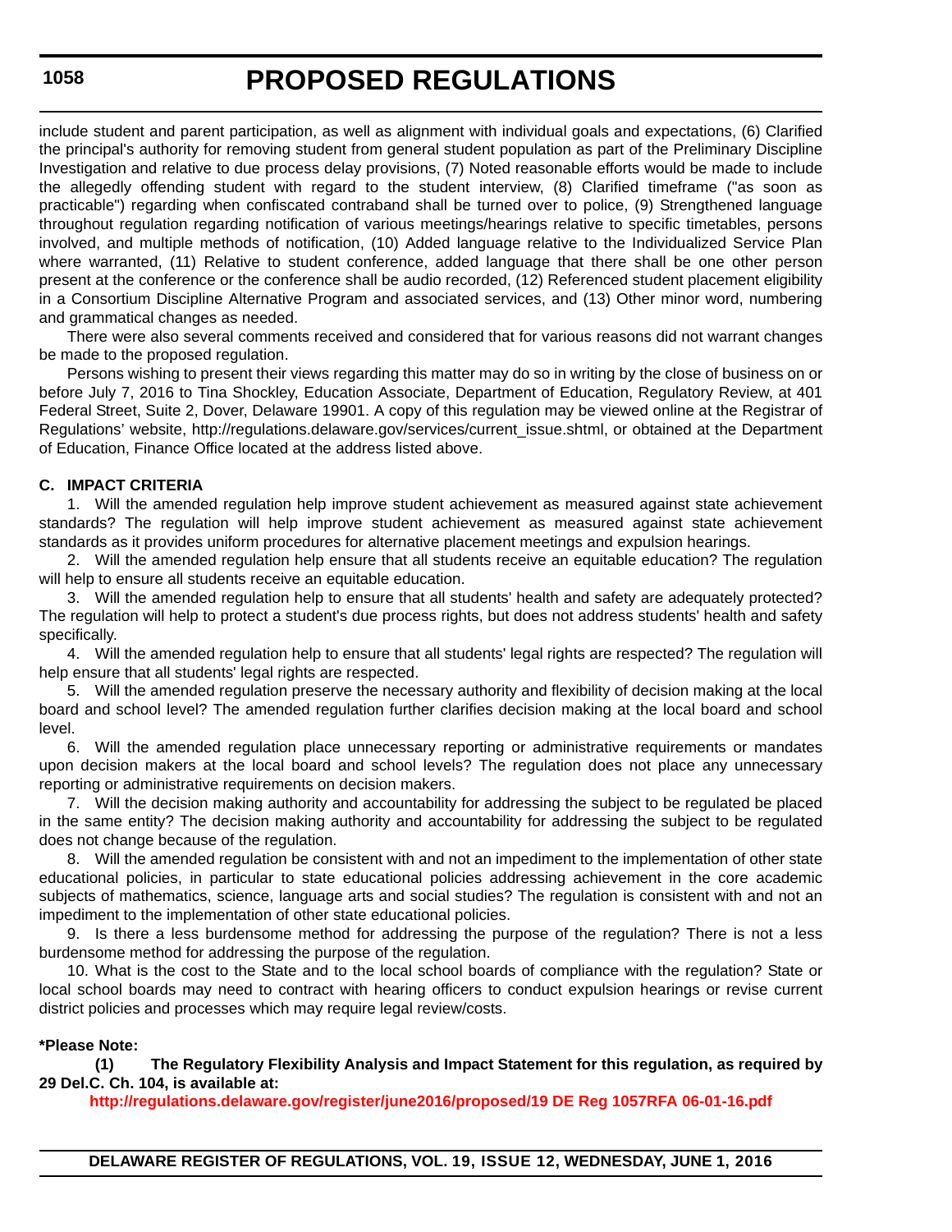include student and parent participation, as well as alignment with individual goals and expectations, (6) Clarified the principal's authority for removing student from general student population as part of the Preliminary Discipline Investigation and relative to due process delay provisions, (7) Noted reasonable efforts would be made to include the allegedly offending student with regard to the student interview, (8) Clarified timeframe ("as soon as practicable") regarding when confiscated contraband shall be turned over to police, (9) Strengthened language throughout regulation regarding notification of various meetings/hearings relative to specific timetables, persons involved, and multiple methods of notification, (10) Added language relative to the Individualized Service Plan where warranted, (11) Relative to student conference, added language that there shall be one other person present at the conference or the conference shall be audio recorded, (12) Referenced student placement eligibility in a Consortium Discipline Alternative Program and associated services, and (13) Other minor word, numbering and grammatical changes as needed.

There were also several comments received and considered that for various reasons did not warrant changes be made to the proposed regulation.

Persons wishing to present their views regarding this matter may do so in writing by the close of business on or before July 7, 2016 to Tina Shockley, Education Associate, Department of Education, Regulatory Review, at 401 Federal Street, Suite 2, Dover, Delaware 19901. A copy of this regulation may be viewed online at the Registrar of Regulations' website, http://regulations.delaware.gov/services/current_issue.shtml, or obtained at the Department of Education, Finance Office located at the address listed above.

**C. IMPACT CRITERIA**

1. Will the amended regulation help improve student achievement as measured against state achievement standards? The regulation will help improve student achievement as measured against state achievement standards as it provides uniform procedures for alternative placement meetings and expulsion hearings.

2. Will the amended regulation help ensure that all students receive an equitable education? The regulation will help to ensure all students receive an equitable education.

3. Will the amended regulation help to ensure that all students' health and safety are adequately protected? The regulation will help to protect a student's due process rights, but does not address students' health and safety specifically.

4. Will the amended regulation help to ensure that all students' legal rights are respected? The regulation will help ensure that all students' legal rights are respected.

5. Will the amended regulation preserve the necessary authority and flexibility of decision making at the local board and school level? The amended regulation further clarifies decision making at the local board and school level.

6. Will the amended regulation place unnecessary reporting or administrative requirements or mandates upon decision makers at the local board and school levels? The regulation does not place any unnecessary reporting or administrative requirements on decision makers.

7. Will the decision making authority and accountability for addressing the subject to be regulated be placed in the same entity? The decision making authority and accountability for addressing the subject to be regulated does not change because of the regulation.

8. Will the amended regulation be consistent with and not an impediment to the implementation of other state educational policies, in particular to state educational policies addressing achievement in the core academic subjects of mathematics, science, language arts and social studies? The regulation is consistent with and not an impediment to the implementation of other state educational policies.

9. Is there a less burdensome method for addressing the purpose of the regulation? There is not a less burdensome method for addressing the purpose of the regulation.

10. What is the cost to the State and to the local school boards of compliance with the regulation? State or local school boards may need to contract with hearing officers to conduct expulsion hearings or revise current district policies and processes which may require legal review/costs.

**\*Please Note:**

**(1) The Regulatory Flexibility Analysis and Impact Statement for this regulation, as required by 29 Del.C. Ch. 104, is available at:**

**http://regulations.delaware.gov/register/june2016/proposed/19 DE Reg 1057RFA 06-01-16.pdf**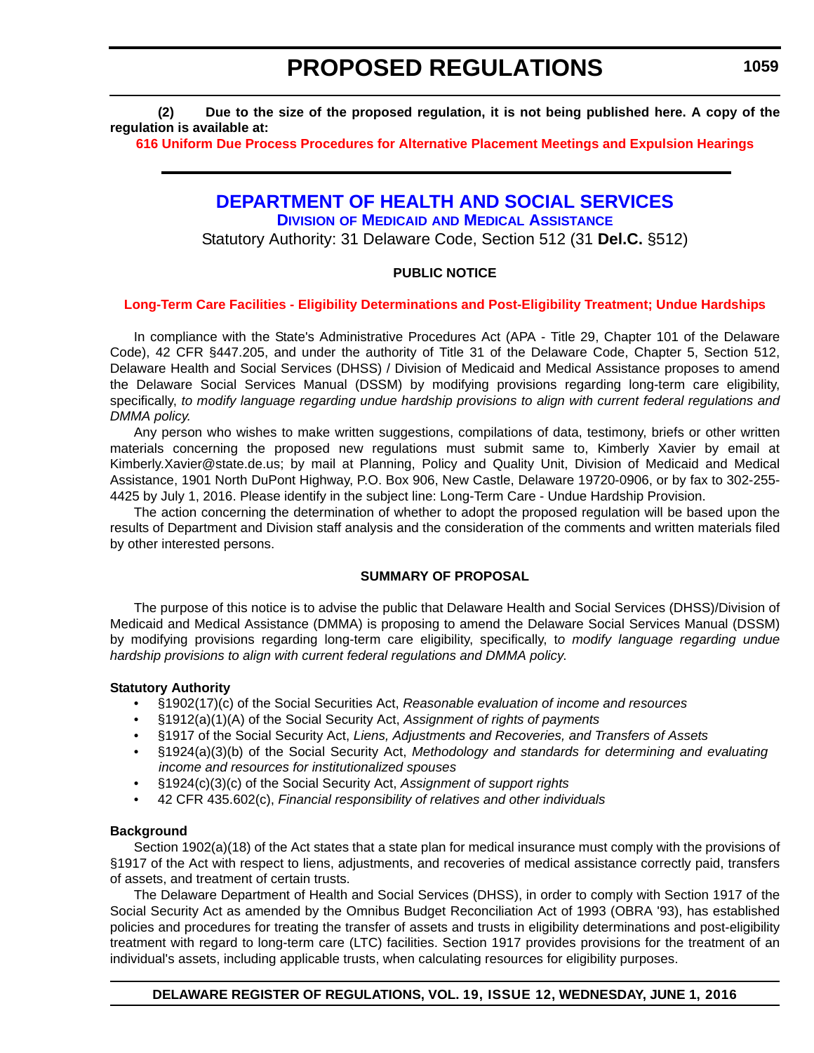**(2) Due to the size of the proposed regulation, it is not being published here. A copy of the regulation is available at:**

**616 Uniform Due Process Procedures for Alternative Placement Meetings and Expulsion Hearings**

---

# DEPARTMENT OF HEALTH AND SOCIAL SERVICES

## DIVISION OF MEDICAID AND MEDICAL ASSISTANCE

Statutory Authority: 31 Delaware Code, Section 512 (31 **Del.C.** §512)

### PUBLIC NOTICE

**Long-Term Care Facilities - Eligibility Determinations and Post-Eligibility Treatment; Undue Hardships**

In compliance with the State's Administrative Procedures Act (APA - Title 29, Chapter 101 of the Delaware Code), 42 CFR §447.205, and under the authority of Title 31 of the Delaware Code, Chapter 5, Section 512, Delaware Health and Social Services (DHSS) / Division of Medicaid and Medical Assistance proposes to amend the Delaware Social Services Manual (DSSM) by modifying provisions regarding long-term care eligibility, specifically, *to modify language regarding undue hardship provisions to align with current federal regulations and DMMA policy.*

Any person who wishes to make written suggestions, compilations of data, testimony, briefs or other written materials concerning the proposed new regulations must submit same to, Kimberly Xavier by email at Kimberly.Xavier@state.de.us; by mail at Planning, Policy and Quality Unit, Division of Medicaid and Medical Assistance, 1901 North DuPont Highway, P.O. Box 906, New Castle, Delaware 19720-0906, or by fax to 302-255-4425 by July 1, 2016. Please identify in the subject line: Long-Term Care - Undue Hardship Provision.

The action concerning the determination of whether to adopt the proposed regulation will be based upon the results of Department and Division staff analysis and the consideration of the comments and written materials filed by other interested persons.

### SUMMARY OF PROPOSAL

The purpose of this notice is to advise the public that Delaware Health and Social Services (DHSS)/Division of Medicaid and Medical Assistance (DMMA) is proposing to amend the Delaware Social Services Manual (DSSM) by modifying provisions regarding long-term care eligibility, specifically, t*o modify language regarding undue hardship provisions to align with current federal regulations and DMMA policy.*

**Statutory Authority**

- §1902(17)(c) of the Social Securities Act, *Reasonable evaluation of income and resources*
- §1912(a)(1)(A) of the Social Security Act, *Assignment of rights of payments*
- §1917 of the Social Security Act, *Liens, Adjustments and Recoveries, and Transfers of Assets*
- §1924(a)(3)(b) of the Social Security Act, *Methodology and standards for determining and evaluating income and resources for institutionalized spouses*
- §1924(c)(3)(c) of the Social Security Act, *Assignment of support rights*
- 42 CFR 435.602(c), *Financial responsibility of relatives and other individuals*

**Background**

Section 1902(a)(18) of the Act states that a state plan for medical insurance must comply with the provisions of §1917 of the Act with respect to liens, adjustments, and recoveries of medical assistance correctly paid, transfers of assets, and treatment of certain trusts.

The Delaware Department of Health and Social Services (DHSS), in order to comply with Section 1917 of the Social Security Act as amended by the Omnibus Budget Reconciliation Act of 1993 (OBRA '93), has established policies and procedures for treating the transfer of assets and trusts in eligibility determinations and post-eligibility treatment with regard to long-term care (LTC) facilities. Section 1917 provides provisions for the treatment of an individual's assets, including applicable trusts, when calculating resources for eligibility purposes.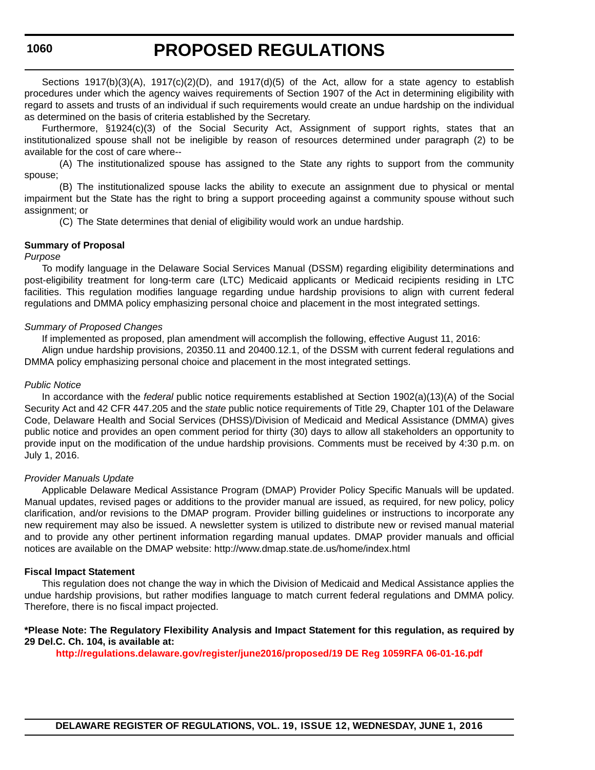Sections 1917(b)(3)(A), 1917(c)(2)(D), and 1917(d)(5) of the Act, allow for a state agency to establish procedures under which the agency waives requirements of Section 1907 of the Act in determining eligibility with regard to assets and trusts of an individual if such requirements would create an undue hardship on the individual as determined on the basis of criteria established by the Secretary.

Furthermore, §1924(c)(3) of the Social Security Act, Assignment of support rights, states that an institutionalized spouse shall not be ineligible by reason of resources determined under paragraph (2) to be available for the cost of care where--

(A) The institutionalized spouse has assigned to the State any rights to support from the community spouse;

(B) The institutionalized spouse lacks the ability to execute an assignment due to physical or mental impairment but the State has the right to bring a support proceeding against a community spouse without such assignment; or

(C) The State determines that denial of eligibility would work an undue hardship.

**Summary of Proposal**

*Purpose*

To modify language in the Delaware Social Services Manual (DSSM) regarding eligibility determinations and post-eligibility treatment for long-term care (LTC) Medicaid applicants or Medicaid recipients residing in LTC facilities. This regulation modifies language regarding undue hardship provisions to align with current federal regulations and DMMA policy emphasizing personal choice and placement in the most integrated settings.

*Summary of Proposed Changes*

If implemented as proposed, plan amendment will accomplish the following, effective August 11, 2016:

Align undue hardship provisions, 20350.11 and 20400.12.1, of the DSSM with current federal regulations and DMMA policy emphasizing personal choice and placement in the most integrated settings.

*Public Notice*

In accordance with the *federal* public notice requirements established at Section 1902(a)(13)(A) of the Social Security Act and 42 CFR 447.205 and the *state* public notice requirements of Title 29, Chapter 101 of the Delaware Code, Delaware Health and Social Services (DHSS)/Division of Medicaid and Medical Assistance (DMMA) gives public notice and provides an open comment period for thirty (30) days to allow all stakeholders an opportunity to provide input on the modification of the undue hardship provisions. Comments must be received by 4:30 p.m. on July 1, 2016.

*Provider Manuals Update*

Applicable Delaware Medical Assistance Program (DMAP) Provider Policy Specific Manuals will be updated. Manual updates, revised pages or additions to the provider manual are issued, as required, for new policy, policy clarification, and/or revisions to the DMAP program. Provider billing guidelines or instructions to incorporate any new requirement may also be issued. A newsletter system is utilized to distribute new or revised manual material and to provide any other pertinent information regarding manual updates. DMAP provider manuals and official notices are available on the DMAP website: http://www.dmap.state.de.us/home/index.html

**Fiscal Impact Statement**

This regulation does not change the way in which the Division of Medicaid and Medical Assistance applies the undue hardship provisions, but rather modifies language to match current federal regulations and DMMA policy. Therefore, there is no fiscal impact projected.

**\*Please Note: The Regulatory Flexibility Analysis and Impact Statement for this regulation, as required by 29 Del.C. Ch. 104, is available at:**

**http://regulations.delaware.gov/register/june2016/proposed/19 DE Reg 1059RFA 06-01-16.pdf**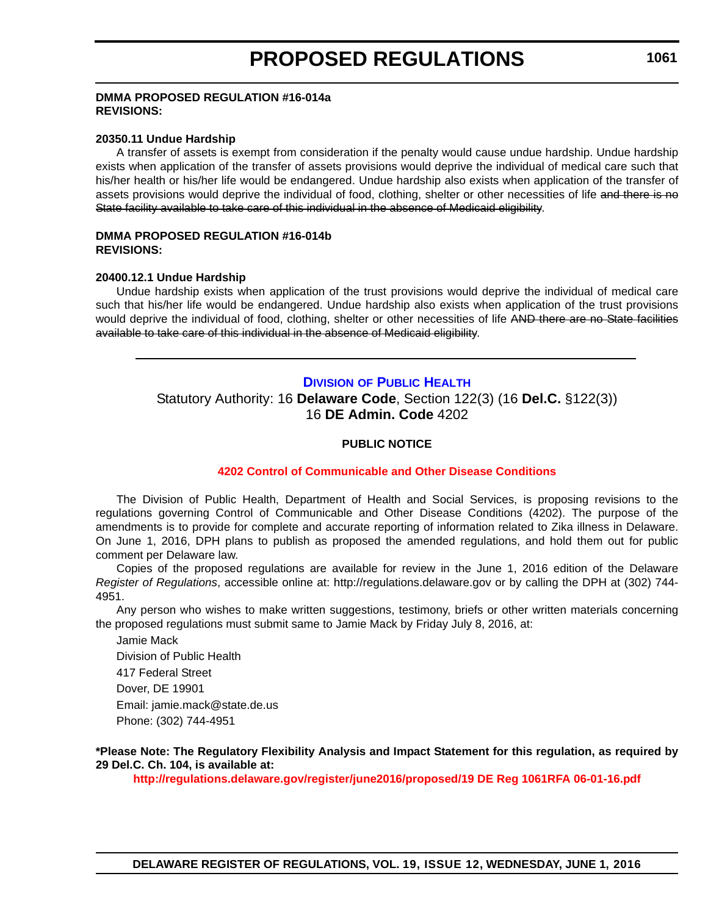**DMMA PROPOSED REGULATION #16-014a**
**REVISIONS:**

**20350.11 Undue Hardship**

A transfer of assets is exempt from consideration if the penalty would cause undue hardship. Undue hardship exists when application of the transfer of assets provisions would deprive the individual of medical care such that his/her health or his/her life would be endangered. Undue hardship also exists when application of the transfer of assets provisions would deprive the individual of food, clothing, shelter or other necessities of life ~~and there is no State facility available to take care of this individual in the absence of Medicaid eligibility~~.

**DMMA PROPOSED REGULATION #16-014b**
**REVISIONS:**

**20400.12.1 Undue Hardship**

Undue hardship exists when application of the trust provisions would deprive the individual of medical care such that his/her life would be endangered. Undue hardship also exists when application of the trust provisions would deprive the individual of food, clothing, shelter or other necessities of life ~~AND there are no State facilities available to take care of this individual in the absence of Medicaid eligibility~~.

---

## DIVISION OF PUBLIC HEALTH

Statutory Authority: 16 **Delaware Code**, Section 122(3) (16 **Del.C.** §122(3))
16 **DE Admin. Code** 4202

**PUBLIC NOTICE**

**4202 Control of Communicable and Other Disease Conditions**

The Division of Public Health, Department of Health and Social Services, is proposing revisions to the regulations governing Control of Communicable and Other Disease Conditions (4202). The purpose of the amendments is to provide for complete and accurate reporting of information related to Zika illness in Delaware. On June 1, 2016, DPH plans to publish as proposed the amended regulations, and hold them out for public comment per Delaware law.

Copies of the proposed regulations are available for review in the June 1, 2016 edition of the Delaware *Register of Regulations*, accessible online at: http://regulations.delaware.gov or by calling the DPH at (302) 744-4951.

Any person who wishes to make written suggestions, testimony, briefs or other written materials concerning the proposed regulations must submit same to Jamie Mack by Friday July 8, 2016, at:

Jamie Mack
Division of Public Health
417 Federal Street
Dover, DE 19901
Email: jamie.mack@state.de.us
Phone: (302) 744-4951

**\*Please Note: The Regulatory Flexibility Analysis and Impact Statement for this regulation, as required by 29 Del.C. Ch. 104, is available at:**

**http://regulations.delaware.gov/register/june2016/proposed/19 DE Reg 1061RFA 06-01-16.pdf**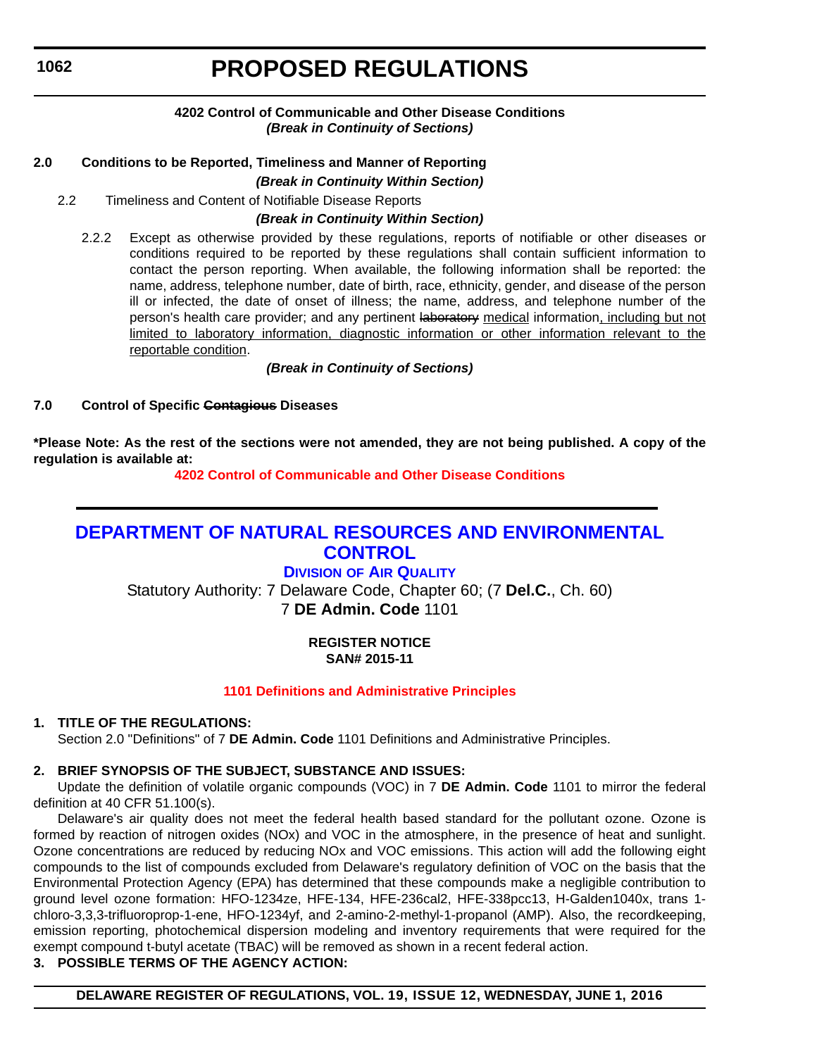**4202 Control of Communicable and Other Disease Conditions**
***(Break in Continuity of Sections)***

**2.0 Conditions to be Reported, Timeliness and Manner of Reporting**

***(Break in Continuity Within Section)***

2.2 Timeliness and Content of Notifiable Disease Reports

***(Break in Continuity Within Section)***

2.2.2 Except as otherwise provided by these regulations, reports of notifiable or other diseases or conditions required to be reported by these regulations shall contain sufficient information to contact the person reporting. When available, the following information shall be reported: the name, address, telephone number, date of birth, race, ethnicity, gender, and disease of the person ill or infected, the date of onset of illness; the name, address, and telephone number of the person's health care provider; and any pertinent ~~laboratory~~ medical information, including but not limited to laboratory information, diagnostic information or other information relevant to the reportable condition.

***(Break in Continuity of Sections)***

**7.0 Control of Specific ~~Contagious~~ Diseases**

**\*Please Note: As the rest of the sections were not amended, they are not being published. A copy of the regulation is available at:**

**4202 Control of Communicable and Other Disease Conditions**

---

# DEPARTMENT OF NATURAL RESOURCES AND ENVIRONMENTAL CONTROL

## DIVISION OF AIR QUALITY

Statutory Authority: 7 Delaware Code, Chapter 60; (7 **Del.C.**, Ch. 60)
7 **DE Admin. Code** 1101

**REGISTER NOTICE**
**SAN# 2015-11**

**1101 Definitions and Administrative Principles**

**1. TITLE OF THE REGULATIONS:**

Section 2.0 "Definitions" of 7 **DE Admin. Code** 1101 Definitions and Administrative Principles.

**2. BRIEF SYNOPSIS OF THE SUBJECT, SUBSTANCE AND ISSUES:**

Update the definition of volatile organic compounds (VOC) in 7 **DE Admin. Code** 1101 to mirror the federal definition at 40 CFR 51.100(s).

Delaware's air quality does not meet the federal health based standard for the pollutant ozone. Ozone is formed by reaction of nitrogen oxides (NOx) and VOC in the atmosphere, in the presence of heat and sunlight. Ozone concentrations are reduced by reducing NOx and VOC emissions. This action will add the following eight compounds to the list of compounds excluded from Delaware's regulatory definition of VOC on the basis that the Environmental Protection Agency (EPA) has determined that these compounds make a negligible contribution to ground level ozone formation: HFO-1234ze, HFE-134, HFE-236cal2, HFE-338pcc13, H-Galden1040x, trans 1-chloro-3,3,3-trifluoroprop-1-ene, HFO-1234yf, and 2-amino-2-methyl-1-propanol (AMP). Also, the recordkeeping, emission reporting, photochemical dispersion modeling and inventory requirements that were required for the exempt compound t-butyl acetate (TBAC) will be removed as shown in a recent federal action.

**3. POSSIBLE TERMS OF THE AGENCY ACTION:**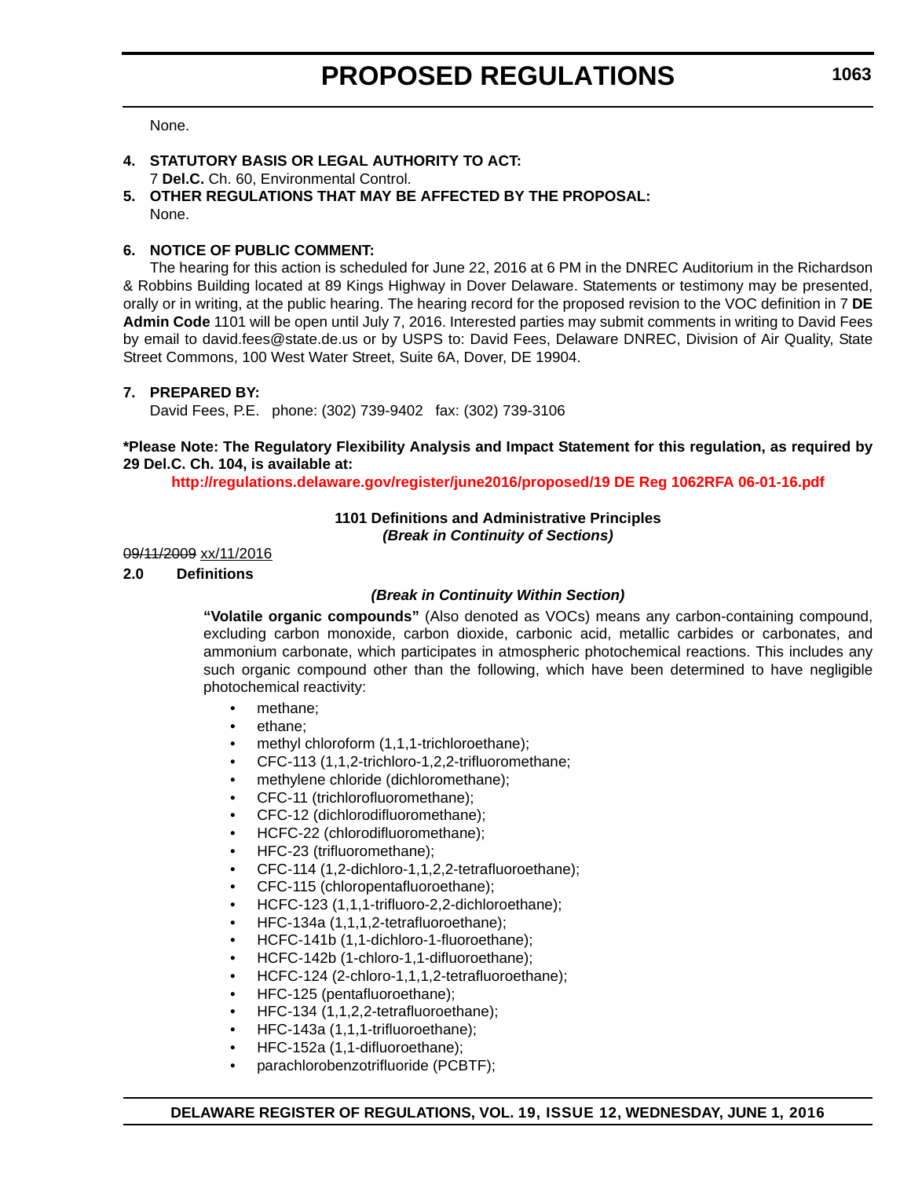None.

4. **STATUTORY BASIS OR LEGAL AUTHORITY TO ACT:**
   7 **Del.C.** Ch. 60, Environmental Control.
5. **OTHER REGULATIONS THAT MAY BE AFFECTED BY THE PROPOSAL:**
   None.

6. **NOTICE OF PUBLIC COMMENT:**
   The hearing for this action is scheduled for June 22, 2016 at 6 PM in the DNREC Auditorium in the Richardson & Robbins Building located at 89 Kings Highway in Dover Delaware. Statements or testimony may be presented, orally or in writing, at the public hearing. The hearing record for the proposed revision to the VOC definition in 7 **DE Admin Code** 1101 will be open until July 7, 2016. Interested parties may submit comments in writing to David Fees by email to david.fees@state.de.us or by USPS to: David Fees, Delaware DNREC, Division of Air Quality, State Street Commons, 100 West Water Street, Suite 6A, Dover, DE 19904.

7. **PREPARED BY:**
   David Fees, P.E. phone: (302) 739-9402 fax: (302) 739-3106

**\*Please Note: The Regulatory Flexibility Analysis and Impact Statement for this regulation, as required by 29 Del.C. Ch. 104, is available at:**

**http://regulations.delaware.gov/register/june2016/proposed/19 DE Reg 1062RFA 06-01-16.pdf**

**1101 Definitions and Administrative Principles**
***(Break in Continuity of Sections)***

~~09/11/2009~~ xx/11/2016

**2.0 Definitions**

***(Break in Continuity Within Section)***

**"Volatile organic compounds"** (Also denoted as VOCs) means any carbon-containing compound, excluding carbon monoxide, carbon dioxide, carbonic acid, metallic carbides or carbonates, and ammonium carbonate, which participates in atmospheric photochemical reactions. This includes any such organic compound other than the following, which have been determined to have negligible photochemical reactivity:

- methane;
- ethane;
- methyl chloroform (1,1,1-trichloroethane);
- CFC-113 (1,1,2-trichloro-1,2,2-trifluoromethane;
- methylene chloride (dichloromethane);
- CFC-11 (trichlorofluoromethane);
- CFC-12 (dichlorodifluoromethane);
- HCFC-22 (chlorodifluoromethane);
- HFC-23 (trifluoromethane);
- CFC-114 (1,2-dichloro-1,1,2,2-tetrafluoroethane);
- CFC-115 (chloropentafluoroethane);
- HCFC-123 (1,1,1-trifluoro-2,2-dichloroethane);
- HFC-134a (1,1,1,2-tetrafluoroethane);
- HCFC-141b (1,1-dichloro-1-fluoroethane);
- HCFC-142b (1-chloro-1,1-difluoroethane);
- HCFC-124 (2-chloro-1,1,1,2-tetrafluoroethane);
- HFC-125 (pentafluoroethane);
- HFC-134 (1,1,2,2-tetrafluoroethane);
- HFC-143a (1,1,1-trifluoroethane);
- HFC-152a (1,1-difluoroethane);
- parachlorobenzotrifluoride (PCBTF);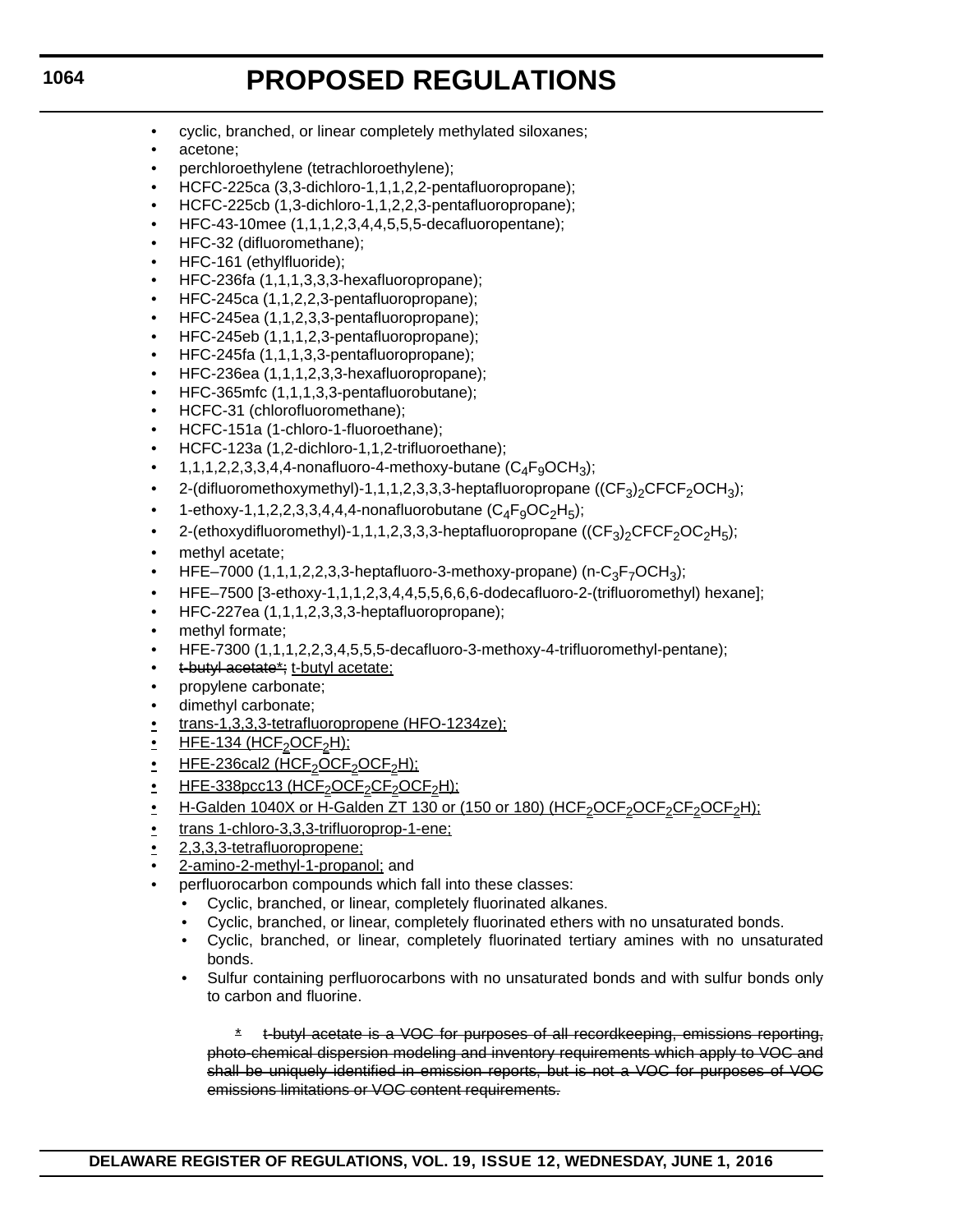- cyclic, branched, or linear completely methylated siloxanes;
- acetone;
- perchloroethylene (tetrachloroethylene);
- HCFC-225ca (3,3-dichloro-1,1,1,2,2-pentafluoropropane);
- HCFC-225cb (1,3-dichloro-1,1,2,2,3-pentafluoropropane);
- HFC-43-10mee (1,1,1,2,3,4,4,5,5,5-decafluoropentane);
- HFC-32 (difluoromethane);
- HFC-161 (ethylfluoride);
- HFC-236fa (1,1,1,3,3,3-hexafluoropropane);
- HFC-245ca (1,1,2,2,3-pentafluoropropane);
- HFC-245ea (1,1,2,3,3-pentafluoropropane);
- HFC-245eb (1,1,1,2,3-pentafluoropropane);
- HFC-245fa (1,1,1,3,3-pentafluoropropane);
- HFC-236ea (1,1,1,2,3,3-hexafluoropropane);
- HFC-365mfc (1,1,1,3,3-pentafluorobutane);
- HCFC-31 (chlorofluoromethane);
- HCFC-151a (1-chloro-1-fluoroethane);
- HCFC-123a (1,2-dichloro-1,1,2-trifluoroethane);
- 1,1,1,2,2,3,3,4,4-nonafluoro-4-methoxy-butane ($C_4F_9OCH_3$);
- 2-(difluoromethoxymethyl)-1,1,1,2,3,3,3-heptafluoropropane ($(CF_3)_2CFCF_2OCH_3$);
- 1-ethoxy-1,1,2,2,3,3,4,4,4-nonafluorobutane ($C_4F_9OC_2H_5$);
- 2-(ethoxydifluoromethyl)-1,1,1,2,3,3,3-heptafluoropropane ($(CF_3)_2CFCF_2OC_2H_5$);
- methyl acetate;
- HFE–7000 (1,1,1,2,2,3,3-heptafluoro-3-methoxy-propane) (n-$C_3F_7OCH_3$);
- HFE–7500 [3-ethoxy-1,1,1,2,3,4,4,5,5,6,6,6-dodecafluoro-2-(trifluoromethyl) hexane];
- HFC-227ea (1,1,1,2,3,3,3-heptafluoropropane);
- methyl formate;
- HFE-7300 (1,1,1,2,2,3,4,5,5,5-decafluoro-3-methoxy-4-trifluoromethyl-pentane);
- ~~t-butyl acetate*;~~ t-butyl acetate;
- propylene carbonate;
- dimethyl carbonate;
- trans-1,3,3,3-tetrafluoropropene (HFO-1234ze);
- HFE-134 ($HCF_2OCF_2H$);
- HFE-236cal2 ($HCF_2OCF_2OCF_2H$);
- HFE-338pcc13 ($HCF_2OCF_2CF_2OCF_2H$);
- H-Galden 1040X or H-Galden ZT 130 or (150 or 180) ($HCF_2OCF_2OCF_2CF_2OCF_2H$);
- trans 1-chloro-3,3,3-trifluoroprop-1-ene;
- 2,3,3,3-tetrafluoropropene;
- 2-amino-2-methyl-1-propanol; and
- perfluorocarbon compounds which fall into these classes:
  - Cyclic, branched, or linear, completely fluorinated alkanes.
  - Cyclic, branched, or linear, completely fluorinated ethers with no unsaturated bonds.
  - Cyclic, branched, or linear, completely fluorinated tertiary amines with no unsaturated bonds.
  - Sulfur containing perfluorocarbons with no unsaturated bonds and with sulfur bonds only to carbon and fluorine.

~~* t-butyl acetate is a VOC for purposes of all recordkeeping, emissions reporting, photo-chemical dispersion modeling and inventory requirements which apply to VOC and shall be uniquely identified in emission reports, but is not a VOC for purposes of VOC emissions limitations or VOC content requirements.~~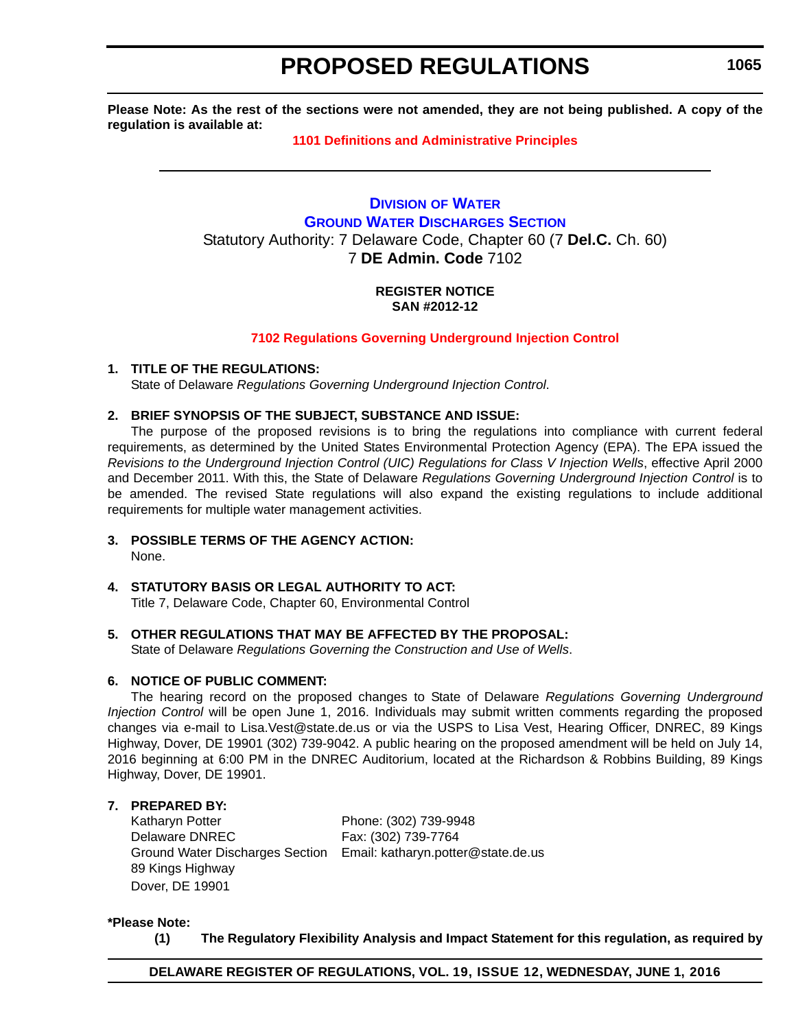**Please Note: As the rest of the sections were not amended, they are not being published. A copy of the regulation is available at:**

**1101 Definitions and Administrative Principles**

---

## Division of Water
## Ground Water Discharges Section

Statutory Authority: 7 Delaware Code, Chapter 60 (7 **Del.C.** Ch. 60)
7 **DE Admin. Code** 7102

**REGISTER NOTICE**
**SAN #2012-12**

### 7102 Regulations Governing Underground Injection Control

**1. TITLE OF THE REGULATIONS:**

State of Delaware *Regulations Governing Underground Injection Control*.

**2. BRIEF SYNOPSIS OF THE SUBJECT, SUBSTANCE AND ISSUE:**

The purpose of the proposed revisions is to bring the regulations into compliance with current federal requirements, as determined by the United States Environmental Protection Agency (EPA). The EPA issued the *Revisions to the Underground Injection Control (UIC) Regulations for Class V Injection Wells*, effective April 2000 and December 2011. With this, the State of Delaware *Regulations Governing Underground Injection Control* is to be amended. The revised State regulations will also expand the existing regulations to include additional requirements for multiple water management activities.

**3. POSSIBLE TERMS OF THE AGENCY ACTION:**

None.

**4. STATUTORY BASIS OR LEGAL AUTHORITY TO ACT:**

Title 7, Delaware Code, Chapter 60, Environmental Control

**5. OTHER REGULATIONS THAT MAY BE AFFECTED BY THE PROPOSAL:**

State of Delaware *Regulations Governing the Construction and Use of Wells*.

**6. NOTICE OF PUBLIC COMMENT:**

The hearing record on the proposed changes to State of Delaware *Regulations Governing Underground Injection Control* will be open June 1, 2016. Individuals may submit written comments regarding the proposed changes via e-mail to Lisa.Vest@state.de.us or via the USPS to Lisa Vest, Hearing Officer, DNREC, 89 Kings Highway, Dover, DE 19901 (302) 739-9042. A public hearing on the proposed amendment will be held on July 14, 2016 beginning at 6:00 PM in the DNREC Auditorium, located at the Richardson & Robbins Building, 89 Kings Highway, Dover, DE 19901.

**7. PREPARED BY:**

| | |
|---|---|
| Katharyn Potter | Phone: (302) 739-9948 |
| Delaware DNREC | Fax: (302) 739-7764 |
| Ground Water Discharges Section | Email: katharyn.potter@state.de.us |
| 89 Kings Highway | |
| Dover, DE 19901 | |

**\*Please Note:**

**(1) The Regulatory Flexibility Analysis and Impact Statement for this regulation, as required by**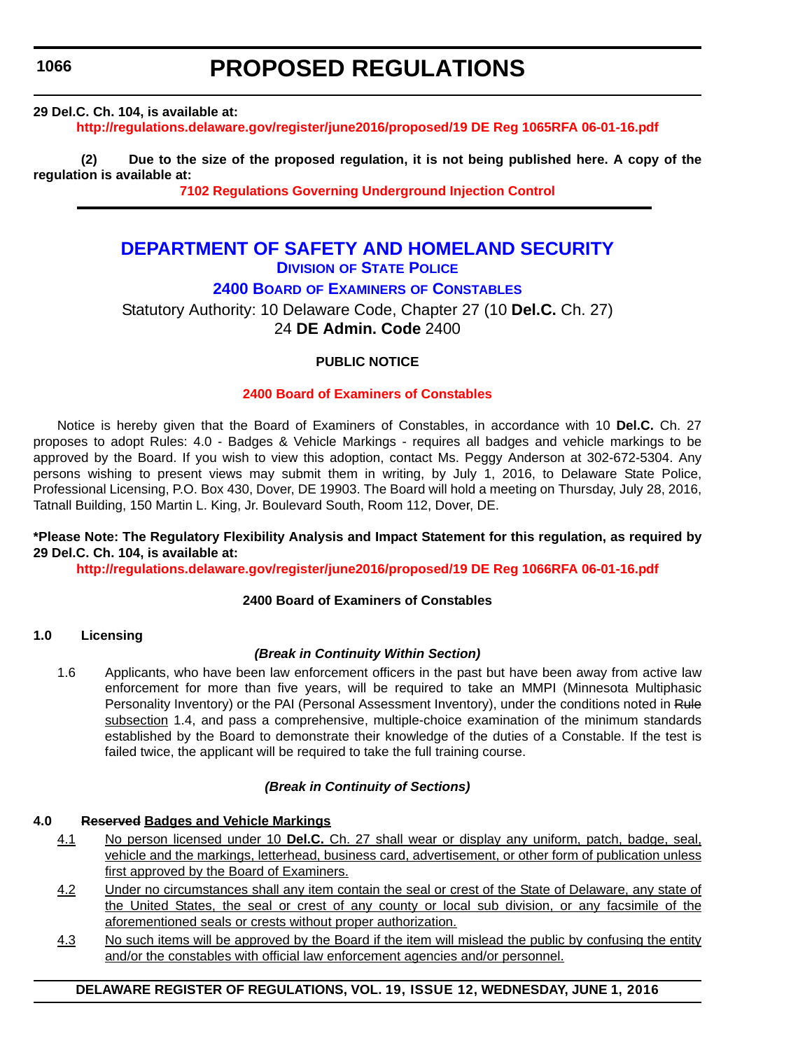**29 Del.C. Ch. 104, is available at:**

**http://regulations.delaware.gov/register/june2016/proposed/19 DE Reg 1065RFA 06-01-16.pdf**

**(2) Due to the size of the proposed regulation, it is not being published here. A copy of the regulation is available at:**

**7102 Regulations Governing Underground Injection Control**

---

# DEPARTMENT OF SAFETY AND HOMELAND SECURITY

## DIVISION OF STATE POLICE

## 2400 BOARD OF EXAMINERS OF CONSTABLES

Statutory Authority: 10 Delaware Code, Chapter 27 (10 **Del.C.** Ch. 27)
24 **DE Admin. Code** 2400

**PUBLIC NOTICE**

**2400 Board of Examiners of Constables**

Notice is hereby given that the Board of Examiners of Constables, in accordance with 10 **Del.C.** Ch. 27 proposes to adopt Rules: 4.0 - Badges & Vehicle Markings - requires all badges and vehicle markings to be approved by the Board. If you wish to view this adoption, contact Ms. Peggy Anderson at 302-672-5304. Any persons wishing to present views may submit them in writing, by July 1, 2016, to Delaware State Police, Professional Licensing, P.O. Box 430, Dover, DE 19903. The Board will hold a meeting on Thursday, July 28, 2016, Tatnall Building, 150 Martin L. King, Jr. Boulevard South, Room 112, Dover, DE.

**\*Please Note: The Regulatory Flexibility Analysis and Impact Statement for this regulation, as required by 29 Del.C. Ch. 104, is available at:**

**http://regulations.delaware.gov/register/june2016/proposed/19 DE Reg 1066RFA 06-01-16.pdf**

**2400 Board of Examiners of Constables**

**1.0 Licensing**

***(Break in Continuity Within Section)***

1.6 Applicants, who have been law enforcement officers in the past but have been away from active law enforcement for more than five years, will be required to take an MMPI (Minnesota Multiphasic Personality Inventory) or the PAI (Personal Assessment Inventory), under the conditions noted in ~~Rule~~ subsection 1.4, and pass a comprehensive, multiple-choice examination of the minimum standards established by the Board to demonstrate their knowledge of the duties of a Constable. If the test is failed twice, the applicant will be required to take the full training course.

***(Break in Continuity of Sections)***

**4.0 ~~Reserved~~ Badges and Vehicle Markings**

4.1 No person licensed under 10 **Del.C.** Ch. 27 shall wear or display any uniform, patch, badge, seal, vehicle and the markings, letterhead, business card, advertisement, or other form of publication unless first approved by the Board of Examiners.

4.2 Under no circumstances shall any item contain the seal or crest of the State of Delaware, any state of the United States, the seal or crest of any county or local sub division, or any facsimile of the aforementioned seals or crests without proper authorization.

4.3 No such items will be approved by the Board if the item will mislead the public by confusing the entity and/or the constables with official law enforcement agencies and/or personnel.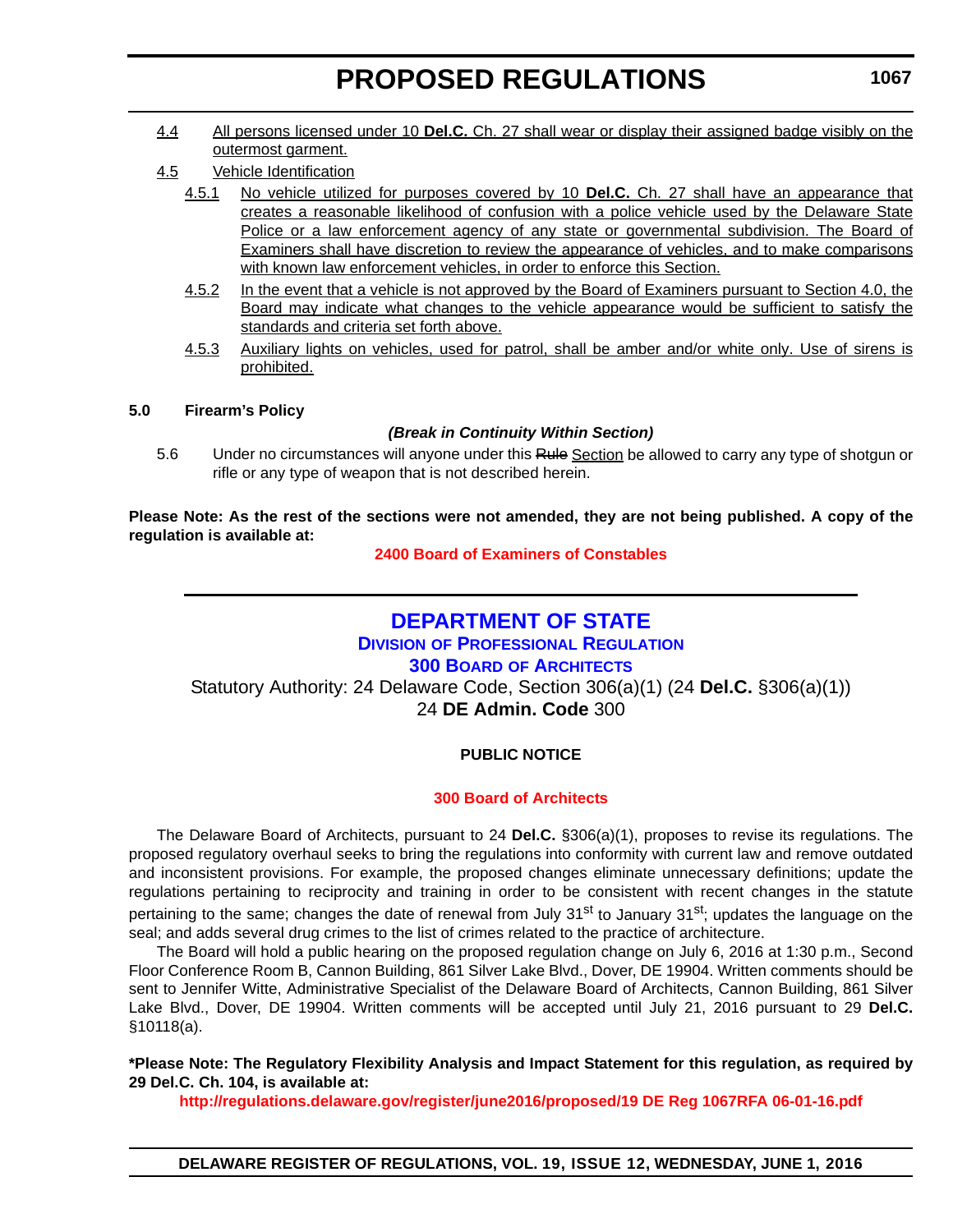4.4 All persons licensed under 10 **Del.C.** Ch. 27 shall wear or display their assigned badge visibly on the outermost garment.

4.5 Vehicle Identification

4.5.1 No vehicle utilized for purposes covered by 10 **Del.C.** Ch. 27 shall have an appearance that creates a reasonable likelihood of confusion with a police vehicle used by the Delaware State Police or a law enforcement agency of any state or governmental subdivision. The Board of Examiners shall have discretion to review the appearance of vehicles, and to make comparisons with known law enforcement vehicles, in order to enforce this Section.

4.5.2 In the event that a vehicle is not approved by the Board of Examiners pursuant to Section 4.0, the Board may indicate what changes to the vehicle appearance would be sufficient to satisfy the standards and criteria set forth above.

4.5.3 Auxiliary lights on vehicles, used for patrol, shall be amber and/or white only. Use of sirens is prohibited.

**5.0 Firearm's Policy**

***(Break in Continuity Within Section)***

5.6 Under no circumstances will anyone under this ~~Rule~~ Section be allowed to carry any type of shotgun or rifle or any type of weapon that is not described herein.

**Please Note: As the rest of the sections were not amended, they are not being published. A copy of the regulation is available at:**

**2400 Board of Examiners of Constables**

---

# DEPARTMENT OF STATE

## DIVISION OF PROFESSIONAL REGULATION

## 300 BOARD OF ARCHITECTS

Statutory Authority: 24 Delaware Code, Section 306(a)(1) (24 **Del.C.** §306(a)(1))
24 **DE Admin. Code** 300

**PUBLIC NOTICE**

**300 Board of Architects**

The Delaware Board of Architects, pursuant to 24 **Del.C.** §306(a)(1), proposes to revise its regulations. The proposed regulatory overhaul seeks to bring the regulations into conformity with current law and remove outdated and inconsistent provisions. For example, the proposed changes eliminate unnecessary definitions; update the regulations pertaining to reciprocity and training in order to be consistent with recent changes in the statute pertaining to the same; changes the date of renewal from July 31st to January 31st; updates the language on the seal; and adds several drug crimes to the list of crimes related to the practice of architecture.

The Board will hold a public hearing on the proposed regulation change on July 6, 2016 at 1:30 p.m., Second Floor Conference Room B, Cannon Building, 861 Silver Lake Blvd., Dover, DE 19904. Written comments should be sent to Jennifer Witte, Administrative Specialist of the Delaware Board of Architects, Cannon Building, 861 Silver Lake Blvd., Dover, DE 19904. Written comments will be accepted until July 21, 2016 pursuant to 29 **Del.C.** §10118(a).

**\*Please Note: The Regulatory Flexibility Analysis and Impact Statement for this regulation, as required by 29 Del.C. Ch. 104, is available at:**

**http://regulations.delaware.gov/register/june2016/proposed/19 DE Reg 1067RFA 06-01-16.pdf**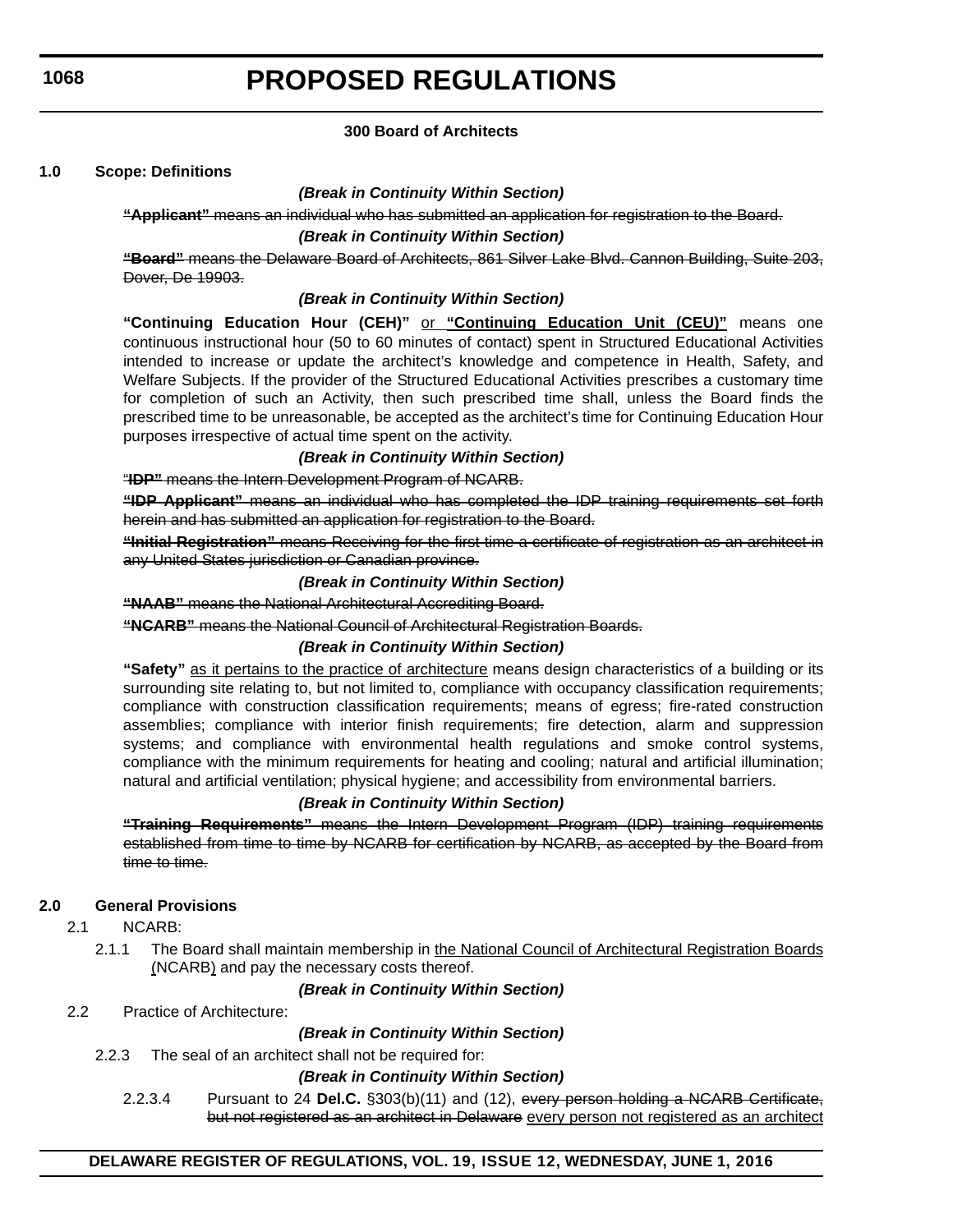# PROPOSED REGULATIONS

**300 Board of Architects**

**1.0 Scope: Definitions**

***(Break in Continuity Within Section)***

~~**"Applicant"** means an individual who has submitted an application for registration to the Board.~~

***(Break in Continuity Within Section)***

~~**"Board"** means the Delaware Board of Architects, 861 Silver Lake Blvd. Cannon Building, Suite 203, Dover, De 19903.~~

***(Break in Continuity Within Section)***

**"Continuing Education Hour (CEH)"** <u>or **"Continuing Education Unit (CEU)"**</u> means one continuous instructional hour (50 to 60 minutes of contact) spent in Structured Educational Activities intended to increase or update the architect's knowledge and competence in Health, Safety, and Welfare Subjects. If the provider of the Structured Educational Activities prescribes a customary time for completion of such an Activity, then such prescribed time shall, unless the Board finds the prescribed time to be unreasonable, be accepted as the architect's time for Continuing Education Hour purposes irrespective of actual time spent on the activity.

***(Break in Continuity Within Section)***

~~**"IDP"** means the Intern Development Program of NCARB.~~

~~**"IDP Applicant"** means an individual who has completed the IDP training requirements set forth herein and has submitted an application for registration to the Board.~~

~~**"Initial Registration"** means Receiving for the first time a certificate of registration as an architect in any United States jurisdiction or Canadian province.~~

***(Break in Continuity Within Section)***

~~**"NAAB"** means the National Architectural Accrediting Board.~~

~~**"NCARB"** means the National Council of Architectural Registration Boards.~~

***(Break in Continuity Within Section)***

**"Safety"** <u>as it pertains to the practice of architecture</u> means design characteristics of a building or its surrounding site relating to, but not limited to, compliance with occupancy classification requirements; compliance with construction classification requirements; means of egress; fire-rated construction assemblies; compliance with interior finish requirements; fire detection, alarm and suppression systems; and compliance with environmental health regulations and smoke control systems, compliance with the minimum requirements for heating and cooling; natural and artificial illumination; natural and artificial ventilation; physical hygiene; and accessibility from environmental barriers.

***(Break in Continuity Within Section)***

~~**"Training Requirements"** means the Intern Development Program (IDP) training requirements established from time to time by NCARB for certification by NCARB, as accepted by the Board from time to time.~~

**2.0 General Provisions**

2.1 NCARB:

2.1.1 The Board shall maintain membership in <u>the National Council of Architectural Registration Boards (</u>NCARB<u>)</u> and pay the necessary costs thereof.

***(Break in Continuity Within Section)***

2.2 Practice of Architecture:

***(Break in Continuity Within Section)***

2.2.3 The seal of an architect shall not be required for:

***(Break in Continuity Within Section)***

2.2.3.4 Pursuant to 24 **Del.C.** §303(b)(11) and (12), ~~every person holding a NCARB Certificate, but not registered as an architect in Delaware~~ <u>every person not registered as an architect</u>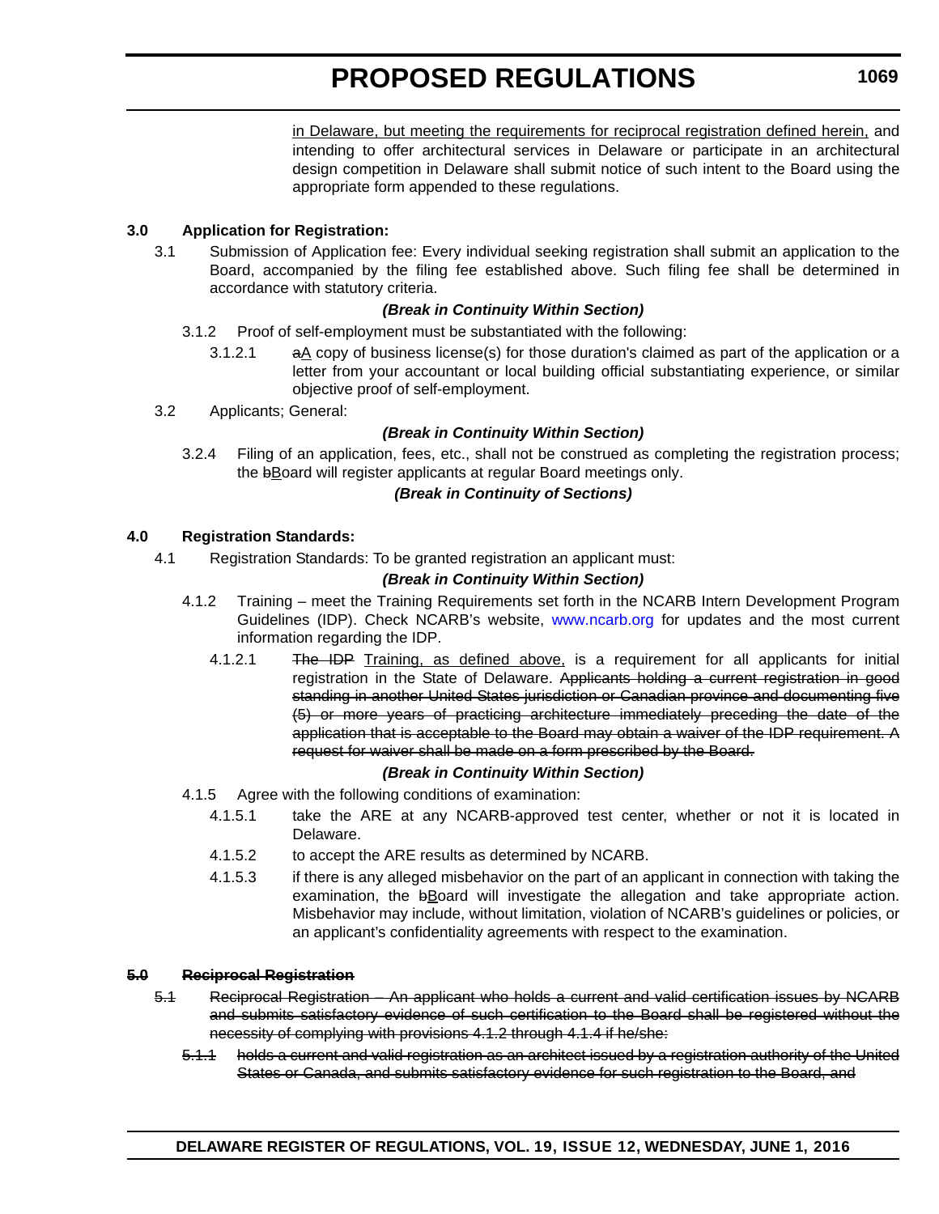in Delaware, but meeting the requirements for reciprocal registration defined herein, and intending to offer architectural services in Delaware or participate in an architectural design competition in Delaware shall submit notice of such intent to the Board using the appropriate form appended to these regulations.

**3.0 Application for Registration:**

3.1 Submission of Application fee: Every individual seeking registration shall submit an application to the Board, accompanied by the filing fee established above. Such filing fee shall be determined in accordance with statutory criteria.

***(Break in Continuity Within Section)***

3.1.2 Proof of self-employment must be substantiated with the following:

3.1.2.1 ~~a~~A copy of business license(s) for those duration's claimed as part of the application or a letter from your accountant or local building official substantiating experience, or similar objective proof of self-employment.

3.2 Applicants; General:

***(Break in Continuity Within Section)***

3.2.4 Filing of an application, fees, etc., shall not be construed as completing the registration process; the ~~b~~Board will register applicants at regular Board meetings only.

***(Break in Continuity of Sections)***

**4.0 Registration Standards:**

4.1 Registration Standards: To be granted registration an applicant must:

***(Break in Continuity Within Section)***

4.1.2 Training – meet the Training Requirements set forth in the NCARB Intern Development Program Guidelines (IDP). Check NCARB's website, www.ncarb.org for updates and the most current information regarding the IDP.

4.1.2.1 ~~The IDP~~ Training, as defined above, is a requirement for all applicants for initial registration in the State of Delaware. ~~Applicants holding a current registration in good standing in another United States jurisdiction or Canadian province and documenting five (5) or more years of practicing architecture immediately preceding the date of the application that is acceptable to the Board may obtain a waiver of the IDP requirement. A request for waiver shall be made on a form prescribed by the Board.~~

***(Break in Continuity Within Section)***

4.1.5 Agree with the following conditions of examination:

4.1.5.1 take the ARE at any NCARB-approved test center, whether or not it is located in Delaware.

4.1.5.2 to accept the ARE results as determined by NCARB.

4.1.5.3 if there is any alleged misbehavior on the part of an applicant in connection with taking the examination, the ~~b~~Board will investigate the allegation and take appropriate action. Misbehavior may include, without limitation, violation of NCARB's guidelines or policies, or an applicant's confidentiality agreements with respect to the examination.

~~**5.0 Reciprocal Registration**~~

~~5.1 Reciprocal Registration – An applicant who holds a current and valid certification issues by NCARB and submits satisfactory evidence of such certification to the Board shall be registered without the necessity of complying with provisions 4.1.2 through 4.1.4 if he/she:~~

~~5.1.1 holds a current and valid registration as an architect issued by a registration authority of the United States or Canada, and submits satisfactory evidence for such registration to the Board, and~~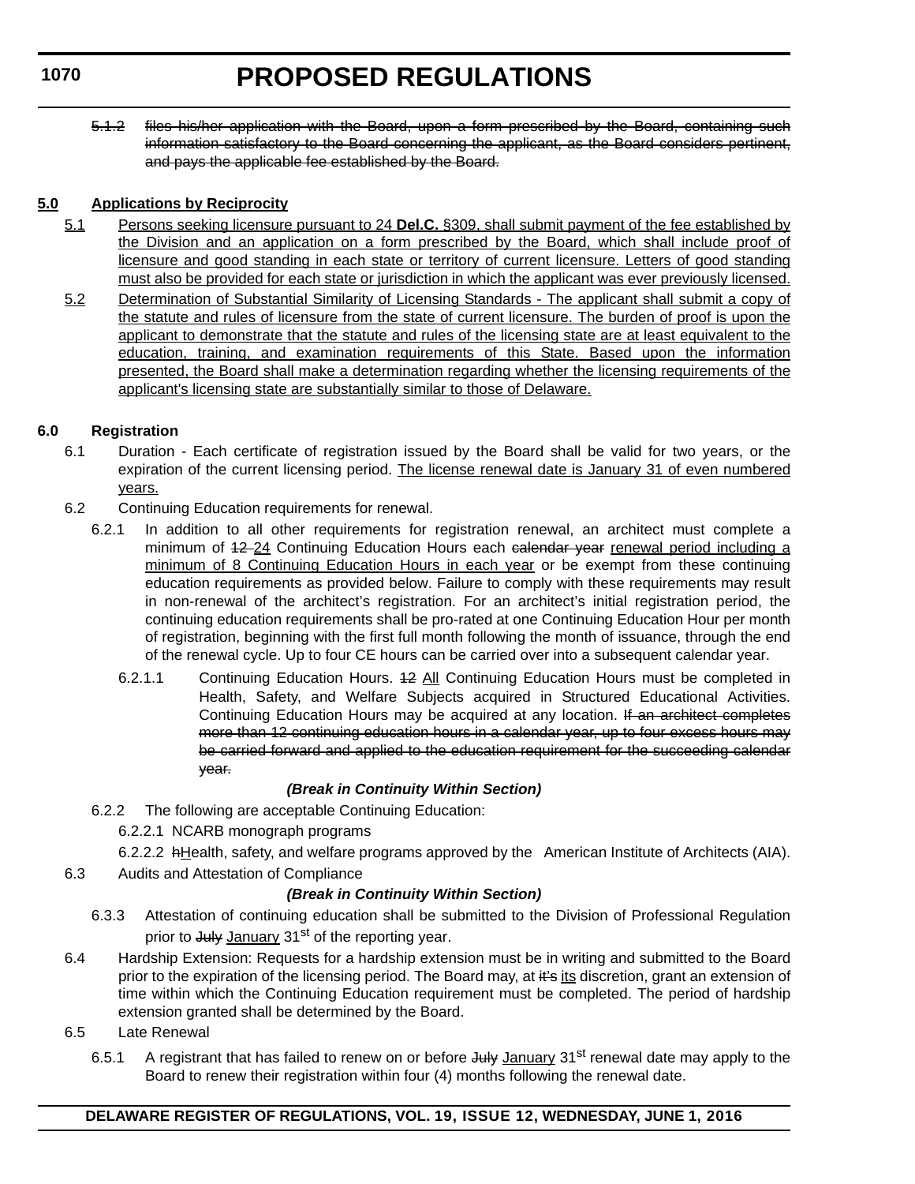~~5.1.2 files his/her application with the Board, upon a form prescribed by the Board, containing such information satisfactory to the Board concerning the applicant, as the Board considers pertinent, and pays the applicable fee established by the Board.~~

**<u>5.0 Applications by Reciprocity</u>**

<u>5.1 Persons seeking licensure pursuant to 24 **Del.C.** §309, shall submit payment of the fee established by the Division and an application on a form prescribed by the Board, which shall include proof of licensure and good standing in each state or territory of current licensure. Letters of good standing must also be provided for each state or jurisdiction in which the applicant was ever previously licensed.</u>

<u>5.2 Determination of Substantial Similarity of Licensing Standards - The applicant shall submit a copy of the statute and rules of licensure from the state of current licensure. The burden of proof is upon the applicant to demonstrate that the statute and rules of the licensing state are at least equivalent to the education, training, and examination requirements of this State. Based upon the information presented, the Board shall make a determination regarding whether the licensing requirements of the applicant's licensing state are substantially similar to those of Delaware.</u>

**6.0 Registration**

6.1 Duration - Each certificate of registration issued by the Board shall be valid for two years, or the expiration of the current licensing period. <u>The license renewal date is January 31 of even numbered years.</u>

6.2 Continuing Education requirements for renewal.

6.2.1 In addition to all other requirements for registration renewal, an architect must complete a minimum of ~~12~~ <u>24</u> Continuing Education Hours each ~~calendar year~~ <u>renewal period including a minimum of 8 Continuing Education Hours in each year</u> or be exempt from these continuing education requirements as provided below. Failure to comply with these requirements may result in non-renewal of the architect's registration. For an architect's initial registration period, the continuing education requirements shall be pro-rated at one Continuing Education Hour per month of registration, beginning with the first full month following the month of issuance, through the end of the renewal cycle. Up to four CE hours can be carried over into a subsequent calendar year.

6.2.1.1 Continuing Education Hours. ~~12~~ <u>All</u> Continuing Education Hours must be completed in Health, Safety, and Welfare Subjects acquired in Structured Educational Activities. Continuing Education Hours may be acquired at any location. ~~If an architect completes more than 12 continuing education hours in a calendar year, up to four excess hours may be carried forward and applied to the education requirement for the succeeding calendar year.~~

***(Break in Continuity Within Section)***

6.2.2 The following are acceptable Continuing Education:

6.2.2.1 NCARB monograph programs

6.2.2.2 ~~h~~<u>H</u>ealth, safety, and welfare programs approved by the American Institute of Architects (AIA).

6.3 Audits and Attestation of Compliance

***(Break in Continuity Within Section)***

6.3.3 Attestation of continuing education shall be submitted to the Division of Professional Regulation prior to ~~July~~ <u>January</u> 31st of the reporting year.

6.4 Hardship Extension: Requests for a hardship extension must be in writing and submitted to the Board prior to the expiration of the licensing period. The Board may, at ~~it's~~ <u>its</u> discretion, grant an extension of time within which the Continuing Education requirement must be completed. The period of hardship extension granted shall be determined by the Board.

6.5 Late Renewal

6.5.1 A registrant that has failed to renew on or before ~~July~~ <u>January</u> 31st renewal date may apply to the Board to renew their registration within four (4) months following the renewal date.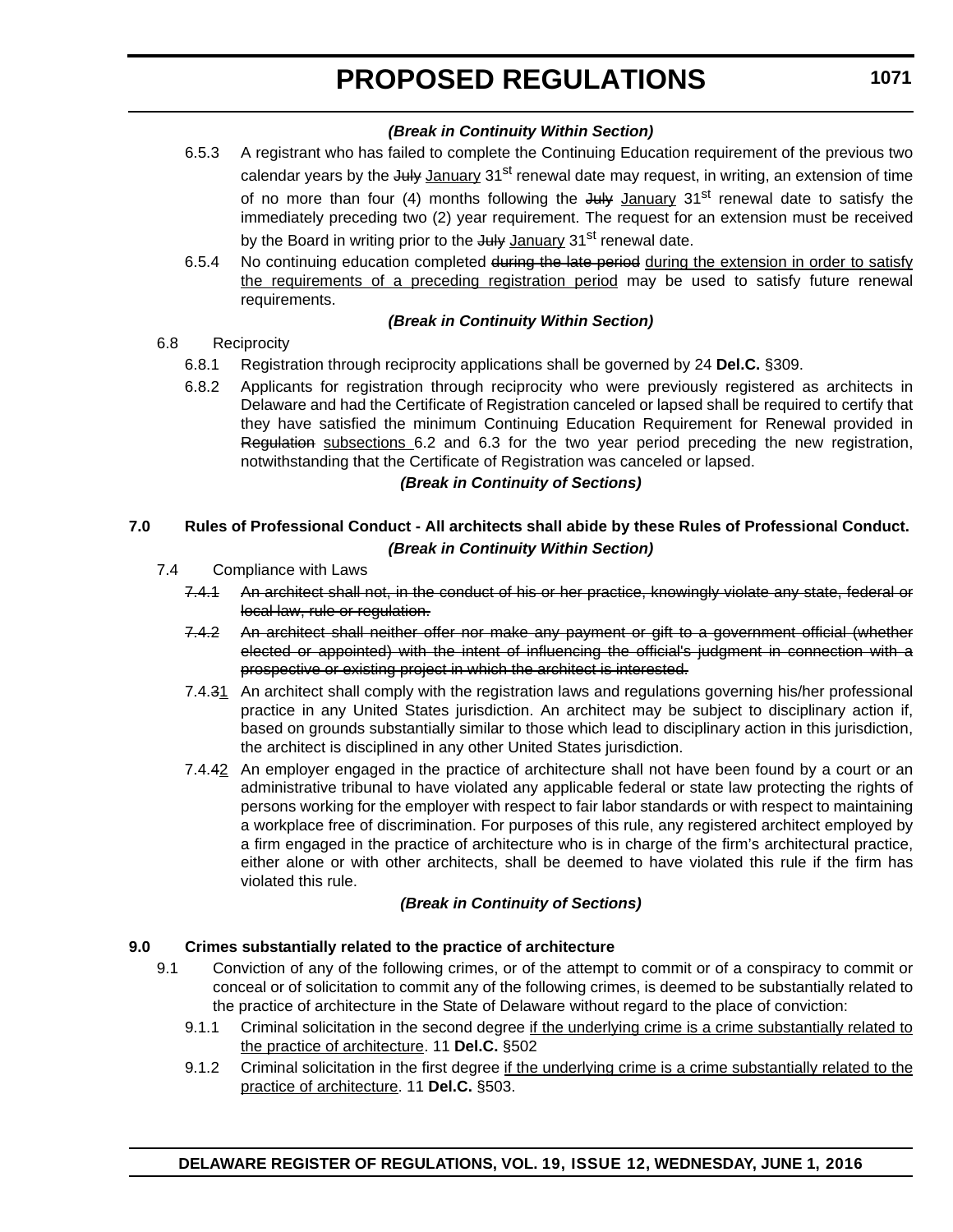***(Break in Continuity Within Section)***

6.5.3 A registrant who has failed to complete the Continuing Education requirement of the previous two calendar years by the ~~July~~ <u>January</u> 31st renewal date may request, in writing, an extension of time of no more than four (4) months following the ~~July~~ <u>January</u> 31st renewal date to satisfy the immediately preceding two (2) year requirement. The request for an extension must be received by the Board in writing prior to the ~~July~~ <u>January</u> 31st renewal date.

6.5.4 No continuing education completed ~~during the late period~~ <u>during the extension in order to satisfy the requirements of a preceding registration period</u> may be used to satisfy future renewal requirements.

***(Break in Continuity Within Section)***

6.8 Reciprocity

6.8.1 Registration through reciprocity applications shall be governed by 24 **Del.C.** §309.

6.8.2 Applicants for registration through reciprocity who were previously registered as architects in Delaware and had the Certificate of Registration canceled or lapsed shall be required to certify that they have satisfied the minimum Continuing Education Requirement for Renewal provided in ~~Regulation~~ <u>subsections</u> 6.2 and 6.3 for the two year period preceding the new registration, notwithstanding that the Certificate of Registration was canceled or lapsed.

***(Break in Continuity of Sections)***

**7.0 Rules of Professional Conduct - All architects shall abide by these Rules of Professional Conduct.**

***(Break in Continuity Within Section)***

7.4 Compliance with Laws

~~7.4.1 An architect shall not, in the conduct of his or her practice, knowingly violate any state, federal or local law, rule or regulation.~~

~~7.4.2 An architect shall neither offer nor make any payment or gift to a government official (whether elected or appointed) with the intent of influencing the official's judgment in connection with a prospective or existing project in which the architect is interested.~~

7.4.~~3~~<u>1</u> An architect shall comply with the registration laws and regulations governing his/her professional practice in any United States jurisdiction. An architect may be subject to disciplinary action if, based on grounds substantially similar to those which lead to disciplinary action in this jurisdiction, the architect is disciplined in any other United States jurisdiction.

7.4.~~4~~<u>2</u> An employer engaged in the practice of architecture shall not have been found by a court or an administrative tribunal to have violated any applicable federal or state law protecting the rights of persons working for the employer with respect to fair labor standards or with respect to maintaining a workplace free of discrimination. For purposes of this rule, any registered architect employed by a firm engaged in the practice of architecture who is in charge of the firm's architectural practice, either alone or with other architects, shall be deemed to have violated this rule if the firm has violated this rule.

***(Break in Continuity of Sections)***

**9.0 Crimes substantially related to the practice of architecture**

9.1 Conviction of any of the following crimes, or of the attempt to commit or of a conspiracy to commit or conceal or of solicitation to commit any of the following crimes, is deemed to be substantially related to the practice of architecture in the State of Delaware without regard to the place of conviction:

9.1.1 Criminal solicitation in the second degree <u>if the underlying crime is a crime substantially related to the practice of architecture</u>. 11 **Del.C.** §502

9.1.2 Criminal solicitation in the first degree <u>if the underlying crime is a crime substantially related to the practice of architecture</u>. 11 **Del.C.** §503.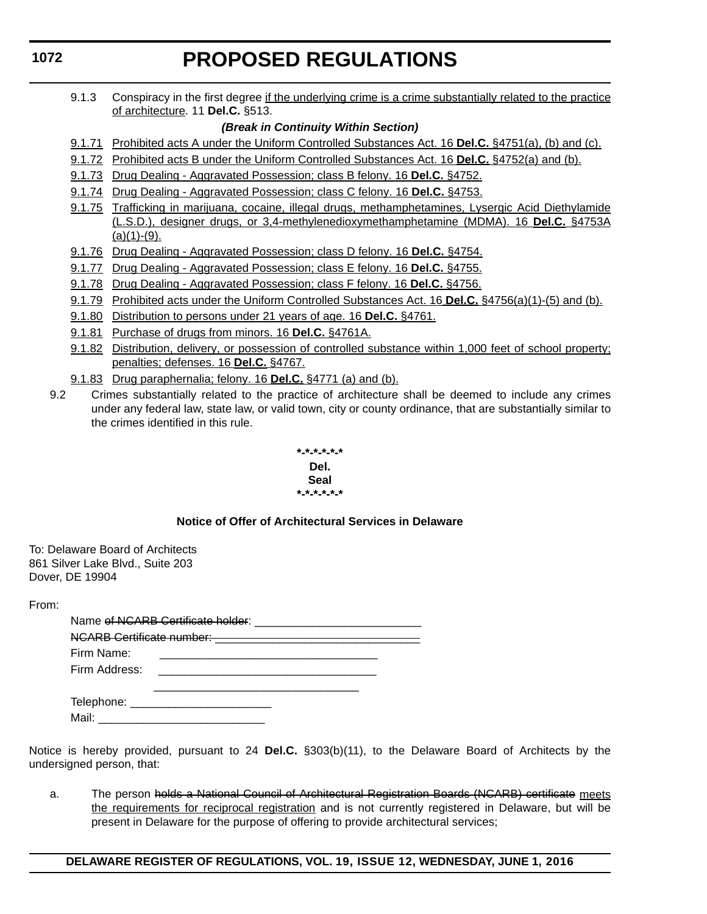9.1.3 Conspiracy in the first degree if the underlying crime is a crime substantially related to the practice of architecture. 11 **Del.C.** §513.

***(Break in Continuity Within Section)***

9.1.71 Prohibited acts A under the Uniform Controlled Substances Act. 16 **Del.C.** §4751(a), (b) and (c).

9.1.72 Prohibited acts B under the Uniform Controlled Substances Act. 16 **Del.C.** §4752(a) and (b).

9.1.73 Drug Dealing - Aggravated Possession; class B felony. 16 **Del.C.** §4752.

9.1.74 Drug Dealing - Aggravated Possession; class C felony. 16 **Del.C.** §4753.

9.1.75 Trafficking in marijuana, cocaine, illegal drugs, methamphetamines, Lysergic Acid Diethylamide (L.S.D.), designer drugs, or 3,4-methylenedioxymethamphetamine (MDMA). 16 **Del.C.** §4753A (a)(1)-(9).

9.1.76 Drug Dealing - Aggravated Possession; class D felony. 16 **Del.C.** §4754.

9.1.77 Drug Dealing - Aggravated Possession; class E felony. 16 **Del.C.** §4755.

9.1.78 Drug Dealing - Aggravated Possession; class F felony. 16 **Del.C.** §4756.

9.1.79 Prohibited acts under the Uniform Controlled Substances Act. 16 **Del.C.** §4756(a)(1)-(5) and (b).

9.1.80 Distribution to persons under 21 years of age. 16 **Del.C.** §4761.

9.1.81 Purchase of drugs from minors. 16 **Del.C.** §4761A.

9.1.82 Distribution, delivery, or possession of controlled substance within 1,000 feet of school property; penalties; defenses. 16 **Del.C.** §4767.

9.1.83 Drug paraphernalia; felony. 16 **Del.C.** §4771 (a) and (b).

9.2 Crimes substantially related to the practice of architecture shall be deemed to include any crimes under any federal law, state law, or valid town, city or county ordinance, that are substantially similar to the crimes identified in this rule.

**\*-\*-\*-\*-\*-\***
**Del.**
**Seal**
**\*-\*-\*-\*-\*-\***

**Notice of Offer of Architectural Services in Delaware**

To: Delaware Board of Architects
861 Silver Lake Blvd., Suite 203
Dover, DE 19904

From:

Name ~~of NCARB Certificate holder~~: __________________________
~~NCARB Certificate number: ________________________________~~
Firm Name: __________________________________
Firm Address: __________________________________
________________________________
Telephone: ______________________
Mail: __________________________

Notice is hereby provided, pursuant to 24 **Del.C.** §303(b)(11), to the Delaware Board of Architects by the undersigned person, that:

a. The person ~~holds a National Council of Architectural Registration Boards (NCARB) certificate~~ meets the requirements for reciprocal registration and is not currently registered in Delaware, but will be present in Delaware for the purpose of offering to provide architectural services;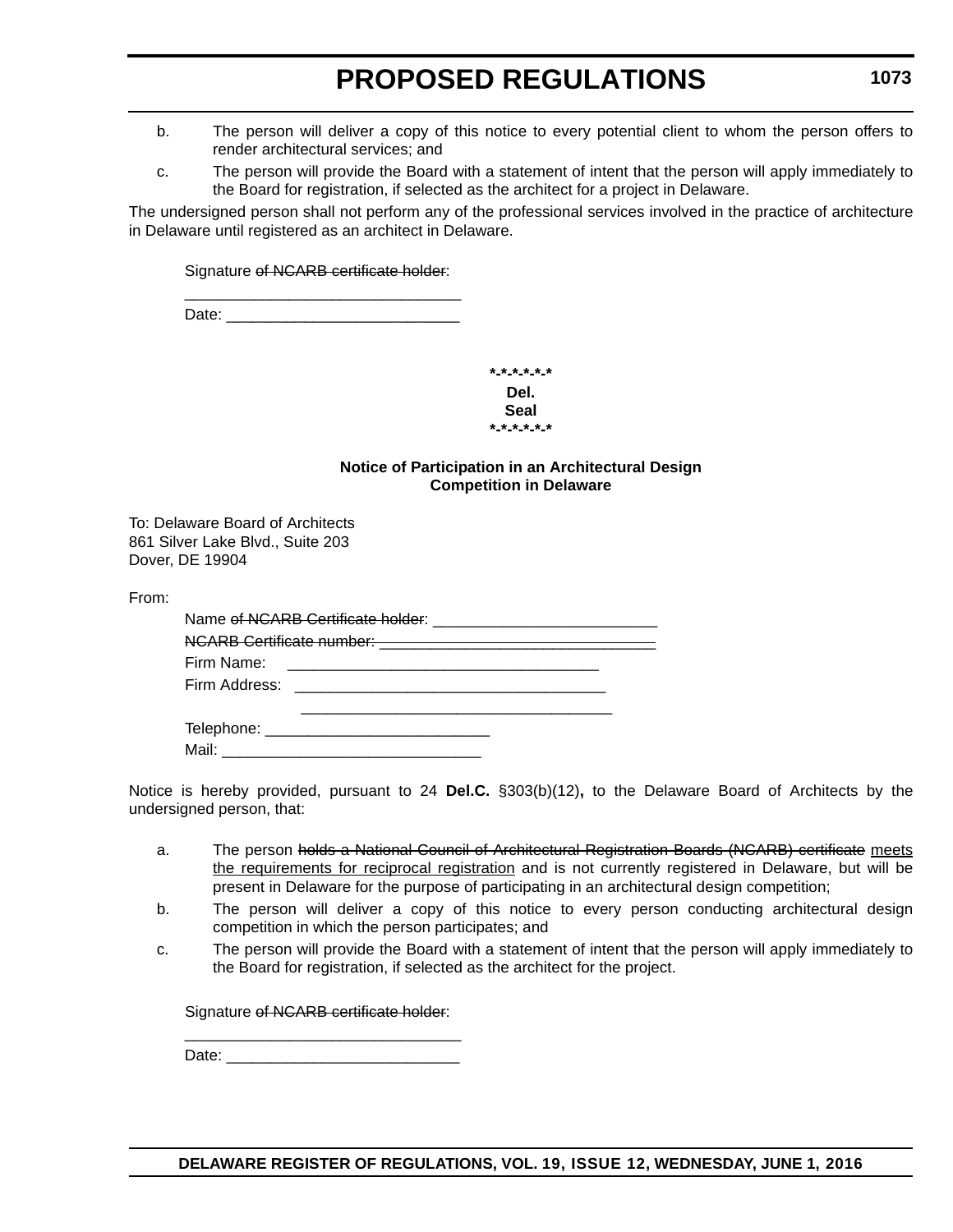b. The person will deliver a copy of this notice to every potential client to whom the person offers to render architectural services; and

c. The person will provide the Board with a statement of intent that the person will apply immediately to the Board for registration, if selected as the architect for a project in Delaware.

The undersigned person shall not perform any of the professional services involved in the practice of architecture in Delaware until registered as an architect in Delaware.

Signature ~~of NCARB certificate holder~~: ________________________________

Date: ___________________________

**\*-\*-\*-\*-\*-\***
**Del.**
**Seal**
**\*-\*-\*-\*-\*-\***

**Notice of Participation in an Architectural Design Competition in Delaware**

To: Delaware Board of Architects
861 Silver Lake Blvd., Suite 203
Dover, DE 19904

From:

Name ~~of NCARB Certificate holder~~: __________________________

~~NCARB Certificate number: _______________________________~~

Firm Name: ____________________________________

Firm Address: ____________________________________
____________________________________

Telephone: __________________________

Mail: ______________________________

Notice is hereby provided, pursuant to 24 **Del.C.** §303(b)(12)**,** to the Delaware Board of Architects by the undersigned person, that:

a. The person ~~holds a National Council of Architectural Registration Boards (NCARB) certificate~~ <u>meets the requirements for reciprocal registration</u> and is not currently registered in Delaware, but will be present in Delaware for the purpose of participating in an architectural design competition;

b. The person will deliver a copy of this notice to every person conducting architectural design competition in which the person participates; and

c. The person will provide the Board with a statement of intent that the person will apply immediately to the Board for registration, if selected as the architect for the project.

Signature ~~of NCARB certificate holder~~: ________________________________

Date: ___________________________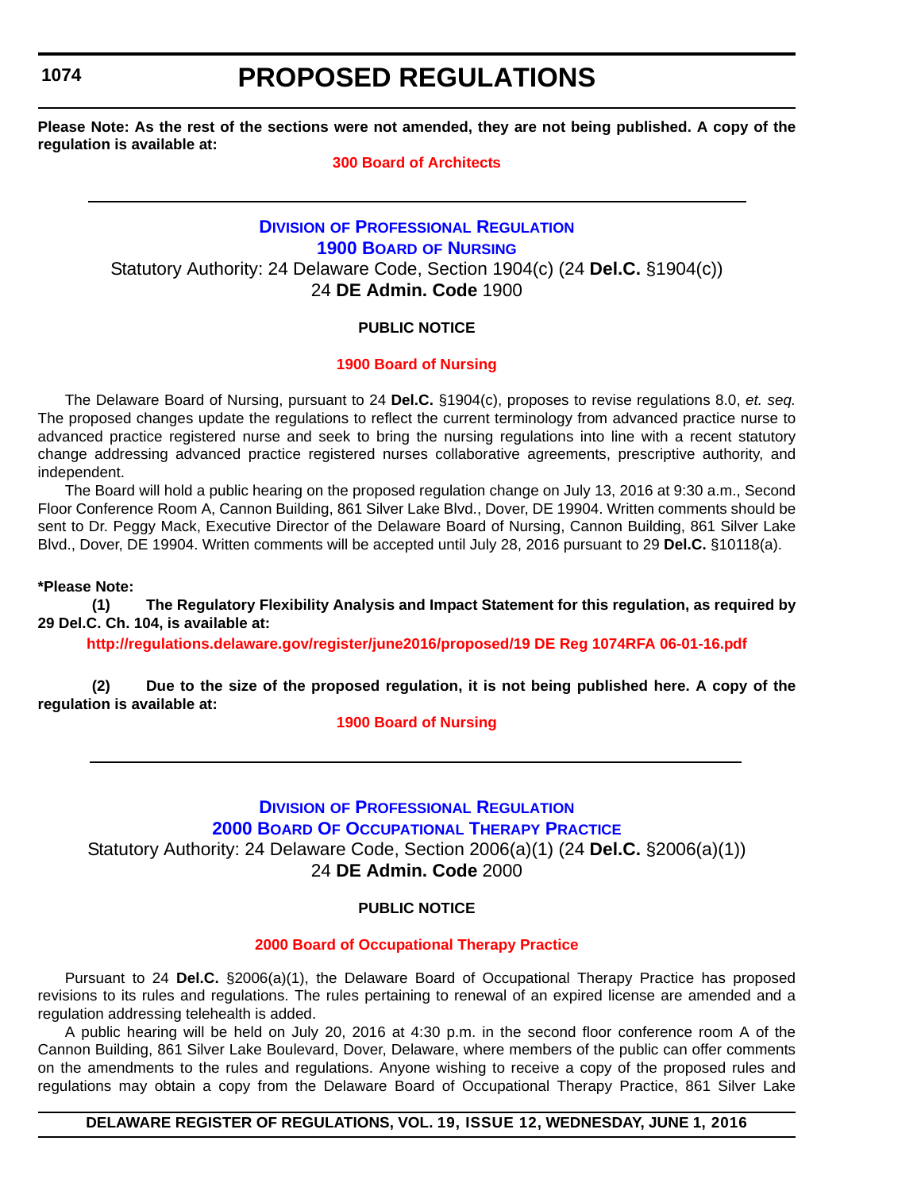**Please Note: As the rest of the sections were not amended, they are not being published. A copy of the regulation is available at:**

**300 Board of Architects**

---

## Division of Professional Regulation

## 1900 Board of Nursing

Statutory Authority: 24 Delaware Code, Section 1904(c) (24 **Del.C.** §1904(c))
24 **DE Admin. Code** 1900

**PUBLIC NOTICE**

**1900 Board of Nursing**

The Delaware Board of Nursing, pursuant to 24 **Del.C.** §1904(c), proposes to revise regulations 8.0, *et. seq.* The proposed changes update the regulations to reflect the current terminology from advanced practice nurse to advanced practice registered nurse and seek to bring the nursing regulations into line with a recent statutory change addressing advanced practice registered nurses collaborative agreements, prescriptive authority, and independent.

The Board will hold a public hearing on the proposed regulation change on July 13, 2016 at 9:30 a.m., Second Floor Conference Room A, Cannon Building, 861 Silver Lake Blvd., Dover, DE 19904. Written comments should be sent to Dr. Peggy Mack, Executive Director of the Delaware Board of Nursing, Cannon Building, 861 Silver Lake Blvd., Dover, DE 19904. Written comments will be accepted until July 28, 2016 pursuant to 29 **Del.C.** §10118(a).

**\*Please Note:**

**(1) The Regulatory Flexibility Analysis and Impact Statement for this regulation, as required by 29 Del.C. Ch. 104, is available at:**

**http://regulations.delaware.gov/register/june2016/proposed/19 DE Reg 1074RFA 06-01-16.pdf**

**(2) Due to the size of the proposed regulation, it is not being published here. A copy of the regulation is available at:**

**1900 Board of Nursing**

---

## Division of Professional Regulation

## 2000 Board Of Occupational Therapy Practice

Statutory Authority: 24 Delaware Code, Section 2006(a)(1) (24 **Del.C.** §2006(a)(1))
24 **DE Admin. Code** 2000

**PUBLIC NOTICE**

**2000 Board of Occupational Therapy Practice**

Pursuant to 24 **Del.C.** §2006(a)(1), the Delaware Board of Occupational Therapy Practice has proposed revisions to its rules and regulations. The rules pertaining to renewal of an expired license are amended and a regulation addressing telehealth is added.

A public hearing will be held on July 20, 2016 at 4:30 p.m. in the second floor conference room A of the Cannon Building, 861 Silver Lake Boulevard, Dover, Delaware, where members of the public can offer comments on the amendments to the rules and regulations. Anyone wishing to receive a copy of the proposed rules and regulations may obtain a copy from the Delaware Board of Occupational Therapy Practice, 861 Silver Lake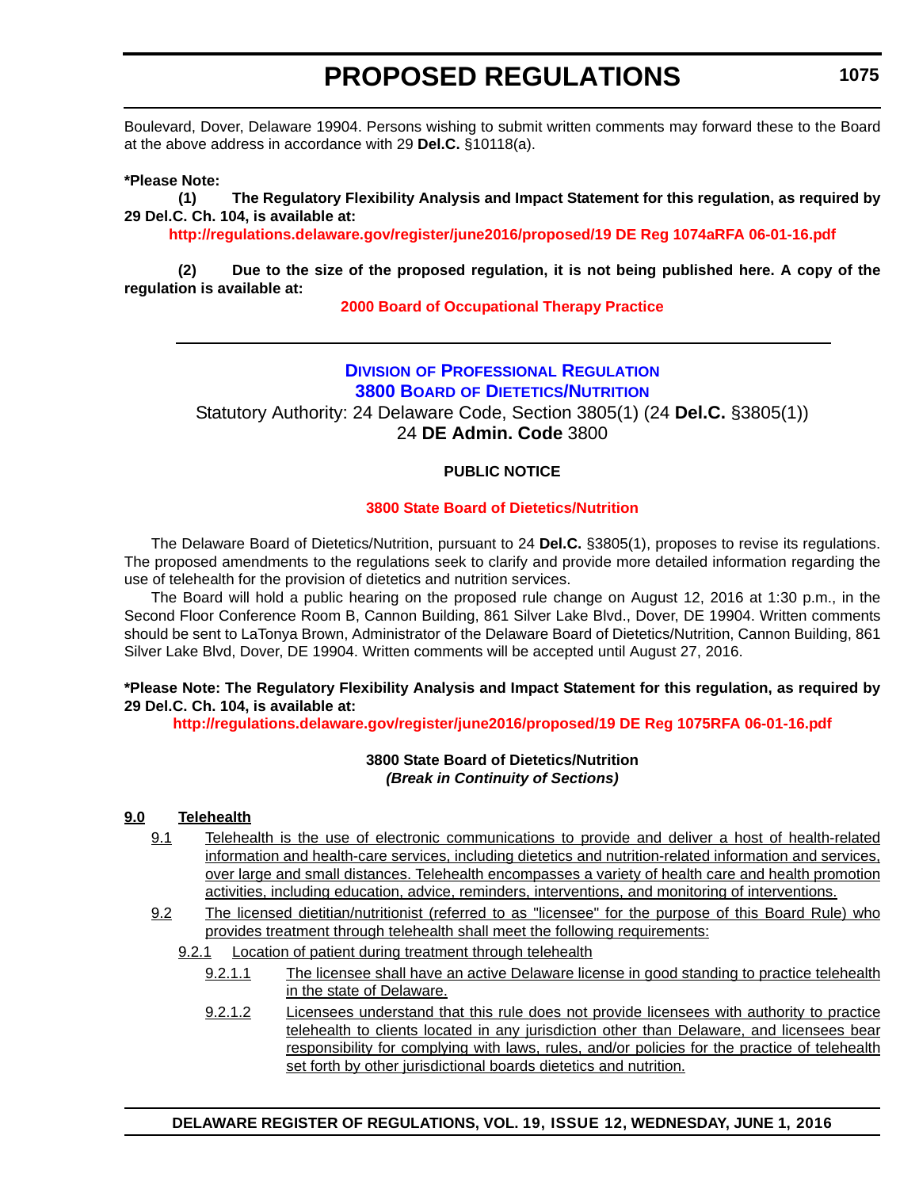Boulevard, Dover, Delaware 19904. Persons wishing to submit written comments may forward these to the Board at the above address in accordance with 29 **Del.C.** §10118(a).

**\*Please Note:**

**(1) The Regulatory Flexibility Analysis and Impact Statement for this regulation, as required by 29 Del.C. Ch. 104, is available at:**

**http://regulations.delaware.gov/register/june2016/proposed/19 DE Reg 1074aRFA 06-01-16.pdf**

**(2) Due to the size of the proposed regulation, it is not being published here. A copy of the regulation is available at:**

**2000 Board of Occupational Therapy Practice**

---

## DIVISION OF PROFESSIONAL REGULATION
## 3800 BOARD OF DIETETICS/NUTRITION

Statutory Authority: 24 Delaware Code, Section 3805(1) (24 **Del.C.** §3805(1))
24 **DE Admin. Code** 3800

**PUBLIC NOTICE**

**3800 State Board of Dietetics/Nutrition**

The Delaware Board of Dietetics/Nutrition, pursuant to 24 **Del.C.** §3805(1), proposes to revise its regulations. The proposed amendments to the regulations seek to clarify and provide more detailed information regarding the use of telehealth for the provision of dietetics and nutrition services.

The Board will hold a public hearing on the proposed rule change on August 12, 2016 at 1:30 p.m., in the Second Floor Conference Room B, Cannon Building, 861 Silver Lake Blvd., Dover, DE 19904. Written comments should be sent to LaTonya Brown, Administrator of the Delaware Board of Dietetics/Nutrition, Cannon Building, 861 Silver Lake Blvd, Dover, DE 19904. Written comments will be accepted until August 27, 2016.

**\*Please Note: The Regulatory Flexibility Analysis and Impact Statement for this regulation, as required by 29 Del.C. Ch. 104, is available at:**

**http://regulations.delaware.gov/register/june2016/proposed/19 DE Reg 1075RFA 06-01-16.pdf**

**3800 State Board of Dietetics/Nutrition**
***(Break in Continuity of Sections)***

**9.0 Telehealth**

9.1 Telehealth is the use of electronic communications to provide and deliver a host of health-related information and health-care services, including dietetics and nutrition-related information and services, over large and small distances. Telehealth encompasses a variety of health care and health promotion activities, including education, advice, reminders, interventions, and monitoring of interventions.

9.2 The licensed dietitian/nutritionist (referred to as "licensee" for the purpose of this Board Rule) who provides treatment through telehealth shall meet the following requirements:

9.2.1 Location of patient during treatment through telehealth

9.2.1.1 The licensee shall have an active Delaware license in good standing to practice telehealth in the state of Delaware.

9.2.1.2 Licensees understand that this rule does not provide licensees with authority to practice telehealth to clients located in any jurisdiction other than Delaware, and licensees bear responsibility for complying with laws, rules, and/or policies for the practice of telehealth set forth by other jurisdictional boards dietetics and nutrition.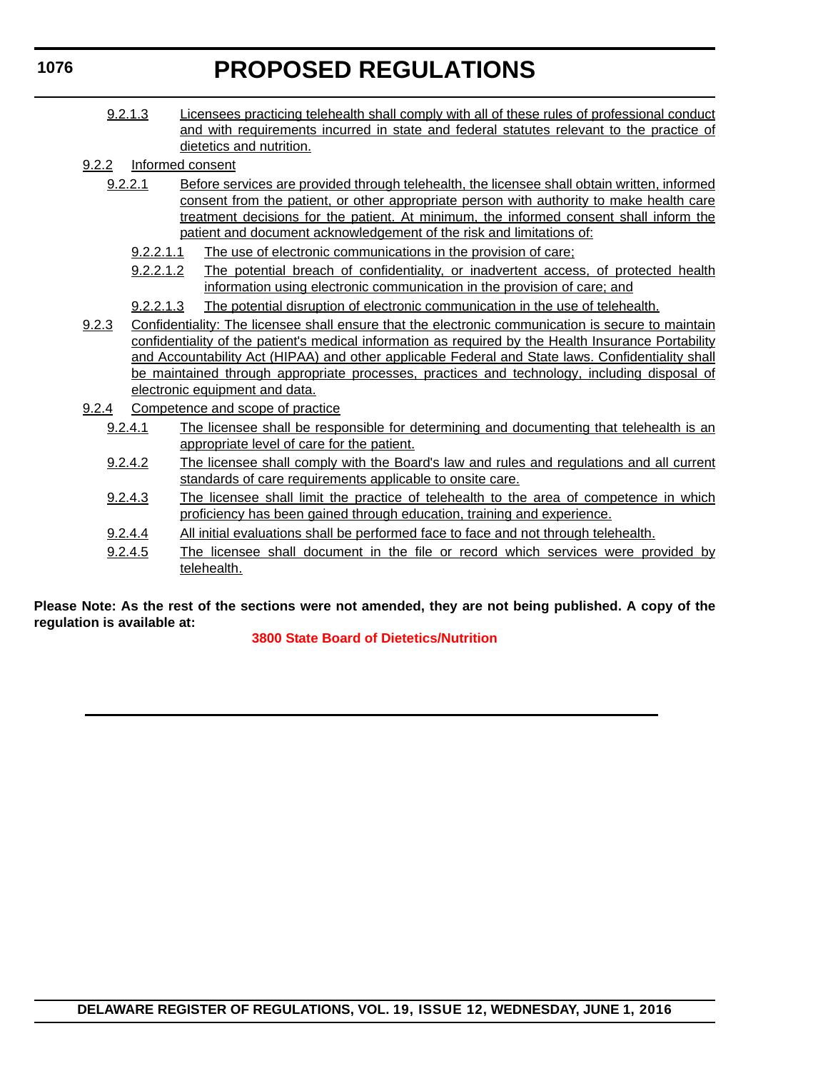9.2.1.3 Licensees practicing telehealth shall comply with all of these rules of professional conduct and with requirements incurred in state and federal statutes relevant to the practice of dietetics and nutrition.

9.2.2 Informed consent

9.2.2.1 Before services are provided through telehealth, the licensee shall obtain written, informed consent from the patient, or other appropriate person with authority to make health care treatment decisions for the patient. At minimum, the informed consent shall inform the patient and document acknowledgement of the risk and limitations of:

9.2.2.1.1 The use of electronic communications in the provision of care;

9.2.2.1.2 The potential breach of confidentiality, or inadvertent access, of protected health information using electronic communication in the provision of care; and

9.2.2.1.3 The potential disruption of electronic communication in the use of telehealth.

9.2.3 Confidentiality: The licensee shall ensure that the electronic communication is secure to maintain confidentiality of the patient's medical information as required by the Health Insurance Portability and Accountability Act (HIPAA) and other applicable Federal and State laws. Confidentiality shall be maintained through appropriate processes, practices and technology, including disposal of electronic equipment and data.

9.2.4 Competence and scope of practice

9.2.4.1 The licensee shall be responsible for determining and documenting that telehealth is an appropriate level of care for the patient.

9.2.4.2 The licensee shall comply with the Board's law and rules and regulations and all current standards of care requirements applicable to onsite care.

9.2.4.3 The licensee shall limit the practice of telehealth to the area of competence in which proficiency has been gained through education, training and experience.

9.2.4.4 All initial evaluations shall be performed face to face and not through telehealth.

9.2.4.5 The licensee shall document in the file or record which services were provided by telehealth.

**Please Note: As the rest of the sections were not amended, they are not being published. A copy of the regulation is available at:**

**3800 State Board of Dietetics/Nutrition**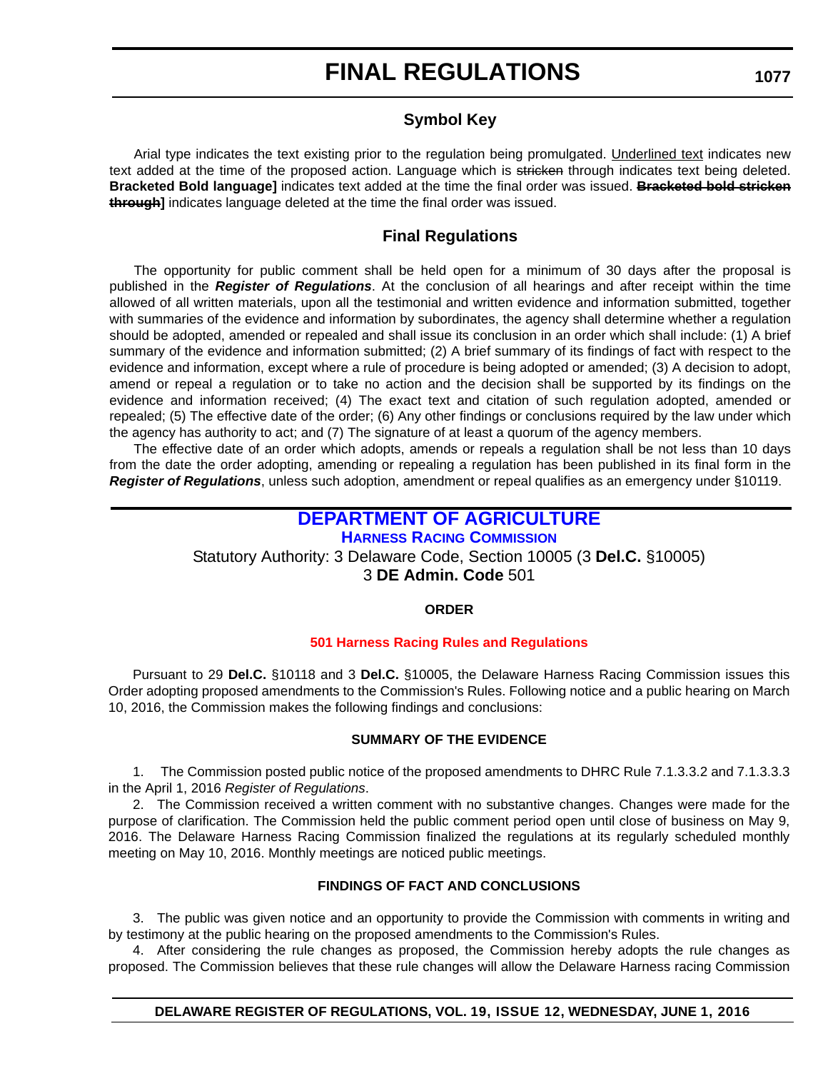# FINAL REGULATIONS

## Symbol Key

Arial type indicates the text existing prior to the regulation being promulgated. Underlined text indicates new text added at the time of the proposed action. Language which is ~~stricken~~ through indicates text being deleted. **Bracketed Bold language]** indicates text added at the time the final order was issued. **~~Bracketed bold stricken through~~]** indicates language deleted at the time the final order was issued.

## Final Regulations

The opportunity for public comment shall be held open for a minimum of 30 days after the proposal is published in the ***Register of Regulations***. At the conclusion of all hearings and after receipt within the time allowed of all written materials, upon all the testimonial and written evidence and information submitted, together with summaries of the evidence and information by subordinates, the agency shall determine whether a regulation should be adopted, amended or repealed and shall issue its conclusion in an order which shall include: (1) A brief summary of the evidence and information submitted; (2) A brief summary of its findings of fact with respect to the evidence and information, except where a rule of procedure is being adopted or amended; (3) A decision to adopt, amend or repeal a regulation or to take no action and the decision shall be supported by its findings on the evidence and information received; (4) The exact text and citation of such regulation adopted, amended or repealed; (5) The effective date of the order; (6) Any other findings or conclusions required by the law under which the agency has authority to act; and (7) The signature of at least a quorum of the agency members.

The effective date of an order which adopts, amends or repeals a regulation shall be not less than 10 days from the date the order adopting, amending or repealing a regulation has been published in its final form in the ***Register of Regulations***, unless such adoption, amendment or repeal qualifies as an emergency under §10119.

## DEPARTMENT OF AGRICULTURE

### HARNESS RACING COMMISSION

Statutory Authority: 3 Delaware Code, Section 10005 (3 **Del.C.** §10005)
3 **DE Admin. Code** 501

**ORDER**

**501 Harness Racing Rules and Regulations**

Pursuant to 29 **Del.C.** §10118 and 3 **Del.C.** §10005, the Delaware Harness Racing Commission issues this Order adopting proposed amendments to the Commission's Rules. Following notice and a public hearing on March 10, 2016, the Commission makes the following findings and conclusions:

**SUMMARY OF THE EVIDENCE**

1. The Commission posted public notice of the proposed amendments to DHRC Rule 7.1.3.3.2 and 7.1.3.3.3 in the April 1, 2016 *Register of Regulations*.

2. The Commission received a written comment with no substantive changes. Changes were made for the purpose of clarification. The Commission held the public comment period open until close of business on May 9, 2016. The Delaware Harness Racing Commission finalized the regulations at its regularly scheduled monthly meeting on May 10, 2016. Monthly meetings are noticed public meetings.

**FINDINGS OF FACT AND CONCLUSIONS**

3. The public was given notice and an opportunity to provide the Commission with comments in writing and by testimony at the public hearing on the proposed amendments to the Commission's Rules.

4. After considering the rule changes as proposed, the Commission hereby adopts the rule changes as proposed. The Commission believes that these rule changes will allow the Delaware Harness racing Commission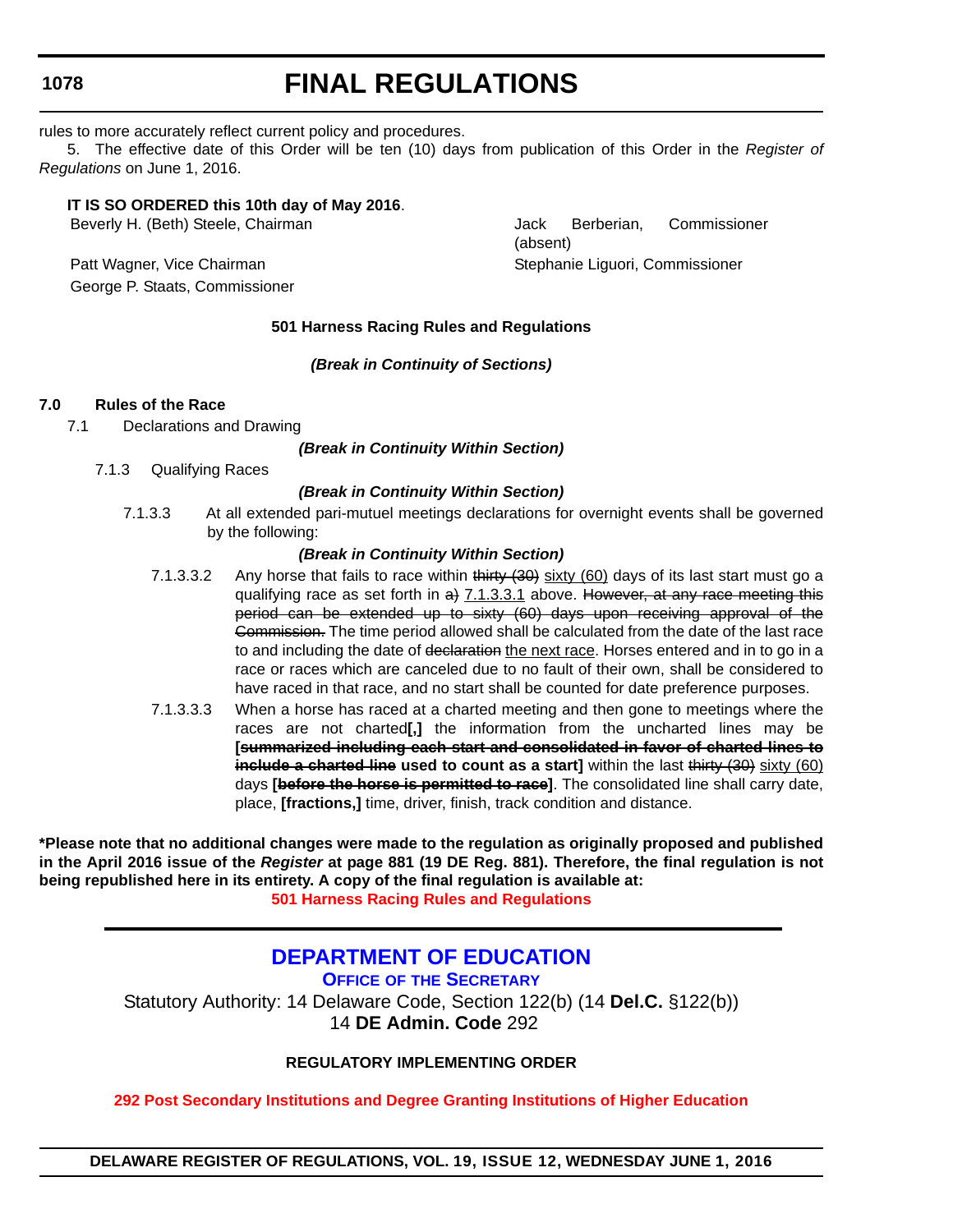rules to more accurately reflect current policy and procedures.

5. The effective date of this Order will be ten (10) days from publication of this Order in the *Register of Regulations* on June 1, 2016.

**IT IS SO ORDERED this 10th day of May 2016**.

Beverly H. (Beth) Steele, Chairman

Patt Wagner, Vice Chairman

George P. Staats, Commissioner

Jack Berberian, Commissioner (absent)

Stephanie Liguori, Commissioner

**501 Harness Racing Rules and Regulations**

***(Break in Continuity of Sections)***

**7.0 Rules of the Race**

7.1 Declarations and Drawing

***(Break in Continuity Within Section)***

7.1.3 Qualifying Races

***(Break in Continuity Within Section)***

7.1.3.3 At all extended pari-mutuel meetings declarations for overnight events shall be governed by the following:

***(Break in Continuity Within Section)***

7.1.3.3.2 Any horse that fails to race within ~~thirty (30)~~ <u>sixty (60)</u> days of its last start must go a qualifying race as set forth in ~~a)~~ <u>7.1.3.3.1</u> above. ~~However, at any race meeting this period can be extended up to sixty (60) days upon receiving approval of the Commission.~~ The time period allowed shall be calculated from the date of the last race to and including the date of ~~declaration~~ <u>the next race</u>. Horses entered and in to go in a race or races which are canceled due to no fault of their own, shall be considered to have raced in that race, and no start shall be counted for date preference purposes.

7.1.3.3.3 When a horse has raced at a charted meeting and then gone to meetings where the races are not charted**[,]** the information from the uncharted lines may be **[~~summarized including each start and consolidated in favor of charted lines to include a charted line~~ used to count as a start]** within the last ~~thirty (30)~~ <u>sixty (60)</u> days **[~~before the horse is permitted to race~~]**. The consolidated line shall carry date, place, **[fractions,]** time, driver, finish, track condition and distance.

**\*Please note that no additional changes were made to the regulation as originally proposed and published in the April 2016 issue of the *Register* at page 881 (19 DE Reg. 881). Therefore, the final regulation is not being republished here in its entirety. A copy of the final regulation is available at:**

**501 Harness Racing Rules and Regulations**

## DEPARTMENT OF EDUCATION

**OFFICE OF THE SECRETARY**

Statutory Authority: 14 Delaware Code, Section 122(b) (14 **Del.C.** §122(b))
14 **DE Admin. Code** 292

**REGULATORY IMPLEMENTING ORDER**

**292 Post Secondary Institutions and Degree Granting Institutions of Higher Education**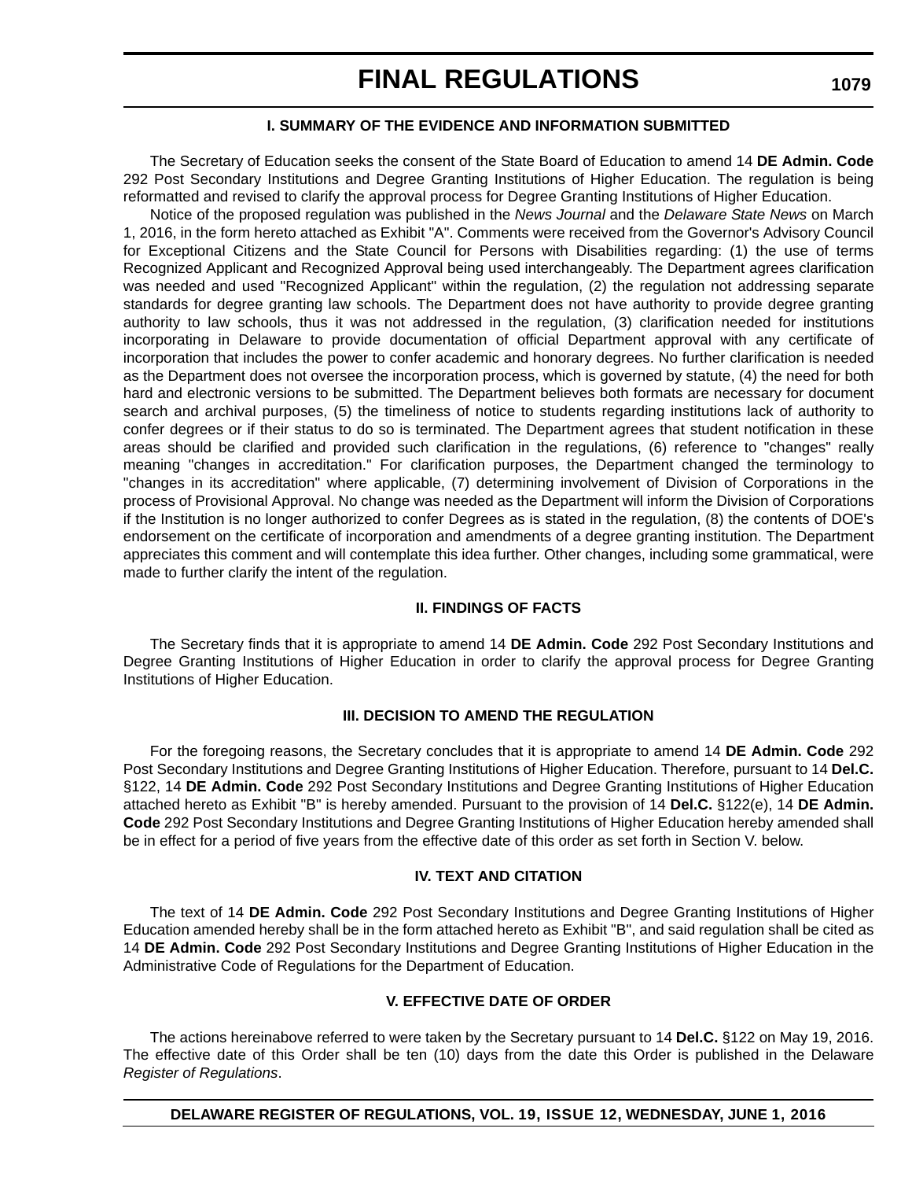### I. SUMMARY OF THE EVIDENCE AND INFORMATION SUBMITTED

The Secretary of Education seeks the consent of the State Board of Education to amend 14 **DE Admin. Code** 292 Post Secondary Institutions and Degree Granting Institutions of Higher Education. The regulation is being reformatted and revised to clarify the approval process for Degree Granting Institutions of Higher Education.

Notice of the proposed regulation was published in the *News Journal* and the *Delaware State News* on March 1, 2016, in the form hereto attached as Exhibit "A". Comments were received from the Governor's Advisory Council for Exceptional Citizens and the State Council for Persons with Disabilities regarding: (1) the use of terms Recognized Applicant and Recognized Approval being used interchangeably. The Department agrees clarification was needed and used "Recognized Applicant" within the regulation, (2) the regulation not addressing separate standards for degree granting law schools. The Department does not have authority to provide degree granting authority to law schools, thus it was not addressed in the regulation, (3) clarification needed for institutions incorporating in Delaware to provide documentation of official Department approval with any certificate of incorporation that includes the power to confer academic and honorary degrees. No further clarification is needed as the Department does not oversee the incorporation process, which is governed by statute, (4) the need for both hard and electronic versions to be submitted. The Department believes both formats are necessary for document search and archival purposes, (5) the timeliness of notice to students regarding institutions lack of authority to confer degrees or if their status to do so is terminated. The Department agrees that student notification in these areas should be clarified and provided such clarification in the regulations, (6) reference to "changes" really meaning "changes in accreditation." For clarification purposes, the Department changed the terminology to "changes in its accreditation" where applicable, (7) determining involvement of Division of Corporations in the process of Provisional Approval. No change was needed as the Department will inform the Division of Corporations if the Institution is no longer authorized to confer Degrees as is stated in the regulation, (8) the contents of DOE's endorsement on the certificate of incorporation and amendments of a degree granting institution. The Department appreciates this comment and will contemplate this idea further. Other changes, including some grammatical, were made to further clarify the intent of the regulation.

### II. FINDINGS OF FACTS

The Secretary finds that it is appropriate to amend 14 **DE Admin. Code** 292 Post Secondary Institutions and Degree Granting Institutions of Higher Education in order to clarify the approval process for Degree Granting Institutions of Higher Education.

### III. DECISION TO AMEND THE REGULATION

For the foregoing reasons, the Secretary concludes that it is appropriate to amend 14 **DE Admin. Code** 292 Post Secondary Institutions and Degree Granting Institutions of Higher Education. Therefore, pursuant to 14 **Del.C.** §122, 14 **DE Admin. Code** 292 Post Secondary Institutions and Degree Granting Institutions of Higher Education attached hereto as Exhibit "B" is hereby amended. Pursuant to the provision of 14 **Del.C.** §122(e), 14 **DE Admin. Code** 292 Post Secondary Institutions and Degree Granting Institutions of Higher Education hereby amended shall be in effect for a period of five years from the effective date of this order as set forth in Section V. below.

### IV. TEXT AND CITATION

The text of 14 **DE Admin. Code** 292 Post Secondary Institutions and Degree Granting Institutions of Higher Education amended hereby shall be in the form attached hereto as Exhibit "B", and said regulation shall be cited as 14 **DE Admin. Code** 292 Post Secondary Institutions and Degree Granting Institutions of Higher Education in the Administrative Code of Regulations for the Department of Education.

### V. EFFECTIVE DATE OF ORDER

The actions hereinabove referred to were taken by the Secretary pursuant to 14 **Del.C.** §122 on May 19, 2016. The effective date of this Order shall be ten (10) days from the date this Order is published in the Delaware *Register of Regulations*.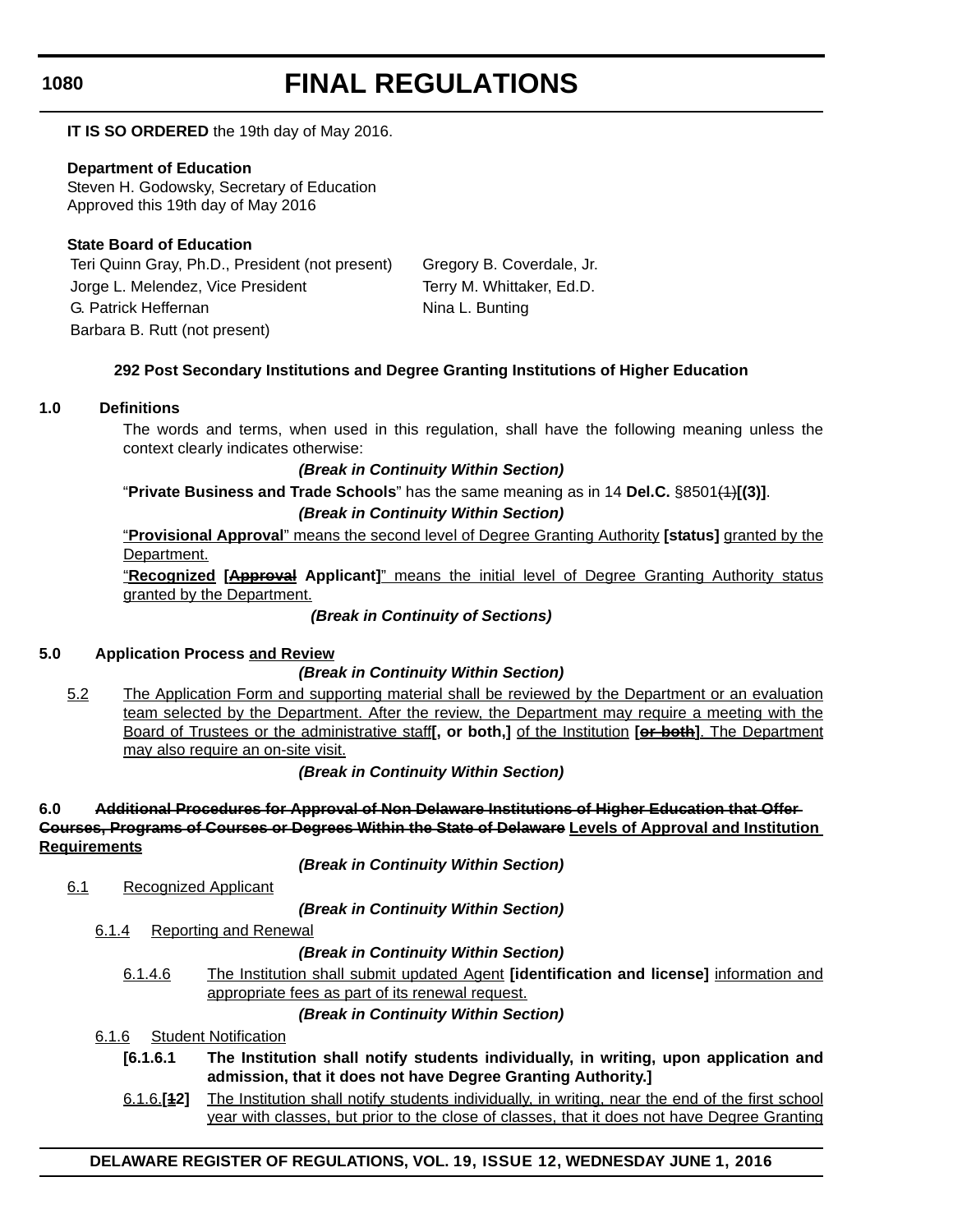**IT IS SO ORDERED** the 19th day of May 2016.

**Department of Education**
Steven H. Godowsky, Secretary of Education
Approved this 19th day of May 2016

**State Board of Education**

| | |
|---|---|
| Teri Quinn Gray, Ph.D., President (not present) | Gregory B. Coverdale, Jr. |
| Jorge L. Melendez, Vice President | Terry M. Whittaker, Ed.D. |
| G. Patrick Heffernan | Nina L. Bunting |
| Barbara B. Rutt (not present) | |

**292 Post Secondary Institutions and Degree Granting Institutions of Higher Education**

**1.0 Definitions**

The words and terms, when used in this regulation, shall have the following meaning unless the context clearly indicates otherwise:

***(Break in Continuity Within Section)***

"**Private Business and Trade Schools**" has the same meaning as in 14 **Del.C.** §8501~~(1)~~**[(3)]**.

***(Break in Continuity Within Section)***

"**Provisional Approval**" means the second level of Degree Granting Authority **[status]** granted by the Department.

"**Recognized [~~Approval~~ Applicant]**" means the initial level of Degree Granting Authority status granted by the Department.

***(Break in Continuity of Sections)***

**5.0 Application Process and Review**

***(Break in Continuity Within Section)***

5.2 The Application Form and supporting material shall be reviewed by the Department or an evaluation team selected by the Department. After the review, the Department may require a meeting with the Board of Trustees or the administrative staff**[, or both,]** of the Institution **[~~or both~~]**. The Department may also require an on-site visit.

***(Break in Continuity Within Section)***

**6.0 ~~Additional Procedures for Approval of Non Delaware Institutions of Higher Education that Offer Courses, Programs of Courses or Degrees Within the State of Delaware~~ Levels of Approval and Institution Requirements**

***(Break in Continuity Within Section)***

6.1 Recognized Applicant

***(Break in Continuity Within Section)***

6.1.4 Reporting and Renewal

***(Break in Continuity Within Section)***

6.1.4.6 The Institution shall submit updated Agent **[identification and license]** information and appropriate fees as part of its renewal request.

***(Break in Continuity Within Section)***

6.1.6 Student Notification

**[6.1.6.1 The Institution shall notify students individually, in writing, upon application and admission, that it does not have Degree Granting Authority.]**

6.1.6.**[~~1~~2]** The Institution shall notify students individually, in writing, near the end of the first school year with classes, but prior to the close of classes, that it does not have Degree Granting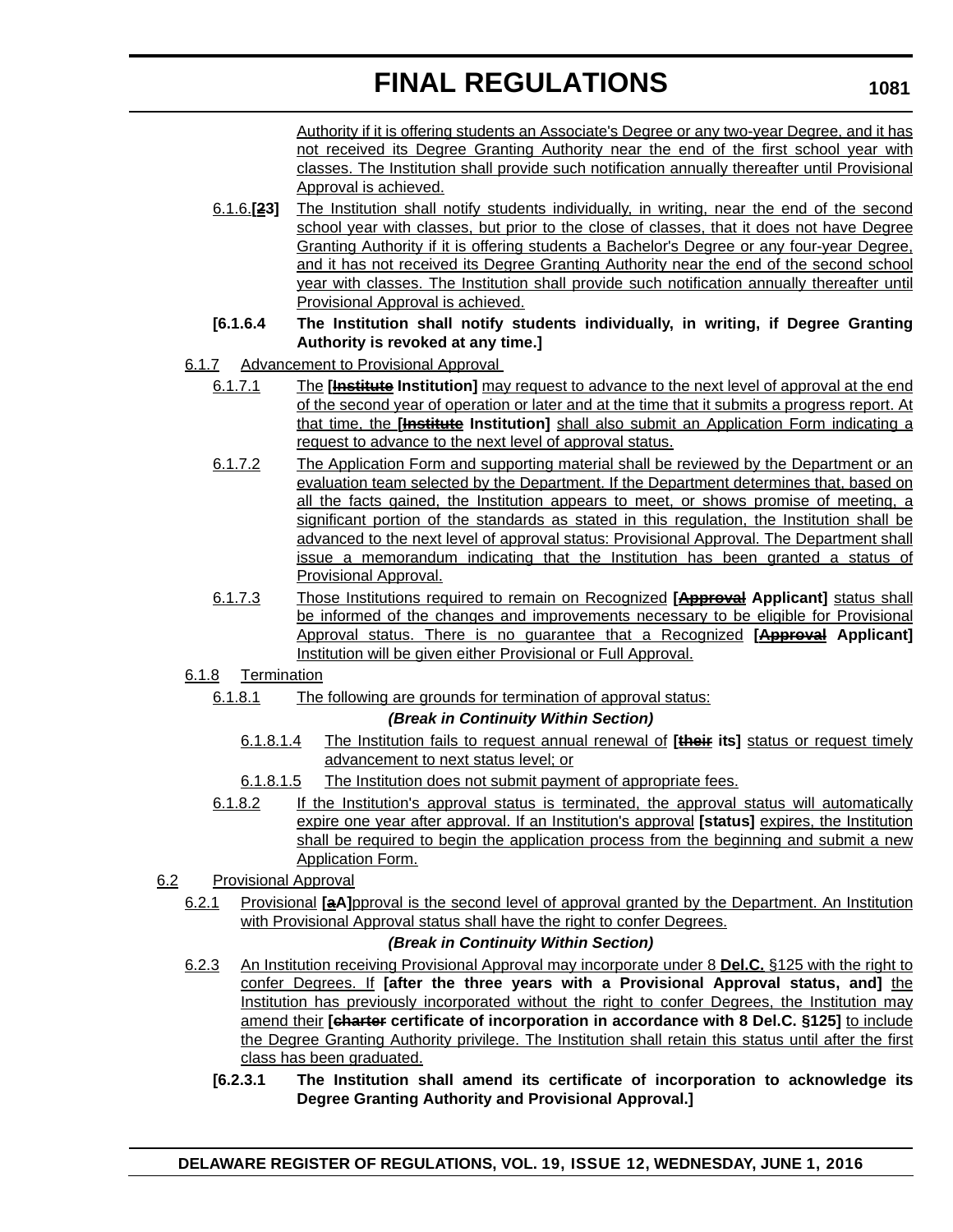Authority if it is offering students an Associate's Degree or any two-year Degree, and it has not received its Degree Granting Authority near the end of the first school year with classes. The Institution shall provide such notification annually thereafter until Provisional Approval is achieved.

6.1.6.**[~~2~~3]** The Institution shall notify students individually, in writing, near the end of the second school year with classes, but prior to the close of classes, that it does not have Degree Granting Authority if it is offering students a Bachelor's Degree or any four-year Degree, and it has not received its Degree Granting Authority near the end of the second school year with classes. The Institution shall provide such notification annually thereafter until Provisional Approval is achieved.

**[6.1.6.4 The Institution shall notify students individually, in writing, if Degree Granting Authority is revoked at any time.]**

6.1.7 Advancement to Provisional Approval

6.1.7.1 The **[~~Institute~~ Institution]** may request to advance to the next level of approval at the end of the second year of operation or later and at the time that it submits a progress report. At that time, the **[~~Institute~~ Institution]** shall also submit an Application Form indicating a request to advance to the next level of approval status.

6.1.7.2 The Application Form and supporting material shall be reviewed by the Department or an evaluation team selected by the Department. If the Department determines that, based on all the facts gained, the Institution appears to meet, or shows promise of meeting, a significant portion of the standards as stated in this regulation, the Institution shall be advanced to the next level of approval status: Provisional Approval. The Department shall issue a memorandum indicating that the Institution has been granted a status of Provisional Approval.

6.1.7.3 Those Institutions required to remain on Recognized **[~~Approval~~ Applicant]** status shall be informed of the changes and improvements necessary to be eligible for Provisional Approval status. There is no guarantee that a Recognized **[~~Approval~~ Applicant]** Institution will be given either Provisional or Full Approval.

6.1.8 Termination

6.1.8.1 The following are grounds for termination of approval status:

***(Break in Continuity Within Section)***

6.1.8.1.4 The Institution fails to request annual renewal of **[~~their~~ its]** status or request timely advancement to next status level; or

6.1.8.1.5 The Institution does not submit payment of appropriate fees.

6.1.8.2 If the Institution's approval status is terminated, the approval status will automatically expire one year after approval. If an Institution's approval **[status]** expires, the Institution shall be required to begin the application process from the beginning and submit a new Application Form.

6.2 Provisional Approval

6.2.1 Provisional **[~~a~~A]**pproval is the second level of approval granted by the Department. An Institution with Provisional Approval status shall have the right to confer Degrees.

***(Break in Continuity Within Section)***

6.2.3 An Institution receiving Provisional Approval may incorporate under 8 **Del.C.** §125 with the right to confer Degrees. If **[after the three years with a Provisional Approval status, and]** the Institution has previously incorporated without the right to confer Degrees, the Institution may amend their **[~~charter~~ certificate of incorporation in accordance with 8 Del.C. §125]** to include the Degree Granting Authority privilege. The Institution shall retain this status until after the first class has been graduated.

**[6.2.3.1 The Institution shall amend its certificate of incorporation to acknowledge its Degree Granting Authority and Provisional Approval.]**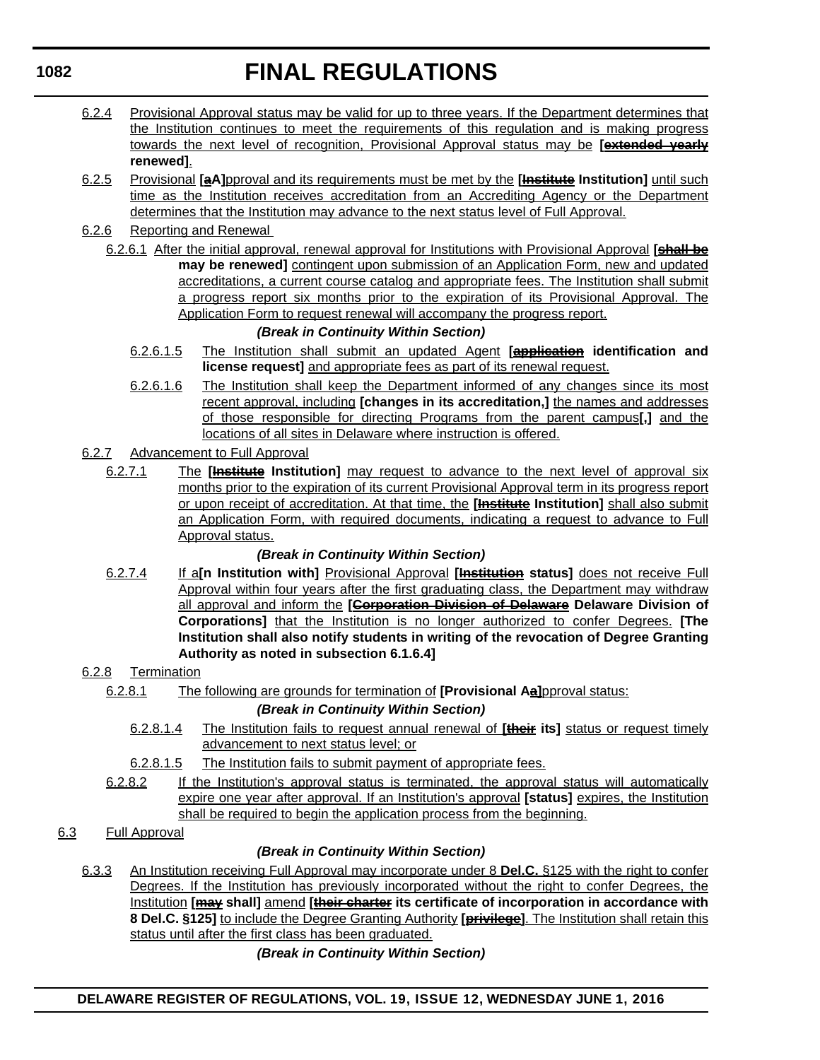6.2.4 Provisional Approval status may be valid for up to three years. If the Department determines that the Institution continues to meet the requirements of this regulation and is making progress towards the next level of recognition, Provisional Approval status may be **[~~extended yearly~~ renewed]**.

6.2.5 Provisional **[~~a~~A]**pproval and its requirements must be met by the **[~~Institute~~ Institution]** until such time as the Institution receives accreditation from an Accrediting Agency or the Department determines that the Institution may advance to the next status level of Full Approval.

6.2.6 Reporting and Renewal

6.2.6.1 After the initial approval, renewal approval for Institutions with Provisional Approval **[~~shall be~~ may be renewed]** contingent upon submission of an Application Form, new and updated accreditations, a current course catalog and appropriate fees. The Institution shall submit a progress report six months prior to the expiration of its Provisional Approval. The Application Form to request renewal will accompany the progress report.

***(Break in Continuity Within Section)***

6.2.6.1.5 The Institution shall submit an updated Agent **[~~application~~ identification and license request]** and appropriate fees as part of its renewal request.

6.2.6.1.6 The Institution shall keep the Department informed of any changes since its most recent approval, including **[changes in its accreditation,]** the names and addresses of those responsible for directing Programs from the parent campus**[,]** and the locations of all sites in Delaware where instruction is offered.

6.2.7 Advancement to Full Approval

6.2.7.1 The **[~~Institute~~ Institution]** may request to advance to the next level of approval six months prior to the expiration of its current Provisional Approval term in its progress report or upon receipt of accreditation. At that time, the **[~~Institute~~ Institution]** shall also submit an Application Form, with required documents, indicating a request to advance to Full Approval status.

***(Break in Continuity Within Section)***

6.2.7.4 If a**[n Institution with]** Provisional Approval **[~~Institution~~ status]** does not receive Full Approval within four years after the first graduating class, the Department may withdraw all approval and inform the **[~~Corporation Division of Delaware~~ Delaware Division of Corporations]** that the Institution is no longer authorized to confer Degrees. **[The Institution shall also notify students in writing of the revocation of Degree Granting Authority as noted in subsection 6.1.6.4]**

6.2.8 Termination

6.2.8.1 The following are grounds for termination of **[Provisional A~~a~~]**pproval status:

***(Break in Continuity Within Section)***

6.2.8.1.4 The Institution fails to request annual renewal of **[~~their~~ its]** status or request timely advancement to next status level; or

6.2.8.1.5 The Institution fails to submit payment of appropriate fees.

6.2.8.2 If the Institution's approval status is terminated, the approval status will automatically expire one year after approval. If an Institution's approval **[status]** expires, the Institution shall be required to begin the application process from the beginning.

6.3 Full Approval

***(Break in Continuity Within Section)***

6.3.3 An Institution receiving Full Approval may incorporate under 8 **Del.C.** §125 with the right to confer Degrees. If the Institution has previously incorporated without the right to confer Degrees, the Institution **[~~may~~ shall]** amend **[~~their charter~~ its certificate of incorporation in accordance with 8 Del.C. §125]** to include the Degree Granting Authority **[~~privilege~~]**. The Institution shall retain this status until after the first class has graduated.

***(Break in Continuity Within Section)***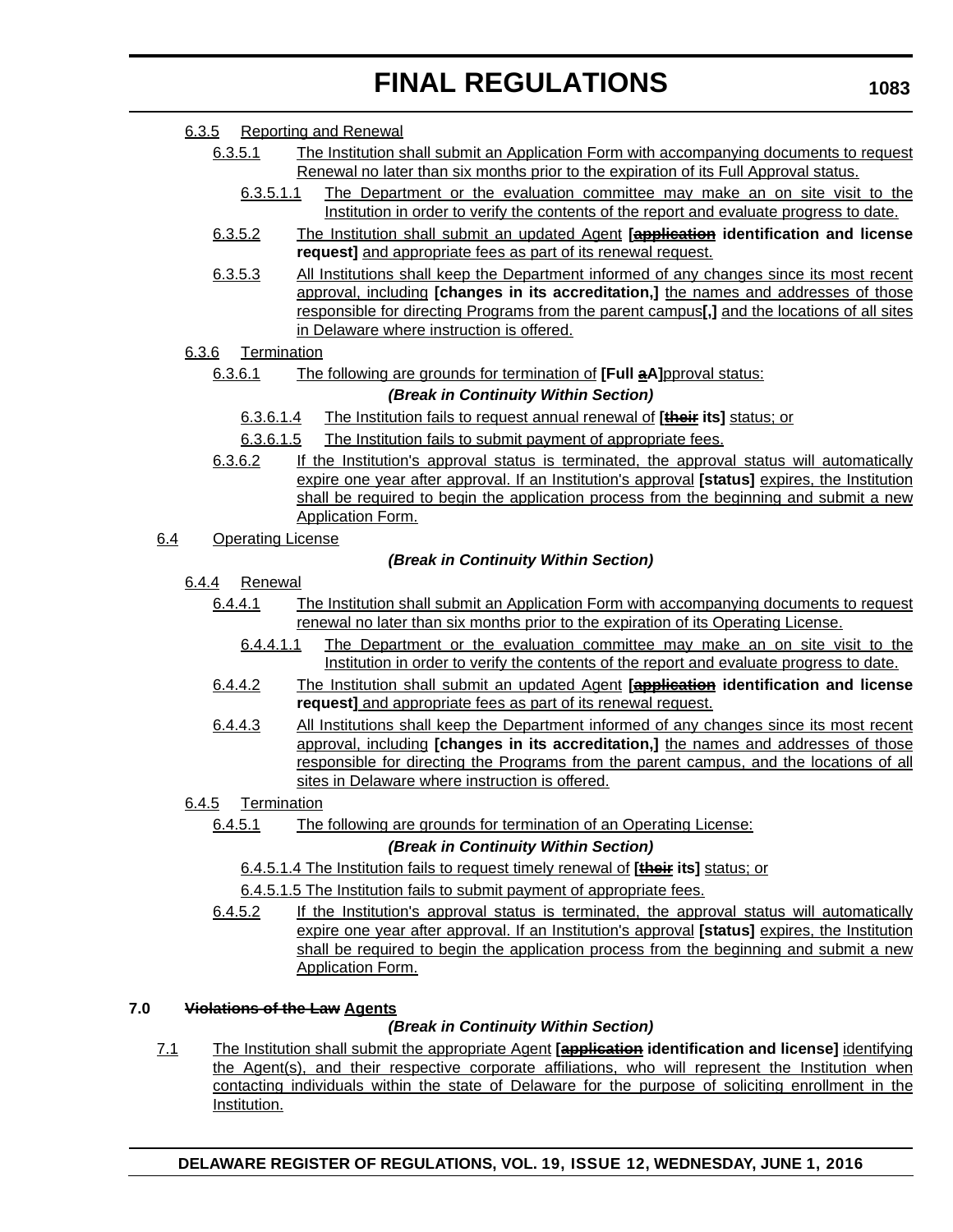6.3.5 Reporting and Renewal

6.3.5.1 The Institution shall submit an Application Form with accompanying documents to request Renewal no later than six months prior to the expiration of its Full Approval status.

6.3.5.1.1 The Department or the evaluation committee may make an on site visit to the Institution in order to verify the contents of the report and evaluate progress to date.

6.3.5.2 The Institution shall submit an updated Agent **[~~application~~ identification and license request]** and appropriate fees as part of its renewal request.

6.3.5.3 All Institutions shall keep the Department informed of any changes since its most recent approval, including **[changes in its accreditation,]** the names and addresses of those responsible for directing Programs from the parent campus**[,]** and the locations of all sites in Delaware where instruction is offered.

6.3.6 Termination

6.3.6.1 The following are grounds for termination of **[Full ~~a~~A]**pproval status:

***(Break in Continuity Within Section)***

6.3.6.1.4 The Institution fails to request annual renewal of **[~~their~~ its]** status; or

6.3.6.1.5 The Institution fails to submit payment of appropriate fees.

6.3.6.2 If the Institution's approval status is terminated, the approval status will automatically expire one year after approval. If an Institution's approval **[status]** expires, the Institution shall be required to begin the application process from the beginning and submit a new Application Form.

6.4 Operating License

***(Break in Continuity Within Section)***

6.4.4 Renewal

6.4.4.1 The Institution shall submit an Application Form with accompanying documents to request renewal no later than six months prior to the expiration of its Operating License.

6.4.4.1.1 The Department or the evaluation committee may make an on site visit to the Institution in order to verify the contents of the report and evaluate progress to date.

6.4.4.2 The Institution shall submit an updated Agent **[~~application~~ identification and license request]** and appropriate fees as part of its renewal request.

6.4.4.3 All Institutions shall keep the Department informed of any changes since its most recent approval, including **[changes in its accreditation,]** the names and addresses of those responsible for directing the Programs from the parent campus, and the locations of all sites in Delaware where instruction is offered.

6.4.5 Termination

6.4.5.1 The following are grounds for termination of an Operating License:

***(Break in Continuity Within Section)***

6.4.5.1.4 The Institution fails to request timely renewal of **[~~their~~ its]** status; or

6.4.5.1.5 The Institution fails to submit payment of appropriate fees.

6.4.5.2 If the Institution's approval status is terminated, the approval status will automatically expire one year after approval. If an Institution's approval **[status]** expires, the Institution shall be required to begin the application process from the beginning and submit a new Application Form.

**7.0 ~~Violations of the Law~~ Agents**

***(Break in Continuity Within Section)***

7.1 The Institution shall submit the appropriate Agent **[~~application~~ identification and license]** identifying the Agent(s), and their respective corporate affiliations, who will represent the Institution when contacting individuals within the state of Delaware for the purpose of soliciting enrollment in the Institution.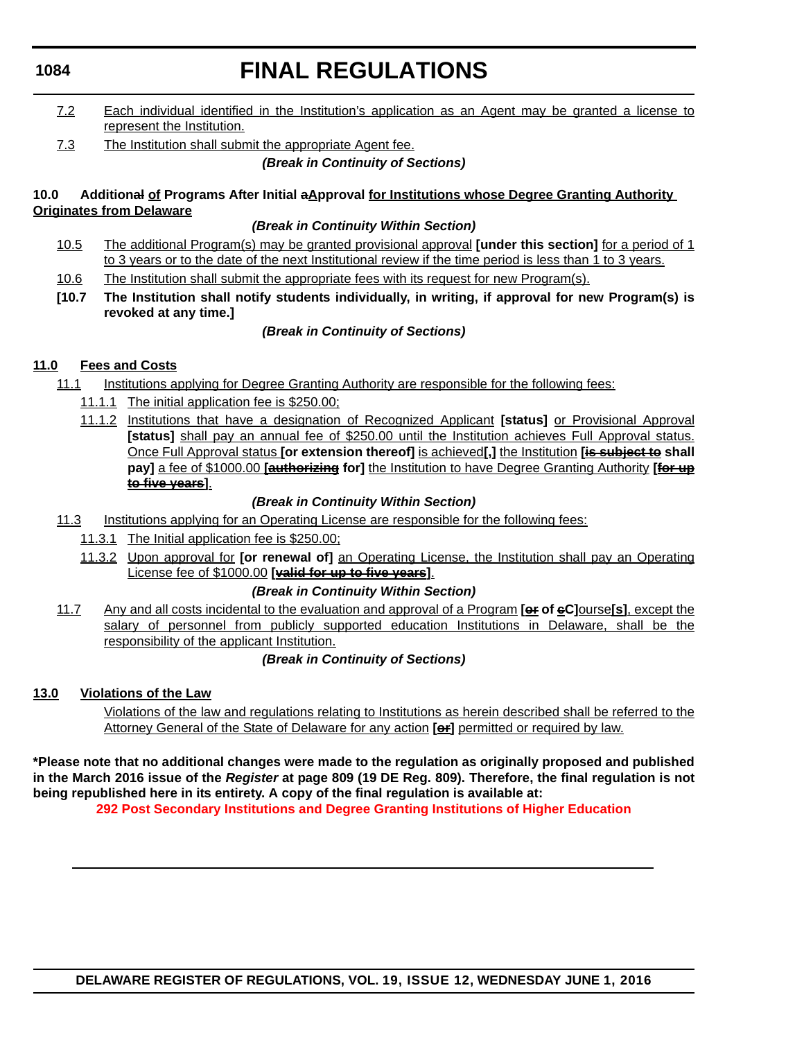7.2 Each individual identified in the Institution's application as an Agent may be granted a license to represent the Institution.

7.3 The Institution shall submit the appropriate Agent fee.

***(Break in Continuity of Sections)***

**10.0 Additional of Programs After Initial aApproval for Institutions whose Degree Granting Authority Originates from Delaware**

***(Break in Continuity Within Section)***

10.5 The additional Program(s) may be granted provisional approval **[under this section]** for a period of 1 to 3 years or to the date of the next Institutional review if the time period is less than 1 to 3 years.

10.6 The Institution shall submit the appropriate fees with its request for new Program(s).

**[10.7 The Institution shall notify students individually, in writing, if approval for new Program(s) is revoked at any time.]**

***(Break in Continuity of Sections)***

**11.0 Fees and Costs**

11.1 Institutions applying for Degree Granting Authority are responsible for the following fees:

11.1.1 The initial application fee is $250.00;

11.1.2 Institutions that have a designation of Recognized Applicant **[status]** or Provisional Approval **[status]** shall pay an annual fee of $250.00 until the Institution achieves Full Approval status. Once Full Approval status **[or extension thereof]** is achieved**[,]** the Institution **[~~is subject to~~ shall pay]** a fee of $1000.00 **[~~authorizing~~ for]** the Institution to have Degree Granting Authority **[~~for up to five years~~]**.

***(Break in Continuity Within Section)***

11.3 Institutions applying for an Operating License are responsible for the following fees:

11.3.1 The Initial application fee is $250.00;

11.3.2 Upon approval for **[or renewal of]** an Operating License, the Institution shall pay an Operating License fee of $1000.00 **[~~valid for up to five years~~]**.

***(Break in Continuity Within Section)***

11.7 Any and all costs incidental to the evaluation and approval of a Program **[~~or~~ of ~~c~~C]**ourse**[s]**, except the salary of personnel from publicly supported education Institutions in Delaware, shall be the responsibility of the applicant Institution.

***(Break in Continuity of Sections)***

**13.0 Violations of the Law**

Violations of the law and regulations relating to Institutions as herein described shall be referred to the Attorney General of the State of Delaware for any action **[~~or~~]** permitted or required by law.

**\*Please note that no additional changes were made to the regulation as originally proposed and published in the March 2016 issue of the *Register* at page 809 (19 DE Reg. 809). Therefore, the final regulation is not being republished here in its entirety. A copy of the final regulation is available at:**

**292 Post Secondary Institutions and Degree Granting Institutions of Higher Education**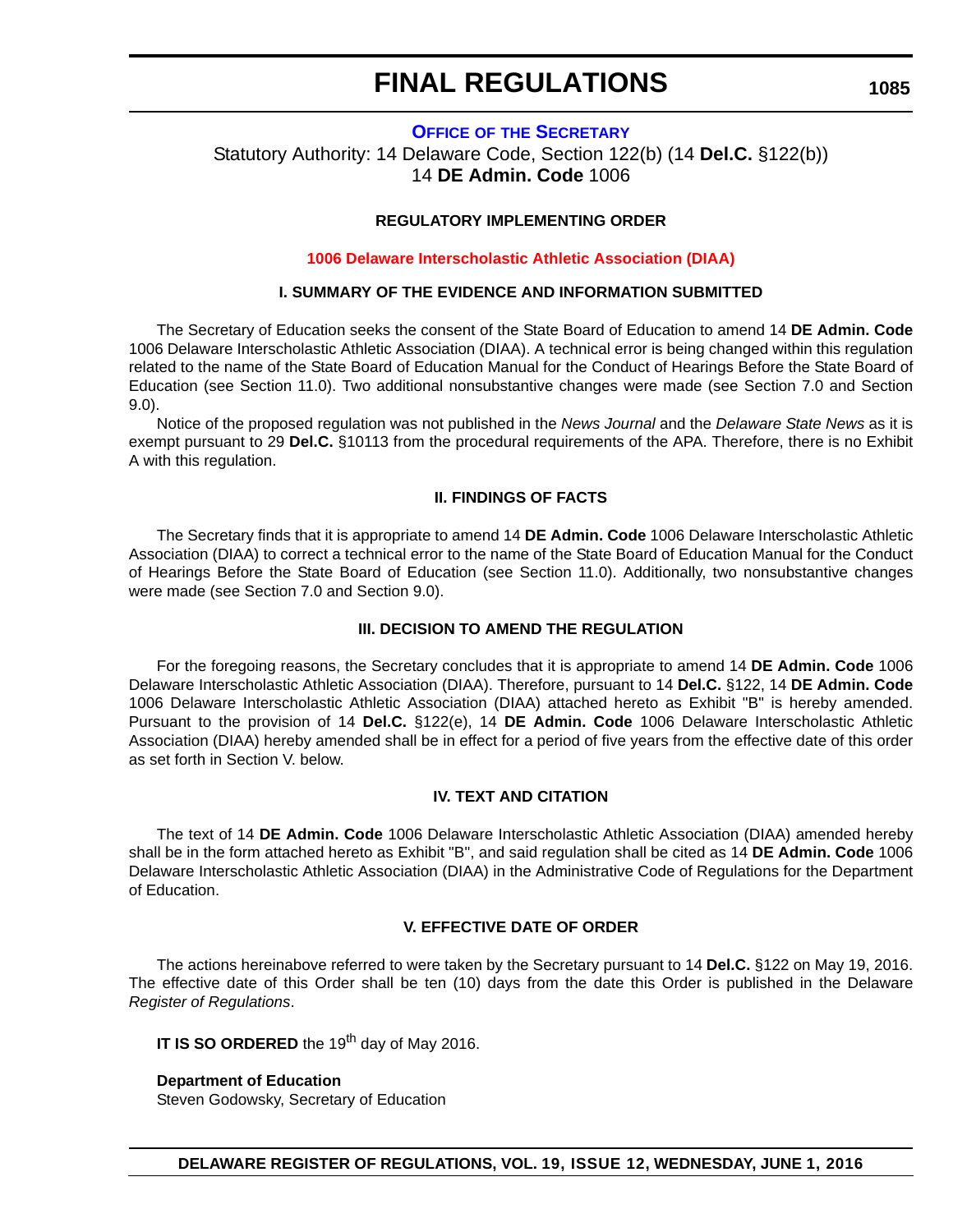# FINAL REGULATIONS

**OFFICE OF THE SECRETARY**

Statutory Authority: 14 Delaware Code, Section 122(b) (14 **Del.C.** §122(b))
14 **DE Admin. Code** 1006

**REGULATORY IMPLEMENTING ORDER**

**1006 Delaware Interscholastic Athletic Association (DIAA)**

**I. SUMMARY OF THE EVIDENCE AND INFORMATION SUBMITTED**

The Secretary of Education seeks the consent of the State Board of Education to amend 14 **DE Admin. Code** 1006 Delaware Interscholastic Athletic Association (DIAA). A technical error is being changed within this regulation related to the name of the State Board of Education Manual for the Conduct of Hearings Before the State Board of Education (see Section 11.0). Two additional nonsubstantive changes were made (see Section 7.0 and Section 9.0).

Notice of the proposed regulation was not published in the *News Journal* and the *Delaware State News* as it is exempt pursuant to 29 **Del.C.** §10113 from the procedural requirements of the APA. Therefore, there is no Exhibit A with this regulation.

**II. FINDINGS OF FACTS**

The Secretary finds that it is appropriate to amend 14 **DE Admin. Code** 1006 Delaware Interscholastic Athletic Association (DIAA) to correct a technical error to the name of the State Board of Education Manual for the Conduct of Hearings Before the State Board of Education (see Section 11.0). Additionally, two nonsubstantive changes were made (see Section 7.0 and Section 9.0).

**III. DECISION TO AMEND THE REGULATION**

For the foregoing reasons, the Secretary concludes that it is appropriate to amend 14 **DE Admin. Code** 1006 Delaware Interscholastic Athletic Association (DIAA). Therefore, pursuant to 14 **Del.C.** §122, 14 **DE Admin. Code** 1006 Delaware Interscholastic Athletic Association (DIAA) attached hereto as Exhibit "B" is hereby amended. Pursuant to the provision of 14 **Del.C.** §122(e), 14 **DE Admin. Code** 1006 Delaware Interscholastic Athletic Association (DIAA) hereby amended shall be in effect for a period of five years from the effective date of this order as set forth in Section V. below.

**IV. TEXT AND CITATION**

The text of 14 **DE Admin. Code** 1006 Delaware Interscholastic Athletic Association (DIAA) amended hereby shall be in the form attached hereto as Exhibit "B", and said regulation shall be cited as 14 **DE Admin. Code** 1006 Delaware Interscholastic Athletic Association (DIAA) in the Administrative Code of Regulations for the Department of Education.

**V. EFFECTIVE DATE OF ORDER**

The actions hereinabove referred to were taken by the Secretary pursuant to 14 **Del.C.** §122 on May 19, 2016. The effective date of this Order shall be ten (10) days from the date this Order is published in the Delaware *Register of Regulations*.

**IT IS SO ORDERED** the 19th day of May 2016.

**Department of Education**
Steven Godowsky, Secretary of Education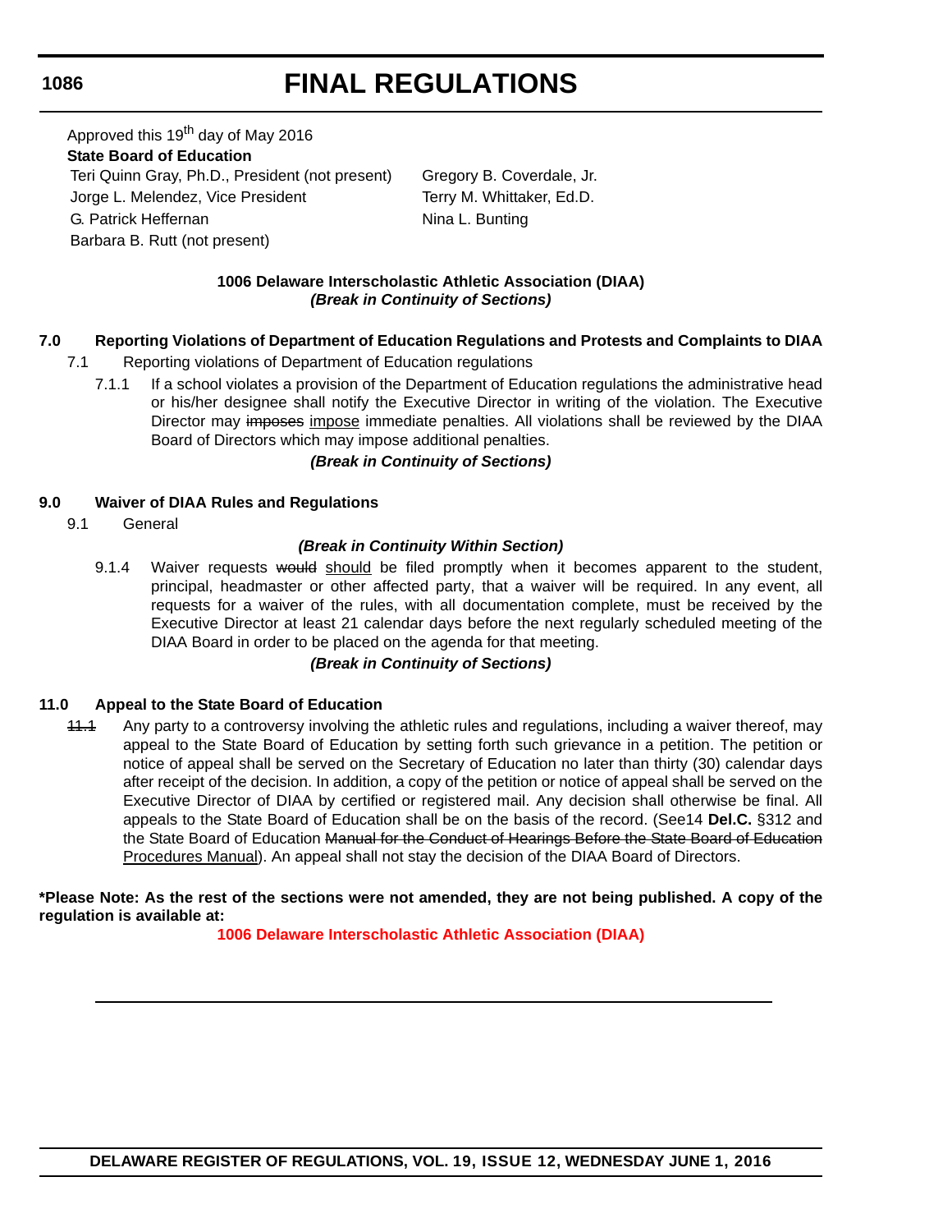Approved this 19th day of May 2016

**State Board of Education**

Teri Quinn Gray, Ph.D., President (not present)
Jorge L. Melendez, Vice President
G. Patrick Heffernan
Barbara B. Rutt (not present)
Gregory B. Coverdale, Jr.
Terry M. Whittaker, Ed.D.
Nina L. Bunting

**1006 Delaware Interscholastic Athletic Association (DIAA)**
***(Break in Continuity of Sections)***

**7.0 Reporting Violations of Department of Education Regulations and Protests and Complaints to DIAA**

7.1 Reporting violations of Department of Education regulations

7.1.1 If a school violates a provision of the Department of Education regulations the administrative head or his/her designee shall notify the Executive Director in writing of the violation. The Executive Director may ~~imposes~~ impose immediate penalties. All violations shall be reviewed by the DIAA Board of Directors which may impose additional penalties.

***(Break in Continuity of Sections)***

**9.0 Waiver of DIAA Rules and Regulations**

9.1 General

***(Break in Continuity Within Section)***

9.1.4 Waiver requests ~~would~~ should be filed promptly when it becomes apparent to the student, principal, headmaster or other affected party, that a waiver will be required. In any event, all requests for a waiver of the rules, with all documentation complete, must be received by the Executive Director at least 21 calendar days before the next regularly scheduled meeting of the DIAA Board in order to be placed on the agenda for that meeting.

***(Break in Continuity of Sections)***

**11.0 Appeal to the State Board of Education**

~~11.1~~ Any party to a controversy involving the athletic rules and regulations, including a waiver thereof, may appeal to the State Board of Education by setting forth such grievance in a petition. The petition or notice of appeal shall be served on the Secretary of Education no later than thirty (30) calendar days after receipt of the decision. In addition, a copy of the petition or notice of appeal shall be served on the Executive Director of DIAA by certified or registered mail. Any decision shall otherwise be final. All appeals to the State Board of Education shall be on the basis of the record. (See14 **Del.C.** §312 and the State Board of Education ~~Manual for the Conduct of Hearings Before the State Board of Education~~ Procedures Manual). An appeal shall not stay the decision of the DIAA Board of Directors.

**\*Please Note: As the rest of the sections were not amended, they are not being published. A copy of the regulation is available at:**

**1006 Delaware Interscholastic Athletic Association (DIAA)**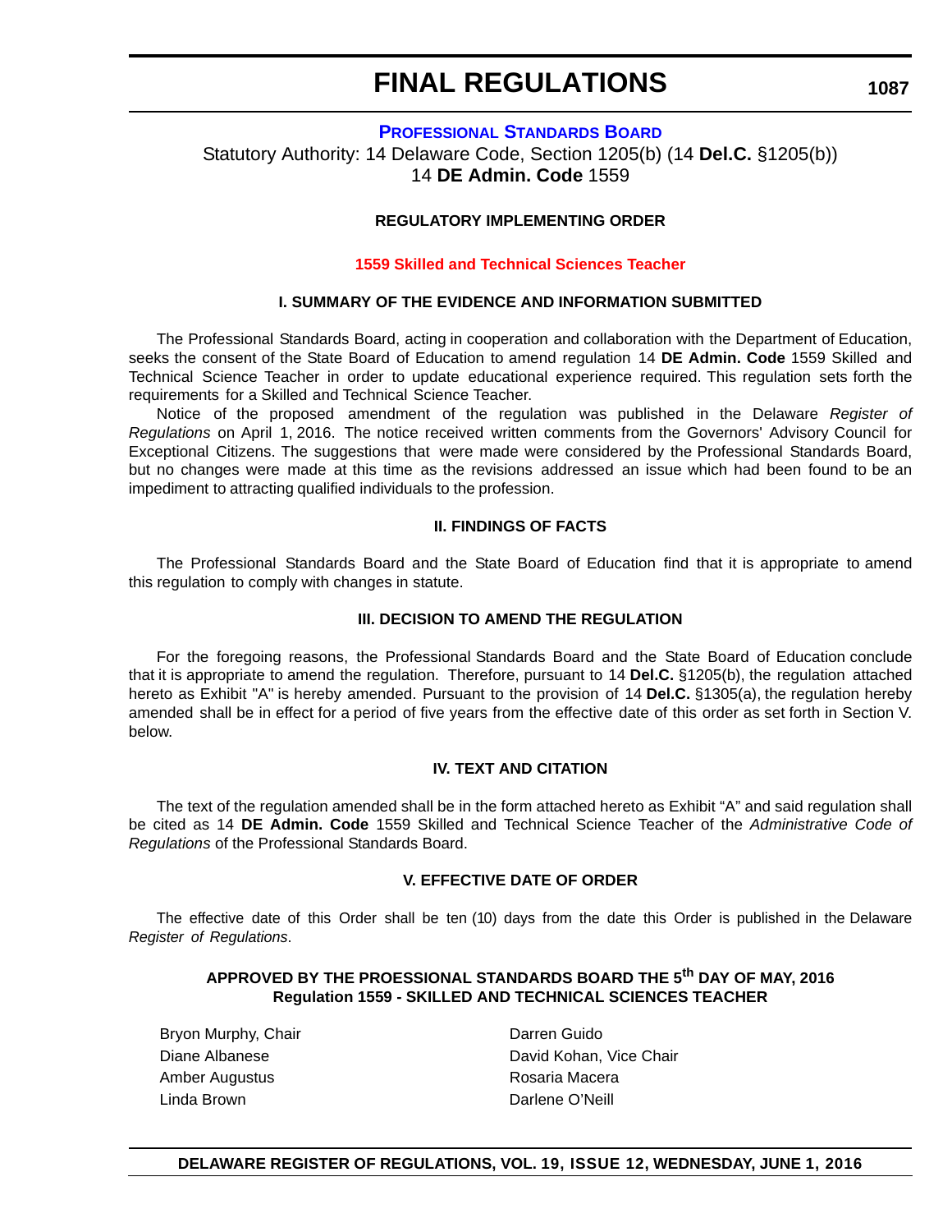# FINAL REGULATIONS

**PROFESSIONAL STANDARDS BOARD**

Statutory Authority: 14 Delaware Code, Section 1205(b) (14 **Del.C.** §1205(b))
14 **DE Admin. Code** 1559

**REGULATORY IMPLEMENTING ORDER**

**1559 Skilled and Technical Sciences Teacher**

**I. SUMMARY OF THE EVIDENCE AND INFORMATION SUBMITTED**

The Professional Standards Board, acting in cooperation and collaboration with the Department of Education, seeks the consent of the State Board of Education to amend regulation 14 **DE Admin. Code** 1559 Skilled and Technical Science Teacher in order to update educational experience required. This regulation sets forth the requirements for a Skilled and Technical Science Teacher.

Notice of the proposed amendment of the regulation was published in the Delaware *Register of Regulations* on April 1, 2016. The notice received written comments from the Governors' Advisory Council for Exceptional Citizens. The suggestions that were made were considered by the Professional Standards Board, but no changes were made at this time as the revisions addressed an issue which had been found to be an impediment to attracting qualified individuals to the profession.

**II. FINDINGS OF FACTS**

The Professional Standards Board and the State Board of Education find that it is appropriate to amend this regulation to comply with changes in statute.

**III. DECISION TO AMEND THE REGULATION**

For the foregoing reasons, the Professional Standards Board and the State Board of Education conclude that it is appropriate to amend the regulation. Therefore, pursuant to 14 **Del.C.** §1205(b), the regulation attached hereto as Exhibit "A" is hereby amended. Pursuant to the provision of 14 **Del.C.** §1305(a), the regulation hereby amended shall be in effect for a period of five years from the effective date of this order as set forth in Section V. below.

**IV. TEXT AND CITATION**

The text of the regulation amended shall be in the form attached hereto as Exhibit "A" and said regulation shall be cited as 14 **DE Admin. Code** 1559 Skilled and Technical Science Teacher of the *Administrative Code of Regulations* of the Professional Standards Board.

**V. EFFECTIVE DATE OF ORDER**

The effective date of this Order shall be ten (10) days from the date this Order is published in the Delaware *Register of Regulations*.

**APPROVED BY THE PROESSIONAL STANDARDS BOARD THE 5th DAY OF MAY, 2016**
**Regulation 1559 - SKILLED AND TECHNICAL SCIENCES TEACHER**

Bryon Murphy, Chair
Diane Albanese
Amber Augustus
Linda Brown
Darren Guido
David Kohan, Vice Chair
Rosaria Macera
Darlene O'Neill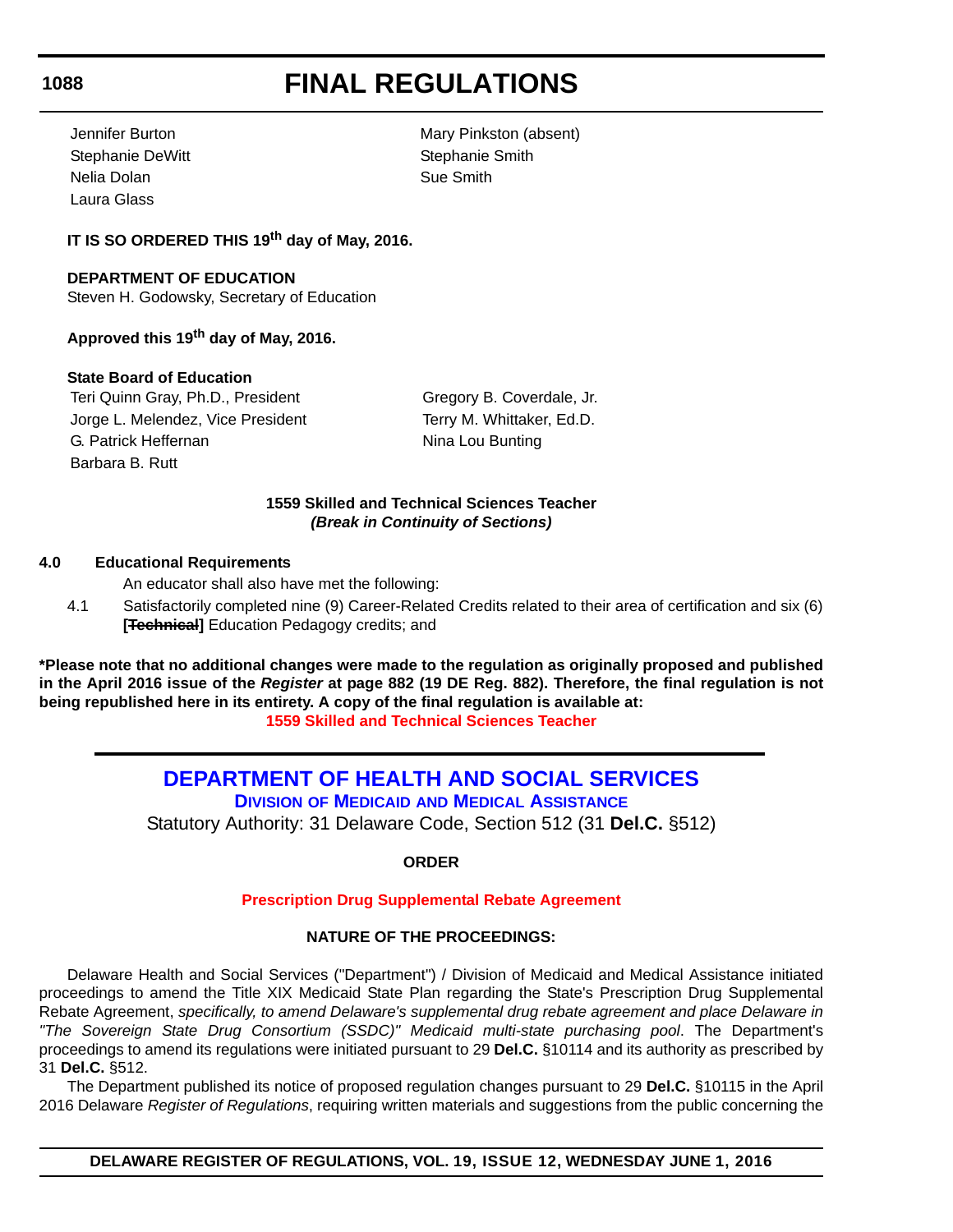Jennifer Burton
Stephanie DeWitt
Nelia Dolan
Laura Glass
Mary Pinkston (absent)
Stephanie Smith
Sue Smith

**IT IS SO ORDERED THIS 19th day of May, 2016.**

**DEPARTMENT OF EDUCATION**
Steven H. Godowsky, Secretary of Education

**Approved this 19th day of May, 2016.**

**State Board of Education**
Teri Quinn Gray, Ph.D., President
Jorge L. Melendez, Vice President
G. Patrick Heffernan
Barbara B. Rutt
Gregory B. Coverdale, Jr.
Terry M. Whittaker, Ed.D.
Nina Lou Bunting

**1559 Skilled and Technical Sciences Teacher**
***(Break in Continuity of Sections)***

**4.0 Educational Requirements**

An educator shall also have met the following:

4.1 Satisfactorily completed nine (9) Career-Related Credits related to their area of certification and six (6) **[~~Technical~~]** Education Pedagogy credits; and

**\*Please note that no additional changes were made to the regulation as originally proposed and published in the April 2016 issue of the *Register* at page 882 (19 DE Reg. 882). Therefore, the final regulation is not being republished here in its entirety. A copy of the final regulation is available at:**
**1559 Skilled and Technical Sciences Teacher**

---

## DEPARTMENT OF HEALTH AND SOCIAL SERVICES

### DIVISION OF MEDICAID AND MEDICAL ASSISTANCE

Statutory Authority: 31 Delaware Code, Section 512 (31 **Del.C.** §512)

**ORDER**

**Prescription Drug Supplemental Rebate Agreement**

**NATURE OF THE PROCEEDINGS:**

Delaware Health and Social Services ("Department") / Division of Medicaid and Medical Assistance initiated proceedings to amend the Title XIX Medicaid State Plan regarding the State's Prescription Drug Supplemental Rebate Agreement, *specifically, to amend Delaware's supplemental drug rebate agreement and place Delaware in "The Sovereign State Drug Consortium (SSDC)" Medicaid multi-state purchasing pool*. The Department's proceedings to amend its regulations were initiated pursuant to 29 **Del.C.** §10114 and its authority as prescribed by 31 **Del.C.** §512.

The Department published its notice of proposed regulation changes pursuant to 29 **Del.C.** §10115 in the April 2016 Delaware *Register of Regulations*, requiring written materials and suggestions from the public concerning the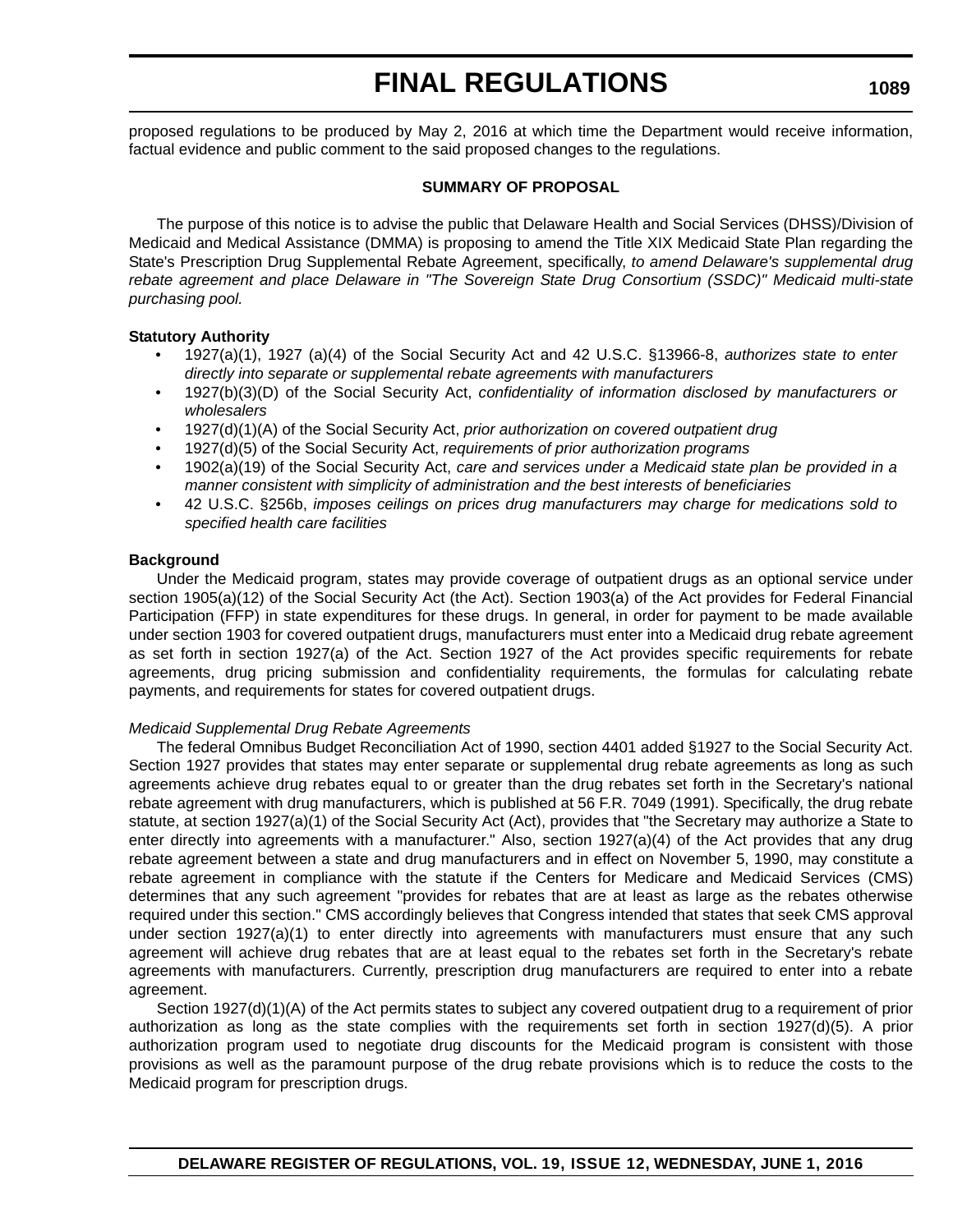proposed regulations to be produced by May 2, 2016 at which time the Department would receive information, factual evidence and public comment to the said proposed changes to the regulations.

**SUMMARY OF PROPOSAL**

The purpose of this notice is to advise the public that Delaware Health and Social Services (DHSS)/Division of Medicaid and Medical Assistance (DMMA) is proposing to amend the Title XIX Medicaid State Plan regarding the State's Prescription Drug Supplemental Rebate Agreement, specifically, *to amend Delaware's supplemental drug rebate agreement and place Delaware in "The Sovereign State Drug Consortium (SSDC)" Medicaid multi-state purchasing pool.*

**Statutory Authority**

- 1927(a)(1), 1927 (a)(4) of the Social Security Act and 42 U.S.C. §13966-8, *authorizes state to enter directly into separate or supplemental rebate agreements with manufacturers*
- 1927(b)(3)(D) of the Social Security Act, *confidentiality of information disclosed by manufacturers or wholesalers*
- 1927(d)(1)(A) of the Social Security Act, *prior authorization on covered outpatient drug*
- 1927(d)(5) of the Social Security Act, *requirements of prior authorization programs*
- 1902(a)(19) of the Social Security Act, *care and services under a Medicaid state plan be provided in a manner consistent with simplicity of administration and the best interests of beneficiaries*
- 42 U.S.C. §256b, *imposes ceilings on prices drug manufacturers may charge for medications sold to specified health care facilities*

**Background**

Under the Medicaid program, states may provide coverage of outpatient drugs as an optional service under section 1905(a)(12) of the Social Security Act (the Act). Section 1903(a) of the Act provides for Federal Financial Participation (FFP) in state expenditures for these drugs. In general, in order for payment to be made available under section 1903 for covered outpatient drugs, manufacturers must enter into a Medicaid drug rebate agreement as set forth in section 1927(a) of the Act. Section 1927 of the Act provides specific requirements for rebate agreements, drug pricing submission and confidentiality requirements, the formulas for calculating rebate payments, and requirements for states for covered outpatient drugs.

*Medicaid Supplemental Drug Rebate Agreements*

The federal Omnibus Budget Reconciliation Act of 1990, section 4401 added §1927 to the Social Security Act. Section 1927 provides that states may enter separate or supplemental drug rebate agreements as long as such agreements achieve drug rebates equal to or greater than the drug rebates set forth in the Secretary's national rebate agreement with drug manufacturers, which is published at 56 F.R. 7049 (1991). Specifically, the drug rebate statute, at section 1927(a)(1) of the Social Security Act (Act), provides that "the Secretary may authorize a State to enter directly into agreements with a manufacturer." Also, section 1927(a)(4) of the Act provides that any drug rebate agreement between a state and drug manufacturers and in effect on November 5, 1990, may constitute a rebate agreement in compliance with the statute if the Centers for Medicare and Medicaid Services (CMS) determines that any such agreement "provides for rebates that are at least as large as the rebates otherwise required under this section." CMS accordingly believes that Congress intended that states that seek CMS approval under section 1927(a)(1) to enter directly into agreements with manufacturers must ensure that any such agreement will achieve drug rebates that are at least equal to the rebates set forth in the Secretary's rebate agreements with manufacturers. Currently, prescription drug manufacturers are required to enter into a rebate agreement.

Section 1927(d)(1)(A) of the Act permits states to subject any covered outpatient drug to a requirement of prior authorization as long as the state complies with the requirements set forth in section 1927(d)(5). A prior authorization program used to negotiate drug discounts for the Medicaid program is consistent with those provisions as well as the paramount purpose of the drug rebate provisions which is to reduce the costs to the Medicaid program for prescription drugs.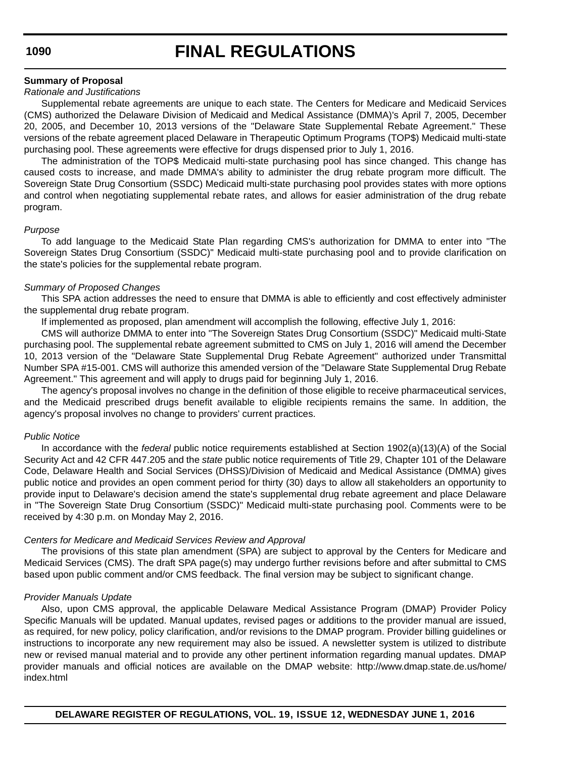**Summary of Proposal**

*Rationale and Justifications*

Supplemental rebate agreements are unique to each state. The Centers for Medicare and Medicaid Services (CMS) authorized the Delaware Division of Medicaid and Medical Assistance (DMMA)'s April 7, 2005, December 20, 2005, and December 10, 2013 versions of the "Delaware State Supplemental Rebate Agreement." These versions of the rebate agreement placed Delaware in Therapeutic Optimum Programs (TOP$) Medicaid multi-state purchasing pool. These agreements were effective for drugs dispensed prior to July 1, 2016.

The administration of the TOP$ Medicaid multi-state purchasing pool has since changed. This change has caused costs to increase, and made DMMA's ability to administer the drug rebate program more difficult. The Sovereign State Drug Consortium (SSDC) Medicaid multi-state purchasing pool provides states with more options and control when negotiating supplemental rebate rates, and allows for easier administration of the drug rebate program.

*Purpose*

To add language to the Medicaid State Plan regarding CMS's authorization for DMMA to enter into "The Sovereign States Drug Consortium (SSDC)" Medicaid multi-state purchasing pool and to provide clarification on the state's policies for the supplemental rebate program.

*Summary of Proposed Changes*

This SPA action addresses the need to ensure that DMMA is able to efficiently and cost effectively administer the supplemental drug rebate program.

If implemented as proposed, plan amendment will accomplish the following, effective July 1, 2016:

CMS will authorize DMMA to enter into "The Sovereign States Drug Consortium (SSDC)" Medicaid multi-State purchasing pool. The supplemental rebate agreement submitted to CMS on July 1, 2016 will amend the December 10, 2013 version of the "Delaware State Supplemental Drug Rebate Agreement" authorized under Transmittal Number SPA #15-001. CMS will authorize this amended version of the "Delaware State Supplemental Drug Rebate Agreement." This agreement and will apply to drugs paid for beginning July 1, 2016.

The agency's proposal involves no change in the definition of those eligible to receive pharmaceutical services, and the Medicaid prescribed drugs benefit available to eligible recipients remains the same. In addition, the agency's proposal involves no change to providers' current practices.

*Public Notice*

In accordance with the *federal* public notice requirements established at Section 1902(a)(13)(A) of the Social Security Act and 42 CFR 447.205 and the *state* public notice requirements of Title 29, Chapter 101 of the Delaware Code, Delaware Health and Social Services (DHSS)/Division of Medicaid and Medical Assistance (DMMA) gives public notice and provides an open comment period for thirty (30) days to allow all stakeholders an opportunity to provide input to Delaware's decision amend the state's supplemental drug rebate agreement and place Delaware in "The Sovereign State Drug Consortium (SSDC)" Medicaid multi-state purchasing pool. Comments were to be received by 4:30 p.m. on Monday May 2, 2016.

*Centers for Medicare and Medicaid Services Review and Approval*

The provisions of this state plan amendment (SPA) are subject to approval by the Centers for Medicare and Medicaid Services (CMS). The draft SPA page(s) may undergo further revisions before and after submittal to CMS based upon public comment and/or CMS feedback. The final version may be subject to significant change.

*Provider Manuals Update*

Also, upon CMS approval, the applicable Delaware Medical Assistance Program (DMAP) Provider Policy Specific Manuals will be updated. Manual updates, revised pages or additions to the provider manual are issued, as required, for new policy, policy clarification, and/or revisions to the DMAP program. Provider billing guidelines or instructions to incorporate any new requirement may also be issued. A newsletter system is utilized to distribute new or revised manual material and to provide any other pertinent information regarding manual updates. DMAP provider manuals and official notices are available on the DMAP website: http://www.dmap.state.de.us/home/index.html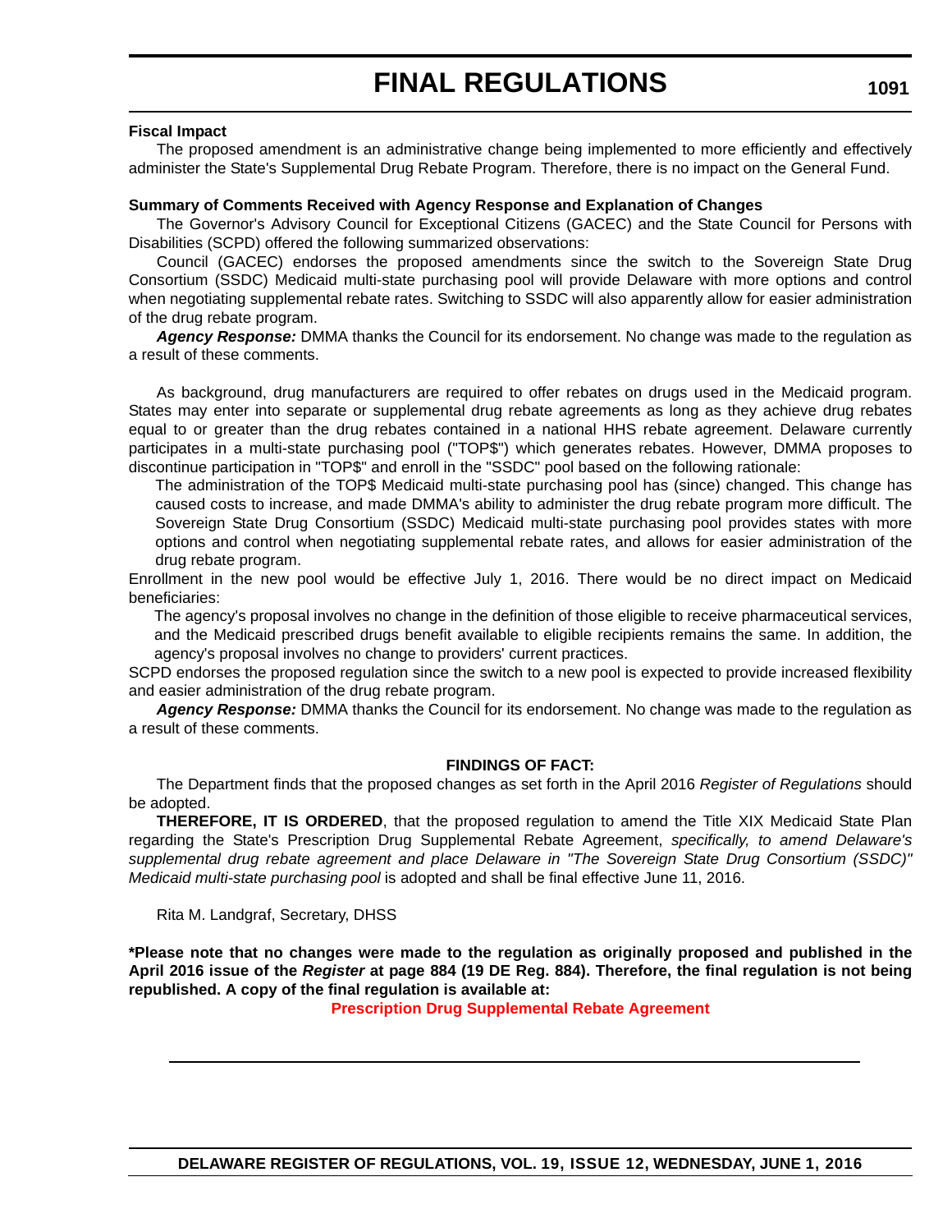**Fiscal Impact**

The proposed amendment is an administrative change being implemented to more efficiently and effectively administer the State's Supplemental Drug Rebate Program. Therefore, there is no impact on the General Fund.

**Summary of Comments Received with Agency Response and Explanation of Changes**

The Governor's Advisory Council for Exceptional Citizens (GACEC) and the State Council for Persons with Disabilities (SCPD) offered the following summarized observations:

Council (GACEC) endorses the proposed amendments since the switch to the Sovereign State Drug Consortium (SSDC) Medicaid multi-state purchasing pool will provide Delaware with more options and control when negotiating supplemental rebate rates. Switching to SSDC will also apparently allow for easier administration of the drug rebate program.

***Agency Response:*** DMMA thanks the Council for its endorsement. No change was made to the regulation as a result of these comments.

As background, drug manufacturers are required to offer rebates on drugs used in the Medicaid program. States may enter into separate or supplemental drug rebate agreements as long as they achieve drug rebates equal to or greater than the drug rebates contained in a national HHS rebate agreement. Delaware currently participates in a multi-state purchasing pool ("TOP$") which generates rebates. However, DMMA proposes to discontinue participation in "TOP$" and enroll in the "SSDC" pool based on the following rationale:

> The administration of the TOP$ Medicaid multi-state purchasing pool has (since) changed. This change has caused costs to increase, and made DMMA's ability to administer the drug rebate program more difficult. The Sovereign State Drug Consortium (SSDC) Medicaid multi-state purchasing pool provides states with more options and control when negotiating supplemental rebate rates, and allows for easier administration of the drug rebate program.

Enrollment in the new pool would be effective July 1, 2016. There would be no direct impact on Medicaid beneficiaries:

> The agency's proposal involves no change in the definition of those eligible to receive pharmaceutical services, and the Medicaid prescribed drugs benefit available to eligible recipients remains the same. In addition, the agency's proposal involves no change to providers' current practices.

SCPD endorses the proposed regulation since the switch to a new pool is expected to provide increased flexibility and easier administration of the drug rebate program.

***Agency Response:*** DMMA thanks the Council for its endorsement. No change was made to the regulation as a result of these comments.

**FINDINGS OF FACT:**

The Department finds that the proposed changes as set forth in the April 2016 *Register of Regulations* should be adopted.

**THEREFORE, IT IS ORDERED**, that the proposed regulation to amend the Title XIX Medicaid State Plan regarding the State's Prescription Drug Supplemental Rebate Agreement, *specifically, to amend Delaware's supplemental drug rebate agreement and place Delaware in "The Sovereign State Drug Consortium (SSDC)" Medicaid multi-state purchasing pool* is adopted and shall be final effective June 11, 2016.

Rita M. Landgraf, Secretary, DHSS

**\*Please note that no changes were made to the regulation as originally proposed and published in the April 2016 issue of the *Register* at page 884 (19 DE Reg. 884). Therefore, the final regulation is not being republished. A copy of the final regulation is available at:**

**Prescription Drug Supplemental Rebate Agreement**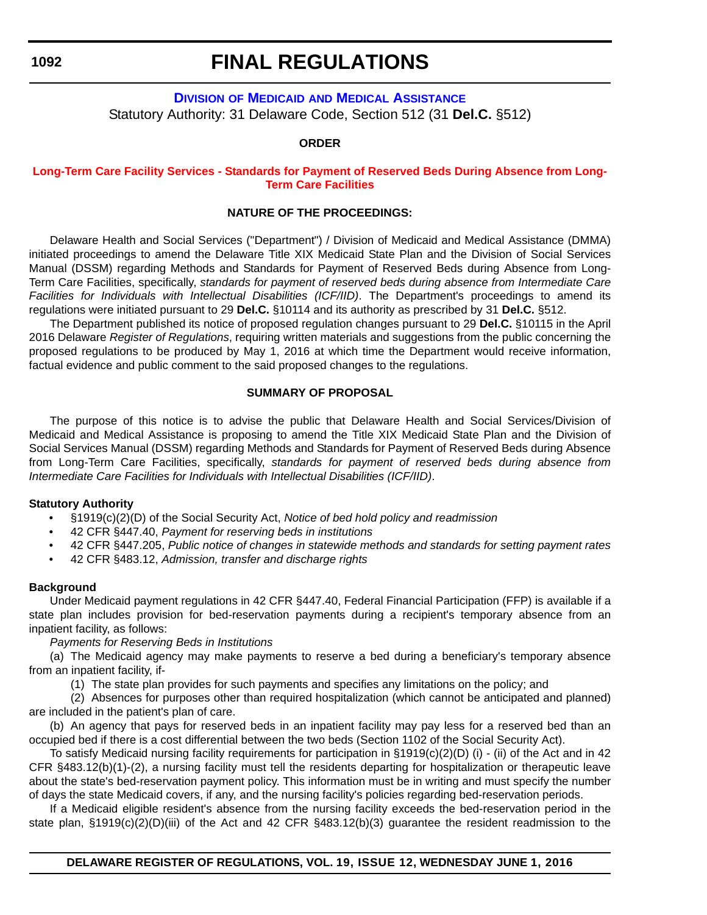# FINAL REGULATIONS

## DIVISION OF MEDICAID AND MEDICAL ASSISTANCE

Statutory Authority: 31 Delaware Code, Section 512 (31 **Del.C.** §512)

**ORDER**

### Long-Term Care Facility Services - Standards for Payment of Reserved Beds During Absence from Long-Term Care Facilities

**NATURE OF THE PROCEEDINGS:**

Delaware Health and Social Services ("Department") / Division of Medicaid and Medical Assistance (DMMA) initiated proceedings to amend the Delaware Title XIX Medicaid State Plan and the Division of Social Services Manual (DSSM) regarding Methods and Standards for Payment of Reserved Beds during Absence from Long-Term Care Facilities, specifically, *standards for payment of reserved beds during absence from Intermediate Care Facilities for Individuals with Intellectual Disabilities (ICF/IID)*. The Department's proceedings to amend its regulations were initiated pursuant to 29 **Del.C.** §10114 and its authority as prescribed by 31 **Del.C.** §512.

The Department published its notice of proposed regulation changes pursuant to 29 **Del.C.** §10115 in the April 2016 Delaware *Register of Regulations*, requiring written materials and suggestions from the public concerning the proposed regulations to be produced by May 1, 2016 at which time the Department would receive information, factual evidence and public comment to the said proposed changes to the regulations.

**SUMMARY OF PROPOSAL**

The purpose of this notice is to advise the public that Delaware Health and Social Services/Division of Medicaid and Medical Assistance is proposing to amend the Title XIX Medicaid State Plan and the Division of Social Services Manual (DSSM) regarding Methods and Standards for Payment of Reserved Beds during Absence from Long-Term Care Facilities, specifically, *standards for payment of reserved beds during absence from Intermediate Care Facilities for Individuals with Intellectual Disabilities (ICF/IID)*.

**Statutory Authority**

- §1919(c)(2)(D) of the Social Security Act, *Notice of bed hold policy and readmission*
- 42 CFR §447.40, *Payment for reserving beds in institutions*
- 42 CFR §447.205, *Public notice of changes in statewide methods and standards for setting payment rates*
- 42 CFR §483.12, *Admission, transfer and discharge rights*

**Background**

Under Medicaid payment regulations in 42 CFR §447.40, Federal Financial Participation (FFP) is available if a state plan includes provision for bed-reservation payments during a recipient's temporary absence from an inpatient facility, as follows:

*Payments for Reserving Beds in Institutions*

(a) The Medicaid agency may make payments to reserve a bed during a beneficiary's temporary absence from an inpatient facility, if-

(1) The state plan provides for such payments and specifies any limitations on the policy; and

(2) Absences for purposes other than required hospitalization (which cannot be anticipated and planned) are included in the patient's plan of care.

(b) An agency that pays for reserved beds in an inpatient facility may pay less for a reserved bed than an occupied bed if there is a cost differential between the two beds (Section 1102 of the Social Security Act).

To satisfy Medicaid nursing facility requirements for participation in §1919(c)(2)(D) (i) - (ii) of the Act and in 42 CFR §483.12(b)(1)-(2), a nursing facility must tell the residents departing for hospitalization or therapeutic leave about the state's bed-reservation payment policy. This information must be in writing and must specify the number of days the state Medicaid covers, if any, and the nursing facility's policies regarding bed-reservation periods.

If a Medicaid eligible resident's absence from the nursing facility exceeds the bed-reservation period in the state plan, §1919(c)(2)(D)(iii) of the Act and 42 CFR §483.12(b)(3) guarantee the resident readmission to the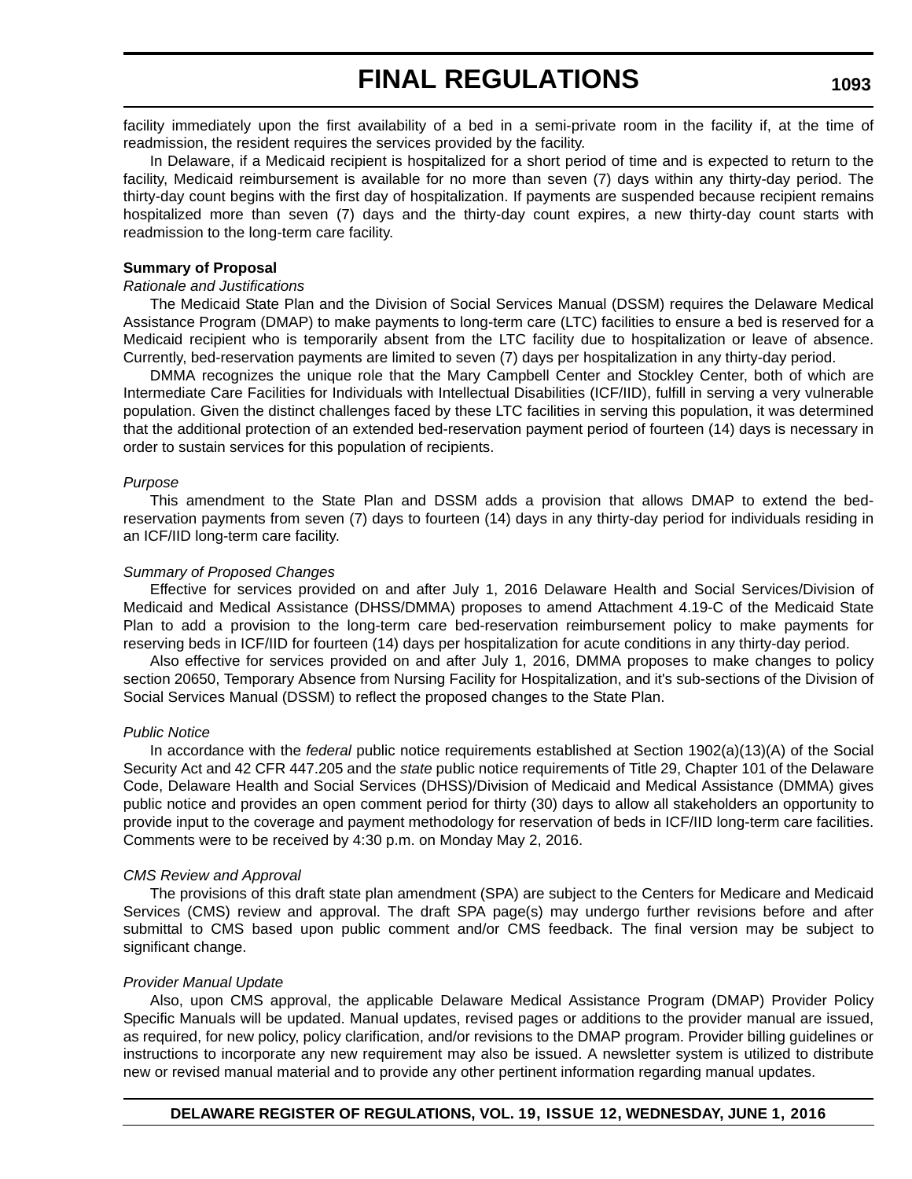facility immediately upon the first availability of a bed in a semi-private room in the facility if, at the time of readmission, the resident requires the services provided by the facility.

In Delaware, if a Medicaid recipient is hospitalized for a short period of time and is expected to return to the facility, Medicaid reimbursement is available for no more than seven (7) days within any thirty-day period. The thirty-day count begins with the first day of hospitalization. If payments are suspended because recipient remains hospitalized more than seven (7) days and the thirty-day count expires, a new thirty-day count starts with readmission to the long-term care facility.

**Summary of Proposal**

*Rationale and Justifications*

The Medicaid State Plan and the Division of Social Services Manual (DSSM) requires the Delaware Medical Assistance Program (DMAP) to make payments to long-term care (LTC) facilities to ensure a bed is reserved for a Medicaid recipient who is temporarily absent from the LTC facility due to hospitalization or leave of absence. Currently, bed-reservation payments are limited to seven (7) days per hospitalization in any thirty-day period.

DMMA recognizes the unique role that the Mary Campbell Center and Stockley Center, both of which are Intermediate Care Facilities for Individuals with Intellectual Disabilities (ICF/IID), fulfill in serving a very vulnerable population. Given the distinct challenges faced by these LTC facilities in serving this population, it was determined that the additional protection of an extended bed-reservation payment period of fourteen (14) days is necessary in order to sustain services for this population of recipients.

*Purpose*

This amendment to the State Plan and DSSM adds a provision that allows DMAP to extend the bed-reservation payments from seven (7) days to fourteen (14) days in any thirty-day period for individuals residing in an ICF/IID long-term care facility.

*Summary of Proposed Changes*

Effective for services provided on and after July 1, 2016 Delaware Health and Social Services/Division of Medicaid and Medical Assistance (DHSS/DMMA) proposes to amend Attachment 4.19-C of the Medicaid State Plan to add a provision to the long-term care bed-reservation reimbursement policy to make payments for reserving beds in ICF/IID for fourteen (14) days per hospitalization for acute conditions in any thirty-day period.

Also effective for services provided on and after July 1, 2016, DMMA proposes to make changes to policy section 20650, Temporary Absence from Nursing Facility for Hospitalization, and it's sub-sections of the Division of Social Services Manual (DSSM) to reflect the proposed changes to the State Plan.

*Public Notice*

In accordance with the *federal* public notice requirements established at Section 1902(a)(13)(A) of the Social Security Act and 42 CFR 447.205 and the *state* public notice requirements of Title 29, Chapter 101 of the Delaware Code, Delaware Health and Social Services (DHSS)/Division of Medicaid and Medical Assistance (DMMA) gives public notice and provides an open comment period for thirty (30) days to allow all stakeholders an opportunity to provide input to the coverage and payment methodology for reservation of beds in ICF/IID long-term care facilities. Comments were to be received by 4:30 p.m. on Monday May 2, 2016.

*CMS Review and Approval*

The provisions of this draft state plan amendment (SPA) are subject to the Centers for Medicare and Medicaid Services (CMS) review and approval. The draft SPA page(s) may undergo further revisions before and after submittal to CMS based upon public comment and/or CMS feedback. The final version may be subject to significant change.

*Provider Manual Update*

Also, upon CMS approval, the applicable Delaware Medical Assistance Program (DMAP) Provider Policy Specific Manuals will be updated. Manual updates, revised pages or additions to the provider manual are issued, as required, for new policy, policy clarification, and/or revisions to the DMAP program. Provider billing guidelines or instructions to incorporate any new requirement may also be issued. A newsletter system is utilized to distribute new or revised manual material and to provide any other pertinent information regarding manual updates.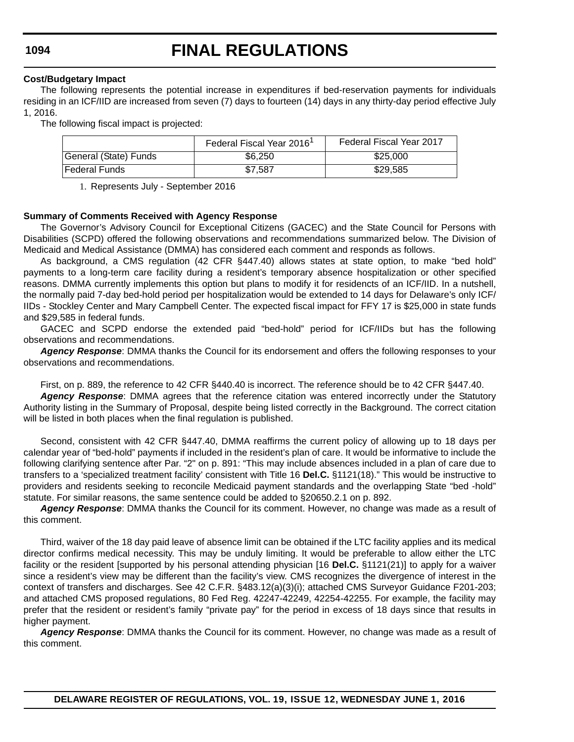**Cost/Budgetary Impact**

The following represents the potential increase in expenditures if bed-reservation payments for individuals residing in an ICF/IID are increased from seven (7) days to fourteen (14) days in any thirty-day period effective July 1, 2016.

The following fiscal impact is projected:

| | Federal Fiscal Year 2016[1] | Federal Fiscal Year 2017 |
|---|---|---|
| General (State) Funds | $6,250 | $25,000 |
| Federal Funds | $7,587 | $29,585 |

1. Represents July - September 2016

**Summary of Comments Received with Agency Response**

The Governor's Advisory Council for Exceptional Citizens (GACEC) and the State Council for Persons with Disabilities (SCPD) offered the following observations and recommendations summarized below. The Division of Medicaid and Medical Assistance (DMMA) has considered each comment and responds as follows.

As background, a CMS regulation (42 CFR §447.40) allows states at state option, to make "bed hold" payments to a long-term care facility during a resident's temporary absence hospitalization or other specified reasons. DMMA currently implements this option but plans to modify it for residencts of an ICF/IID. In a nutshell, the normally paid 7-day bed-hold period per hospitalization would be extended to 14 days for Delaware's only ICF/IIDs - Stockley Center and Mary Campbell Center. The expected fiscal impact for FFY 17 is $25,000 in state funds and $29,585 in federal funds.

GACEC and SCPD endorse the extended paid "bed-hold" period for ICF/IIDs but has the following observations and recommendations.

***Agency Response***: DMMA thanks the Council for its endorsement and offers the following responses to your observations and recommendations.

First, on p. 889, the reference to 42 CFR §440.40 is incorrect. The reference should be to 42 CFR §447.40.

***Agency Response***: DMMA agrees that the reference citation was entered incorrectly under the Statutory Authority listing in the Summary of Proposal, despite being listed correctly in the Background. The correct citation will be listed in both places when the final regulation is published.

Second, consistent with 42 CFR §447.40, DMMA reaffirms the current policy of allowing up to 18 days per calendar year of "bed-hold" payments if included in the resident's plan of care. It would be informative to include the following clarifying sentence after Par. "2" on p. 891: "This may include absences included in a plan of care due to transfers to a 'specialized treatment facility' consistent with Title 16 **Del.C.** §1121(18)." This would be instructive to providers and residents seeking to reconcile Medicaid payment standards and the overlapping State "bed -hold" statute. For similar reasons, the same sentence could be added to §20650.2.1 on p. 892.

***Agency Response***: DMMA thanks the Council for its comment. However, no change was made as a result of this comment.

Third, waiver of the 18 day paid leave of absence limit can be obtained if the LTC facility applies and its medical director confirms medical necessity. This may be unduly limiting. It would be preferable to allow either the LTC facility or the resident [supported by his personal attending physician [16 **Del.C.** §1121(21)] to apply for a waiver since a resident's view may be different than the facility's view. CMS recognizes the divergence of interest in the context of transfers and discharges. See 42 C.F.R. §483.12(a)(3)(i); attached CMS Surveyor Guidance F201-203; and attached CMS proposed regulations, 80 Fed Reg. 42247-42249, 42254-42255. For example, the facility may prefer that the resident or resident's family "private pay" for the period in excess of 18 days since that results in higher payment.

***Agency Response***: DMMA thanks the Council for its comment. However, no change was made as a result of this comment.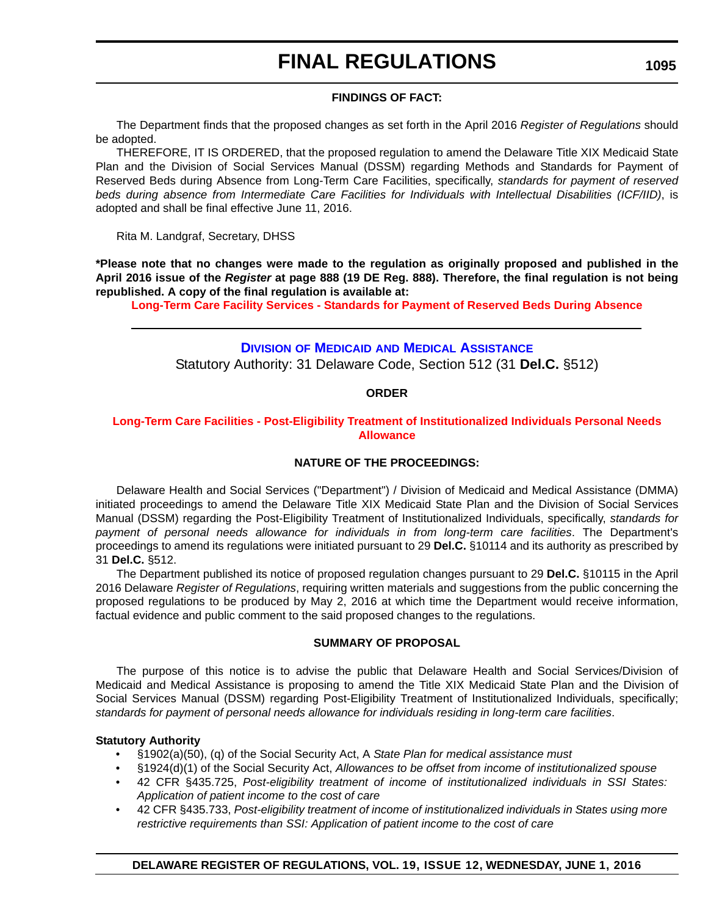**FINDINGS OF FACT:**

The Department finds that the proposed changes as set forth in the April 2016 *Register of Regulations* should be adopted.

THEREFORE, IT IS ORDERED, that the proposed regulation to amend the Delaware Title XIX Medicaid State Plan and the Division of Social Services Manual (DSSM) regarding Methods and Standards for Payment of Reserved Beds during Absence from Long-Term Care Facilities, specifically, *standards for payment of reserved beds during absence from Intermediate Care Facilities for Individuals with Intellectual Disabilities (ICF/IID)*, is adopted and shall be final effective June 11, 2016.

Rita M. Landgraf, Secretary, DHSS

**\*Please note that no changes were made to the regulation as originally proposed and published in the April 2016 issue of the *Register* at page 888 (19 DE Reg. 888). Therefore, the final regulation is not being republished. A copy of the final regulation is available at:**

**Long-Term Care Facility Services - Standards for Payment of Reserved Beds During Absence**

---

## DIVISION OF MEDICAID AND MEDICAL ASSISTANCE

Statutory Authority: 31 Delaware Code, Section 512 (31 **Del.C.** §512)

**ORDER**

**Long-Term Care Facilities - Post-Eligibility Treatment of Institutionalized Individuals Personal Needs Allowance**

**NATURE OF THE PROCEEDINGS:**

Delaware Health and Social Services ("Department") / Division of Medicaid and Medical Assistance (DMMA) initiated proceedings to amend the Delaware Title XIX Medicaid State Plan and the Division of Social Services Manual (DSSM) regarding the Post-Eligibility Treatment of Institutionalized Individuals, specifically, *standards for payment of personal needs allowance for individuals in from long-term care facilities*. The Department's proceedings to amend its regulations were initiated pursuant to 29 **Del.C.** §10114 and its authority as prescribed by 31 **Del.C.** §512.

The Department published its notice of proposed regulation changes pursuant to 29 **Del.C.** §10115 in the April 2016 Delaware *Register of Regulations*, requiring written materials and suggestions from the public concerning the proposed regulations to be produced by May 2, 2016 at which time the Department would receive information, factual evidence and public comment to the said proposed changes to the regulations.

**SUMMARY OF PROPOSAL**

The purpose of this notice is to advise the public that Delaware Health and Social Services/Division of Medicaid and Medical Assistance is proposing to amend the Title XIX Medicaid State Plan and the Division of Social Services Manual (DSSM) regarding Post-Eligibility Treatment of Institutionalized Individuals, specifically; *standards for payment of personal needs allowance for individuals residing in long-term care facilities*.

**Statutory Authority**

- §1902(a)(50), (q) of the Social Security Act, A *State Plan for medical assistance must*
- §1924(d)(1) of the Social Security Act, *Allowances to be offset from income of institutionalized spouse*
- 42 CFR §435.725, *Post-eligibility treatment of income of institutionalized individuals in SSI States: Application of patient income to the cost of care*
- 42 CFR §435.733, *Post-eligibility treatment of income of institutionalized individuals in States using more restrictive requirements than SSI: Application of patient income to the cost of care*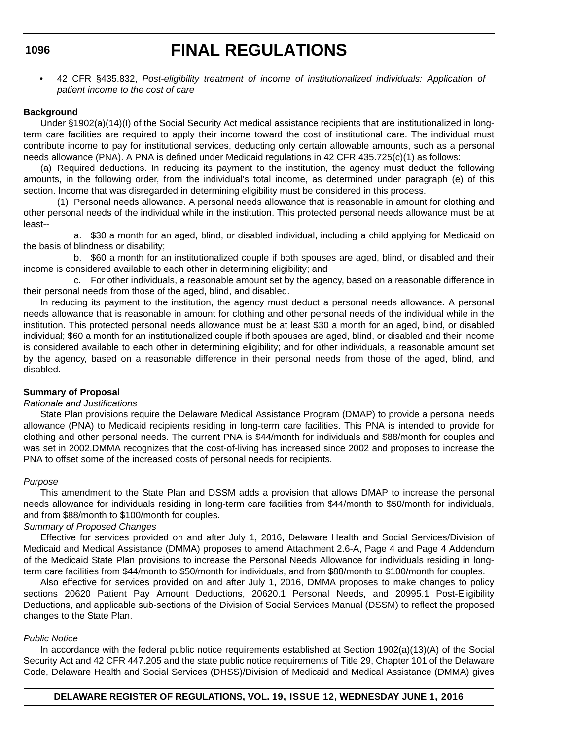- 42 CFR §435.832, *Post-eligibility treatment of income of institutionalized individuals: Application of patient income to the cost of care*

**Background**

Under §1902(a)(14)(I) of the Social Security Act medical assistance recipients that are institutionalized in long-term care facilities are required to apply their income toward the cost of institutional care. The individual must contribute income to pay for institutional services, deducting only certain allowable amounts, such as a personal needs allowance (PNA). A PNA is defined under Medicaid regulations in 42 CFR 435.725(c)(1) as follows:

(a) Required deductions. In reducing its payment to the institution, the agency must deduct the following amounts, in the following order, from the individual's total income, as determined under paragraph (e) of this section. Income that was disregarded in determining eligibility must be considered in this process.

(1) Personal needs allowance. A personal needs allowance that is reasonable in amount for clothing and other personal needs of the individual while in the institution. This protected personal needs allowance must be at least--

a. $30 a month for an aged, blind, or disabled individual, including a child applying for Medicaid on the basis of blindness or disability;

b. $60 a month for an institutionalized couple if both spouses are aged, blind, or disabled and their income is considered available to each other in determining eligibility; and

c. For other individuals, a reasonable amount set by the agency, based on a reasonable difference in their personal needs from those of the aged, blind, and disabled.

In reducing its payment to the institution, the agency must deduct a personal needs allowance. A personal needs allowance that is reasonable in amount for clothing and other personal needs of the individual while in the institution. This protected personal needs allowance must be at least $30 a month for an aged, blind, or disabled individual; $60 a month for an institutionalized couple if both spouses are aged, blind, or disabled and their income is considered available to each other in determining eligibility; and for other individuals, a reasonable amount set by the agency, based on a reasonable difference in their personal needs from those of the aged, blind, and disabled.

**Summary of Proposal**

*Rationale and Justifications*

State Plan provisions require the Delaware Medical Assistance Program (DMAP) to provide a personal needs allowance (PNA) to Medicaid recipients residing in long-term care facilities. This PNA is intended to provide for clothing and other personal needs. The current PNA is $44/month for individuals and $88/month for couples and was set in 2002.DMMA recognizes that the cost-of-living has increased since 2002 and proposes to increase the PNA to offset some of the increased costs of personal needs for recipients.

*Purpose*

This amendment to the State Plan and DSSM adds a provision that allows DMAP to increase the personal needs allowance for individuals residing in long-term care facilities from $44/month to $50/month for individuals, and from $88/month to $100/month for couples.

*Summary of Proposed Changes*

Effective for services provided on and after July 1, 2016, Delaware Health and Social Services/Division of Medicaid and Medical Assistance (DMMA) proposes to amend Attachment 2.6-A, Page 4 and Page 4 Addendum of the Medicaid State Plan provisions to increase the Personal Needs Allowance for individuals residing in long-term care facilities from $44/month to $50/month for individuals, and from $88/month to $100/month for couples.

Also effective for services provided on and after July 1, 2016, DMMA proposes to make changes to policy sections 20620 Patient Pay Amount Deductions, 20620.1 Personal Needs, and 20995.1 Post-Eligibility Deductions, and applicable sub-sections of the Division of Social Services Manual (DSSM) to reflect the proposed changes to the State Plan.

*Public Notice*

In accordance with the federal public notice requirements established at Section 1902(a)(13)(A) of the Social Security Act and 42 CFR 447.205 and the state public notice requirements of Title 29, Chapter 101 of the Delaware Code, Delaware Health and Social Services (DHSS)/Division of Medicaid and Medical Assistance (DMMA) gives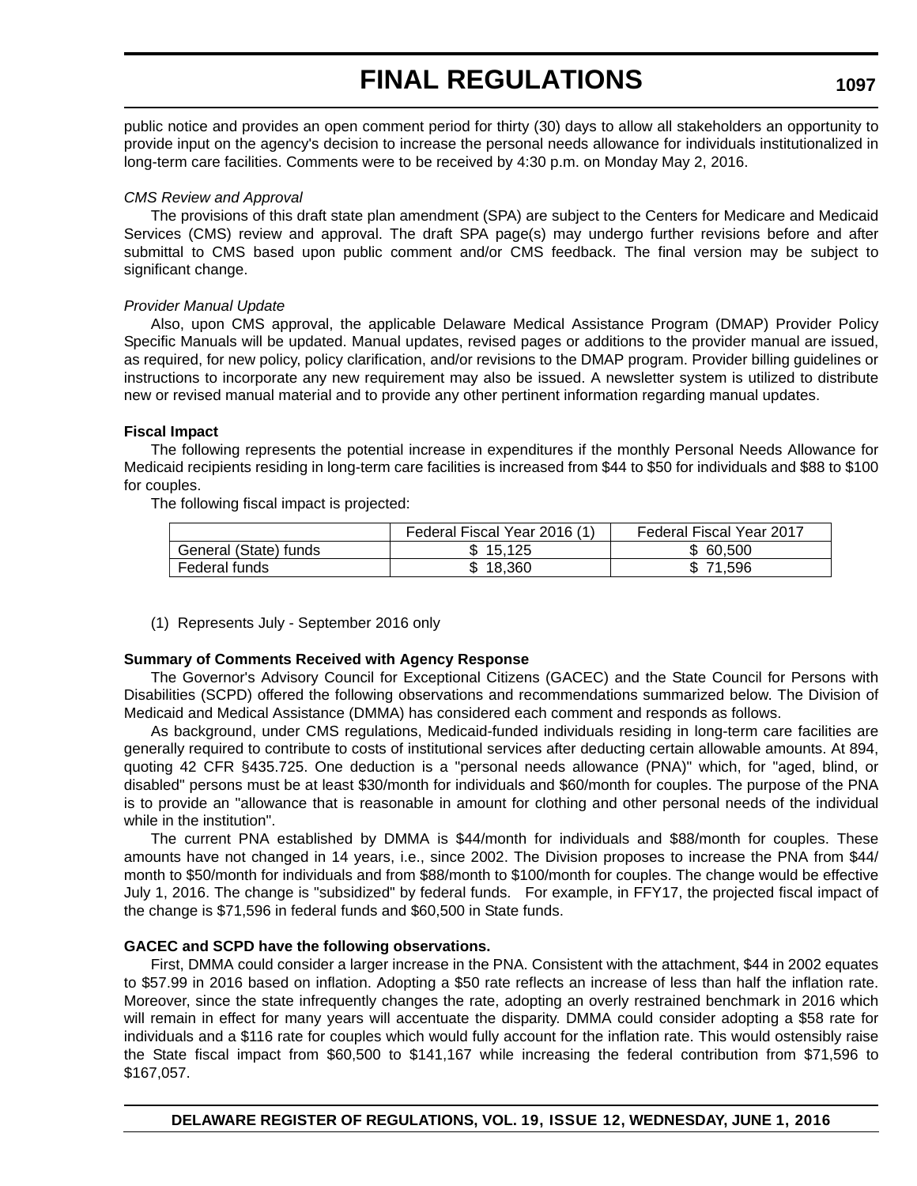public notice and provides an open comment period for thirty (30) days to allow all stakeholders an opportunity to provide input on the agency's decision to increase the personal needs allowance for individuals institutionalized in long-term care facilities. Comments were to be received by 4:30 p.m. on Monday May 2, 2016.

*CMS Review and Approval*

The provisions of this draft state plan amendment (SPA) are subject to the Centers for Medicare and Medicaid Services (CMS) review and approval. The draft SPA page(s) may undergo further revisions before and after submittal to CMS based upon public comment and/or CMS feedback. The final version may be subject to significant change.

*Provider Manual Update*

Also, upon CMS approval, the applicable Delaware Medical Assistance Program (DMAP) Provider Policy Specific Manuals will be updated. Manual updates, revised pages or additions to the provider manual are issued, as required, for new policy, policy clarification, and/or revisions to the DMAP program. Provider billing guidelines or instructions to incorporate any new requirement may also be issued. A newsletter system is utilized to distribute new or revised manual material and to provide any other pertinent information regarding manual updates.

**Fiscal Impact**

The following represents the potential increase in expenditures if the monthly Personal Needs Allowance for Medicaid recipients residing in long-term care facilities is increased from $44 to $50 for individuals and $88 to $100 for couples.

The following fiscal impact is projected:

| | Federal Fiscal Year 2016 (1) | Federal Fiscal Year 2017 |
|---|---|---|
| General (State) funds | $ 15,125 | $ 60,500 |
| Federal funds | $ 18,360 | $ 71,596 |

(1) Represents July - September 2016 only

**Summary of Comments Received with Agency Response**

The Governor's Advisory Council for Exceptional Citizens (GACEC) and the State Council for Persons with Disabilities (SCPD) offered the following observations and recommendations summarized below. The Division of Medicaid and Medical Assistance (DMMA) has considered each comment and responds as follows.

As background, under CMS regulations, Medicaid-funded individuals residing in long-term care facilities are generally required to contribute to costs of institutional services after deducting certain allowable amounts. At 894, quoting 42 CFR §435.725. One deduction is a "personal needs allowance (PNA)" which, for "aged, blind, or disabled" persons must be at least $30/month for individuals and $60/month for couples. The purpose of the PNA is to provide an "allowance that is reasonable in amount for clothing and other personal needs of the individual while in the institution".

The current PNA established by DMMA is $44/month for individuals and $88/month for couples. These amounts have not changed in 14 years, i.e., since 2002. The Division proposes to increase the PNA from $44/month to $50/month for individuals and from $88/month to $100/month for couples. The change would be effective July 1, 2016. The change is "subsidized" by federal funds. For example, in FFY17, the projected fiscal impact of the change is $71,596 in federal funds and $60,500 in State funds.

**GACEC and SCPD have the following observations.**

First, DMMA could consider a larger increase in the PNA. Consistent with the attachment, $44 in 2002 equates to $57.99 in 2016 based on inflation. Adopting a $50 rate reflects an increase of less than half the inflation rate. Moreover, since the state infrequently changes the rate, adopting an overly restrained benchmark in 2016 which will remain in effect for many years will accentuate the disparity. DMMA could consider adopting a $58 rate for individuals and a $116 rate for couples which would fully account for the inflation rate. This would ostensibly raise the State fiscal impact from $60,500 to $141,167 while increasing the federal contribution from $71,596 to $167,057.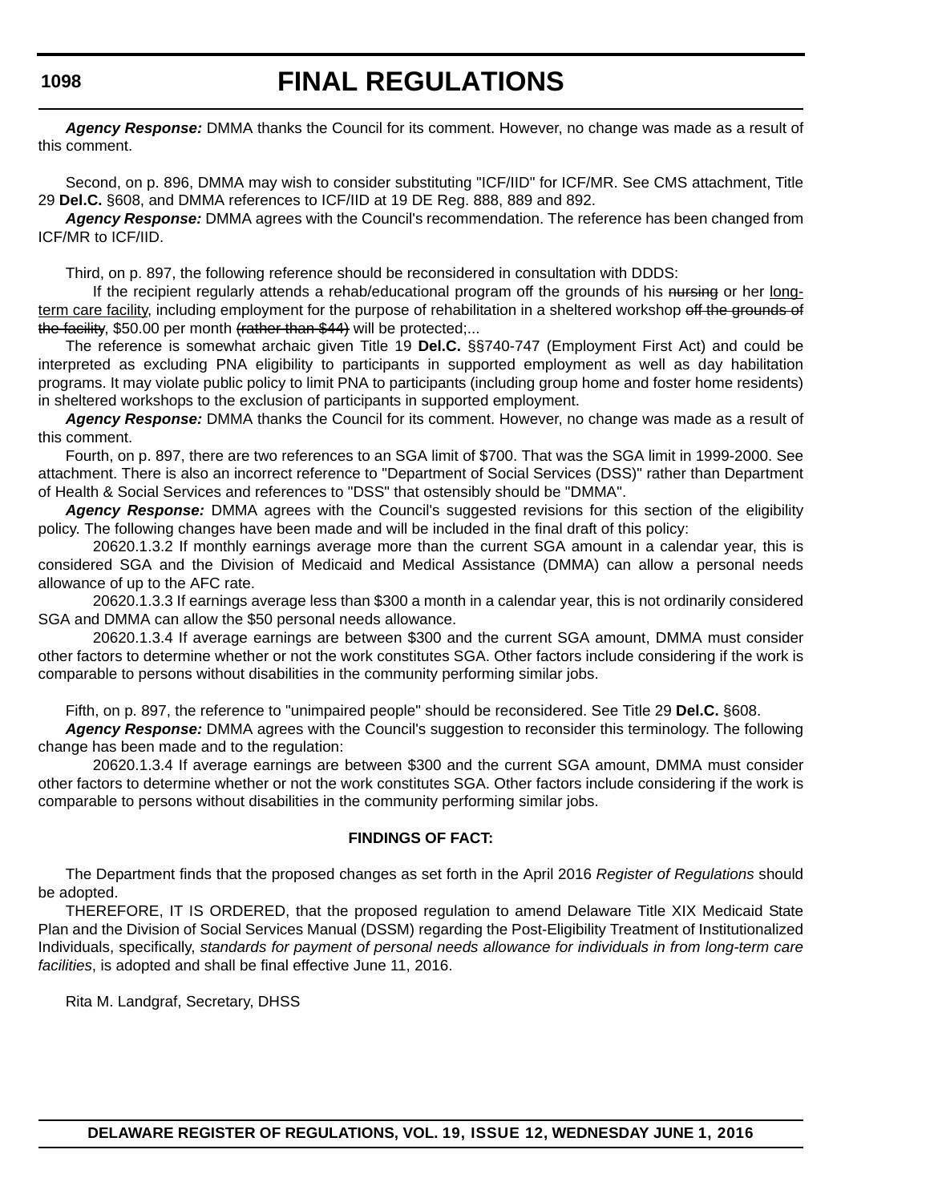***Agency Response:*** DMMA thanks the Council for its comment. However, no change was made as a result of this comment.

Second, on p. 896, DMMA may wish to consider substituting "ICF/IID" for ICF/MR. See CMS attachment, Title 29 **Del.C.** §608, and DMMA references to ICF/IID at 19 DE Reg. 888, 889 and 892.

***Agency Response:*** DMMA agrees with the Council's recommendation. The reference has been changed from ICF/MR to ICF/IID.

Third, on p. 897, the following reference should be reconsidered in consultation with DDDS:

If the recipient regularly attends a rehab/educational program off the grounds of his ~~nursing~~ or her <u>long-term care facility</u>, including employment for the purpose of rehabilitation in a sheltered workshop ~~off the grounds of the facility~~, $50.00 per month ~~(rather than $44)~~ will be protected;...

The reference is somewhat archaic given Title 19 **Del.C.** §§740-747 (Employment First Act) and could be interpreted as excluding PNA eligibility to participants in supported employment as well as day habilitation programs. It may violate public policy to limit PNA to participants (including group home and foster home residents) in sheltered workshops to the exclusion of participants in supported employment.

***Agency Response:*** DMMA thanks the Council for its comment. However, no change was made as a result of this comment.

Fourth, on p. 897, there are two references to an SGA limit of $700. That was the SGA limit in 1999-2000. See attachment. There is also an incorrect reference to "Department of Social Services (DSS)" rather than Department of Health & Social Services and references to "DSS" that ostensibly should be "DMMA".

***Agency Response:*** DMMA agrees with the Council's suggested revisions for this section of the eligibility policy. The following changes have been made and will be included in the final draft of this policy:

20620.1.3.2 If monthly earnings average more than the current SGA amount in a calendar year, this is considered SGA and the Division of Medicaid and Medical Assistance (DMMA) can allow a personal needs allowance of up to the AFC rate.

20620.1.3.3 If earnings average less than $300 a month in a calendar year, this is not ordinarily considered SGA and DMMA can allow the $50 personal needs allowance.

20620.1.3.4 If average earnings are between $300 and the current SGA amount, DMMA must consider other factors to determine whether or not the work constitutes SGA. Other factors include considering if the work is comparable to persons without disabilities in the community performing similar jobs.

Fifth, on p. 897, the reference to "unimpaired people" should be reconsidered. See Title 29 **Del.C.** §608.

***Agency Response:*** DMMA agrees with the Council's suggestion to reconsider this terminology. The following change has been made and to the regulation:

20620.1.3.4 If average earnings are between $300 and the current SGA amount, DMMA must consider other factors to determine whether or not the work constitutes SGA. Other factors include considering if the work is comparable to persons without disabilities in the community performing similar jobs.

**FINDINGS OF FACT:**

The Department finds that the proposed changes as set forth in the April 2016 *Register of Regulations* should be adopted.

THEREFORE, IT IS ORDERED, that the proposed regulation to amend Delaware Title XIX Medicaid State Plan and the Division of Social Services Manual (DSSM) regarding the Post-Eligibility Treatment of Institutionalized Individuals, specifically, *standards for payment of personal needs allowance for individuals in from long-term care facilities*, is adopted and shall be final effective June 11, 2016.

Rita M. Landgraf, Secretary, DHSS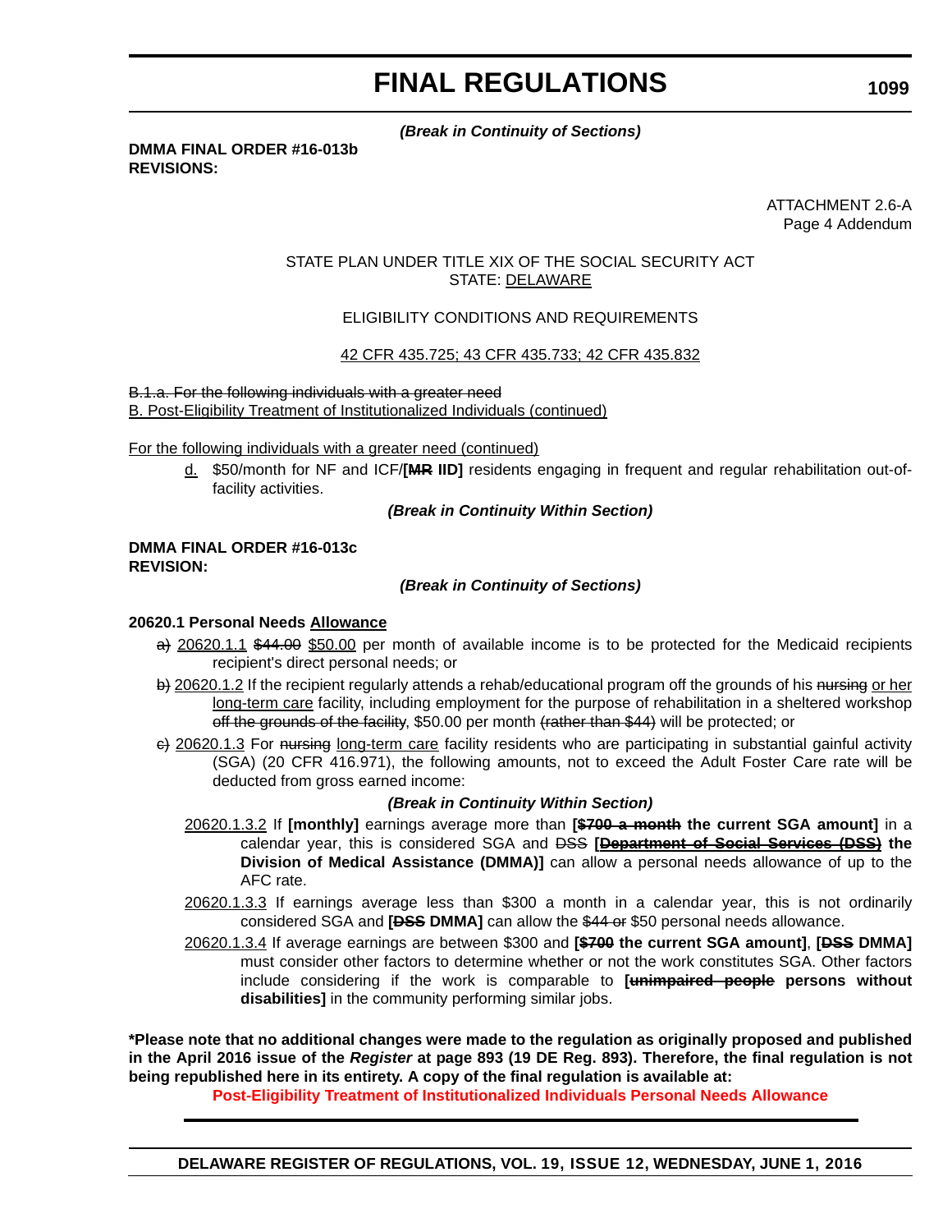*(Break in Continuity of Sections)*

**DMMA FINAL ORDER #16-013b**
**REVISIONS:**

ATTACHMENT 2.6-A
Page 4 Addendum

STATE PLAN UNDER TITLE XIX OF THE SOCIAL SECURITY ACT
STATE: DELAWARE

ELIGIBILITY CONDITIONS AND REQUIREMENTS

42 CFR 435.725; 43 CFR 435.733; 42 CFR 435.832

~~B.1.a. For the following individuals with a greater need~~
B. Post-Eligibility Treatment of Institutionalized Individuals (continued)

For the following individuals with a greater need (continued)

d. $50/month for NF and ICF/**[~~MR~~ IID]** residents engaging in frequent and regular rehabilitation out-of-facility activities.

***(Break in Continuity Within Section)***

**DMMA FINAL ORDER #16-013c**
**REVISION:**

***(Break in Continuity of Sections)***

**20620.1 Personal Needs Allowance**

~~a)~~ 20620.1.1 ~~$44.00~~ $50.00 per month of available income is to be protected for the Medicaid recipients recipient's direct personal needs; or

~~b)~~ 20620.1.2 If the recipient regularly attends a rehab/educational program off the grounds of his ~~nursing~~ or her long-term care facility, including employment for the purpose of rehabilitation in a sheltered workshop ~~off the grounds of the facility~~, $50.00 per month ~~(rather than $44)~~ will be protected; or

~~c)~~ 20620.1.3 For ~~nursing~~ long-term care facility residents who are participating in substantial gainful activity (SGA) (20 CFR 416.971), the following amounts, not to exceed the Adult Foster Care rate will be deducted from gross earned income:

***(Break in Continuity Within Section)***

20620.1.3.2 If **[monthly]** earnings average more than **[~~$700 a month~~ the current SGA amount]** in a calendar year, this is considered SGA and ~~DSS~~ **[~~Department of Social Services (DSS)~~ the Division of Medical Assistance (DMMA)]** can allow a personal needs allowance of up to the AFC rate.

20620.1.3.3 If earnings average less than $300 a month in a calendar year, this is not ordinarily considered SGA and **[~~DSS~~ DMMA]** can allow the ~~$44 or~~ $50 personal needs allowance.

20620.1.3.4 If average earnings are between $300 and **[~~$700~~ the current SGA amount]**, **[~~DSS~~ DMMA]** must consider other factors to determine whether or not the work constitutes SGA. Other factors include considering if the work is comparable to **[~~unimpaired people~~ persons without disabilities]** in the community performing similar jobs.

**\*Please note that no additional changes were made to the regulation as originally proposed and published in the April 2016 issue of the *Register* at page 893 (19 DE Reg. 893). Therefore, the final regulation is not being republished here in its entirety. A copy of the final regulation is available at:**

**Post-Eligibility Treatment of Institutionalized Individuals Personal Needs Allowance**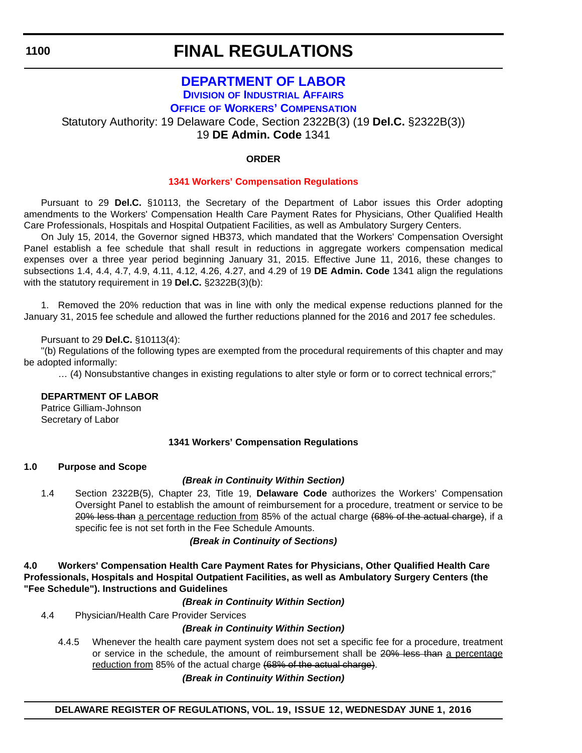# FINAL REGULATIONS

## DEPARTMENT OF LABOR

### Division of Industrial Affairs

### Office of Workers' Compensation

Statutory Authority: 19 Delaware Code, Section 2322B(3) (19 **Del.C.** §2322B(3))
19 **DE Admin. Code** 1341

**ORDER**

**1341 Workers' Compensation Regulations**

Pursuant to 29 **Del.C.** §10113, the Secretary of the Department of Labor issues this Order adopting amendments to the Workers' Compensation Health Care Payment Rates for Physicians, Other Qualified Health Care Professionals, Hospitals and Hospital Outpatient Facilities, as well as Ambulatory Surgery Centers.

On July 15, 2014, the Governor signed HB373, which mandated that the Workers' Compensation Oversight Panel establish a fee schedule that shall result in reductions in aggregate workers compensation medical expenses over a three year period beginning January 31, 2015. Effective June 11, 2016, these changes to subsections 1.4, 4.4, 4.7, 4.9, 4.11, 4.12, 4.26, 4.27, and 4.29 of 19 **DE Admin. Code** 1341 align the regulations with the statutory requirement in 19 **Del.C.** §2322B(3)(b):

1. Removed the 20% reduction that was in line with only the medical expense reductions planned for the January 31, 2015 fee schedule and allowed the further reductions planned for the 2016 and 2017 fee schedules.

Pursuant to 29 **Del.C.** §10113(4):

"(b) Regulations of the following types are exempted from the procedural requirements of this chapter and may be adopted informally:

… (4) Nonsubstantive changes in existing regulations to alter style or form or to correct technical errors;"

**DEPARTMENT OF LABOR**
Patrice Gilliam-Johnson
Secretary of Labor

**1341 Workers' Compensation Regulations**

**1.0 Purpose and Scope**

***(Break in Continuity Within Section)***

1.4 Section 2322B(5), Chapter 23, Title 19, **Delaware Code** authorizes the Workers' Compensation Oversight Panel to establish the amount of reimbursement for a procedure, treatment or service to be ~~20% less than~~ <u>a percentage reduction from</u> 85% of the actual charge ~~(68% of the actual charge)~~, if a specific fee is not set forth in the Fee Schedule Amounts.

***(Break in Continuity of Sections)***

**4.0 Workers' Compensation Health Care Payment Rates for Physicians, Other Qualified Health Care Professionals, Hospitals and Hospital Outpatient Facilities, as well as Ambulatory Surgery Centers (the "Fee Schedule"). Instructions and Guidelines**

***(Break in Continuity Within Section)***

4.4 Physician/Health Care Provider Services

***(Break in Continuity Within Section)***

4.4.5 Whenever the health care payment system does not set a specific fee for a procedure, treatment or service in the schedule, the amount of reimbursement shall be ~~20% less than~~ <u>a percentage reduction from</u> 85% of the actual charge ~~(68% of the actual charge)~~.

***(Break in Continuity Within Section)***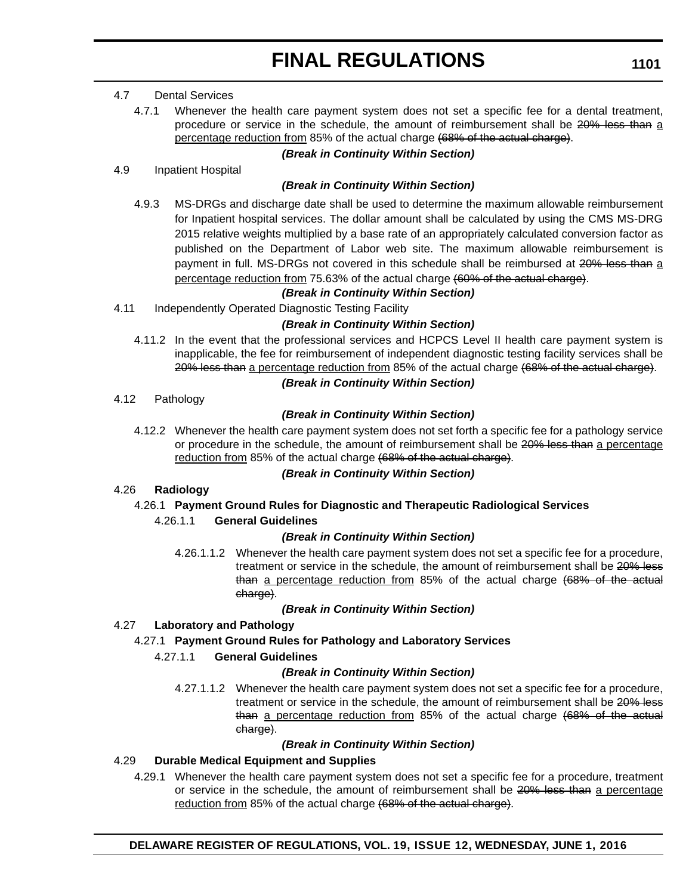4.7 Dental Services

4.7.1 Whenever the health care payment system does not set a specific fee for a dental treatment, procedure or service in the schedule, the amount of reimbursement shall be ~~20% less than~~ <u>a percentage reduction from</u> 85% of the actual charge ~~(68% of the actual charge)~~.

***(Break in Continuity Within Section)***

4.9 Inpatient Hospital

***(Break in Continuity Within Section)***

4.9.3 MS-DRGs and discharge date shall be used to determine the maximum allowable reimbursement for Inpatient hospital services. The dollar amount shall be calculated by using the CMS MS-DRG 2015 relative weights multiplied by a base rate of an appropriately calculated conversion factor as published on the Department of Labor web site. The maximum allowable reimbursement is payment in full. MS-DRGs not covered in this schedule shall be reimbursed at ~~20% less than~~ <u>a percentage reduction from</u> 75.63% of the actual charge ~~(60% of the actual charge)~~.

***(Break in Continuity Within Section)***

4.11 Independently Operated Diagnostic Testing Facility

***(Break in Continuity Within Section)***

4.11.2 In the event that the professional services and HCPCS Level II health care payment system is inapplicable, the fee for reimbursement of independent diagnostic testing facility services shall be ~~20% less than~~ <u>a percentage reduction from</u> 85% of the actual charge ~~(68% of the actual charge)~~.

***(Break in Continuity Within Section)***

4.12 Pathology

***(Break in Continuity Within Section)***

4.12.2 Whenever the health care payment system does not set forth a specific fee for a pathology service or procedure in the schedule, the amount of reimbursement shall be ~~20% less than~~ <u>a percentage reduction from</u> 85% of the actual charge ~~(68% of the actual charge)~~.

***(Break in Continuity Within Section)***

4.26 **Radiology**

4.26.1 **Payment Ground Rules for Diagnostic and Therapeutic Radiological Services**

4.26.1.1 **General Guidelines**

***(Break in Continuity Within Section)***

4.26.1.1.2 Whenever the health care payment system does not set a specific fee for a procedure, treatment or service in the schedule, the amount of reimbursement shall be ~~20% less than~~ <u>a percentage reduction from</u> 85% of the actual charge ~~(68% of the actual charge)~~.

***(Break in Continuity Within Section)***

4.27 **Laboratory and Pathology**

4.27.1 **Payment Ground Rules for Pathology and Laboratory Services**

4.27.1.1 **General Guidelines**

***(Break in Continuity Within Section)***

4.27.1.1.2 Whenever the health care payment system does not set a specific fee for a procedure, treatment or service in the schedule, the amount of reimbursement shall be ~~20% less than~~ <u>a percentage reduction from</u> 85% of the actual charge ~~(68% of the actual charge)~~.

***(Break in Continuity Within Section)***

4.29 **Durable Medical Equipment and Supplies**

4.29.1 Whenever the health care payment system does not set a specific fee for a procedure, treatment or service in the schedule, the amount of reimbursement shall be ~~20% less than~~ <u>a percentage reduction from</u> 85% of the actual charge ~~(68% of the actual charge)~~.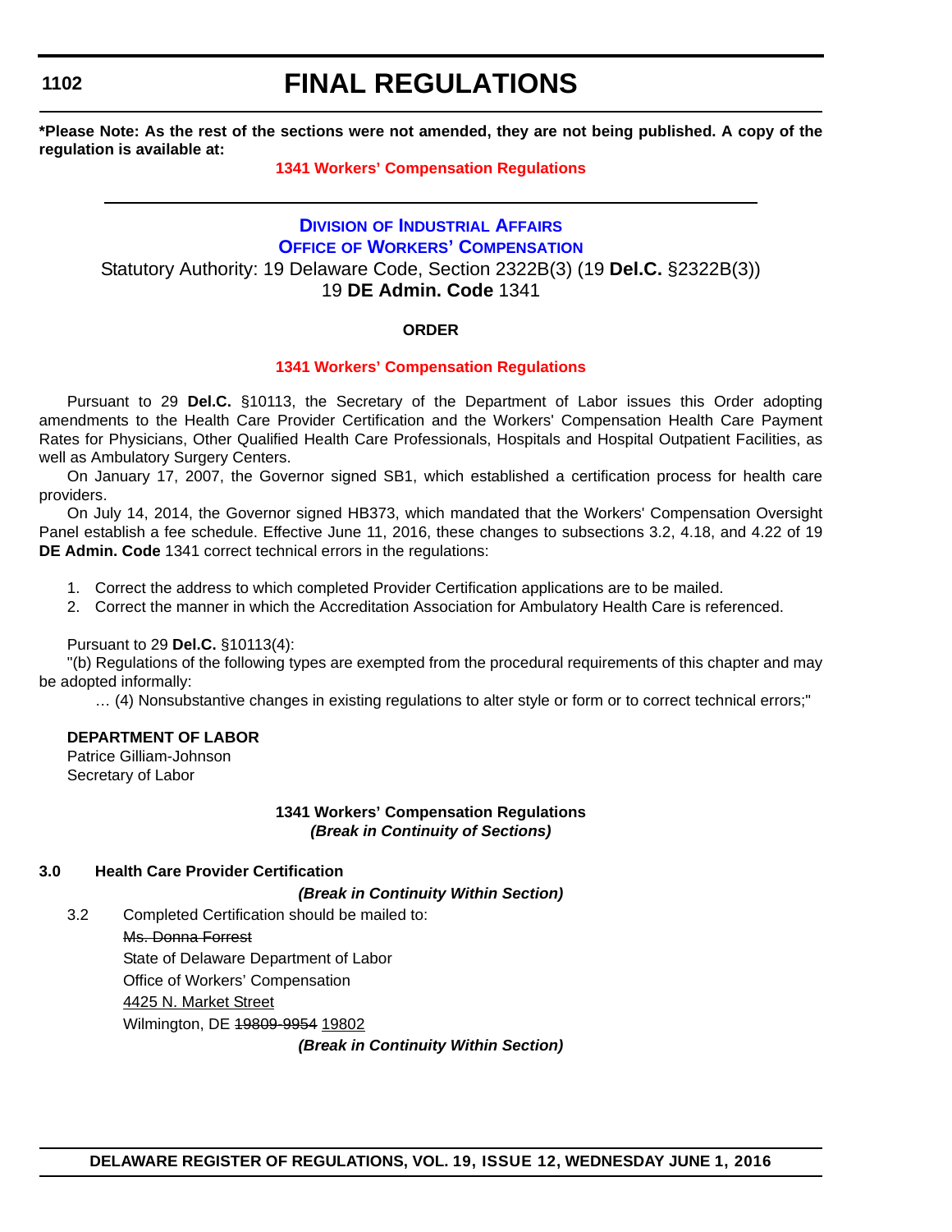**\*Please Note: As the rest of the sections were not amended, they are not being published. A copy of the regulation is available at:**

**1341 Workers' Compensation Regulations**

---

## Division of Industrial Affairs
## Office of Workers' Compensation

Statutory Authority: 19 Delaware Code, Section 2322B(3) (19 **Del.C.** §2322B(3))
19 **DE Admin. Code** 1341

### ORDER

**1341 Workers' Compensation Regulations**

Pursuant to 29 **Del.C.** §10113, the Secretary of the Department of Labor issues this Order adopting amendments to the Health Care Provider Certification and the Workers' Compensation Health Care Payment Rates for Physicians, Other Qualified Health Care Professionals, Hospitals and Hospital Outpatient Facilities, as well as Ambulatory Surgery Centers.

On January 17, 2007, the Governor signed SB1, which established a certification process for health care providers.

On July 14, 2014, the Governor signed HB373, which mandated that the Workers' Compensation Oversight Panel establish a fee schedule. Effective June 11, 2016, these changes to subsections 3.2, 4.18, and 4.22 of 19 **DE Admin. Code** 1341 correct technical errors in the regulations:

1. Correct the address to which completed Provider Certification applications are to be mailed.
2. Correct the manner in which the Accreditation Association for Ambulatory Health Care is referenced.

Pursuant to 29 **Del.C.** §10113(4):

"(b) Regulations of the following types are exempted from the procedural requirements of this chapter and may be adopted informally:

… (4) Nonsubstantive changes in existing regulations to alter style or form or to correct technical errors;"

**DEPARTMENT OF LABOR**
Patrice Gilliam-Johnson
Secretary of Labor

**1341 Workers' Compensation Regulations**
***(Break in Continuity of Sections)***

**3.0 Health Care Provider Certification**

***(Break in Continuity Within Section)***

3.2 Completed Certification should be mailed to:

~~Ms. Donna Forrest~~
State of Delaware Department of Labor
Office of Workers' Compensation
<u>4425 N. Market Street</u>
Wilmington, DE ~~19809-9954~~ <u>19802</u>

***(Break in Continuity Within Section)***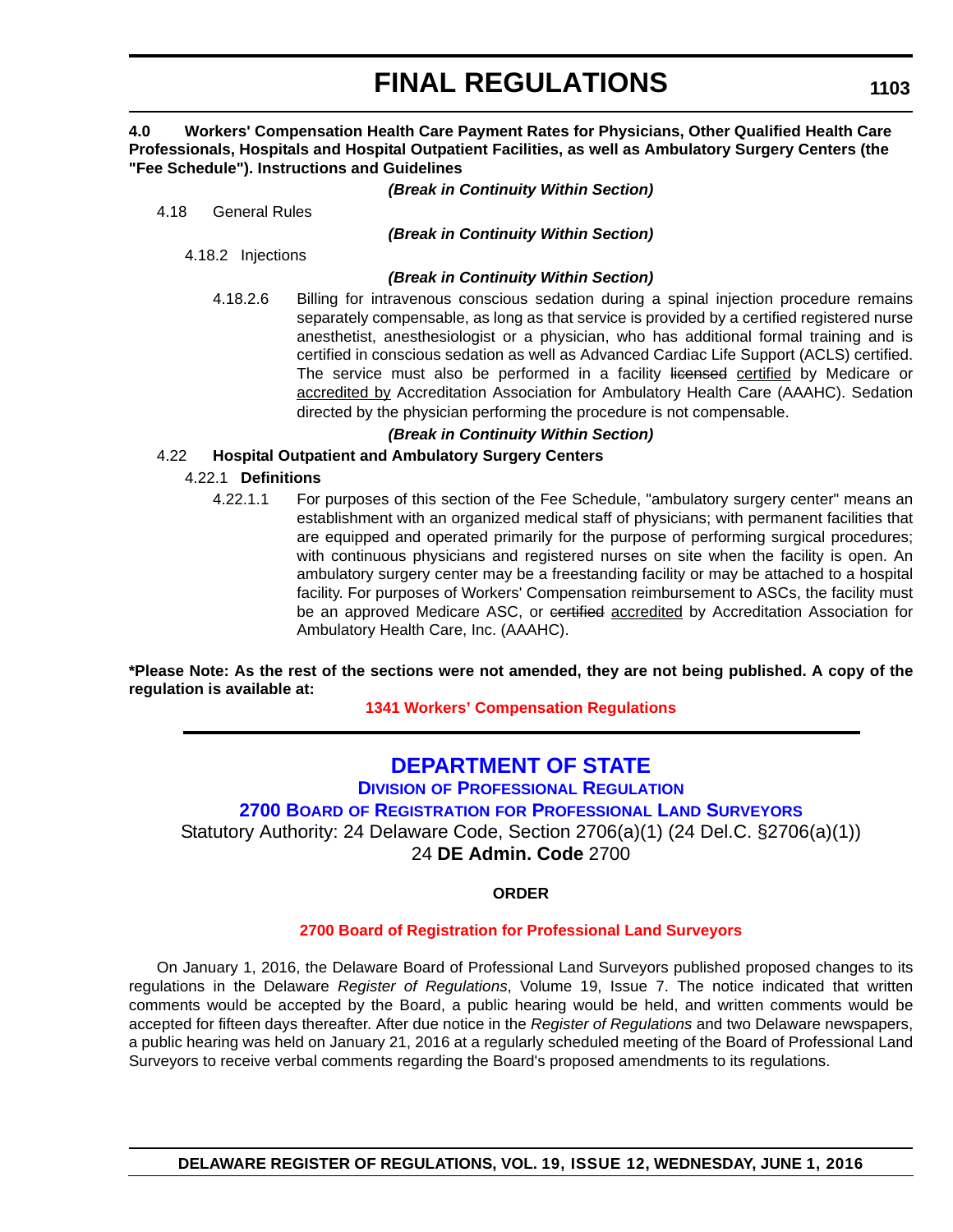**4.0 Workers' Compensation Health Care Payment Rates for Physicians, Other Qualified Health Care Professionals, Hospitals and Hospital Outpatient Facilities, as well as Ambulatory Surgery Centers (the "Fee Schedule"). Instructions and Guidelines**

***(Break in Continuity Within Section)***

4.18 General Rules

***(Break in Continuity Within Section)***

4.18.2 Injections

***(Break in Continuity Within Section)***

4.18.2.6 Billing for intravenous conscious sedation during a spinal injection procedure remains separately compensable, as long as that service is provided by a certified registered nurse anesthetist, anesthesiologist or a physician, who has additional formal training and is certified in conscious sedation as well as Advanced Cardiac Life Support (ACLS) certified. The service must also be performed in a facility ~~licensed~~ certified by Medicare or accredited by Accreditation Association for Ambulatory Health Care (AAAHC). Sedation directed by the physician performing the procedure is not compensable.

***(Break in Continuity Within Section)***

4.22 **Hospital Outpatient and Ambulatory Surgery Centers**

4.22.1 **Definitions**

4.22.1.1 For purposes of this section of the Fee Schedule, "ambulatory surgery center" means an establishment with an organized medical staff of physicians; with permanent facilities that are equipped and operated primarily for the purpose of performing surgical procedures; with continuous physicians and registered nurses on site when the facility is open. An ambulatory surgery center may be a freestanding facility or may be attached to a hospital facility. For purposes of Workers' Compensation reimbursement to ASCs, the facility must be an approved Medicare ASC, or ~~certified~~ accredited by Accreditation Association for Ambulatory Health Care, Inc. (AAAHC).

**\*Please Note: As the rest of the sections were not amended, they are not being published. A copy of the regulation is available at:**

**1341 Workers' Compensation Regulations**

---

# DEPARTMENT OF STATE

## Division of Professional Regulation

## 2700 Board of Registration for Professional Land Surveyors

Statutory Authority: 24 Delaware Code, Section 2706(a)(1) (24 Del.C. §2706(a)(1))

24 **DE Admin. Code** 2700

**ORDER**

**2700 Board of Registration for Professional Land Surveyors**

On January 1, 2016, the Delaware Board of Professional Land Surveyors published proposed changes to its regulations in the Delaware *Register of Regulations*, Volume 19, Issue 7. The notice indicated that written comments would be accepted by the Board, a public hearing would be held, and written comments would be accepted for fifteen days thereafter. After due notice in the *Register of Regulations* and two Delaware newspapers, a public hearing was held on January 21, 2016 at a regularly scheduled meeting of the Board of Professional Land Surveyors to receive verbal comments regarding the Board's proposed amendments to its regulations.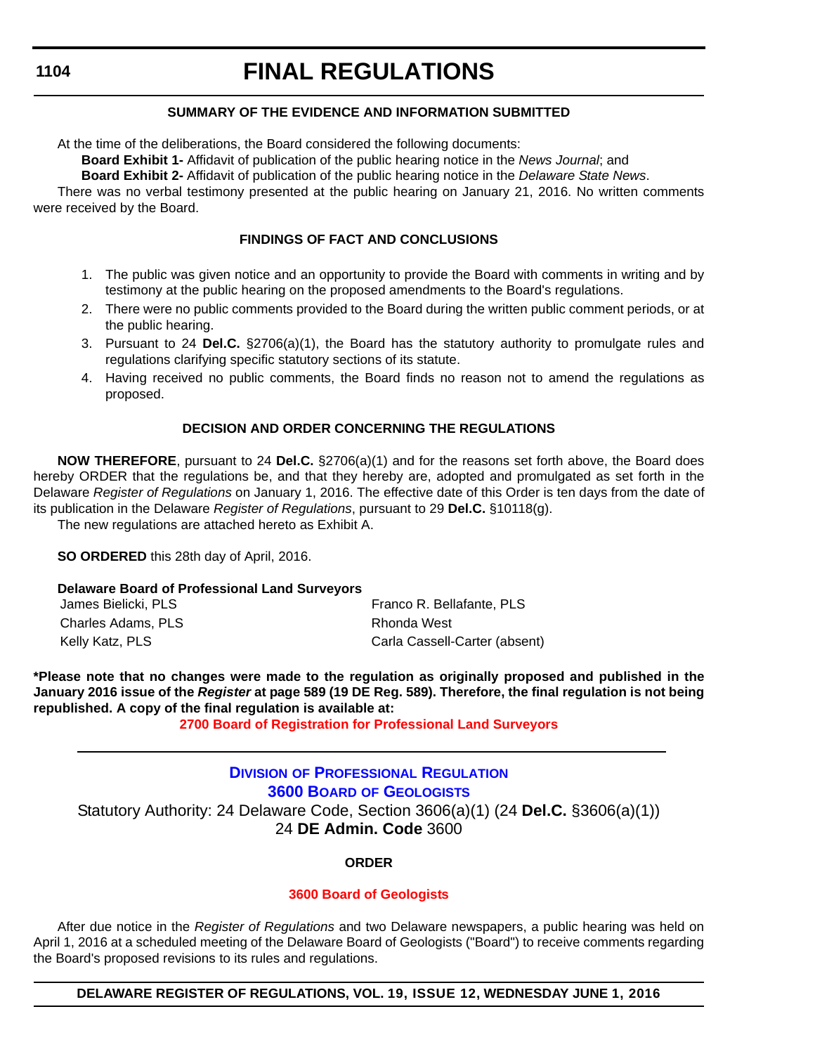### SUMMARY OF THE EVIDENCE AND INFORMATION SUBMITTED

At the time of the deliberations, the Board considered the following documents:

**Board Exhibit 1-** Affidavit of publication of the public hearing notice in the *News Journal*; and

**Board Exhibit 2-** Affidavit of publication of the public hearing notice in the *Delaware State News*.

There was no verbal testimony presented at the public hearing on January 21, 2016. No written comments were received by the Board.

### FINDINGS OF FACT AND CONCLUSIONS

1. The public was given notice and an opportunity to provide the Board with comments in writing and by testimony at the public hearing on the proposed amendments to the Board's regulations.
2. There were no public comments provided to the Board during the written public comment periods, or at the public hearing.
3. Pursuant to 24 **Del.C.** §2706(a)(1), the Board has the statutory authority to promulgate rules and regulations clarifying specific statutory sections of its statute.
4. Having received no public comments, the Board finds no reason not to amend the regulations as proposed.

### DECISION AND ORDER CONCERNING THE REGULATIONS

**NOW THEREFORE**, pursuant to 24 **Del.C.** §2706(a)(1) and for the reasons set forth above, the Board does hereby ORDER that the regulations be, and that they hereby are, adopted and promulgated as set forth in the Delaware *Register of Regulations* on January 1, 2016. The effective date of this Order is ten days from the date of its publication in the Delaware *Register of Regulations*, pursuant to 29 **Del.C.** §10118(g).

The new regulations are attached hereto as Exhibit A.

**SO ORDERED** this 28th day of April, 2016.

**Delaware Board of Professional Land Surveyors**

James Bielicki, PLS
Franco R. Bellafante, PLS
Charles Adams, PLS
Rhonda West
Kelly Katz, PLS
Carla Cassell-Carter (absent)

**\*Please note that no changes were made to the regulation as originally proposed and published in the January 2016 issue of the *Register* at page 589 (19 DE Reg. 589). Therefore, the final regulation is not being republished. A copy of the final regulation is available at:**

**2700 Board of Registration for Professional Land Surveyors**

---

## DIVISION OF PROFESSIONAL REGULATION
## 3600 BOARD OF GEOLOGISTS

Statutory Authority: 24 Delaware Code, Section 3606(a)(1) (24 **Del.C.** §3606(a)(1))
24 **DE Admin. Code** 3600

### ORDER

**3600 Board of Geologists**

After due notice in the *Register of Regulations* and two Delaware newspapers, a public hearing was held on April 1, 2016 at a scheduled meeting of the Delaware Board of Geologists ("Board") to receive comments regarding the Board's proposed revisions to its rules and regulations.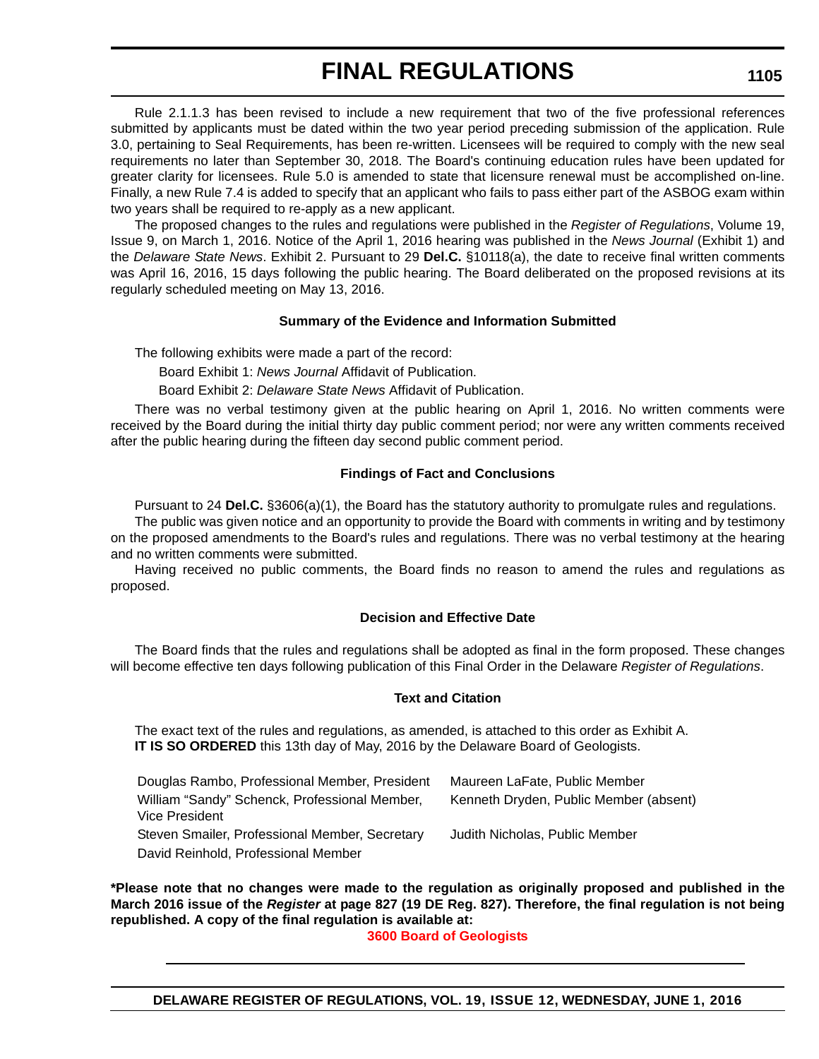Rule 2.1.1.3 has been revised to include a new requirement that two of the five professional references submitted by applicants must be dated within the two year period preceding submission of the application. Rule 3.0, pertaining to Seal Requirements, has been re-written. Licensees will be required to comply with the new seal requirements no later than September 30, 2018. The Board's continuing education rules have been updated for greater clarity for licensees. Rule 5.0 is amended to state that licensure renewal must be accomplished on-line. Finally, a new Rule 7.4 is added to specify that an applicant who fails to pass either part of the ASBOG exam within two years shall be required to re-apply as a new applicant.

The proposed changes to the rules and regulations were published in the *Register of Regulations*, Volume 19, Issue 9, on March 1, 2016. Notice of the April 1, 2016 hearing was published in the *News Journal* (Exhibit 1) and the *Delaware State News*. Exhibit 2. Pursuant to 29 **Del.C.** §10118(a), the date to receive final written comments was April 16, 2016, 15 days following the public hearing. The Board deliberated on the proposed revisions at its regularly scheduled meeting on May 13, 2016.

**Summary of the Evidence and Information Submitted**

The following exhibits were made a part of the record:

Board Exhibit 1: *News Journal* Affidavit of Publication.

Board Exhibit 2: *Delaware State News* Affidavit of Publication.

There was no verbal testimony given at the public hearing on April 1, 2016. No written comments were received by the Board during the initial thirty day public comment period; nor were any written comments received after the public hearing during the fifteen day second public comment period.

**Findings of Fact and Conclusions**

Pursuant to 24 **Del.C.** §3606(a)(1), the Board has the statutory authority to promulgate rules and regulations.

The public was given notice and an opportunity to provide the Board with comments in writing and by testimony on the proposed amendments to the Board's rules and regulations. There was no verbal testimony at the hearing and no written comments were submitted.

Having received no public comments, the Board finds no reason to amend the rules and regulations as proposed.

**Decision and Effective Date**

The Board finds that the rules and regulations shall be adopted as final in the form proposed. These changes will become effective ten days following publication of this Final Order in the Delaware *Register of Regulations*.

**Text and Citation**

The exact text of the rules and regulations, as amended, is attached to this order as Exhibit A.

**IT IS SO ORDERED** this 13th day of May, 2016 by the Delaware Board of Geologists.

| | |
|---|---|
| Douglas Rambo, Professional Member, President | Maureen LaFate, Public Member |
| William “Sandy” Schenck, Professional Member, Vice President | Kenneth Dryden, Public Member (absent) |
| Steven Smailer, Professional Member, Secretary | Judith Nicholas, Public Member |
| David Reinhold, Professional Member | |

**\*Please note that no changes were made to the regulation as originally proposed and published in the March 2016 issue of the *Register* at page 827 (19 DE Reg. 827). Therefore, the final regulation is not being republished. A copy of the final regulation is available at:**

**3600 Board of Geologists**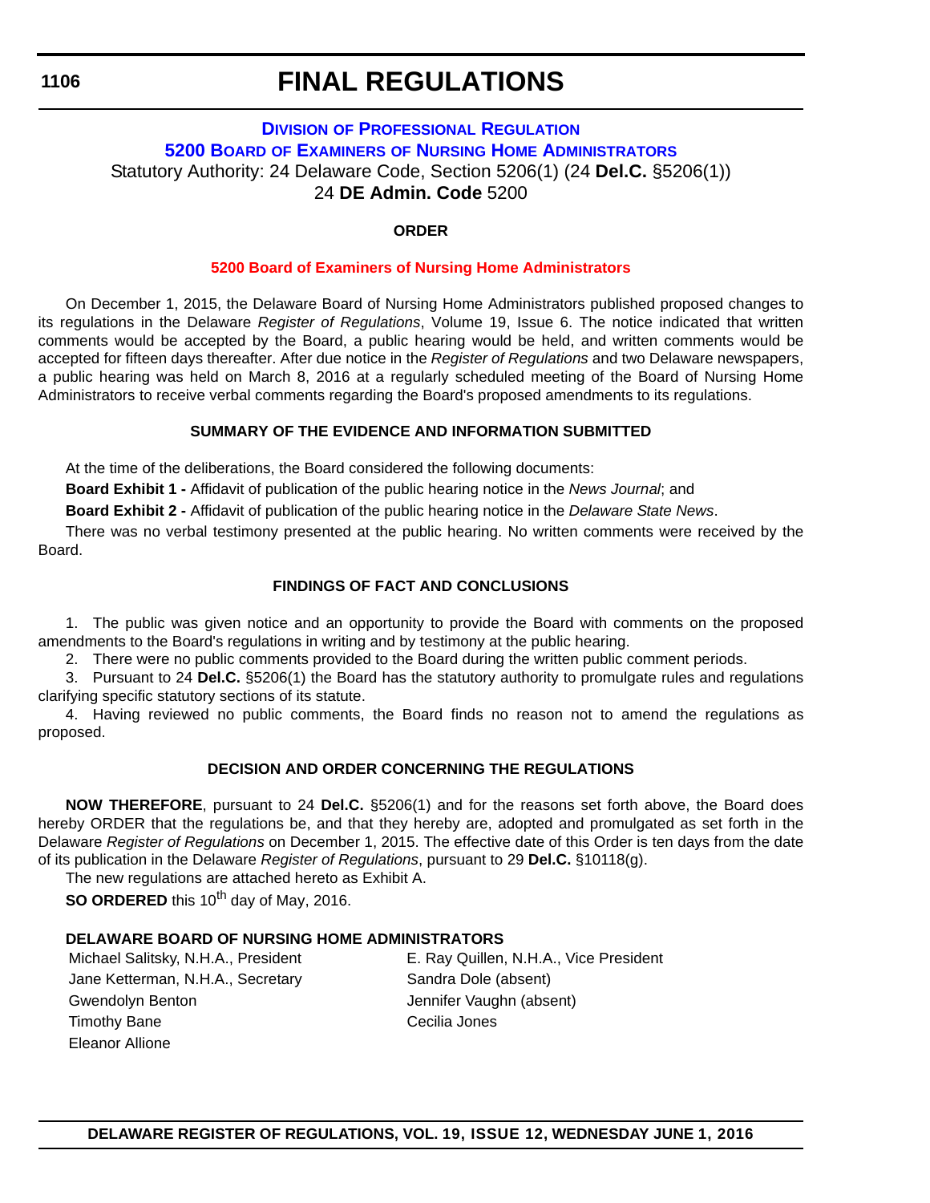# FINAL REGULATIONS

## Division of Professional Regulation

## 5200 Board of Examiners of Nursing Home Administrators

Statutory Authority: 24 Delaware Code, Section 5206(1) (24 **Del.C.** §5206(1))
24 **DE Admin. Code** 5200

### ORDER

### 5200 Board of Examiners of Nursing Home Administrators

On December 1, 2015, the Delaware Board of Nursing Home Administrators published proposed changes to its regulations in the Delaware *Register of Regulations*, Volume 19, Issue 6. The notice indicated that written comments would be accepted by the Board, a public hearing would be held, and written comments would be accepted for fifteen days thereafter. After due notice in the *Register of Regulations* and two Delaware newspapers, a public hearing was held on March 8, 2016 at a regularly scheduled meeting of the Board of Nursing Home Administrators to receive verbal comments regarding the Board's proposed amendments to its regulations.

### SUMMARY OF THE EVIDENCE AND INFORMATION SUBMITTED

At the time of the deliberations, the Board considered the following documents:

**Board Exhibit 1 -** Affidavit of publication of the public hearing notice in the *News Journal*; and

**Board Exhibit 2 -** Affidavit of publication of the public hearing notice in the *Delaware State News*.

There was no verbal testimony presented at the public hearing. No written comments were received by the Board.

### FINDINGS OF FACT AND CONCLUSIONS

1. The public was given notice and an opportunity to provide the Board with comments on the proposed amendments to the Board's regulations in writing and by testimony at the public hearing.
2. There were no public comments provided to the Board during the written public comment periods.
3. Pursuant to 24 **Del.C.** §5206(1) the Board has the statutory authority to promulgate rules and regulations clarifying specific statutory sections of its statute.
4. Having reviewed no public comments, the Board finds no reason not to amend the regulations as proposed.

### DECISION AND ORDER CONCERNING THE REGULATIONS

**NOW THEREFORE**, pursuant to 24 **Del.C.** §5206(1) and for the reasons set forth above, the Board does hereby ORDER that the regulations be, and that they hereby are, adopted and promulgated as set forth in the Delaware *Register of Regulations* on December 1, 2015. The effective date of this Order is ten days from the date of its publication in the Delaware *Register of Regulations*, pursuant to 29 **Del.C.** §10118(g).

The new regulations are attached hereto as Exhibit A.

**SO ORDERED** this 10th day of May, 2016.

**DELAWARE BOARD OF NURSING HOME ADMINISTRATORS**

Michael Salitsky, N.H.A., President
E. Ray Quillen, N.H.A., Vice President
Jane Ketterman, N.H.A., Secretary
Sandra Dole (absent)
Gwendolyn Benton
Jennifer Vaughn (absent)
Timothy Bane
Cecilia Jones
Eleanor Allione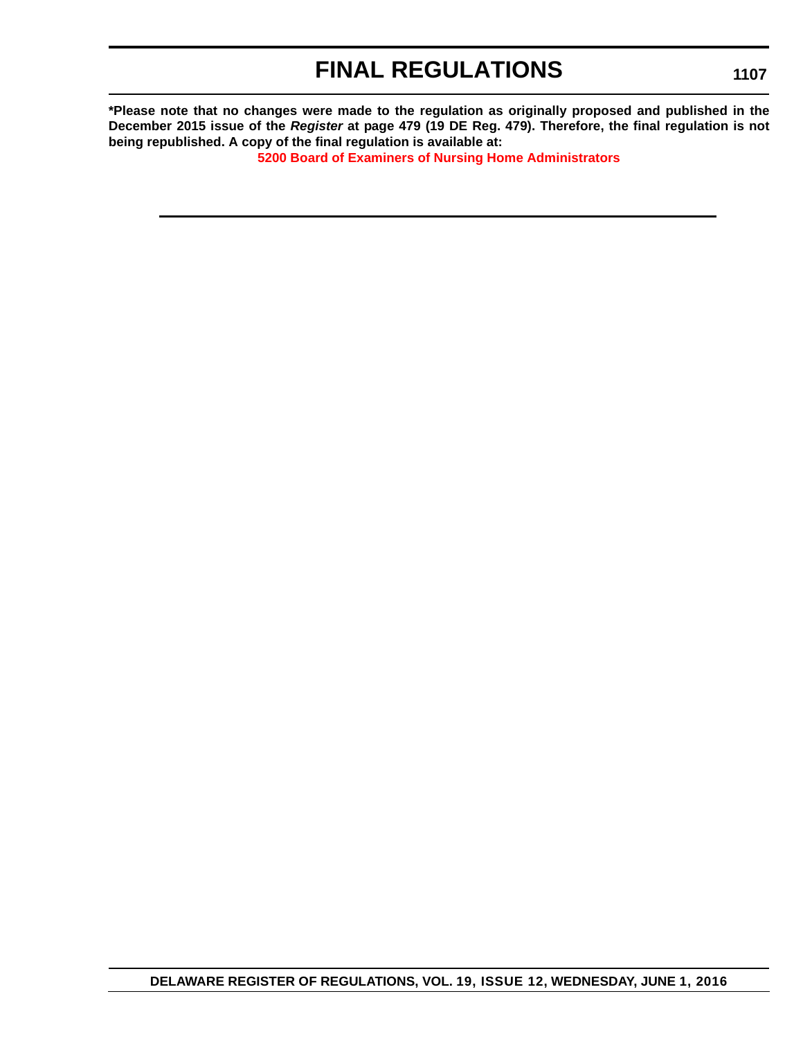**\*Please note that no changes were made to the regulation as originally proposed and published in the December 2015 issue of the *Register* at page 479 (19 DE Reg. 479). Therefore, the final regulation is not being republished. A copy of the final regulation is available at:**

**5200 Board of Examiners of Nursing Home Administrators**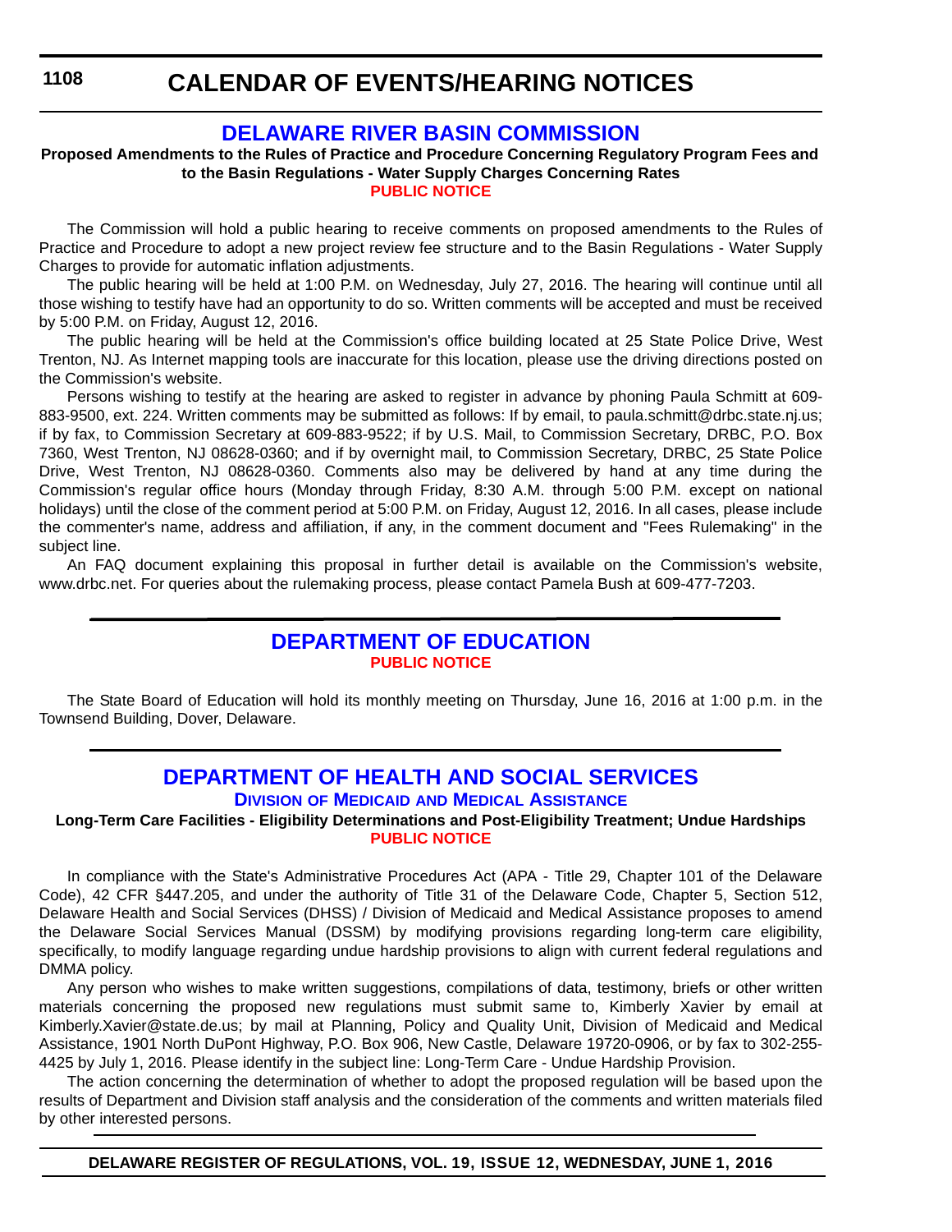# CALENDAR OF EVENTS/HEARING NOTICES

## DELAWARE RIVER BASIN COMMISSION

**Proposed Amendments to the Rules of Practice and Procedure Concerning Regulatory Program Fees and to the Basin Regulations - Water Supply Charges Concerning Rates**

**PUBLIC NOTICE**

The Commission will hold a public hearing to receive comments on proposed amendments to the Rules of Practice and Procedure to adopt a new project review fee structure and to the Basin Regulations - Water Supply Charges to provide for automatic inflation adjustments.

The public hearing will be held at 1:00 P.M. on Wednesday, July 27, 2016. The hearing will continue until all those wishing to testify have had an opportunity to do so. Written comments will be accepted and must be received by 5:00 P.M. on Friday, August 12, 2016.

The public hearing will be held at the Commission's office building located at 25 State Police Drive, West Trenton, NJ. As Internet mapping tools are inaccurate for this location, please use the driving directions posted on the Commission's website.

Persons wishing to testify at the hearing are asked to register in advance by phoning Paula Schmitt at 609-883-9500, ext. 224. Written comments may be submitted as follows: If by email, to paula.schmitt@drbc.state.nj.us; if by fax, to Commission Secretary at 609-883-9522; if by U.S. Mail, to Commission Secretary, DRBC, P.O. Box 7360, West Trenton, NJ 08628-0360; and if by overnight mail, to Commission Secretary, DRBC, 25 State Police Drive, West Trenton, NJ 08628-0360. Comments also may be delivered by hand at any time during the Commission's regular office hours (Monday through Friday, 8:30 A.M. through 5:00 P.M. except on national holidays) until the close of the comment period at 5:00 P.M. on Friday, August 12, 2016. In all cases, please include the commenter's name, address and affiliation, if any, in the comment document and "Fees Rulemaking" in the subject line.

An FAQ document explaining this proposal in further detail is available on the Commission's website, www.drbc.net. For queries about the rulemaking process, please contact Pamela Bush at 609-477-7203.

---

## DEPARTMENT OF EDUCATION

**PUBLIC NOTICE**

The State Board of Education will hold its monthly meeting on Thursday, June 16, 2016 at 1:00 p.m. in the Townsend Building, Dover, Delaware.

---

## DEPARTMENT OF HEALTH AND SOCIAL SERVICES

### Division of Medicaid and Medical Assistance

**Long-Term Care Facilities - Eligibility Determinations and Post-Eligibility Treatment; Undue Hardships**

**PUBLIC NOTICE**

In compliance with the State's Administrative Procedures Act (APA - Title 29, Chapter 101 of the Delaware Code), 42 CFR §447.205, and under the authority of Title 31 of the Delaware Code, Chapter 5, Section 512, Delaware Health and Social Services (DHSS) / Division of Medicaid and Medical Assistance proposes to amend the Delaware Social Services Manual (DSSM) by modifying provisions regarding long-term care eligibility, specifically, to modify language regarding undue hardship provisions to align with current federal regulations and DMMA policy.

Any person who wishes to make written suggestions, compilations of data, testimony, briefs or other written materials concerning the proposed new regulations must submit same to, Kimberly Xavier by email at Kimberly.Xavier@state.de.us; by mail at Planning, Policy and Quality Unit, Division of Medicaid and Medical Assistance, 1901 North DuPont Highway, P.O. Box 906, New Castle, Delaware 19720-0906, or by fax to 302-255-4425 by July 1, 2016. Please identify in the subject line: Long-Term Care - Undue Hardship Provision.

The action concerning the determination of whether to adopt the proposed regulation will be based upon the results of Department and Division staff analysis and the consideration of the comments and written materials filed by other interested persons.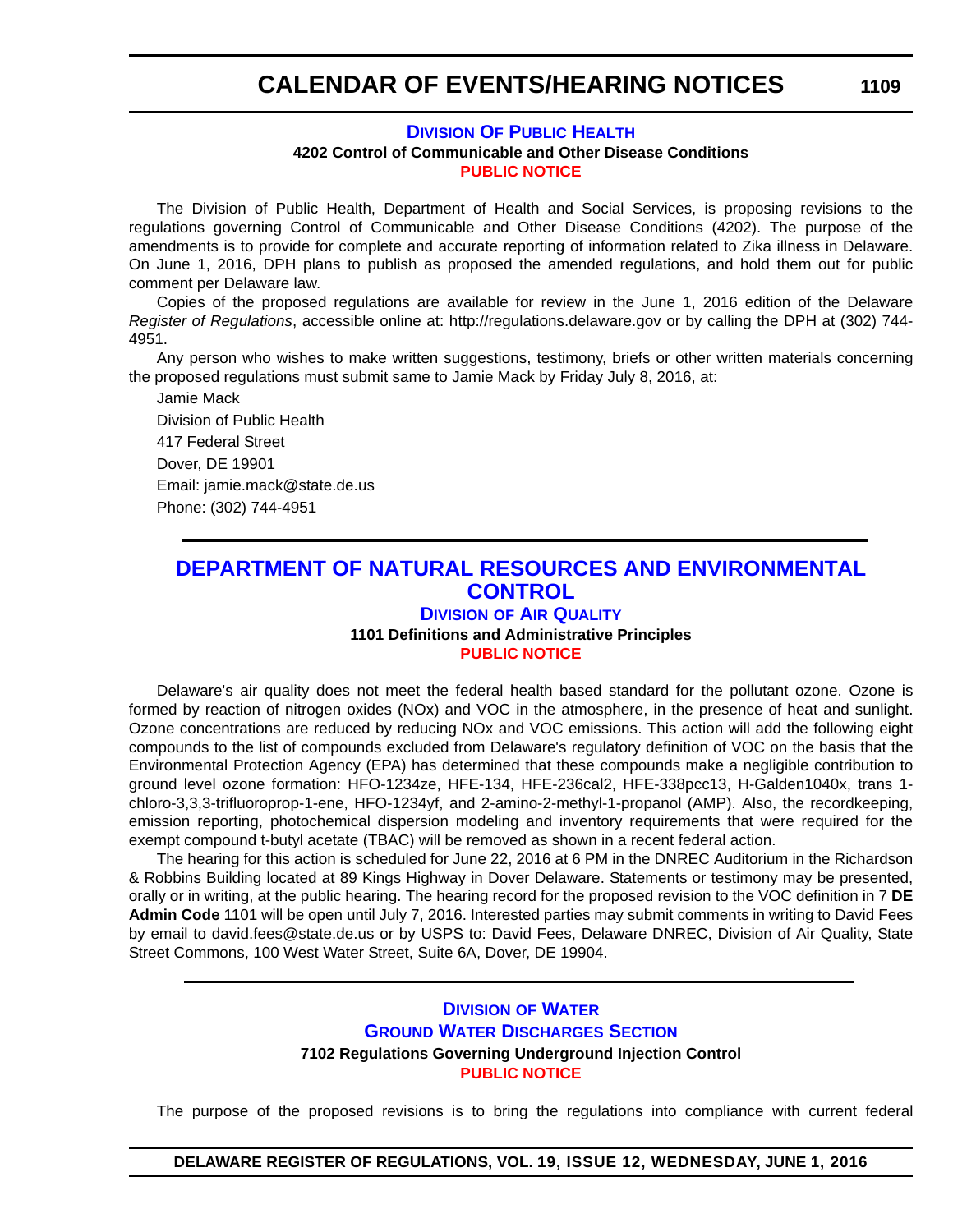### Division Of Public Health

**4202 Control of Communicable and Other Disease Conditions**

**PUBLIC NOTICE**

The Division of Public Health, Department of Health and Social Services, is proposing revisions to the regulations governing Control of Communicable and Other Disease Conditions (4202). The purpose of the amendments is to provide for complete and accurate reporting of information related to Zika illness in Delaware. On June 1, 2016, DPH plans to publish as proposed the amended regulations, and hold them out for public comment per Delaware law.

Copies of the proposed regulations are available for review in the June 1, 2016 edition of the Delaware *Register of Regulations*, accessible online at: http://regulations.delaware.gov or by calling the DPH at (302) 744-4951.

Any person who wishes to make written suggestions, testimony, briefs or other written materials concerning the proposed regulations must submit same to Jamie Mack by Friday July 8, 2016, at:

Jamie Mack
Division of Public Health
417 Federal Street
Dover, DE 19901
Email: jamie.mack@state.de.us
Phone: (302) 744-4951

## DEPARTMENT OF NATURAL RESOURCES AND ENVIRONMENTAL CONTROL

### Division of Air Quality

**1101 Definitions and Administrative Principles**

**PUBLIC NOTICE**

Delaware's air quality does not meet the federal health based standard for the pollutant ozone. Ozone is formed by reaction of nitrogen oxides (NOx) and VOC in the atmosphere, in the presence of heat and sunlight. Ozone concentrations are reduced by reducing NOx and VOC emissions. This action will add the following eight compounds to the list of compounds excluded from Delaware's regulatory definition of VOC on the basis that the Environmental Protection Agency (EPA) has determined that these compounds make a negligible contribution to ground level ozone formation: HFO-1234ze, HFE-134, HFE-236cal2, HFE-338pcc13, H-Galden1040x, trans 1-chloro-3,3,3-trifluoroprop-1-ene, HFO-1234yf, and 2-amino-2-methyl-1-propanol (AMP). Also, the recordkeeping, emission reporting, photochemical dispersion modeling and inventory requirements that were required for the exempt compound t-butyl acetate (TBAC) will be removed as shown in a recent federal action.

The hearing for this action is scheduled for June 22, 2016 at 6 PM in the DNREC Auditorium in the Richardson & Robbins Building located at 89 Kings Highway in Dover Delaware. Statements or testimony may be presented, orally or in writing, at the public hearing. The hearing record for the proposed revision to the VOC definition in 7 **DE Admin Code** 1101 will be open until July 7, 2016. Interested parties may submit comments in writing to David Fees by email to david.fees@state.de.us or by USPS to: David Fees, Delaware DNREC, Division of Air Quality, State Street Commons, 100 West Water Street, Suite 6A, Dover, DE 19904.

### Division of Water
### Ground Water Discharges Section

**7102 Regulations Governing Underground Injection Control**

**PUBLIC NOTICE**

The purpose of the proposed revisions is to bring the regulations into compliance with current federal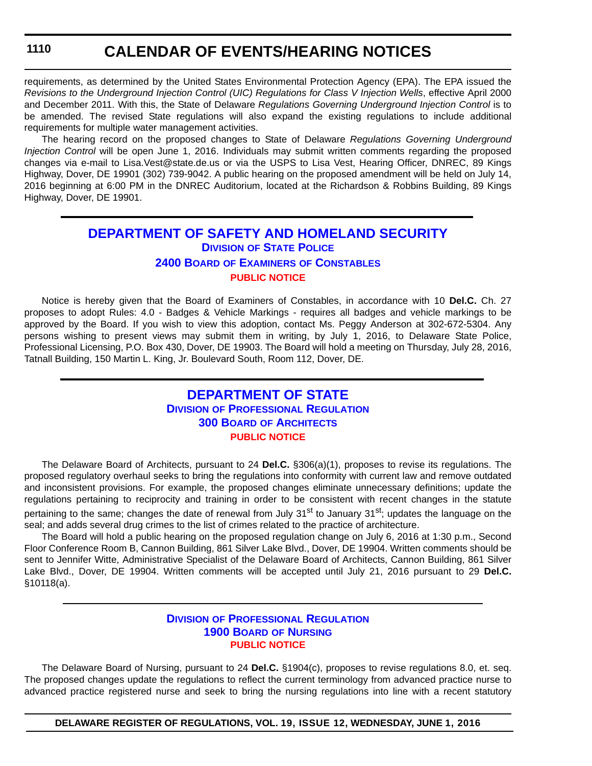requirements, as determined by the United States Environmental Protection Agency (EPA). The EPA issued the *Revisions to the Underground Injection Control (UIC) Regulations for Class V Injection Wells*, effective April 2000 and December 2011. With this, the State of Delaware *Regulations Governing Underground Injection Control* is to be amended. The revised State regulations will also expand the existing regulations to include additional requirements for multiple water management activities.

The hearing record on the proposed changes to State of Delaware *Regulations Governing Underground Injection Control* will be open June 1, 2016. Individuals may submit written comments regarding the proposed changes via e-mail to Lisa.Vest@state.de.us or via the USPS to Lisa Vest, Hearing Officer, DNREC, 89 Kings Highway, Dover, DE 19901 (302) 739-9042. A public hearing on the proposed amendment will be held on July 14, 2016 beginning at 6:00 PM in the DNREC Auditorium, located at the Richardson & Robbins Building, 89 Kings Highway, Dover, DE 19901.

## DEPARTMENT OF SAFETY AND HOMELAND SECURITY

### DIVISION OF STATE POLICE

### 2400 BOARD OF EXAMINERS OF CONSTABLES

#### PUBLIC NOTICE

Notice is hereby given that the Board of Examiners of Constables, in accordance with 10 **Del.C.** Ch. 27 proposes to adopt Rules: 4.0 - Badges & Vehicle Markings - requires all badges and vehicle markings to be approved by the Board. If you wish to view this adoption, contact Ms. Peggy Anderson at 302-672-5304. Any persons wishing to present views may submit them in writing, by July 1, 2016, to Delaware State Police, Professional Licensing, P.O. Box 430, Dover, DE 19903. The Board will hold a meeting on Thursday, July 28, 2016, Tatnall Building, 150 Martin L. King, Jr. Boulevard South, Room 112, Dover, DE.

## DEPARTMENT OF STATE

### DIVISION OF PROFESSIONAL REGULATION

### 300 BOARD OF ARCHITECTS

#### PUBLIC NOTICE

The Delaware Board of Architects, pursuant to 24 **Del.C.** §306(a)(1), proposes to revise its regulations. The proposed regulatory overhaul seeks to bring the regulations into conformity with current law and remove outdated and inconsistent provisions. For example, the proposed changes eliminate unnecessary definitions; update the regulations pertaining to reciprocity and training in order to be consistent with recent changes in the statute pertaining to the same; changes the date of renewal from July 31st to January 31st; updates the language on the seal; and adds several drug crimes to the list of crimes related to the practice of architecture.

The Board will hold a public hearing on the proposed regulation change on July 6, 2016 at 1:30 p.m., Second Floor Conference Room B, Cannon Building, 861 Silver Lake Blvd., Dover, DE 19904. Written comments should be sent to Jennifer Witte, Administrative Specialist of the Delaware Board of Architects, Cannon Building, 861 Silver Lake Blvd., Dover, DE 19904. Written comments will be accepted until July 21, 2016 pursuant to 29 **Del.C.** §10118(a).

### DIVISION OF PROFESSIONAL REGULATION

### 1900 BOARD OF NURSING

#### PUBLIC NOTICE

The Delaware Board of Nursing, pursuant to 24 **Del.C.** §1904(c), proposes to revise regulations 8.0, et. seq. The proposed changes update the regulations to reflect the current terminology from advanced practice nurse to advanced practice registered nurse and seek to bring the nursing regulations into line with a recent statutory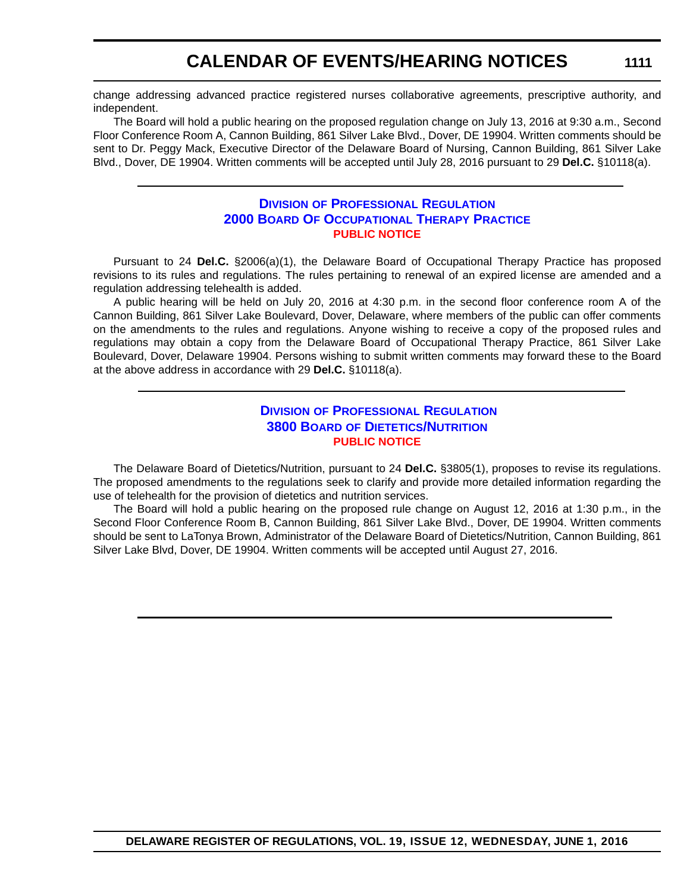change addressing advanced practice registered nurses collaborative agreements, prescriptive authority, and independent.

The Board will hold a public hearing on the proposed regulation change on July 13, 2016 at 9:30 a.m., Second Floor Conference Room A, Cannon Building, 861 Silver Lake Blvd., Dover, DE 19904. Written comments should be sent to Dr. Peggy Mack, Executive Director of the Delaware Board of Nursing, Cannon Building, 861 Silver Lake Blvd., Dover, DE 19904. Written comments will be accepted until July 28, 2016 pursuant to 29 **Del.C.** §10118(a).

## Division of Professional Regulation
## 2000 Board Of Occupational Therapy Practice
### PUBLIC NOTICE

Pursuant to 24 **Del.C.** §2006(a)(1), the Delaware Board of Occupational Therapy Practice has proposed revisions to its rules and regulations. The rules pertaining to renewal of an expired license are amended and a regulation addressing telehealth is added.

A public hearing will be held on July 20, 2016 at 4:30 p.m. in the second floor conference room A of the Cannon Building, 861 Silver Lake Boulevard, Dover, Delaware, where members of the public can offer comments on the amendments to the rules and regulations. Anyone wishing to receive a copy of the proposed rules and regulations may obtain a copy from the Delaware Board of Occupational Therapy Practice, 861 Silver Lake Boulevard, Dover, Delaware 19904. Persons wishing to submit written comments may forward these to the Board at the above address in accordance with 29 **Del.C.** §10118(a).

## Division of Professional Regulation
## 3800 Board of Dietetics/Nutrition
### PUBLIC NOTICE

The Delaware Board of Dietetics/Nutrition, pursuant to 24 **Del.C.** §3805(1), proposes to revise its regulations. The proposed amendments to the regulations seek to clarify and provide more detailed information regarding the use of telehealth for the provision of dietetics and nutrition services.

The Board will hold a public hearing on the proposed rule change on August 12, 2016 at 1:30 p.m., in the Second Floor Conference Room B, Cannon Building, 861 Silver Lake Blvd., Dover, DE 19904. Written comments should be sent to LaTonya Brown, Administrator of the Delaware Board of Dietetics/Nutrition, Cannon Building, 861 Silver Lake Blvd, Dover, DE 19904. Written comments will be accepted until August 27, 2016.